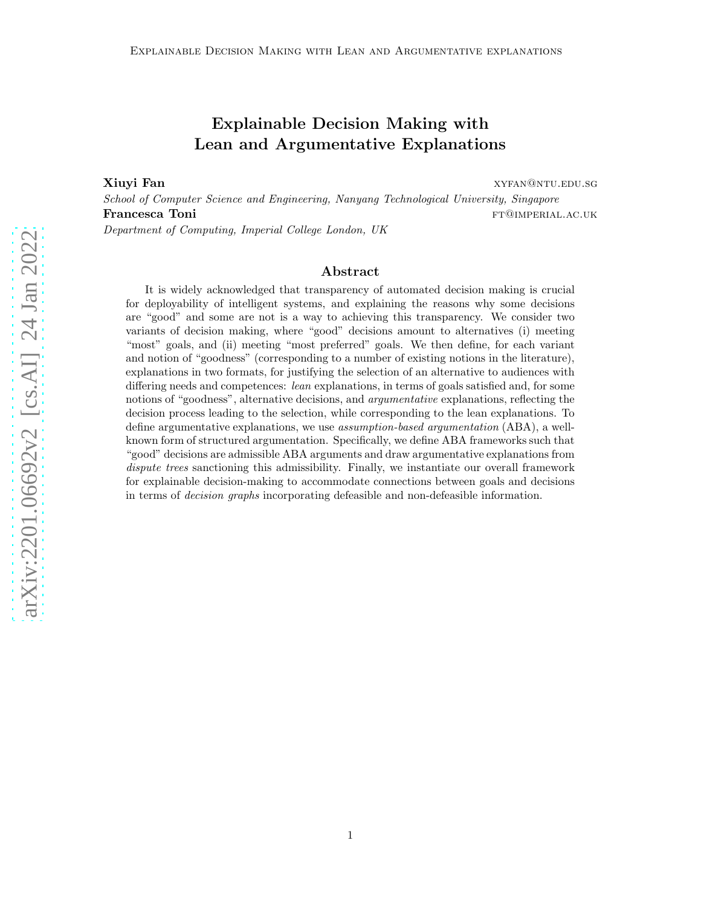# Explainable Decision Making with Lean and Argumentative Explanations

**Xiuyi Fan** xyfan@ntu.edu.sg
*School of Computer Science and Engineering, Nanyang Technological University, Singapore*

**Francesca Toni** ft@imperial.ac.uk
*Department of Computing, Imperial College London, UK*

## Abstract

It is widely acknowledged that transparency of automated decision making is crucial for deployability of intelligent systems, and explaining the reasons why some decisions are "good" and some are not is a way to achieving this transparency. We consider two variants of decision making, where "good" decisions amount to alternatives (i) meeting "most" goals, and (ii) meeting "most preferred" goals. We then define, for each variant and notion of "goodness" (corresponding to a number of existing notions in the literature), explanations in two formats, for justifying the selection of an alternative to audiences with differing needs and competences: *lean* explanations, in terms of goals satisfied and, for some notions of "goodness", alternative decisions, and *argumentative* explanations, reflecting the decision process leading to the selection, while corresponding to the lean explanations. To define argumentative explanations, we use *assumption-based argumentation* (ABA), a well-known form of structured argumentation. Specifically, we define ABA frameworks such that "good" decisions are admissible ABA arguments and draw argumentative explanations from *dispute trees* sanctioning this admissibility. Finally, we instantiate our overall framework for explainable decision-making to accommodate connections between goals and decisions in terms of *decision graphs* incorporating defeasible and non-defeasible information.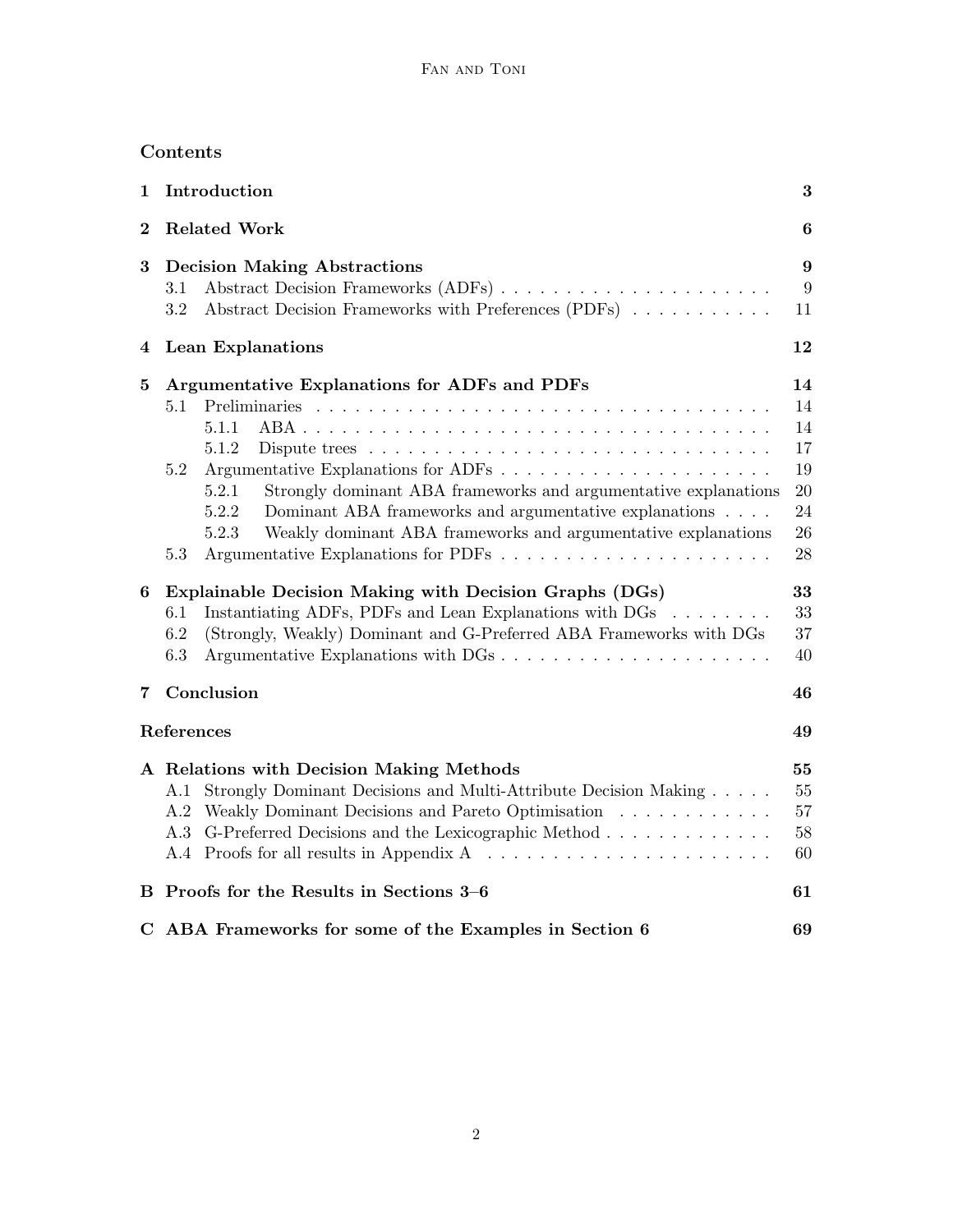## Contents

**1 Introduction** — 3

**2 Related Work** — 6

**3 Decision Making Abstractions** — 9
- 3.1 Abstract Decision Frameworks (ADFs) — 9
- 3.2 Abstract Decision Frameworks with Preferences (PDFs) — 11

**4 Lean Explanations** — 12

**5 Argumentative Explanations for ADFs and PDFs** — 14
- 5.1 Preliminaries — 14
  - 5.1.1 ABA — 14
  - 5.1.2 Dispute trees — 17
- 5.2 Argumentative Explanations for ADFs — 19
  - 5.2.1 Strongly dominant ABA frameworks and argumentative explanations — 20
  - 5.2.2 Dominant ABA frameworks and argumentative explanations — 24
  - 5.2.3 Weakly dominant ABA frameworks and argumentative explanations — 26
- 5.3 Argumentative Explanations for PDFs — 28

**6 Explainable Decision Making with Decision Graphs (DGs)** — 33
- 6.1 Instantiating ADFs, PDFs and Lean Explanations with DGs — 33
- 6.2 (Strongly, Weakly) Dominant and G-Preferred ABA Frameworks with DGs — 37
- 6.3 Argumentative Explanations with DGs — 40

**7 Conclusion** — 46

**References** — 49

**A Relations with Decision Making Methods** — 55
- A.1 Strongly Dominant Decisions and Multi-Attribute Decision Making — 55
- A.2 Weakly Dominant Decisions and Pareto Optimisation — 57
- A.3 G-Preferred Decisions and the Lexicographic Method — 58
- A.4 Proofs for all results in Appendix A — 60

**B Proofs for the Results in Sections 3–6** — 61

**C ABA Frameworks for some of the Examples in Section 6** — 69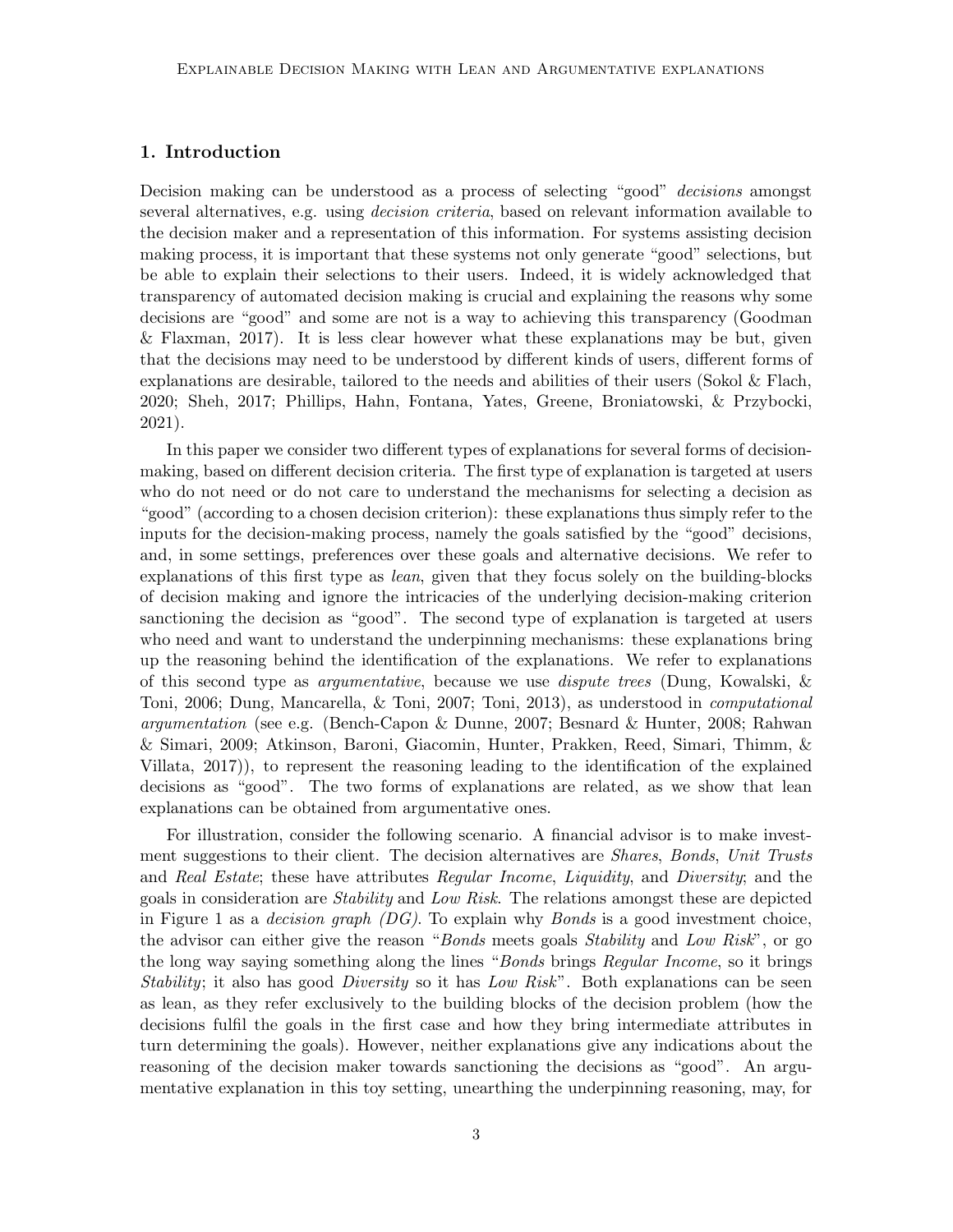## 1. Introduction

Decision making can be understood as a process of selecting "good" *decisions* amongst several alternatives, e.g. using *decision criteria*, based on relevant information available to the decision maker and a representation of this information. For systems assisting decision making process, it is important that these systems not only generate "good" selections, but be able to explain their selections to their users. Indeed, it is widely acknowledged that transparency of automated decision making is crucial and explaining the reasons why some decisions are "good" and some are not is a way to achieving this transparency (Goodman & Flaxman, 2017). It is less clear however what these explanations may be but, given that the decisions may need to be understood by different kinds of users, different forms of explanations are desirable, tailored to the needs and abilities of their users (Sokol & Flach, 2020; Sheh, 2017; Phillips, Hahn, Fontana, Yates, Greene, Broniatowski, & Przybocki, 2021).

In this paper we consider two different types of explanations for several forms of decision-making, based on different decision criteria. The first type of explanation is targeted at users who do not need or do not care to understand the mechanisms for selecting a decision as "good" (according to a chosen decision criterion): these explanations thus simply refer to the inputs for the decision-making process, namely the goals satisfied by the "good" decisions, and, in some settings, preferences over these goals and alternative decisions. We refer to explanations of this first type as *lean*, given that they focus solely on the building-blocks of decision making and ignore the intricacies of the underlying decision-making criterion sanctioning the decision as "good". The second type of explanation is targeted at users who need and want to understand the underpinning mechanisms: these explanations bring up the reasoning behind the identification of the explanations. We refer to explanations of this second type as *argumentative*, because we use *dispute trees* (Dung, Kowalski, & Toni, 2006; Dung, Mancarella, & Toni, 2007; Toni, 2013), as understood in *computational argumentation* (see e.g. (Bench-Capon & Dunne, 2007; Besnard & Hunter, 2008; Rahwan & Simari, 2009; Atkinson, Baroni, Giacomin, Hunter, Prakken, Reed, Simari, Thimm, & Villata, 2017)), to represent the reasoning leading to the identification of the explained decisions as "good". The two forms of explanations are related, as we show that lean explanations can be obtained from argumentative ones.

For illustration, consider the following scenario. A financial advisor is to make investment suggestions to their client. The decision alternatives are *Shares*, *Bonds*, *Unit Trusts* and *Real Estate*; these have attributes *Regular Income*, *Liquidity*, and *Diversity*; and the goals in consideration are *Stability* and *Low Risk*. The relations amongst these are depicted in Figure 1 as a *decision graph (DG)*. To explain why *Bonds* is a good investment choice, the advisor can either give the reason "*Bonds* meets goals *Stability* and *Low Risk*", or go the long way saying something along the lines "*Bonds* brings *Regular Income*, so it brings *Stability*; it also has good *Diversity* so it has *Low Risk*". Both explanations can be seen as lean, as they refer exclusively to the building blocks of the decision problem (how the decisions fulfil the goals in the first case and how they bring intermediate attributes in turn determining the goals). However, neither explanations give any indications about the reasoning of the decision maker towards sanctioning the decisions as "good". An argumentative explanation in this toy setting, unearthing the underpinning reasoning, may, for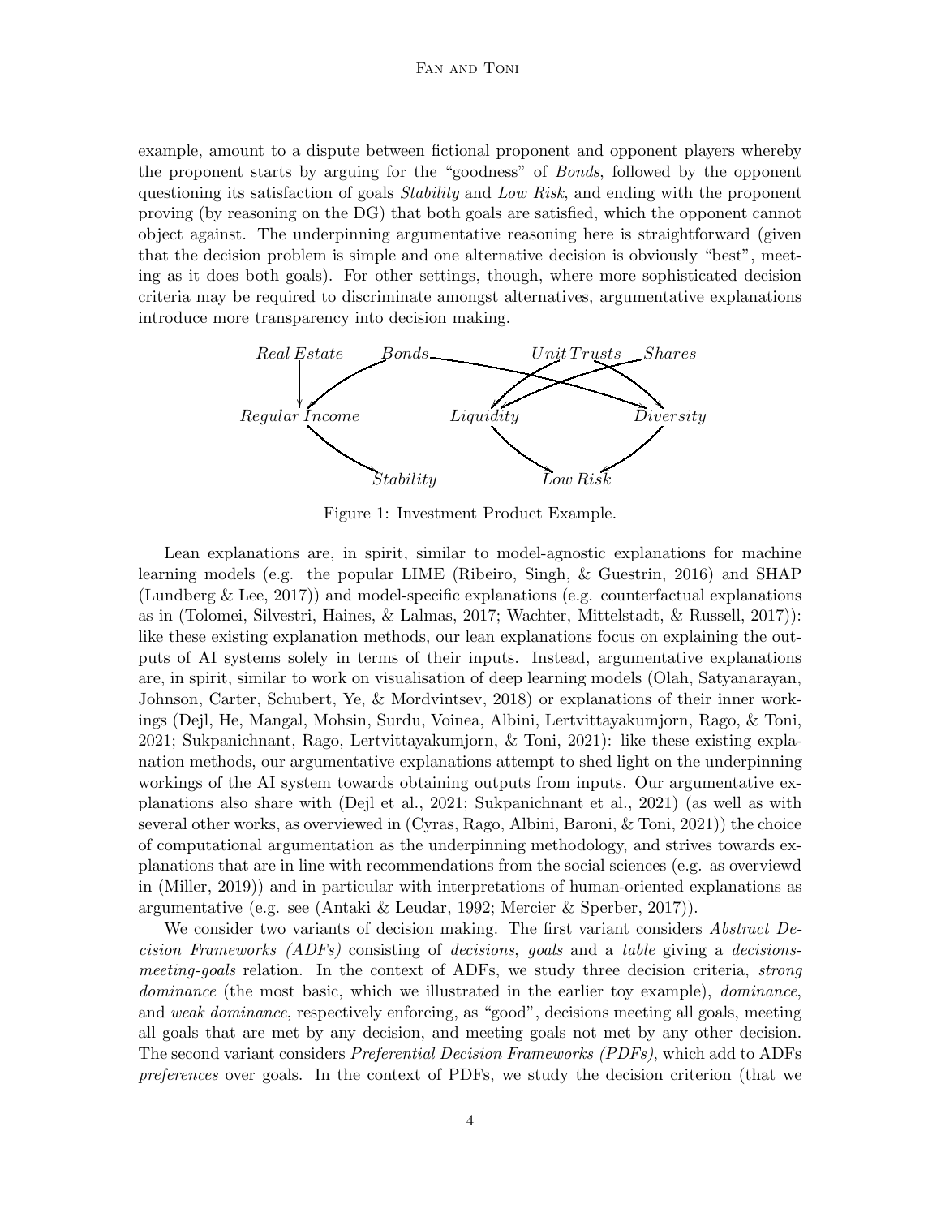example, amount to a dispute between fictional proponent and opponent players whereby the proponent starts by arguing for the "goodness" of *Bonds*, followed by the opponent questioning its satisfaction of goals *Stability* and *Low Risk*, and ending with the proponent proving (by reasoning on the DG) that both goals are satisfied, which the opponent cannot object against. The underpinning argumentative reasoning here is straightforward (given that the decision problem is simple and one alternative decision is obviously "best", meeting as it does both goals). For other settings, though, where more sophisticated decision criteria may be required to discriminate amongst alternatives, argumentative explanations introduce more transparency into decision making.

Figure 1: Investment Product Example.

Lean explanations are, in spirit, similar to model-agnostic explanations for machine learning models (e.g. the popular LIME (Ribeiro, Singh, & Guestrin, 2016) and SHAP (Lundberg & Lee, 2017)) and model-specific explanations (e.g. counterfactual explanations as in (Tolomei, Silvestri, Haines, & Lalmas, 2017; Wachter, Mittelstadt, & Russell, 2017)): like these existing explanation methods, our lean explanations focus on explaining the outputs of AI systems solely in terms of their inputs. Instead, argumentative explanations are, in spirit, similar to work on visualisation of deep learning models (Olah, Satyanarayan, Johnson, Carter, Schubert, Ye, & Mordvintsev, 2018) or explanations of their inner workings (Dejl, He, Mangal, Mohsin, Surdu, Voinea, Albini, Lertvittayakumjorn, Rago, & Toni, 2021; Sukpanichnant, Rago, Lertvittayakumjorn, & Toni, 2021): like these existing explanation methods, our argumentative explanations attempt to shed light on the underpinning workings of the AI system towards obtaining outputs from inputs. Our argumentative explanations also share with (Dejl et al., 2021; Sukpanichnant et al., 2021) (as well as with several other works, as overviewed in (Cyras, Rago, Albini, Baroni, & Toni, 2021)) the choice of computational argumentation as the underpinning methodology, and strives towards explanations that are in line with recommendations from the social sciences (e.g. as overviewd in (Miller, 2019)) and in particular with interpretations of human-oriented explanations as argumentative (e.g. see (Antaki & Leudar, 1992; Mercier & Sperber, 2017)).

We consider two variants of decision making. The first variant considers *Abstract Decision Frameworks (ADFs)* consisting of *decisions*, *goals* and a *table* giving a *decisions-meeting-goals* relation. In the context of ADFs, we study three decision criteria, *strong dominance* (the most basic, which we illustrated in the earlier toy example), *dominance*, and *weak dominance*, respectively enforcing, as "good", decisions meeting all goals, meeting all goals that are met by any decision, and meeting goals not met by any other decision. The second variant considers *Preferential Decision Frameworks (PDFs)*, which add to ADFs *preferences* over goals. In the context of PDFs, we study the decision criterion (that we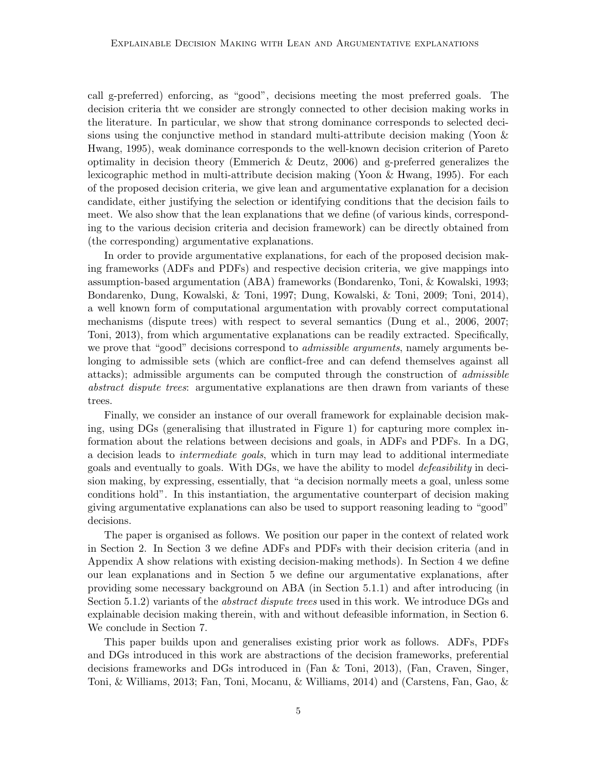call g-preferred) enforcing, as "good", decisions meeting the most preferred goals. The decision criteria tht we consider are strongly connected to other decision making works in the literature. In particular, we show that strong dominance corresponds to selected decisions using the conjunctive method in standard multi-attribute decision making (Yoon & Hwang, 1995), weak dominance corresponds to the well-known decision criterion of Pareto optimality in decision theory (Emmerich & Deutz, 2006) and g-preferred generalizes the lexicographic method in multi-attribute decision making (Yoon & Hwang, 1995). For each of the proposed decision criteria, we give lean and argumentative explanation for a decision candidate, either justifying the selection or identifying conditions that the decision fails to meet. We also show that the lean explanations that we define (of various kinds, corresponding to the various decision criteria and decision framework) can be directly obtained from (the corresponding) argumentative explanations.

In order to provide argumentative explanations, for each of the proposed decision making frameworks (ADFs and PDFs) and respective decision criteria, we give mappings into assumption-based argumentation (ABA) frameworks (Bondarenko, Toni, & Kowalski, 1993; Bondarenko, Dung, Kowalski, & Toni, 1997; Dung, Kowalski, & Toni, 2009; Toni, 2014), a well known form of computational argumentation with provably correct computational mechanisms (dispute trees) with respect to several semantics (Dung et al., 2006, 2007; Toni, 2013), from which argumentative explanations can be readily extracted. Specifically, we prove that "good" decisions correspond to *admissible arguments*, namely arguments belonging to admissible sets (which are conflict-free and can defend themselves against all attacks); admissible arguments can be computed through the construction of *admissible abstract dispute trees*: argumentative explanations are then drawn from variants of these trees.

Finally, we consider an instance of our overall framework for explainable decision making, using DGs (generalising that illustrated in Figure 1) for capturing more complex information about the relations between decisions and goals, in ADFs and PDFs. In a DG, a decision leads to *intermediate goals*, which in turn may lead to additional intermediate goals and eventually to goals. With DGs, we have the ability to model *defeasibility* in decision making, by expressing, essentially, that "a decision normally meets a goal, unless some conditions hold". In this instantiation, the argumentative counterpart of decision making giving argumentative explanations can also be used to support reasoning leading to "good" decisions.

The paper is organised as follows. We position our paper in the context of related work in Section 2. In Section 3 we define ADFs and PDFs with their decision criteria (and in Appendix A show relations with existing decision-making methods). In Section 4 we define our lean explanations and in Section 5 we define our argumentative explanations, after providing some necessary background on ABA (in Section 5.1.1) and after introducing (in Section 5.1.2) variants of the *abstract dispute trees* used in this work. We introduce DGs and explainable decision making therein, with and without defeasible information, in Section 6. We conclude in Section 7.

This paper builds upon and generalises existing prior work as follows. ADFs, PDFs and DGs introduced in this work are abstractions of the decision frameworks, preferential decisions frameworks and DGs introduced in (Fan & Toni, 2013), (Fan, Craven, Singer, Toni, & Williams, 2013; Fan, Toni, Mocanu, & Williams, 2014) and (Carstens, Fan, Gao, &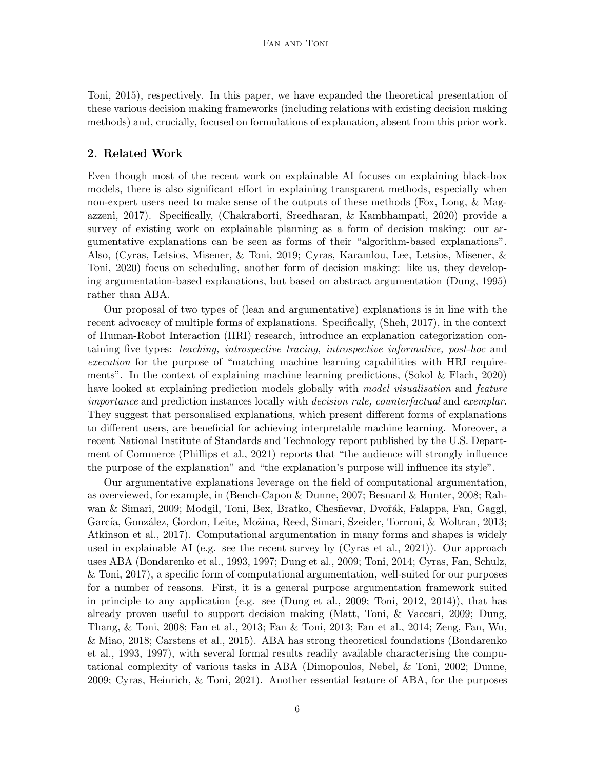Toni, 2015), respectively. In this paper, we have expanded the theoretical presentation of these various decision making frameworks (including relations with existing decision making methods) and, crucially, focused on formulations of explanation, absent from this prior work.

## 2. Related Work

Even though most of the recent work on explainable AI focuses on explaining black-box models, there is also significant effort in explaining transparent methods, especially when non-expert users need to make sense of the outputs of these methods (Fox, Long, & Magazzeni, 2017). Specifically, (Chakraborti, Sreedharan, & Kambhampati, 2020) provide a survey of existing work on explainable planning as a form of decision making: our argumentative explanations can be seen as forms of their "algorithm-based explanations". Also, (Cyras, Letsios, Misener, & Toni, 2019; Cyras, Karamlou, Lee, Letsios, Misener, & Toni, 2020) focus on scheduling, another form of decision making: like us, they developing argumentation-based explanations, but based on abstract argumentation (Dung, 1995) rather than ABA.

Our proposal of two types of (lean and argumentative) explanations is in line with the recent advocacy of multiple forms of explanations. Specifically, (Sheh, 2017), in the context of Human-Robot Interaction (HRI) research, introduce an explanation categorization containing five types: *teaching, introspective tracing, introspective informative, post-hoc* and *execution* for the purpose of "matching machine learning capabilities with HRI requirements". In the context of explaining machine learning predictions, (Sokol & Flach, 2020) have looked at explaining prediction models globally with *model visualisation* and *feature importance* and prediction instances locally with *decision rule, counterfactual* and *exemplar*. They suggest that personalised explanations, which present different forms of explanations to different users, are beneficial for achieving interpretable machine learning. Moreover, a recent National Institute of Standards and Technology report published by the U.S. Department of Commerce (Phillips et al., 2021) reports that "the audience will strongly influence the purpose of the explanation" and "the explanation's purpose will influence its style".

Our argumentative explanations leverage on the field of computational argumentation, as overviewed, for example, in (Bench-Capon & Dunne, 2007; Besnard & Hunter, 2008; Rahwan & Simari, 2009; Modgil, Toni, Bex, Bratko, Chesñevar, Dvořák, Falappa, Fan, Gaggl, García, González, Gordon, Leite, Možina, Reed, Simari, Szeider, Torroni, & Woltran, 2013; Atkinson et al., 2017). Computational argumentation in many forms and shapes is widely used in explainable AI (e.g. see the recent survey by (Cyras et al., 2021)). Our approach uses ABA (Bondarenko et al., 1993, 1997; Dung et al., 2009; Toni, 2014; Cyras, Fan, Schulz, & Toni, 2017), a specific form of computational argumentation, well-suited for our purposes for a number of reasons. First, it is a general purpose argumentation framework suited in principle to any application (e.g. see (Dung et al., 2009; Toni, 2012, 2014)), that has already proven useful to support decision making (Matt, Toni, & Vaccari, 2009; Dung, Thang, & Toni, 2008; Fan et al., 2013; Fan & Toni, 2013; Fan et al., 2014; Zeng, Fan, Wu, & Miao, 2018; Carstens et al., 2015). ABA has strong theoretical foundations (Bondarenko et al., 1993, 1997), with several formal results readily available characterising the computational complexity of various tasks in ABA (Dimopoulos, Nebel, & Toni, 2002; Dunne, 2009; Cyras, Heinrich, & Toni, 2021). Another essential feature of ABA, for the purposes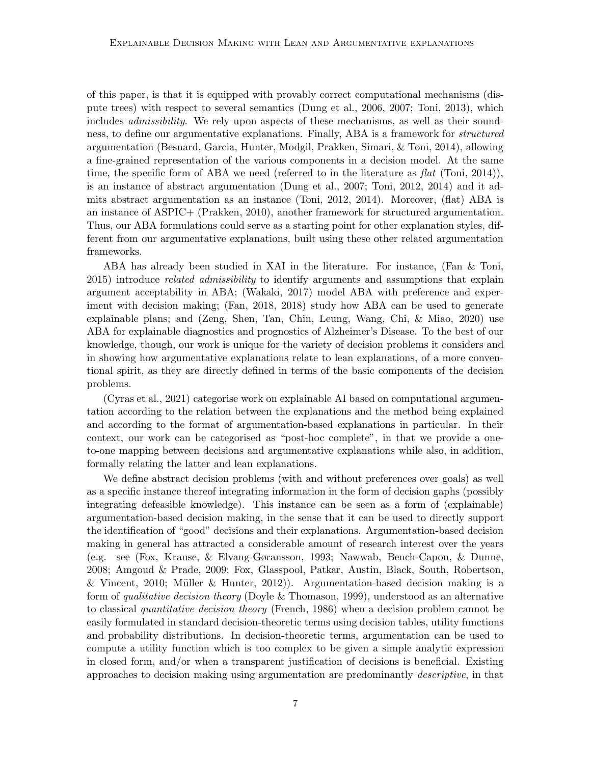of this paper, is that it is equipped with provably correct computational mechanisms (dispute trees) with respect to several semantics (Dung et al., 2006, 2007; Toni, 2013), which includes *admissibility*. We rely upon aspects of these mechanisms, as well as their soundness, to define our argumentative explanations. Finally, ABA is a framework for *structured* argumentation (Besnard, Garcia, Hunter, Modgil, Prakken, Simari, & Toni, 2014), allowing a fine-grained representation of the various components in a decision model. At the same time, the specific form of ABA we need (referred to in the literature as *flat* (Toni, 2014)), is an instance of abstract argumentation (Dung et al., 2007; Toni, 2012, 2014) and it admits abstract argumentation as an instance (Toni, 2012, 2014). Moreover, (flat) ABA is an instance of ASPIC+ (Prakken, 2010), another framework for structured argumentation. Thus, our ABA formulations could serve as a starting point for other explanation styles, different from our argumentative explanations, built using these other related argumentation frameworks.

ABA has already been studied in XAI in the literature. For instance, (Fan & Toni, 2015) introduce *related admissibility* to identify arguments and assumptions that explain argument acceptability in ABA; (Wakaki, 2017) model ABA with preference and experiment with decision making; (Fan, 2018, 2018) study how ABA can be used to generate explainable plans; and (Zeng, Shen, Tan, Chin, Leung, Wang, Chi, & Miao, 2020) use ABA for explainable diagnostics and prognostics of Alzheimer's Disease. To the best of our knowledge, though, our work is unique for the variety of decision problems it considers and in showing how argumentative explanations relate to lean explanations, of a more conventional spirit, as they are directly defined in terms of the basic components of the decision problems.

(Cyras et al., 2021) categorise work on explainable AI based on computational argumentation according to the relation between the explanations and the method being explained and according to the format of argumentation-based explanations in particular. In their context, our work can be categorised as "post-hoc complete", in that we provide a one-to-one mapping between decisions and argumentative explanations while also, in addition, formally relating the latter and lean explanations.

We define abstract decision problems (with and without preferences over goals) as well as a specific instance thereof integrating information in the form of decision gaphs (possibly integrating defeasible knowledge). This instance can be seen as a form of (explainable) argumentation-based decision making, in the sense that it can be used to directly support the identification of "good" decisions and their explanations. Argumentation-based decision making in general has attracted a considerable amount of research interest over the years (e.g. see (Fox, Krause, & Elvang-Gøransson, 1993; Nawwab, Bench-Capon, & Dunne, 2008; Amgoud & Prade, 2009; Fox, Glasspool, Patkar, Austin, Black, South, Robertson, & Vincent, 2010; Müller & Hunter, 2012)). Argumentation-based decision making is a form of *qualitative decision theory* (Doyle & Thomason, 1999), understood as an alternative to classical *quantitative decision theory* (French, 1986) when a decision problem cannot be easily formulated in standard decision-theoretic terms using decision tables, utility functions and probability distributions. In decision-theoretic terms, argumentation can be used to compute a utility function which is too complex to be given a simple analytic expression in closed form, and/or when a transparent justification of decisions is beneficial. Existing approaches to decision making using argumentation are predominantly *descriptive*, in that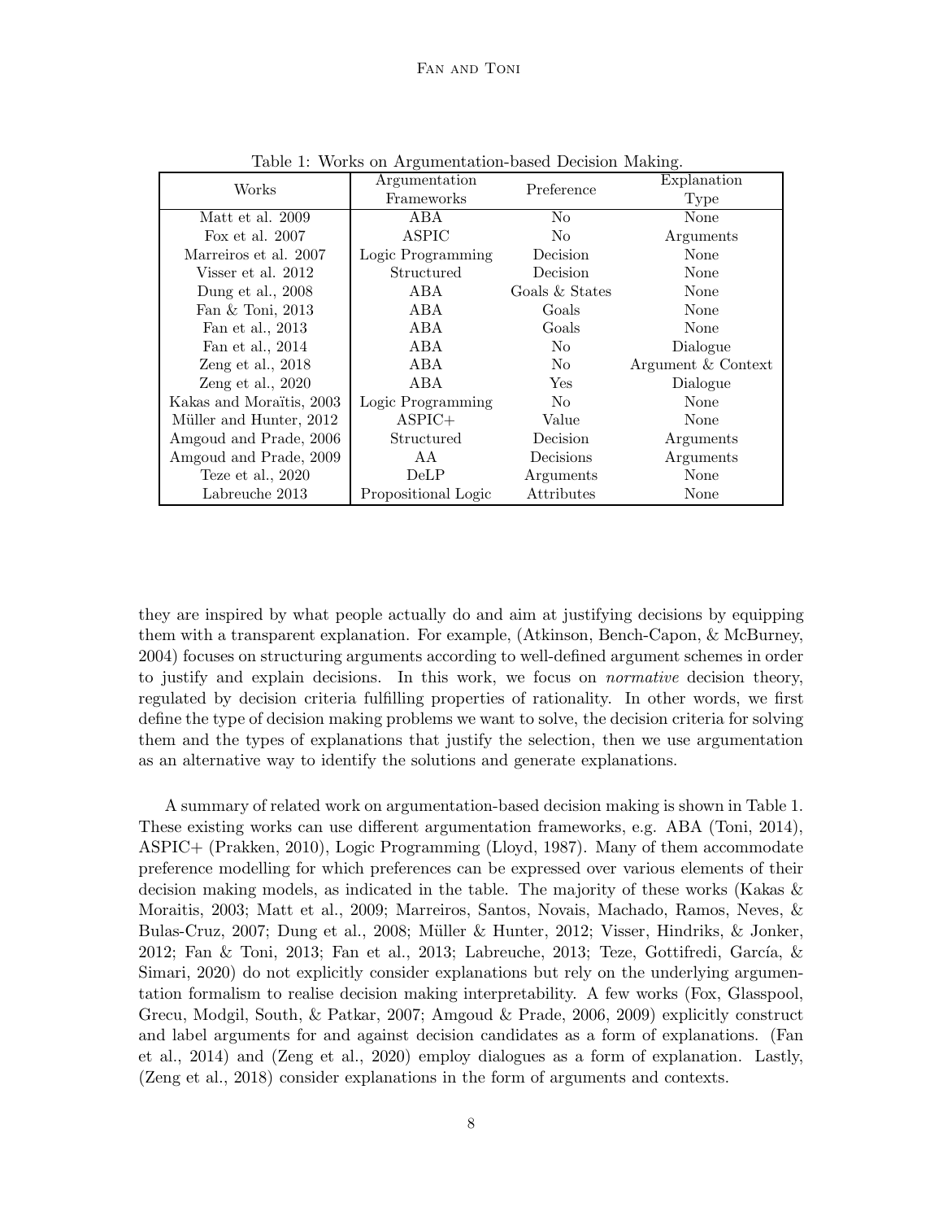Table 1: Works on Argumentation-based Decision Making.

| Works | Argumentation Frameworks | Preference | Explanation Type |
|---|---|---|---|
| Matt et al. 2009 | ABA | No | None |
| Fox et al. 2007 | ASPIC | No | Arguments |
| Marreiros et al. 2007 | Logic Programming | Decision | None |
| Visser et al. 2012 | Structured | Decision | None |
| Dung et al., 2008 | ABA | Goals & States | None |
| Fan & Toni, 2013 | ABA | Goals | None |
| Fan et al., 2013 | ABA | Goals | None |
| Fan et al., 2014 | ABA | No | Dialogue |
| Zeng et al., 2018 | ABA | No | Argument & Context |
| Zeng et al., 2020 | ABA | Yes | Dialogue |
| Kakas and Moraïtis, 2003 | Logic Programming | No | None |
| Müller and Hunter, 2012 | ASPIC+ | Value | None |
| Amgoud and Prade, 2006 | Structured | Decision | Arguments |
| Amgoud and Prade, 2009 | AA | Decisions | Arguments |
| Teze et al., 2020 | DeLP | Arguments | None |
| Labreuche 2013 | Propositional Logic | Attributes | None |

they are inspired by what people actually do and aim at justifying decisions by equipping them with a transparent explanation. For example, (Atkinson, Bench-Capon, & McBurney, 2004) focuses on structuring arguments according to well-defined argument schemes in order to justify and explain decisions. In this work, we focus on *normative* decision theory, regulated by decision criteria fulfilling properties of rationality. In other words, we first define the type of decision making problems we want to solve, the decision criteria for solving them and the types of explanations that justify the selection, then we use argumentation as an alternative way to identify the solutions and generate explanations.

A summary of related work on argumentation-based decision making is shown in Table 1. These existing works can use different argumentation frameworks, e.g. ABA (Toni, 2014), ASPIC+ (Prakken, 2010), Logic Programming (Lloyd, 1987). Many of them accommodate preference modelling for which preferences can be expressed over various elements of their decision making models, as indicated in the table. The majority of these works (Kakas & Moraitis, 2003; Matt et al., 2009; Marreiros, Santos, Novais, Machado, Ramos, Neves, & Bulas-Cruz, 2007; Dung et al., 2008; Müller & Hunter, 2012; Visser, Hindriks, & Jonker, 2012; Fan & Toni, 2013; Fan et al., 2013; Labreuche, 2013; Teze, Gottifredi, García, & Simari, 2020) do not explicitly consider explanations but rely on the underlying argumentation formalism to realise decision making interpretability. A few works (Fox, Glasspool, Grecu, Modgil, South, & Patkar, 2007; Amgoud & Prade, 2006, 2009) explicitly construct and label arguments for and against decision candidates as a form of explanations. (Fan et al., 2014) and (Zeng et al., 2020) employ dialogues as a form of explanation. Lastly, (Zeng et al., 2018) consider explanations in the form of arguments and contexts.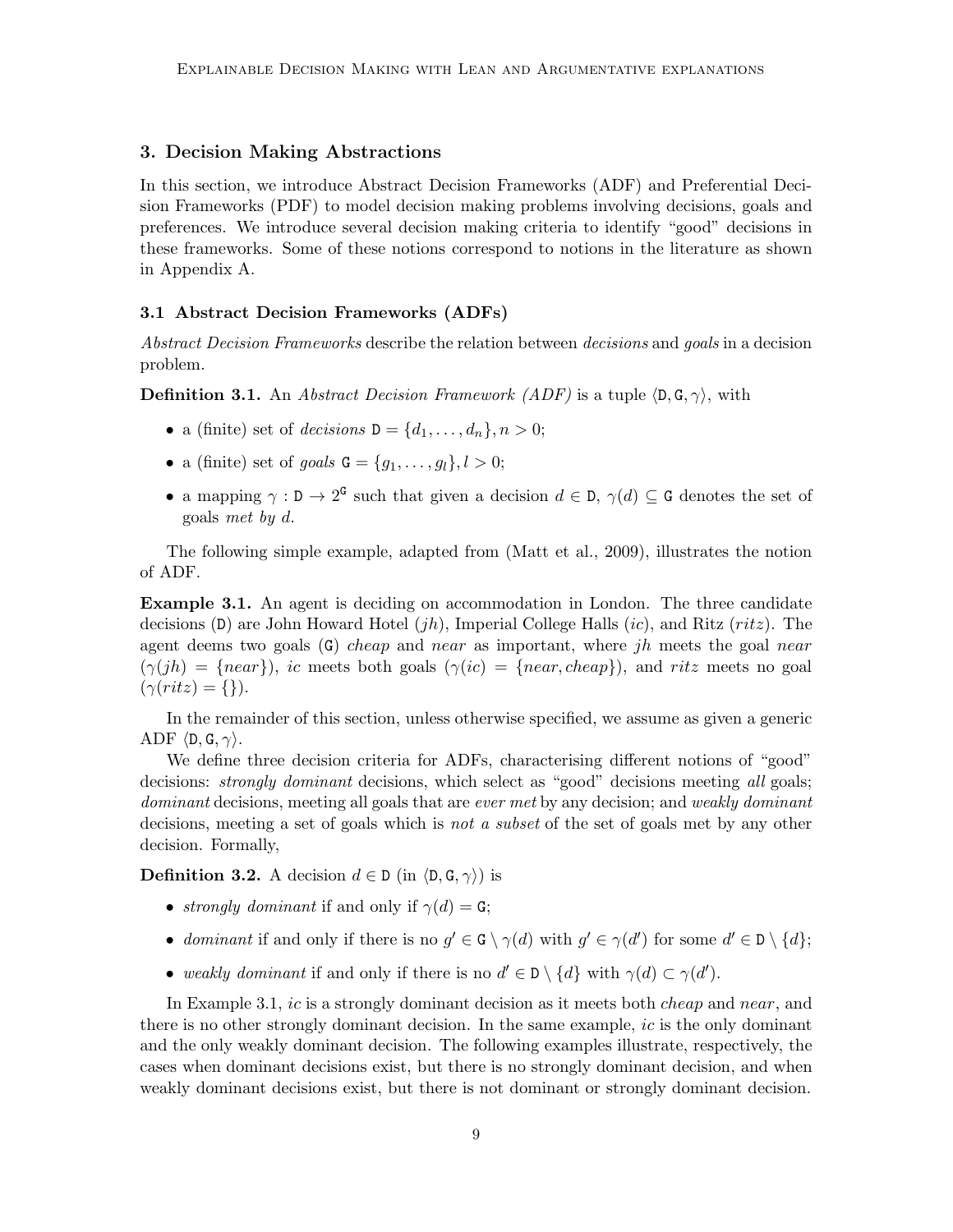## 3. Decision Making Abstractions

In this section, we introduce Abstract Decision Frameworks (ADF) and Preferential Decision Frameworks (PDF) to model decision making problems involving decisions, goals and preferences. We introduce several decision making criteria to identify "good" decisions in these frameworks. Some of these notions correspond to notions in the literature as shown in Appendix A.

### 3.1 Abstract Decision Frameworks (ADFs)

*Abstract Decision Frameworks* describe the relation between *decisions* and *goals* in a decision problem.

**Definition 3.1.** An *Abstract Decision Framework (ADF)* is a tuple $\langle \mathtt{D}, \mathtt{G}, \gamma \rangle$, with

- a (finite) set of *decisions* $\mathtt{D} = \{d_1, \ldots, d_n\}, n > 0$;
- a (finite) set of *goals* $\mathtt{G} = \{g_1, \ldots, g_l\}, l > 0$;
- a mapping $\gamma : \mathtt{D} \rightarrow 2^{\mathtt{G}}$ such that given a decision $d \in \mathtt{D}$, $\gamma(d) \subseteq \mathtt{G}$ denotes the set of goals *met by* $d$.

The following simple example, adapted from (Matt et al., 2009), illustrates the notion of ADF.

**Example 3.1.** An agent is deciding on accommodation in London. The three candidate decisions ($\mathtt{D}$) are John Howard Hotel ($jh$), Imperial College Halls ($ic$), and Ritz ($ritz$). The agent deems two goals ($\mathtt{G}$) *cheap* and *near* as important, where $jh$ meets the goal *near* ($\gamma(jh) = \{near\}$), $ic$ meets both goals ($\gamma(ic) = \{near, cheap\}$), and $ritz$ meets no goal ($\gamma(ritz) = \{\}$).

In the remainder of this section, unless otherwise specified, we assume as given a generic ADF $\langle \mathtt{D}, \mathtt{G}, \gamma \rangle$.

We define three decision criteria for ADFs, characterising different notions of "good" decisions: *strongly dominant* decisions, which select as "good" decisions meeting *all* goals; *dominant* decisions, meeting all goals that are *ever met* by any decision; and *weakly dominant* decisions, meeting a set of goals which is *not a subset* of the set of goals met by any other decision. Formally,

**Definition 3.2.** A decision $d \in \mathtt{D}$ (in $\langle \mathtt{D}, \mathtt{G}, \gamma \rangle$) is

- *strongly dominant* if and only if $\gamma(d) = \mathtt{G}$;
- *dominant* if and only if there is no $g' \in \mathtt{G} \setminus \gamma(d)$ with $g' \in \gamma(d')$ for some $d' \in \mathtt{D} \setminus \{d\}$;
- *weakly dominant* if and only if there is no $d' \in \mathtt{D} \setminus \{d\}$ with $\gamma(d) \subset \gamma(d')$.

In Example 3.1, $ic$ is a strongly dominant decision as it meets both *cheap* and *near*, and there is no other strongly dominant decision. In the same example, $ic$ is the only dominant and the only weakly dominant decision. The following examples illustrate, respectively, the cases when dominant decisions exist, but there is no strongly dominant decision, and when weakly dominant decisions exist, but there is not dominant or strongly dominant decision.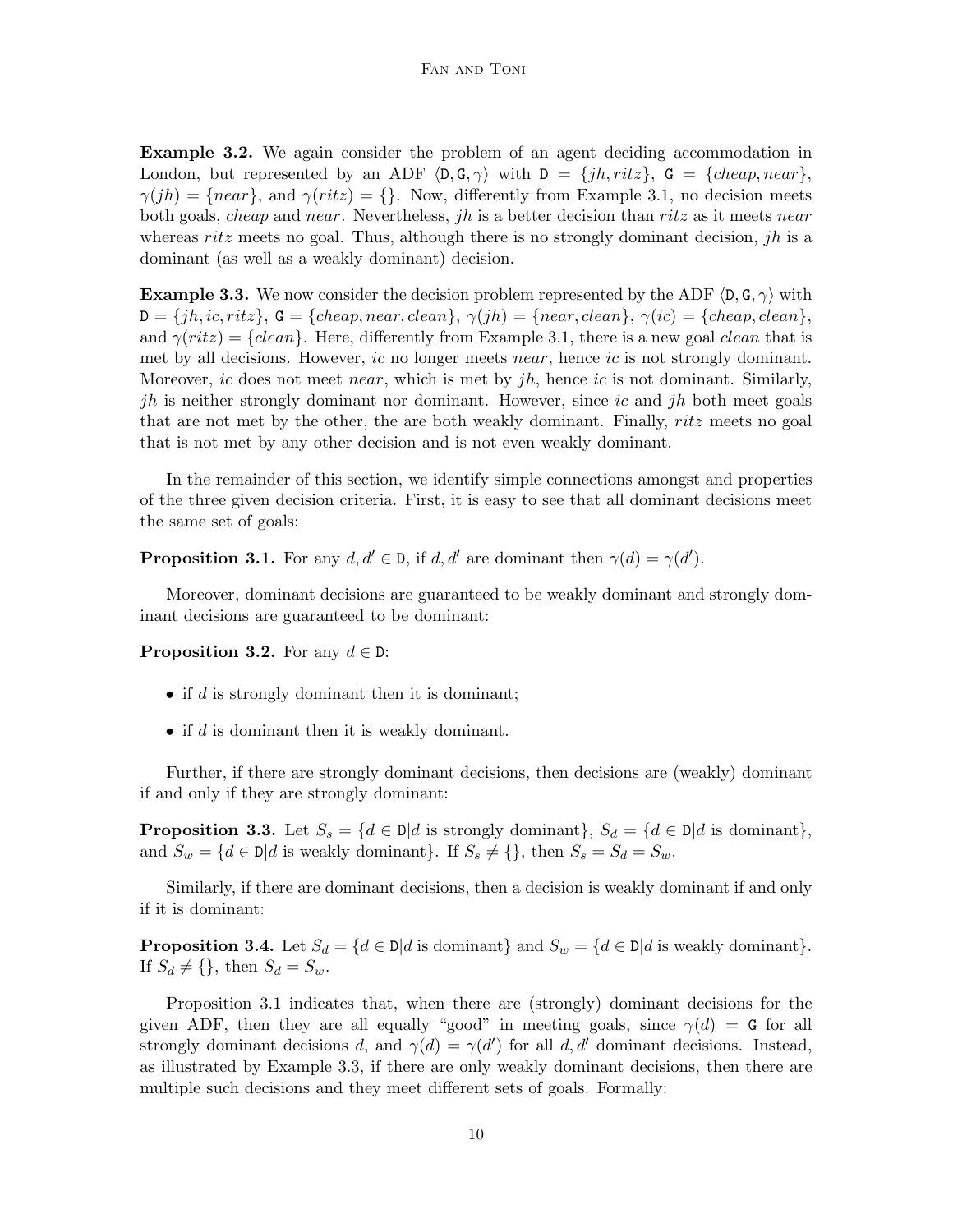**Example 3.2.** We again consider the problem of an agent deciding accommodation in London, but represented by an ADF $\langle \mathtt{D}, \mathtt{G}, \gamma \rangle$ with $\mathtt{D} = \{jh, ritz\}$, $\mathtt{G} = \{cheap, near\}$, $\gamma(jh) = \{near\}$, and $\gamma(ritz) = \{\}$. Now, differently from Example 3.1, no decision meets both goals, *cheap* and *near*. Nevertheless, *jh* is a better decision than *ritz* as it meets *near* whereas *ritz* meets no goal. Thus, although there is no strongly dominant decision, *jh* is a dominant (as well as a weakly dominant) decision.

**Example 3.3.** We now consider the decision problem represented by the ADF $\langle \mathtt{D}, \mathtt{G}, \gamma \rangle$ with $\mathtt{D} = \{jh, ic, ritz\}$, $\mathtt{G} = \{cheap, near, clean\}$, $\gamma(jh) = \{near, clean\}$, $\gamma(ic) = \{cheap, clean\}$, and $\gamma(ritz) = \{clean\}$. Here, differently from Example 3.1, there is a new goal *clean* that is met by all decisions. However, *ic* no longer meets *near*, hence *ic* is not strongly dominant. Moreover, *ic* does not meet *near*, which is met by *jh*, hence *ic* is not dominant. Similarly, *jh* is neither strongly dominant nor dominant. However, since *ic* and *jh* both meet goals that are not met by the other, the are both weakly dominant. Finally, *ritz* meets no goal that is not met by any other decision and is not even weakly dominant.

In the remainder of this section, we identify simple connections amongst and properties of the three given decision criteria. First, it is easy to see that all dominant decisions meet the same set of goals:

**Proposition 3.1.** For any $d, d' \in \mathtt{D}$, if $d, d'$ are dominant then $\gamma(d) = \gamma(d')$.

Moreover, dominant decisions are guaranteed to be weakly dominant and strongly dominant decisions are guaranteed to be dominant:

**Proposition 3.2.** For any $d \in \mathtt{D}$:

- if $d$ is strongly dominant then it is dominant;
- if $d$ is dominant then it is weakly dominant.

Further, if there are strongly dominant decisions, then decisions are (weakly) dominant if and only if they are strongly dominant:

**Proposition 3.3.** Let $S_s = \{d \in \mathtt{D} | d \text{ is strongly dominant}\}$, $S_d = \{d \in \mathtt{D} | d \text{ is dominant}\}$, and $S_w = \{d \in \mathtt{D} | d \text{ is weakly dominant}\}$. If $S_s \neq \{\}$, then $S_s = S_d = S_w$.

Similarly, if there are dominant decisions, then a decision is weakly dominant if and only if it is dominant:

**Proposition 3.4.** Let $S_d = \{d \in \mathtt{D} | d \text{ is dominant}\}$ and $S_w = \{d \in \mathtt{D} | d \text{ is weakly dominant}\}$. If $S_d \neq \{\}$, then $S_d = S_w$.

Proposition 3.1 indicates that, when there are (strongly) dominant decisions for the given ADF, then they are all equally "good" in meeting goals, since $\gamma(d) = \mathtt{G}$ for all strongly dominant decisions $d$, and $\gamma(d) = \gamma(d')$ for all $d, d'$ dominant decisions. Instead, as illustrated by Example 3.3, if there are only weakly dominant decisions, then there are multiple such decisions and they meet different sets of goals. Formally: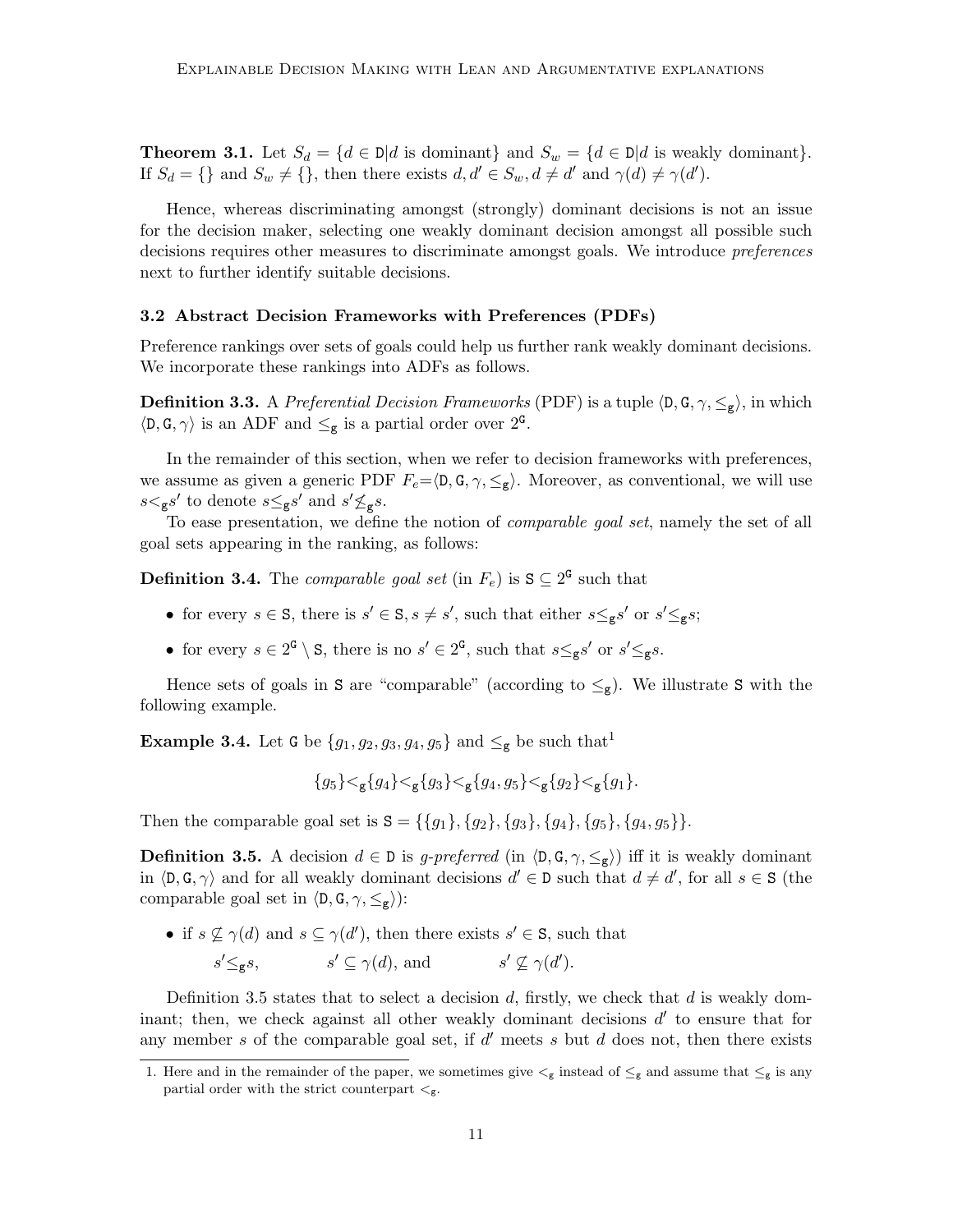**Theorem 3.1.** Let $S_d = \{d \in \mathtt{D} | d \text{ is dominant}\}$ and $S_w = \{d \in \mathtt{D} | d \text{ is weakly dominant}\}$. If $S_d = \{\}$ and $S_w \neq \{\}$, then there exists $d, d' \in S_w, d \neq d'$ and $\gamma(d) \neq \gamma(d')$.

Hence, whereas discriminating amongst (strongly) dominant decisions is not an issue for the decision maker, selecting one weakly dominant decision amongst all possible such decisions requires other measures to discriminate amongst goals. We introduce *preferences* next to further identify suitable decisions.

### 3.2 Abstract Decision Frameworks with Preferences (PDFs)

Preference rankings over sets of goals could help us further rank weakly dominant decisions. We incorporate these rankings into ADFs as follows.

**Definition 3.3.** A *Preferential Decision Frameworks* (PDF) is a tuple $\langle \mathtt{D}, \mathtt{G}, \gamma, \leq_{\mathtt{g}} \rangle$, in which $\langle \mathtt{D}, \mathtt{G}, \gamma \rangle$ is an ADF and $\leq_{\mathtt{g}}$ is a partial order over $2^{\mathtt{G}}$.

In the remainder of this section, when we refer to decision frameworks with preferences, we assume as given a generic PDF $F_e = \langle \mathtt{D}, \mathtt{G}, \gamma, \leq_{\mathtt{g}} \rangle$. Moreover, as conventional, we will use $s <_{\mathtt{g}} s'$ to denote $s \leq_{\mathtt{g}} s'$ and $s' \not\leq_{\mathtt{g}} s$.

To ease presentation, we define the notion of *comparable goal set*, namely the set of all goal sets appearing in the ranking, as follows:

**Definition 3.4.** The *comparable goal set* (in $F_e$) is $\mathtt{S} \subseteq 2^{\mathtt{G}}$ such that

- for every $s \in \mathtt{S}$, there is $s' \in \mathtt{S}, s \neq s'$, such that either $s \leq_{\mathtt{g}} s'$ or $s' \leq_{\mathtt{g}} s$;
- for every $s \in 2^{\mathtt{G}} \setminus \mathtt{S}$, there is no $s' \in 2^{\mathtt{G}}$, such that $s \leq_{\mathtt{g}} s'$ or $s' \leq_{\mathtt{g}} s$.

Hence sets of goals in $\mathtt{S}$ are "comparable" (according to $\leq_{\mathtt{g}}$). We illustrate $\mathtt{S}$ with the following example.

**Example 3.4.** Let $\mathtt{G}$ be $\{g_1, g_2, g_3, g_4, g_5\}$ and $\leq_{\mathtt{g}}$ be such that[1]

$$\{g_5\} <_{\mathtt{g}} \{g_4\} <_{\mathtt{g}} \{g_3\} <_{\mathtt{g}} \{g_4, g_5\} <_{\mathtt{g}} \{g_2\} <_{\mathtt{g}} \{g_1\}.$$

Then the comparable goal set is $\mathtt{S} = \{\{g_1\}, \{g_2\}, \{g_3\}, \{g_4\}, \{g_5\}, \{g_4, g_5\}\}$.

**Definition 3.5.** A decision $d \in \mathtt{D}$ is *g-preferred* (in $\langle \mathtt{D}, \mathtt{G}, \gamma, \leq_{\mathtt{g}} \rangle$) iff it is weakly dominant in $\langle \mathtt{D}, \mathtt{G}, \gamma \rangle$ and for all weakly dominant decisions $d' \in \mathtt{D}$ such that $d \neq d'$, for all $s \in \mathtt{S}$ (the comparable goal set in $\langle \mathtt{D}, \mathtt{G}, \gamma, \leq_{\mathtt{g}} \rangle$):

- if $s \not\subseteq \gamma(d)$ and $s \subseteq \gamma(d')$, then there exists $s' \in \mathtt{S}$, such that

$$s' \leq_{\mathtt{g}} s, \qquad s' \subseteq \gamma(d), \text{ and} \qquad s' \not\subseteq \gamma(d').$$

Definition 3.5 states that to select a decision $d$, firstly, we check that $d$ is weakly dominant; then, we check against all other weakly dominant decisions $d'$ to ensure that for any member $s$ of the comparable goal set, if $d'$ meets $s$ but $d$ does not, then there exists

1. Here and in the remainder of the paper, we sometimes give $<_{\mathtt{g}}$ instead of $\leq_{\mathtt{g}}$ and assume that $\leq_{\mathtt{g}}$ is any partial order with the strict counterpart $<_{\mathtt{g}}$.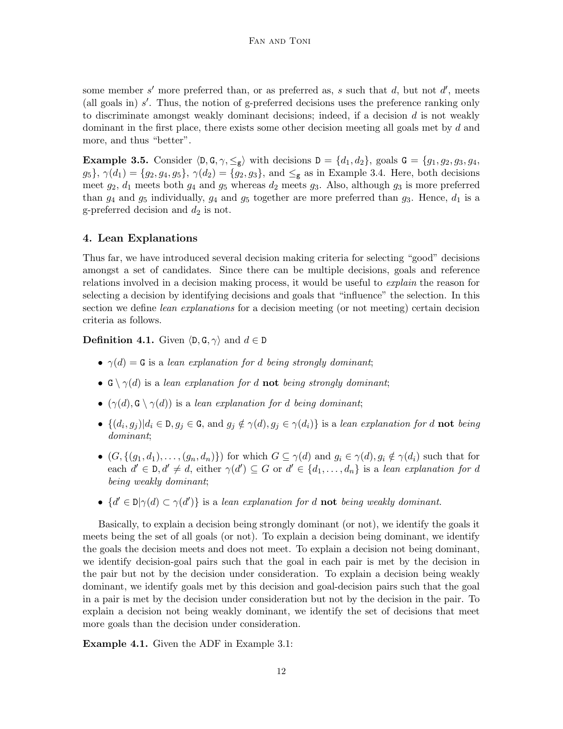some member $s'$ more preferred than, or as preferred as, $s$ such that $d$, but not $d'$, meets (all goals in) $s'$. Thus, the notion of g-preferred decisions uses the preference ranking only to discriminate amongst weakly dominant decisions; indeed, if a decision $d$ is not weakly dominant in the first place, there exists some other decision meeting all goals met by $d$ and more, and thus "better".

**Example 3.5.** Consider $\langle \mathtt{D}, \mathtt{G}, \gamma, \leq_{\mathtt{g}} \rangle$ with decisions $\mathtt{D} = \{d_1, d_2\}$, goals $\mathtt{G} = \{g_1, g_2, g_3, g_4, g_5\}$, $\gamma(d_1) = \{g_2, g_4, g_5\}$, $\gamma(d_2) = \{g_2, g_3\}$, and $\leq_{\mathtt{g}}$ as in Example 3.4. Here, both decisions meet $g_2$, $d_1$ meets both $g_4$ and $g_5$ whereas $d_2$ meets $g_3$. Also, although $g_3$ is more preferred than $g_4$ and $g_5$ individually, $g_4$ and $g_5$ together are more preferred than $g_3$. Hence, $d_1$ is a g-preferred decision and $d_2$ is not.

## 4. Lean Explanations

Thus far, we have introduced several decision making criteria for selecting "good" decisions amongst a set of candidates. Since there can be multiple decisions, goals and reference relations involved in a decision making process, it would be useful to *explain* the reason for selecting a decision by identifying decisions and goals that "influence" the selection. In this section we define *lean explanations* for a decision meeting (or not meeting) certain decision criteria as follows.

**Definition 4.1.** Given $\langle \mathtt{D}, \mathtt{G}, \gamma \rangle$ and $d \in \mathtt{D}$

- $\gamma(d) = \mathtt{G}$ is a *lean explanation for $d$ being strongly dominant*;
- $\mathtt{G} \setminus \gamma(d)$ is a *lean explanation for $d$* **not** *being strongly dominant*;
- $(\gamma(d), \mathtt{G} \setminus \gamma(d))$ is a *lean explanation for $d$ being dominant*;
- $\{(d_i, g_j) | d_i \in \mathtt{D}, g_j \in \mathtt{G}, \text{ and } g_j \notin \gamma(d), g_j \in \gamma(d_i)\}$ is a *lean explanation for $d$* **not** *being dominant*;
- $(G, \{(g_1, d_1), \ldots, (g_n, d_n)\})$ for which $G \subseteq \gamma(d)$ and $g_i \in \gamma(d), g_i \notin \gamma(d_i)$ such that for each $d' \in \mathtt{D}, d' \neq d$, either $\gamma(d') \subseteq G$ or $d' \in \{d_1, \ldots, d_n\}$ is a *lean explanation for $d$ being weakly dominant*;
- $\{d' \in \mathtt{D} | \gamma(d) \subset \gamma(d')\}$ is a *lean explanation for $d$* **not** *being weakly dominant*.

Basically, to explain a decision being strongly dominant (or not), we identify the goals it meets being the set of all goals (or not). To explain a decision being dominant, we identify the goals the decision meets and does not meet. To explain a decision not being dominant, we identify decision-goal pairs such that the goal in each pair is met by the decision in the pair but not by the decision under consideration. To explain a decision being weakly dominant, we identify goals met by this decision and goal-decision pairs such that the goal in a pair is met by the decision under consideration but not by the decision in the pair. To explain a decision not being weakly dominant, we identify the set of decisions that meet more goals than the decision under consideration.

**Example 4.1.** Given the ADF in Example 3.1: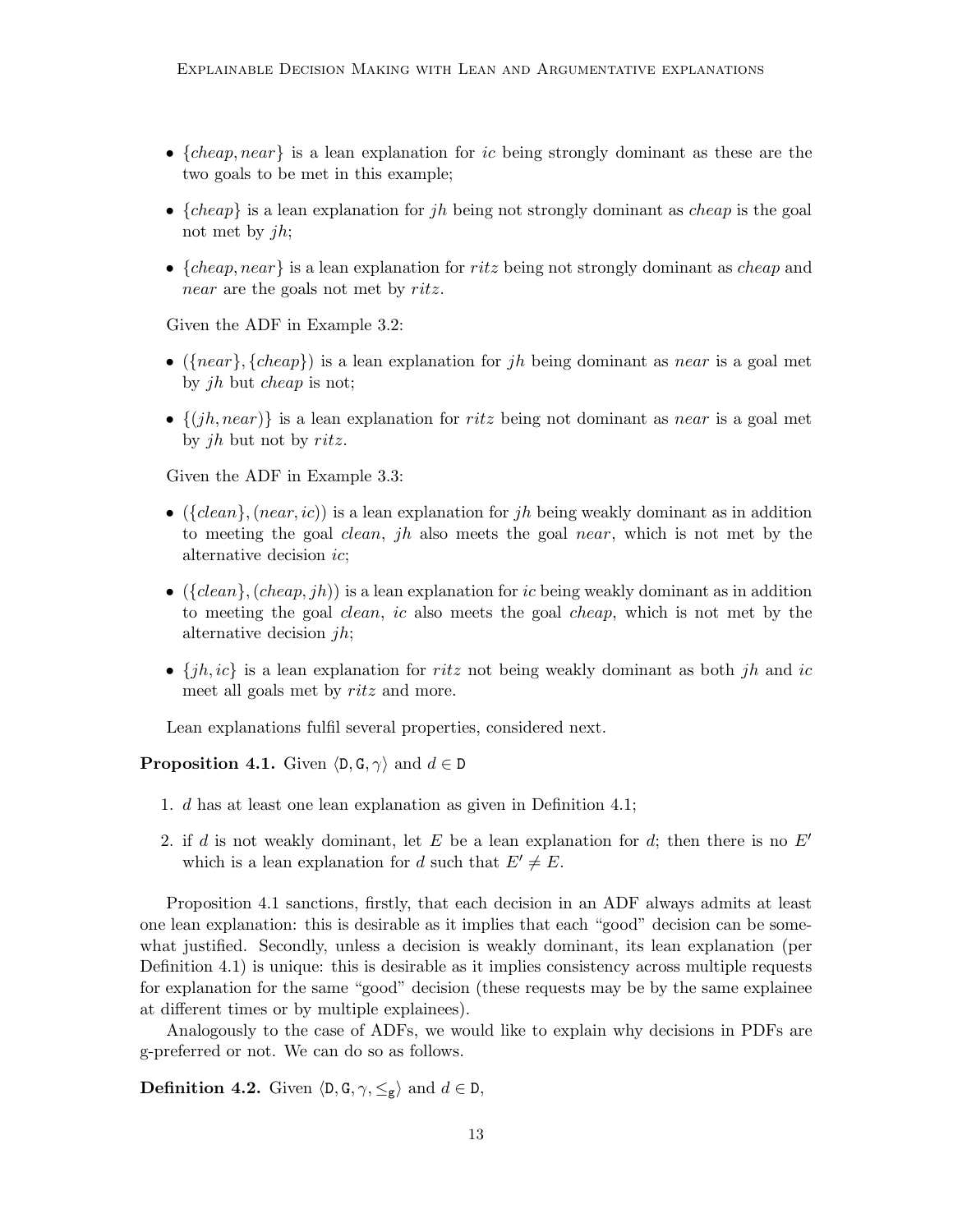- $\{cheap, near\}$ is a lean explanation for $ic$ being strongly dominant as these are the two goals to be met in this example;
- $\{cheap\}$ is a lean explanation for $jh$ being not strongly dominant as $cheap$ is the goal not met by $jh$;
- $\{cheap, near\}$ is a lean explanation for $ritz$ being not strongly dominant as $cheap$ and $near$ are the goals not met by $ritz$.

Given the ADF in Example 3.2:

- $(\{near\}, \{cheap\})$ is a lean explanation for $jh$ being dominant as $near$ is a goal met by $jh$ but $cheap$ is not;
- $\{(jh, near)\}$ is a lean explanation for $ritz$ being not dominant as $near$ is a goal met by $jh$ but not by $ritz$.

Given the ADF in Example 3.3:

- $(\{clean\}, (near, ic))$ is a lean explanation for $jh$ being weakly dominant as in addition to meeting the goal $clean$, $jh$ also meets the goal $near$, which is not met by the alternative decision $ic$;
- $(\{clean\}, (cheap, jh))$ is a lean explanation for $ic$ being weakly dominant as in addition to meeting the goal $clean$, $ic$ also meets the goal $cheap$, which is not met by the alternative decision $jh$;
- $\{jh, ic\}$ is a lean explanation for $ritz$ not being weakly dominant as both $jh$ and $ic$ meet all goals met by $ritz$ and more.

Lean explanations fulfil several properties, considered next.

**Proposition 4.1.** Given $\langle \mathtt{D}, \mathtt{G}, \gamma \rangle$ and $d \in \mathtt{D}$

1. $d$ has at least one lean explanation as given in Definition 4.1;
2. if $d$ is not weakly dominant, let $E$ be a lean explanation for $d$; then there is no $E'$ which is a lean explanation for $d$ such that $E' \neq E$.

Proposition 4.1 sanctions, firstly, that each decision in an ADF always admits at least one lean explanation: this is desirable as it implies that each "good" decision can be somewhat justified. Secondly, unless a decision is weakly dominant, its lean explanation (per Definition 4.1) is unique: this is desirable as it implies consistency across multiple requests for explanation for the same "good" decision (these requests may be by the same explainee at different times or by multiple explainees).

Analogously to the case of ADFs, we would like to explain why decisions in PDFs are g-preferred or not. We can do so as follows.

**Definition 4.2.** Given $\langle \mathtt{D}, \mathtt{G}, \gamma, \leq_{\mathtt{g}} \rangle$ and $d \in \mathtt{D}$,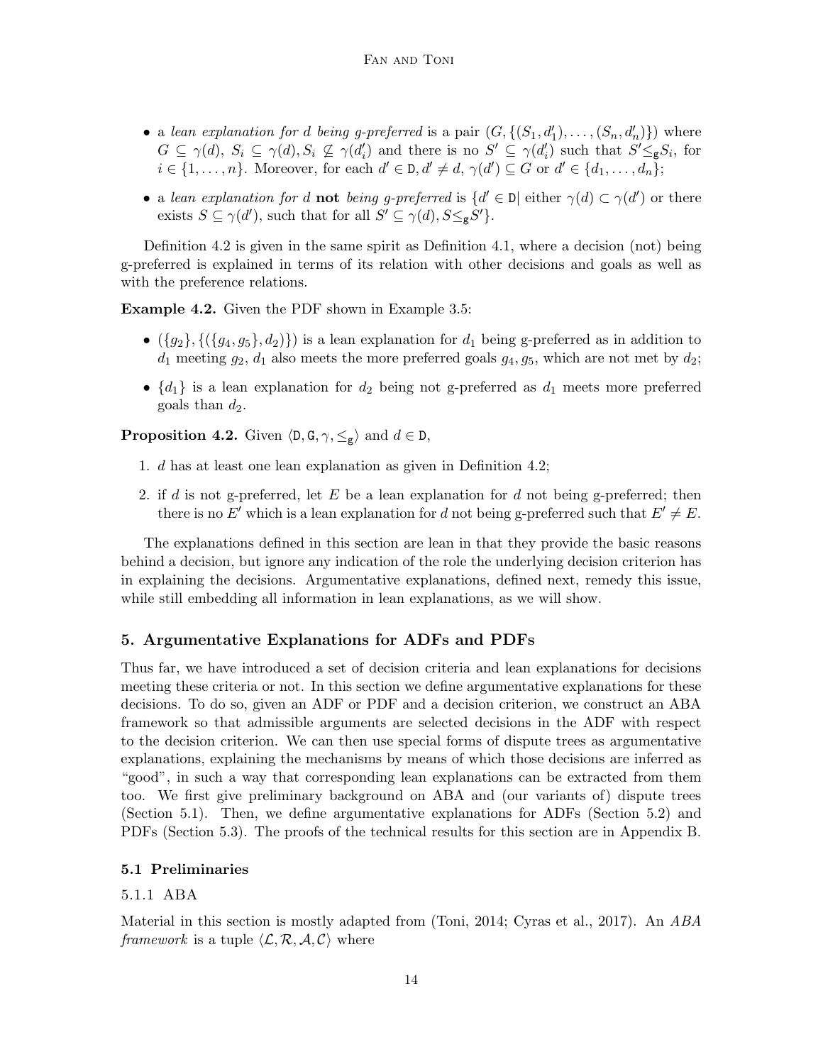- a *lean explanation for $d$ being g-preferred* is a pair $(G, \{(S_1, d'_1), \ldots, (S_n, d'_n)\})$ where $G \subseteq \gamma(d)$, $S_i \subseteq \gamma(d), S_i \not\subseteq \gamma(d'_i)$ and there is no $S' \subseteq \gamma(d'_i)$ such that $S' \leq_{\mathtt{g}} S_i$, for $i \in \{1, \ldots, n\}$. Moreover, for each $d' \in \mathtt{D}, d' \neq d$, $\gamma(d') \subseteq G$ or $d' \in \{d_1, \ldots, d_n\}$;
- a *lean explanation for $d$* **not** *being g-preferred* is $\{d' \in \mathtt{D} |$ either $\gamma(d) \subset \gamma(d')$ or there exists $S \subseteq \gamma(d')$, such that for all $S' \subseteq \gamma(d), S \leq_{\mathtt{g}} S'\}$.

Definition 4.2 is given in the same spirit as Definition 4.1, where a decision (not) being g-preferred is explained in terms of its relation with other decisions and goals as well as with the preference relations.

**Example 4.2.** Given the PDF shown in Example 3.5:

- $(\{g_2\}, \{(\{g_4, g_5\}, d_2)\})$ is a lean explanation for $d_1$ being g-preferred as in addition to $d_1$ meeting $g_2$, $d_1$ also meets the more preferred goals $g_4, g_5$, which are not met by $d_2$;
- $\{d_1\}$ is a lean explanation for $d_2$ being not g-preferred as $d_1$ meets more preferred goals than $d_2$.

**Proposition 4.2.** Given $\langle \mathtt{D}, \mathtt{G}, \gamma, \leq_{\mathtt{g}} \rangle$ and $d \in \mathtt{D}$,

1. $d$ has at least one lean explanation as given in Definition 4.2;
2. if $d$ is not g-preferred, let $E$ be a lean explanation for $d$ not being g-preferred; then there is no $E'$ which is a lean explanation for $d$ not being g-preferred such that $E' \neq E$.

The explanations defined in this section are lean in that they provide the basic reasons behind a decision, but ignore any indication of the role the underlying decision criterion has in explaining the decisions. Argumentative explanations, defined next, remedy this issue, while still embedding all information in lean explanations, as we will show.

## 5. Argumentative Explanations for ADFs and PDFs

Thus far, we have introduced a set of decision criteria and lean explanations for decisions meeting these criteria or not. In this section we define argumentative explanations for these decisions. To do so, given an ADF or PDF and a decision criterion, we construct an ABA framework so that admissible arguments are selected decisions in the ADF with respect to the decision criterion. We can then use special forms of dispute trees as argumentative explanations, explaining the mechanisms by means of which those decisions are inferred as "good", in such a way that corresponding lean explanations can be extracted from them too. We first give preliminary background on ABA and (our variants of) dispute trees (Section 5.1). Then, we define argumentative explanations for ADFs (Section 5.2) and PDFs (Section 5.3). The proofs of the technical results for this section are in Appendix B.

### 5.1 Preliminaries

#### 5.1.1 ABA

Material in this section is mostly adapted from (Toni, 2014; Cyras et al., 2017). An *ABA framework* is a tuple $\langle \mathcal{L}, \mathcal{R}, \mathcal{A}, \mathcal{C} \rangle$ where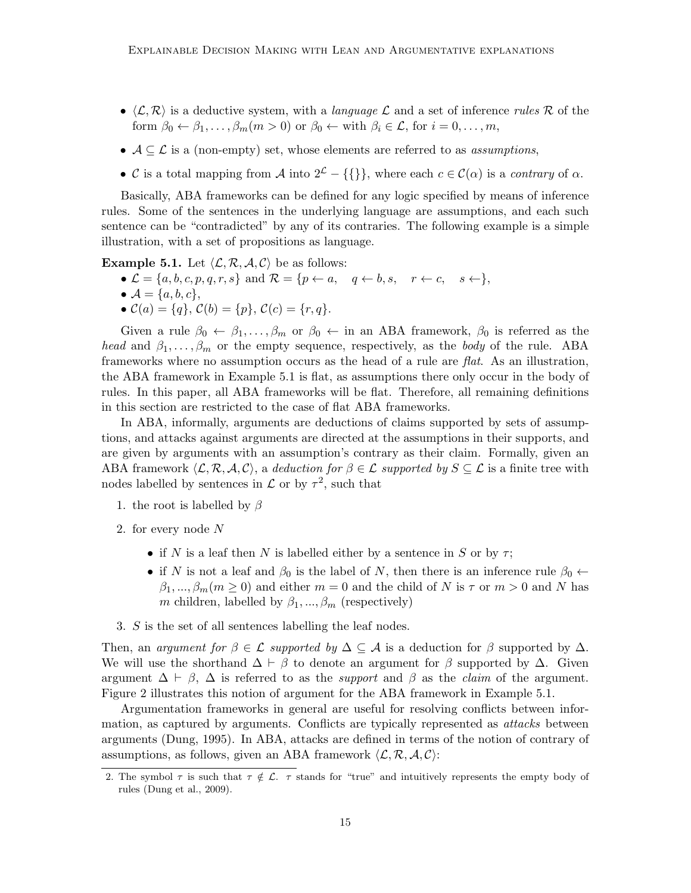- $\langle \mathcal{L}, \mathcal{R} \rangle$ is a deductive system, with a *language* $\mathcal{L}$ and a set of inference *rules* $\mathcal{R}$ of the form $\beta_0 \leftarrow \beta_1, \ldots, \beta_m (m > 0)$ or $\beta_0 \leftarrow$ with $\beta_i \in \mathcal{L}$, for $i = 0, \ldots, m$,
- $\mathcal{A} \subseteq \mathcal{L}$ is a (non-empty) set, whose elements are referred to as *assumptions*,
- $\mathcal{C}$ is a total mapping from $\mathcal{A}$ into $2^{\mathcal{L}} - \{\{\}\}$, where each $c \in \mathcal{C}(\alpha)$ is a *contrary* of $\alpha$.

Basically, ABA frameworks can be defined for any logic specified by means of inference rules. Some of the sentences in the underlying language are assumptions, and each such sentence can be "contradicted" by any of its contraries. The following example is a simple illustration, with a set of propositions as language.

**Example 5.1.** Let $\langle \mathcal{L}, \mathcal{R}, \mathcal{A}, \mathcal{C} \rangle$ be as follows:

- $\mathcal{L} = \{a, b, c, p, q, r, s\}$ and $\mathcal{R} = \{p \leftarrow a, \quad q \leftarrow b, s, \quad r \leftarrow c, \quad s \leftarrow\}$,
- $\mathcal{A} = \{a, b, c\}$,
- $\mathcal{C}(a) = \{q\}$, $\mathcal{C}(b) = \{p\}$, $\mathcal{C}(c) = \{r, q\}$.

Given a rule $\beta_0 \leftarrow \beta_1, \ldots, \beta_m$ or $\beta_0 \leftarrow$ in an ABA framework, $\beta_0$ is referred as the *head* and $\beta_1, \ldots, \beta_m$ or the empty sequence, respectively, as the *body* of the rule. ABA frameworks where no assumption occurs as the head of a rule are *flat*. As an illustration, the ABA framework in Example 5.1 is flat, as assumptions there only occur in the body of rules. In this paper, all ABA frameworks will be flat. Therefore, all remaining definitions in this section are restricted to the case of flat ABA frameworks.

In ABA, informally, arguments are deductions of claims supported by sets of assumptions, and attacks against arguments are directed at the assumptions in their supports, and are given by arguments with an assumption's contrary as their claim. Formally, given an ABA framework $\langle \mathcal{L}, \mathcal{R}, \mathcal{A}, \mathcal{C} \rangle$, a *deduction for* $\beta \in \mathcal{L}$ *supported by* $S \subseteq \mathcal{L}$ is a finite tree with nodes labelled by sentences in $\mathcal{L}$ or by $\tau$[2], such that

1. the root is labelled by $\beta$
2. for every node $N$
   - if $N$ is a leaf then $N$ is labelled either by a sentence in $S$ or by $\tau$;
   - if $N$ is not a leaf and $\beta_0$ is the label of $N$, then there is an inference rule $\beta_0 \leftarrow \beta_1, ..., \beta_m (m \geq 0)$ and either $m = 0$ and the child of $N$ is $\tau$ or $m > 0$ and $N$ has $m$ children, labelled by $\beta_1, ..., \beta_m$ (respectively)
3. $S$ is the set of all sentences labelling the leaf nodes.

Then, an *argument for* $\beta \in \mathcal{L}$ *supported by* $\Delta \subseteq \mathcal{A}$ is a deduction for $\beta$ supported by $\Delta$. We will use the shorthand $\Delta \vdash \beta$ to denote an argument for $\beta$ supported by $\Delta$. Given argument $\Delta \vdash \beta$, $\Delta$ is referred to as the *support* and $\beta$ as the *claim* of the argument. Figure 2 illustrates this notion of argument for the ABA framework in Example 5.1.

Argumentation frameworks in general are useful for resolving conflicts between information, as captured by arguments. Conflicts are typically represented as *attacks* between arguments (Dung, 1995). In ABA, attacks are defined in terms of the notion of contrary of assumptions, as follows, given an ABA framework $\langle \mathcal{L}, \mathcal{R}, \mathcal{A}, \mathcal{C} \rangle$:

2. The symbol $\tau$ is such that $\tau \notin \mathcal{L}$. $\tau$ stands for "true" and intuitively represents the empty body of rules (Dung et al., 2009).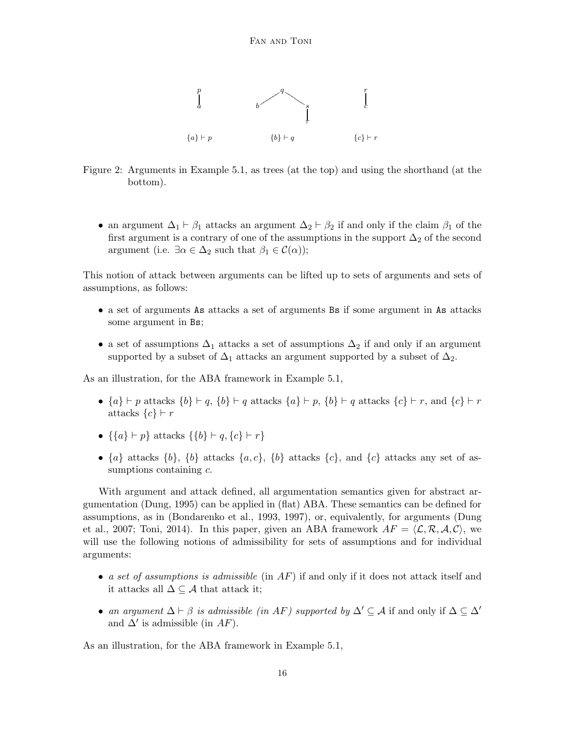Figure 2: Arguments in Example 5.1, as trees (at the top) and using the shorthand (at the bottom).

- an argument $\Delta_1 \vdash \beta_1$ attacks an argument $\Delta_2 \vdash \beta_2$ if and only if the claim $\beta_1$ of the first argument is a contrary of one of the assumptions in the support $\Delta_2$ of the second argument (i.e. $\exists \alpha \in \Delta_2$ such that $\beta_1 \in \mathcal{C}(\alpha)$);

This notion of attack between arguments can be lifted up to sets of arguments and sets of assumptions, as follows:

- a set of arguments As attacks a set of arguments Bs if some argument in As attacks some argument in Bs;
- a set of assumptions $\Delta_1$ attacks a set of assumptions $\Delta_2$ if and only if an argument supported by a subset of $\Delta_1$ attacks an argument supported by a subset of $\Delta_2$.

As an illustration, for the ABA framework in Example 5.1,

- $\{a\} \vdash p$ attacks $\{b\} \vdash q$, $\{b\} \vdash q$ attacks $\{a\} \vdash p$, $\{b\} \vdash q$ attacks $\{c\} \vdash r$, and $\{c\} \vdash r$ attacks $\{c\} \vdash r$
- $\{\{a\} \vdash p\}$ attacks $\{\{b\} \vdash q, \{c\} \vdash r\}$
- $\{a\}$ attacks $\{b\}$, $\{b\}$ attacks $\{a, c\}$, $\{b\}$ attacks $\{c\}$, and $\{c\}$ attacks any set of assumptions containing $c$.

With argument and attack defined, all argumentation semantics given for abstract argumentation (Dung, 1995) can be applied in (flat) ABA. These semantics can be defined for assumptions, as in (Bondarenko et al., 1993, 1997), or, equivalently, for arguments (Dung et al., 2007; Toni, 2014). In this paper, given an ABA framework $AF = \langle \mathcal{L}, \mathcal{R}, \mathcal{A}, \mathcal{C} \rangle$, we will use the following notions of admissibility for sets of assumptions and for individual arguments:

- *a set of assumptions is admissible* (in $AF$) if and only if it does not attack itself and it attacks all $\Delta \subseteq \mathcal{A}$ that attack it;
- *an argument $\Delta \vdash \beta$ is admissible (in $AF$) supported by $\Delta' \subseteq \mathcal{A}$* if and only if $\Delta \subseteq \Delta'$ and $\Delta'$ is admissible (in $AF$).

As an illustration, for the ABA framework in Example 5.1,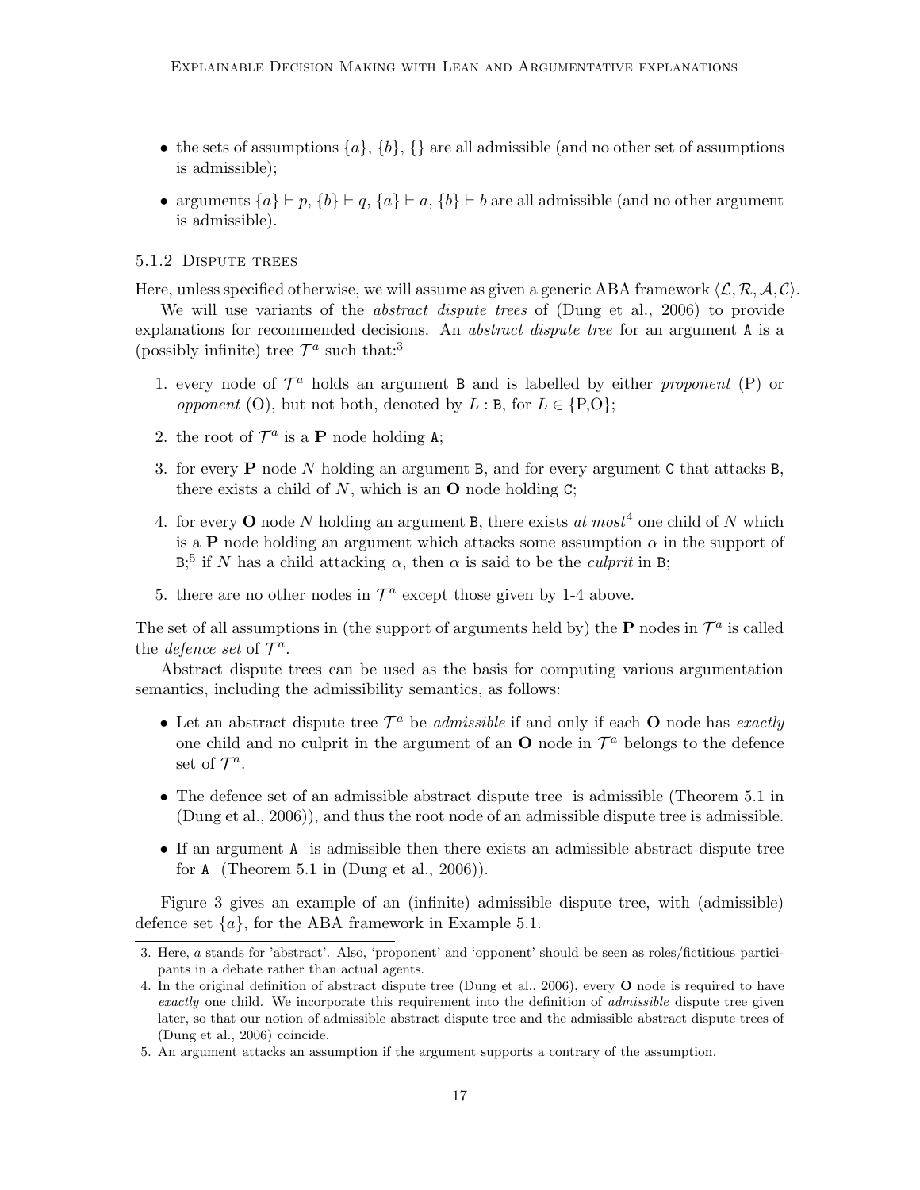- the sets of assumptions $\{a\}$, $\{b\}$, $\{\}$ are all admissible (and no other set of assumptions is admissible);
- arguments $\{a\} \vdash p$, $\{b\} \vdash q$, $\{a\} \vdash a$, $\{b\} \vdash b$ are all admissible (and no other argument is admissible).

### 5.1.2 Dispute trees

Here, unless specified otherwise, we will assume as given a generic ABA framework $\langle \mathcal{L}, \mathcal{R}, \mathcal{A}, \mathcal{C} \rangle$.

We will use variants of the *abstract dispute trees* of (Dung et al., 2006) to provide explanations for recommended decisions. An *abstract dispute tree* for an argument A is a (possibly infinite) tree $\mathcal{T}^a$ such that:[3]

1. every node of $\mathcal{T}^a$ holds an argument B and is labelled by either *proponent* (P) or *opponent* (O), but not both, denoted by $L$ : B, for $L \in \{\text{P,O}\}$;
2. the root of $\mathcal{T}^a$ is a **P** node holding A;
3. for every **P** node $N$ holding an argument B, and for every argument C that attacks B, there exists a child of $N$, which is an **O** node holding C;
4. for every **O** node $N$ holding an argument B, there exists *at most*[4] one child of $N$ which is a **P** node holding an argument which attacks some assumption $\alpha$ in the support of B;[5] if $N$ has a child attacking $\alpha$, then $\alpha$ is said to be the *culprit* in B;
5. there are no other nodes in $\mathcal{T}^a$ except those given by 1-4 above.

The set of all assumptions in (the support of arguments held by) the **P** nodes in $\mathcal{T}^a$ is called the *defence set* of $\mathcal{T}^a$.

Abstract dispute trees can be used as the basis for computing various argumentation semantics, including the admissibility semantics, as follows:

- Let an abstract dispute tree $\mathcal{T}^a$ be *admissible* if and only if each **O** node has *exactly* one child and no culprit in the argument of an **O** node in $\mathcal{T}^a$ belongs to the defence set of $\mathcal{T}^a$.
- The defence set of an admissible abstract dispute tree is admissible (Theorem 5.1 in (Dung et al., 2006)), and thus the root node of an admissible dispute tree is admissible.
- If an argument A is admissible then there exists an admissible abstract dispute tree for A (Theorem 5.1 in (Dung et al., 2006)).

Figure 3 gives an example of an (infinite) admissible dispute tree, with (admissible) defence set $\{a\}$, for the ABA framework in Example 5.1.

---

3. Here, $a$ stands for 'abstract'. Also, 'proponent' and 'opponent' should be seen as roles/fictitious participants in a debate rather than actual agents.
4. In the original definition of abstract dispute trees (Dung et al., 2006), every **O** node is required to have *exactly* one child. We incorporate this requirement into the definition of *admissible* dispute tree given later, so that our notion of admissible abstract dispute tree and the admissible abstract dispute trees of (Dung et al., 2006) coincide.
5. An argument attacks an assumption if the argument supports a contrary of the assumption.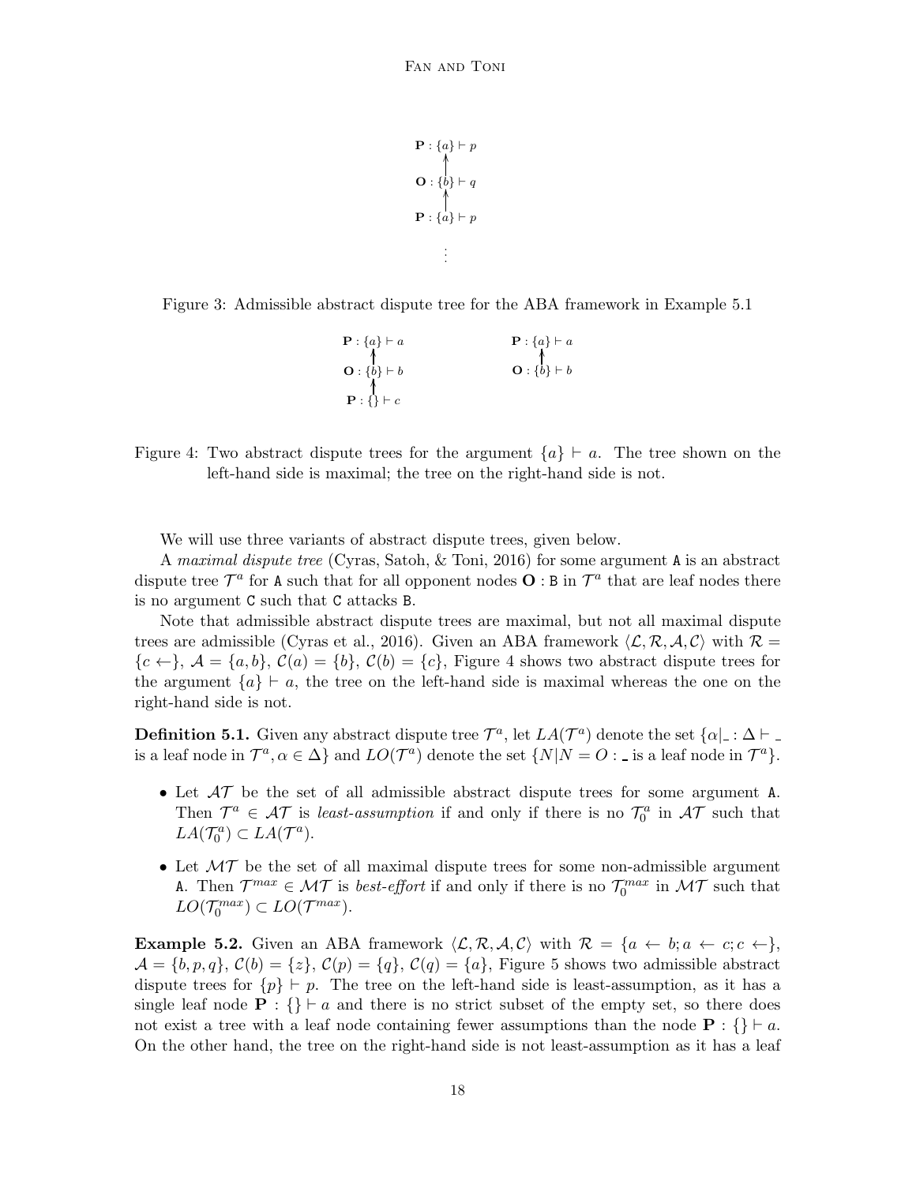$$\mathbf{P} : \{a\} \vdash p$$
$$\uparrow$$
$$\mathbf{O} : \{b\} \vdash q$$
$$\uparrow$$
$$\mathbf{P} : \{a\} \vdash p$$
$$\vdots$$

Figure 3: Admissible abstract dispute tree for the ABA framework in Example 5.1

$$\mathbf{P} : \{a\} \vdash a \qquad\qquad \mathbf{P} : \{a\} \vdash a$$
$$\uparrow \qquad\qquad\qquad\qquad \uparrow$$
$$\mathbf{O} : \{b\} \vdash b \qquad\qquad \mathbf{O} : \{b\} \vdash b$$
$$\uparrow$$
$$\mathbf{P} : \{\} \vdash c$$

Figure 4: Two abstract dispute trees for the argument $\{a\} \vdash a$. The tree shown on the left-hand side is maximal; the tree on the right-hand side is not.

We will use three variants of abstract dispute trees, given below.

A *maximal dispute tree* (Cyras, Satoh, & Toni, 2016) for some argument A is an abstract dispute tree $\mathcal{T}^a$ for A such that for all opponent nodes $\mathbf{O}$ : B in $\mathcal{T}^a$ that are leaf nodes there is no argument C such that C attacks B.

Note that admissible abstract dispute trees are maximal, but not all maximal dispute trees are admissible (Cyras et al., 2016). Given an ABA framework $\langle \mathcal{L}, \mathcal{R}, \mathcal{A}, \mathcal{C} \rangle$ with $\mathcal{R} = \{c \leftarrow\}$, $\mathcal{A} = \{a, b\}$, $\mathcal{C}(a) = \{b\}$, $\mathcal{C}(b) = \{c\}$, Figure 4 shows two abstract dispute trees for the argument $\{a\} \vdash a$, the tree on the left-hand side is maximal whereas the one on the right-hand side is not.

**Definition 5.1.** Given any abstract dispute tree $\mathcal{T}^a$, let $LA(\mathcal{T}^a)$ denote the set $\{\alpha|\_ : \Delta \vdash \_$ is a leaf node in $\mathcal{T}^a, \alpha \in \Delta\}$ and $LO(\mathcal{T}^a)$ denote the set $\{N | N = O : \_$ is a leaf node in $\mathcal{T}^a\}$.

- Let $\mathcal{AT}$ be the set of all admissible abstract dispute trees for some argument A. Then $\mathcal{T}^a \in \mathcal{AT}$ is *least-assumption* if and only if there is no $\mathcal{T}^a_0$ in $\mathcal{AT}$ such that $LA(\mathcal{T}^a_0) \subset LA(\mathcal{T}^a)$.
- Let $\mathcal{MT}$ be the set of all maximal dispute trees for some non-admissible argument A. Then $\mathcal{T}^{max} \in \mathcal{MT}$ is *best-effort* if and only if there is no $\mathcal{T}^{max}_0$ in $\mathcal{MT}$ such that $LO(\mathcal{T}^{max}_0) \subset LO(\mathcal{T}^{max})$.

**Example 5.2.** Given an ABA framework $\langle \mathcal{L}, \mathcal{R}, \mathcal{A}, \mathcal{C} \rangle$ with $\mathcal{R} = \{a \leftarrow b; a \leftarrow c; c \leftarrow\}$, $\mathcal{A} = \{b, p, q\}$, $\mathcal{C}(b) = \{z\}$, $\mathcal{C}(p) = \{q\}$, $\mathcal{C}(q) = \{a\}$, Figure 5 shows two admissible abstract dispute trees for $\{p\} \vdash p$. The tree on the left-hand side is least-assumption, as it has a single leaf node $\mathbf{P} : \{\} \vdash a$ and there is no strict subset of the empty set, so there does not exist a tree with a leaf node containing fewer assumptions than the node $\mathbf{P} : \{\} \vdash a$. On the other hand, the tree on the right-hand side is not least-assumption as it has a leaf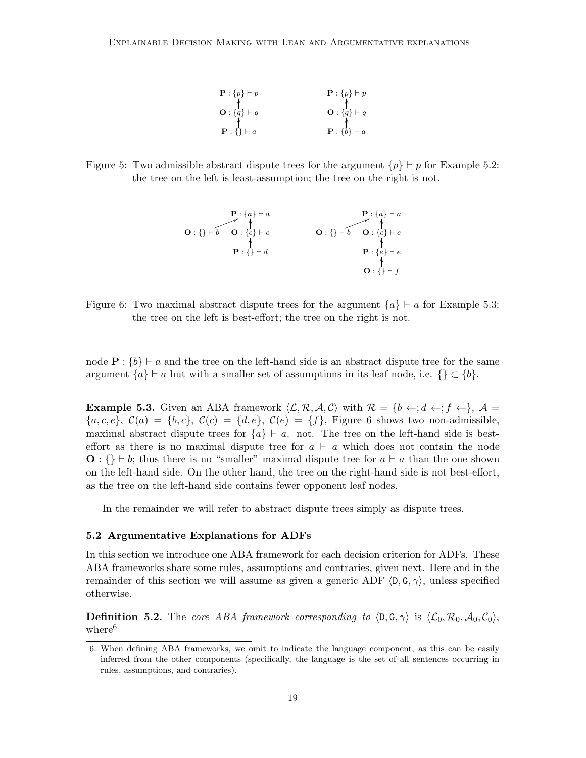Figure 5: Two admissible abstract dispute trees for the argument $\{p\} \vdash p$ for Example 5.2: the tree on the left is least-assumption; the tree on the right is not.

Figure 6: Two maximal abstract dispute trees for the argument $\{a\} \vdash a$ for Example 5.3: the tree on the left is best-effort; the tree on the right is not.

node $\mathbf{P} : \{b\} \vdash a$ and the tree on the left-hand side is an abstract dispute tree for the same argument $\{a\} \vdash a$ but with a smaller set of assumptions in its leaf node, i.e. $\{\} \subset \{b\}$.

**Example 5.3.** Given an ABA framework $\langle \mathcal{L}, \mathcal{R}, \mathcal{A}, \mathcal{C} \rangle$ with $\mathcal{R} = \{b \leftarrow; d \leftarrow; f \leftarrow\}$, $\mathcal{A} = \{a, c, e\}$, $\mathcal{C}(a) = \{b, c\}$, $\mathcal{C}(c) = \{d, e\}$, $\mathcal{C}(e) = \{f\}$, Figure 6 shows two non-admissible, maximal abstract dispute trees for $\{a\} \vdash a$. not. The tree on the left-hand side is best-effort as there is no maximal dispute tree for $a \vdash a$ which does not contain the node $\mathbf{O} : \{\} \vdash b$; thus there is no "smaller" maximal dispute tree for $a \vdash a$ than the one shown on the left-hand side. On the other hand, the tree on the right-hand side is not best-effort, as the tree on the left-hand side contains fewer opponent leaf nodes.

In the remainder we will refer to abstract dispute trees simply as dispute trees.

### 5.2 Argumentative Explanations for ADFs

In this section we introduce one ABA framework for each decision criterion for ADFs. These ABA frameworks share some rules, assumptions and contraries, given next. Here and in the remainder of this section we will assume as given a generic ADF $\langle \mathtt{D}, \mathtt{G}, \gamma \rangle$, unless specified otherwise.

**Definition 5.2.** The *core ABA framework corresponding to* $\langle \mathtt{D}, \mathtt{G}, \gamma \rangle$ is $\langle \mathcal{L}_0, \mathcal{R}_0, \mathcal{A}_0, \mathcal{C}_0 \rangle$, where[6]

6. When defining ABA frameworks, we omit to indicate the language component, as this can be easily inferred from the other components (specifically, the language is the set of all sentences occurring in rules, assumptions, and contraries).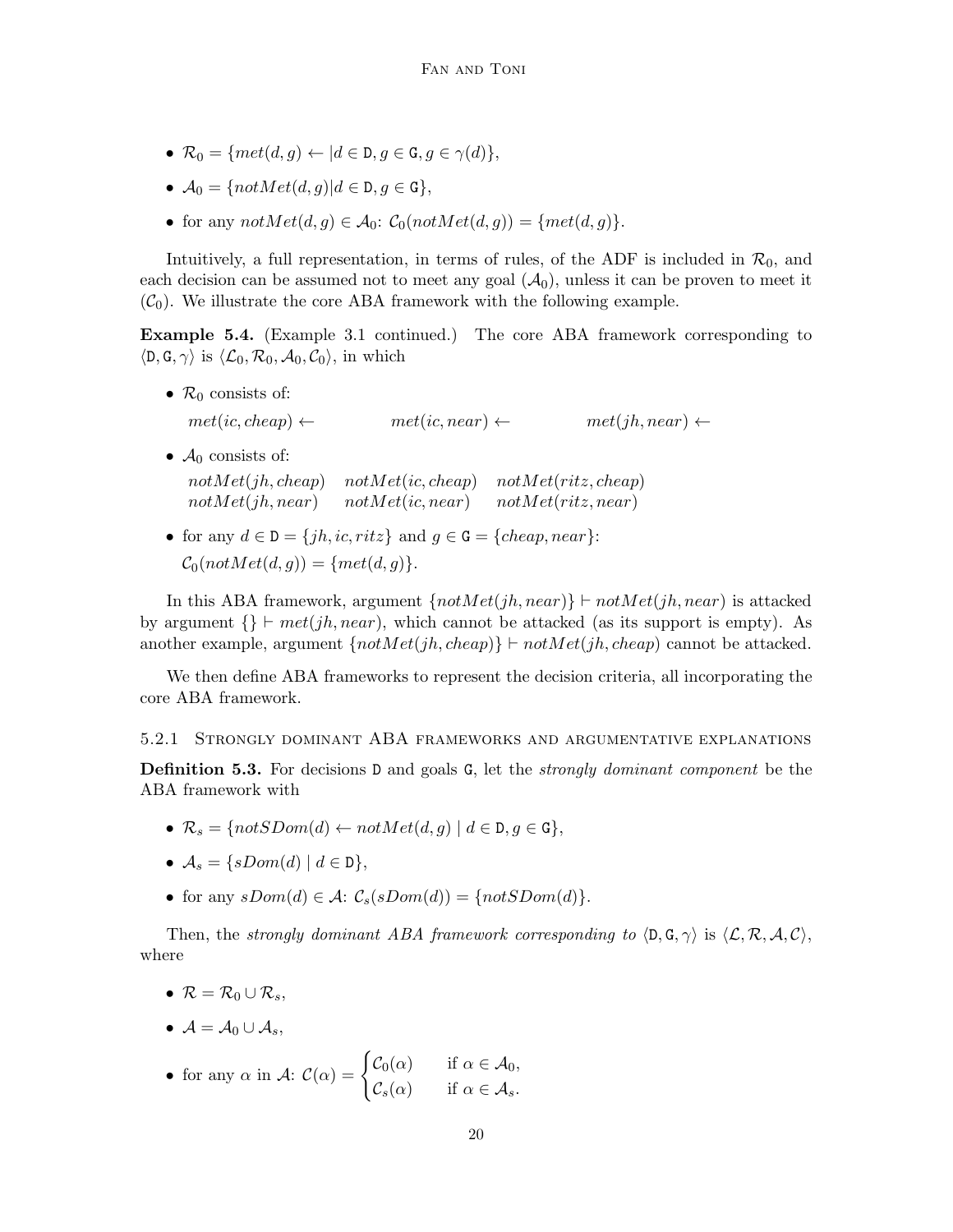- $\mathcal{R}_0 = \{met(d, g) \leftarrow | d \in \mathtt{D}, g \in \mathtt{G}, g \in \gamma(d)\}$,
- $\mathcal{A}_0 = \{notMet(d, g) | d \in \mathtt{D}, g \in \mathtt{G}\}$,
- for any $notMet(d, g) \in \mathcal{A}_0$: $\mathcal{C}_0(notMet(d, g)) = \{met(d, g)\}$.

Intuitively, a full representation, in terms of rules, of the ADF is included in $\mathcal{R}_0$, and each decision can be assumed not to meet any goal ($\mathcal{A}_0$), unless it can be proven to meet it ($\mathcal{C}_0$). We illustrate the core ABA framework with the following example.

**Example 5.4.** (Example 3.1 continued.) The core ABA framework corresponding to $\langle \mathtt{D}, \mathtt{G}, \gamma \rangle$ is $\langle \mathcal{L}_0, \mathcal{R}_0, \mathcal{A}_0, \mathcal{C}_0 \rangle$, in which

- $\mathcal{R}_0$ consists of:

  $met(ic, cheap) \leftarrow \qquad met(ic, near) \leftarrow \qquad met(jh, near) \leftarrow$

- $\mathcal{A}_0$ consists of:

  $notMet(jh, cheap) \quad notMet(ic, cheap) \quad notMet(ritz, cheap)$
  $notMet(jh, near) \quad notMet(ic, near) \quad notMet(ritz, near)$

- for any $d \in \mathtt{D} = \{jh, ic, ritz\}$ and $g \in \mathtt{G} = \{cheap, near\}$:

  $\mathcal{C}_0(notMet(d, g)) = \{met(d, g)\}$.

In this ABA framework, argument $\{notMet(jh, near)\} \vdash notMet(jh, near)$ is attacked by argument $\{\} \vdash met(jh, near)$, which cannot be attacked (as its support is empty). As another example, argument $\{notMet(jh, cheap)\} \vdash notMet(jh, cheap)$ cannot be attacked.

We then define ABA frameworks to represent the decision criteria, all incorporating the core ABA framework.

#### 5.2.1 Strongly dominant ABA frameworks and argumentative explanations

**Definition 5.3.** For decisions D and goals G, let the *strongly dominant component* be the ABA framework with

- $\mathcal{R}_s = \{notSDom(d) \leftarrow notMet(d, g) \mid d \in \mathtt{D}, g \in \mathtt{G}\}$,
- $\mathcal{A}_s = \{sDom(d) \mid d \in \mathtt{D}\}$,
- for any $sDom(d) \in \mathcal{A}$: $\mathcal{C}_s(sDom(d)) = \{notSDom(d)\}$.

Then, the *strongly dominant ABA framework corresponding to* $\langle \mathtt{D}, \mathtt{G}, \gamma \rangle$ is $\langle \mathcal{L}, \mathcal{R}, \mathcal{A}, \mathcal{C} \rangle$, where

- $\mathcal{R} = \mathcal{R}_0 \cup \mathcal{R}_s$,
- $\mathcal{A} = \mathcal{A}_0 \cup \mathcal{A}_s$,
- for any $\alpha$ in $\mathcal{A}$: $\mathcal{C}(\alpha) = \begin{cases} \mathcal{C}_0(\alpha) & \text{if } \alpha \in \mathcal{A}_0, \\ \mathcal{C}_s(\alpha) & \text{if } \alpha \in \mathcal{A}_s. \end{cases}$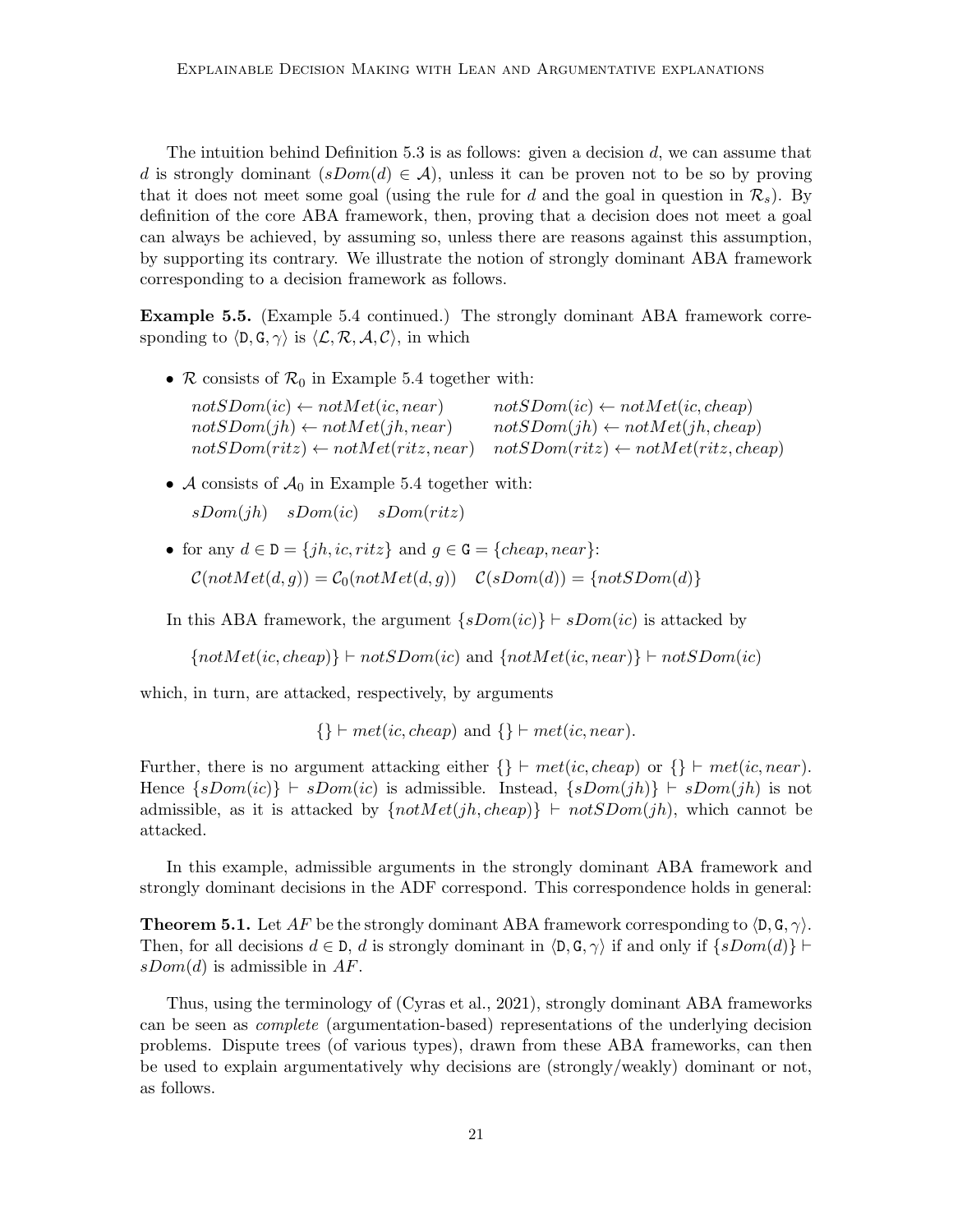The intuition behind Definition 5.3 is as follows: given a decision $d$, we can assume that $d$ is strongly dominant ($sDom(d) \in \mathcal{A}$), unless it can be proven not to be so by proving that it does not meet some goal (using the rule for $d$ and the goal in question in $\mathcal{R}_s$). By definition of the core ABA framework, then, proving that a decision does not meet a goal can always be achieved, by assuming so, unless there are reasons against this assumption, by supporting its contrary. We illustrate the notion of strongly dominant ABA framework corresponding to a decision framework as follows.

**Example 5.5.** (Example 5.4 continued.) The strongly dominant ABA framework corresponding to $\langle \mathtt{D}, \mathtt{G}, \gamma \rangle$ is $\langle \mathcal{L}, \mathcal{R}, \mathcal{A}, \mathcal{C} \rangle$, in which

- $\mathcal{R}$ consists of $\mathcal{R}_0$ in Example 5.4 together with:

  $notSDom(ic) \leftarrow notMet(ic, near)$ $\quad$ $notSDom(ic) \leftarrow notMet(ic, cheap)$
  $notSDom(jh) \leftarrow notMet(jh, near)$ $\quad$ $notSDom(jh) \leftarrow notMet(jh, cheap)$
  $notSDom(ritz) \leftarrow notMet(ritz, near)$ $\quad$ $notSDom(ritz) \leftarrow notMet(ritz, cheap)$

- $\mathcal{A}$ consists of $\mathcal{A}_0$ in Example 5.4 together with:

  $sDom(jh)$ $\quad$ $sDom(ic)$ $\quad$ $sDom(ritz)$

- for any $d \in \mathtt{D} = \{jh, ic, ritz\}$ and $g \in \mathtt{G} = \{cheap, near\}$:

  $\mathcal{C}(notMet(d, g)) = \mathcal{C}_0(notMet(d, g))$ $\quad$ $\mathcal{C}(sDom(d)) = \{notSDom(d)\}$

In this ABA framework, the argument $\{sDom(ic)\} \vdash sDom(ic)$ is attacked by

$\{notMet(ic, cheap)\} \vdash notSDom(ic)$ and $\{notMet(ic, near)\} \vdash notSDom(ic)$

which, in turn, are attacked, respectively, by arguments

$$\{\} \vdash met(ic, cheap) \text{ and } \{\} \vdash met(ic, near).$$

Further, there is no argument attacking either $\{\} \vdash met(ic, cheap)$ or $\{\} \vdash met(ic, near)$. Hence $\{sDom(ic)\} \vdash sDom(ic)$ is admissible. Instead, $\{sDom(jh)\} \vdash sDom(jh)$ is not admissible, as it is attacked by $\{notMet(jh, cheap)\} \vdash notSDom(jh)$, which cannot be attacked.

In this example, admissible arguments in the strongly dominant ABA framework and strongly dominant decisions in the ADF correspond. This correspondence holds in general:

**Theorem 5.1.** Let $AF$ be the strongly dominant ABA framework corresponding to $\langle \mathtt{D}, \mathtt{G}, \gamma \rangle$. Then, for all decisions $d \in \mathtt{D}$, $d$ is strongly dominant in $\langle \mathtt{D}, \mathtt{G}, \gamma \rangle$ if and only if $\{sDom(d)\} \vdash sDom(d)$ is admissible in $AF$.

Thus, using the terminology of (Cyras et al., 2021), strongly dominant ABA frameworks can be seen as *complete* (argumentation-based) representations of the underlying decision problems. Dispute trees (of various types), drawn from these ABA frameworks, can then be used to explain argumentatively why decisions are (strongly/weakly) dominant or not, as follows.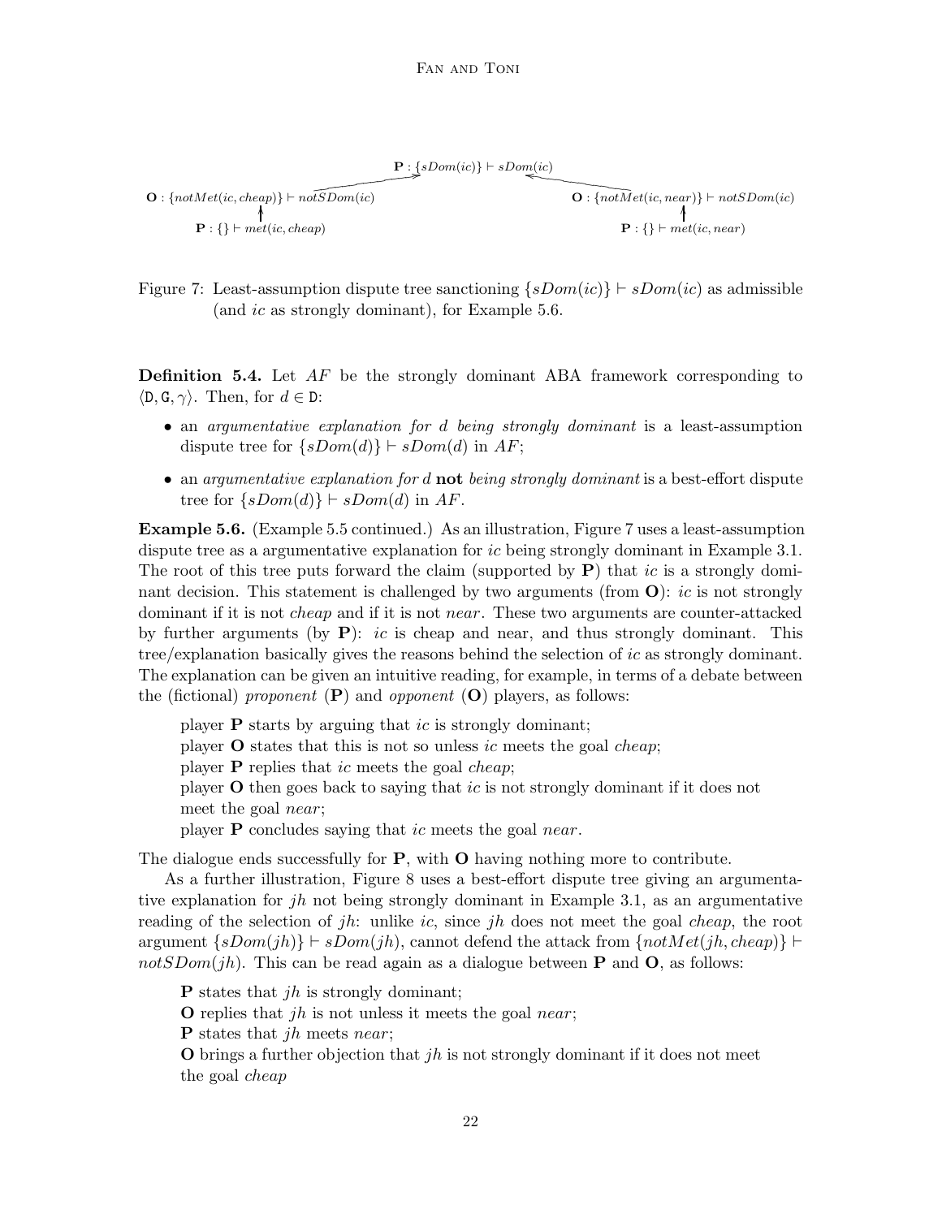$\mathbf{P} : \{sDom(ic)\} \vdash sDom(ic)$

$\mathbf{O} : \{notMet(ic, cheap)\} \vdash notSDom(ic)$ $\quad$ $\mathbf{O} : \{notMet(ic, near)\} \vdash notSDom(ic)$

$\mathbf{P} : \{\} \vdash met(ic, cheap)$ $\quad$ $\mathbf{P} : \{\} \vdash met(ic, near)$

Figure 7: Least-assumption dispute tree sanctioning $\{sDom(ic)\} \vdash sDom(ic)$ as admissible (and $ic$ as strongly dominant), for Example 5.6.

**Definition 5.4.** Let $AF$ be the strongly dominant ABA framework corresponding to $\langle \mathtt{D}, \mathtt{G}, \gamma \rangle$. Then, for $d \in \mathtt{D}$:

- an *argumentative explanation for d being strongly dominant* is a least-assumption dispute tree for $\{sDom(d)\} \vdash sDom(d)$ in $AF$;
- an *argumentative explanation for d* **not** *being strongly dominant* is a best-effort dispute tree for $\{sDom(d)\} \vdash sDom(d)$ in $AF$.

**Example 5.6.** (Example 5.5 continued.) As an illustration, Figure 7 uses a least-assumption dispute tree as a argumentative explanation for $ic$ being strongly dominant in Example 3.1. The root of this tree puts forward the claim (supported by $\mathbf{P}$) that $ic$ is a strongly dominant decision. This statement is challenged by two arguments (from $\mathbf{O}$): $ic$ is not strongly dominant if it is not *cheap* and if it is not *near*. These two arguments are counter-attacked by further arguments (by $\mathbf{P}$): $ic$ is cheap and near, and thus strongly dominant. This tree/explanation basically gives the reasons behind the selection of $ic$ as strongly dominant. The explanation can be given an intuitive reading, for example, in terms of a debate between the (fictional) *proponent* ($\mathbf{P}$) and *opponent* ($\mathbf{O}$) players, as follows:

> player $\mathbf{P}$ starts by arguing that $ic$ is strongly dominant;
> player $\mathbf{O}$ states that this is not so unless $ic$ meets the goal *cheap*;
> player $\mathbf{P}$ replies that $ic$ meets the goal *cheap*;
> player $\mathbf{O}$ then goes back to saying that $ic$ is not strongly dominant if it does not meet the goal *near*;
> player $\mathbf{P}$ concludes saying that $ic$ meets the goal *near*.

The dialogue ends successfully for $\mathbf{P}$, with $\mathbf{O}$ having nothing more to contribute.

As a further illustration, Figure 8 uses a best-effort dispute tree giving an argumentative explanation for $jh$ not being strongly dominant in Example 3.1, as an argumentative reading of the selection of $jh$: unlike $ic$, since $jh$ does not meet the goal *cheap*, the root argument $\{sDom(jh)\} \vdash sDom(jh)$, cannot defend the attack from $\{notMet(jh, cheap)\} \vdash notSDom(jh)$. This can be read again as a dialogue between $\mathbf{P}$ and $\mathbf{O}$, as follows:

> $\mathbf{P}$ states that $jh$ is strongly dominant;
> $\mathbf{O}$ replies that $jh$ is not unless it meets the goal *near*;
> $\mathbf{P}$ states that $jh$ meets *near*;
> $\mathbf{O}$ brings a further objection that $jh$ is not strongly dominant if it does not meet the goal *cheap*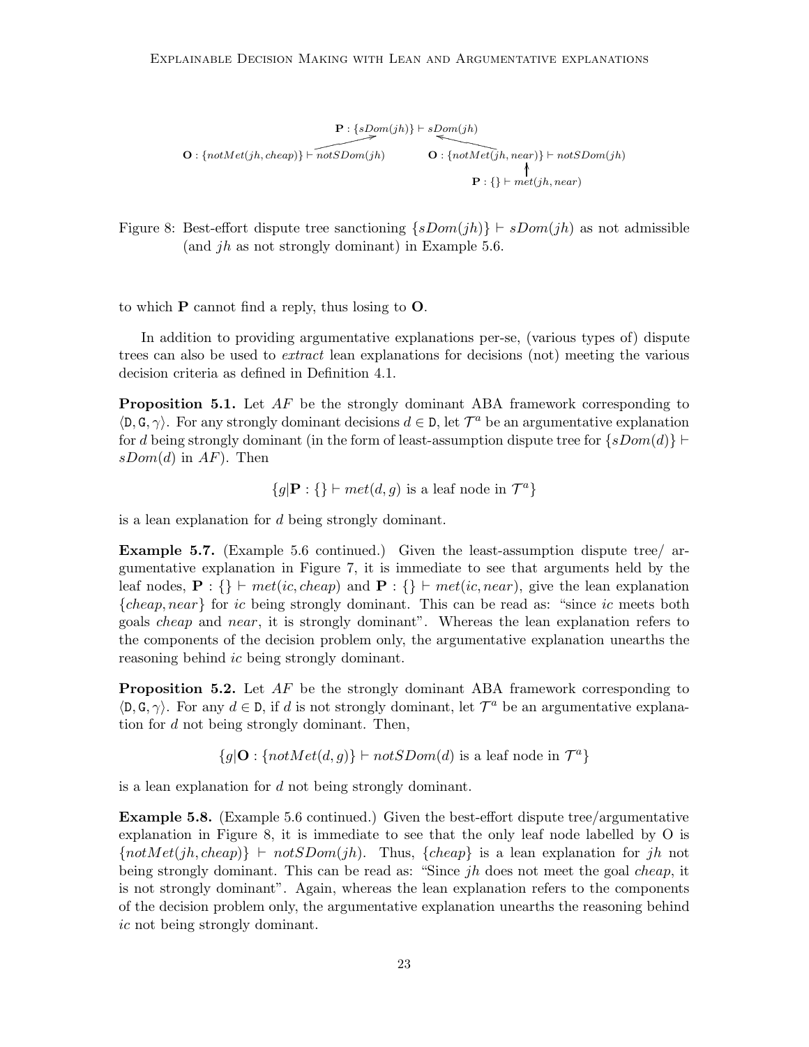$$
\begin{array}{ccc}
 & \mathbf{P} : \{sDom(jh)\} \vdash sDom(jh) & \\
\mathbf{O} : \{notMet(jh, cheap)\} \vdash notSDom(jh) & & \mathbf{O} : \{notMet(jh, near)\} \vdash notSDom(jh) \\
 & & \mathbf{P} : \{\} \vdash met(jh, near)
\end{array}
$$

Figure 8: Best-effort dispute tree sanctioning $\{sDom(jh)\} \vdash sDom(jh)$ as not admissible (and $jh$ as not strongly dominant) in Example 5.6.

to which **P** cannot find a reply, thus losing to **O**.

In addition to providing argumentative explanations per-se, (various types of) dispute trees can also be used to *extract* lean explanations for decisions (not) meeting the various decision criteria as defined in Definition 4.1.

**Proposition 5.1.** Let $AF$ be the strongly dominant ABA framework corresponding to $\langle \mathtt{D}, \mathtt{G}, \gamma \rangle$. For any strongly dominant decisions $d \in \mathtt{D}$, let $\mathcal{T}^a$ be an argumentative explanation for $d$ being strongly dominant (in the form of least-assumption dispute tree for $\{sDom(d)\} \vdash sDom(d)$ in $AF$). Then

$$\{g|\mathbf{P} : \{\} \vdash met(d, g) \text{ is a leaf node in } \mathcal{T}^a\}$$

is a lean explanation for $d$ being strongly dominant.

**Example 5.7.** (Example 5.6 continued.) Given the least-assumption dispute tree/ argumentative explanation in Figure 7, it is immediate to see that arguments held by the leaf nodes, $\mathbf{P} : \{\} \vdash met(ic, cheap)$ and $\mathbf{P} : \{\} \vdash met(ic, near)$, give the lean explanation $\{cheap, near\}$ for $ic$ being strongly dominant. This can be read as: "since $ic$ meets both goals $cheap$ and $near$, it is strongly dominant". Whereas the lean explanation refers to the components of the decision problem only, the argumentative explanation unearths the reasoning behind $ic$ being strongly dominant.

**Proposition 5.2.** Let $AF$ be the strongly dominant ABA framework corresponding to $\langle \mathtt{D}, \mathtt{G}, \gamma \rangle$. For any $d \in \mathtt{D}$, if $d$ is not strongly dominant, let $\mathcal{T}^a$ be an argumentative explanation for $d$ not being strongly dominant. Then,

$$\{g|\mathbf{O} : \{notMet(d, g)\} \vdash notSDom(d) \text{ is a leaf node in } \mathcal{T}^a\}$$

is a lean explanation for $d$ not being strongly dominant.

**Example 5.8.** (Example 5.6 continued.) Given the best-effort dispute tree/argumentative explanation in Figure 8, it is immediate to see that the only leaf node labelled by O is $\{notMet(jh, cheap)\} \vdash notSDom(jh)$. Thus, $\{cheap\}$ is a lean explanation for $jh$ not being strongly dominant. This can be read as: "Since $jh$ does not meet the goal $cheap$, it is not strongly dominant". Again, whereas the lean explanation refers to the components of the decision problem only, the argumentative explanation unearths the reasoning behind $ic$ not being strongly dominant.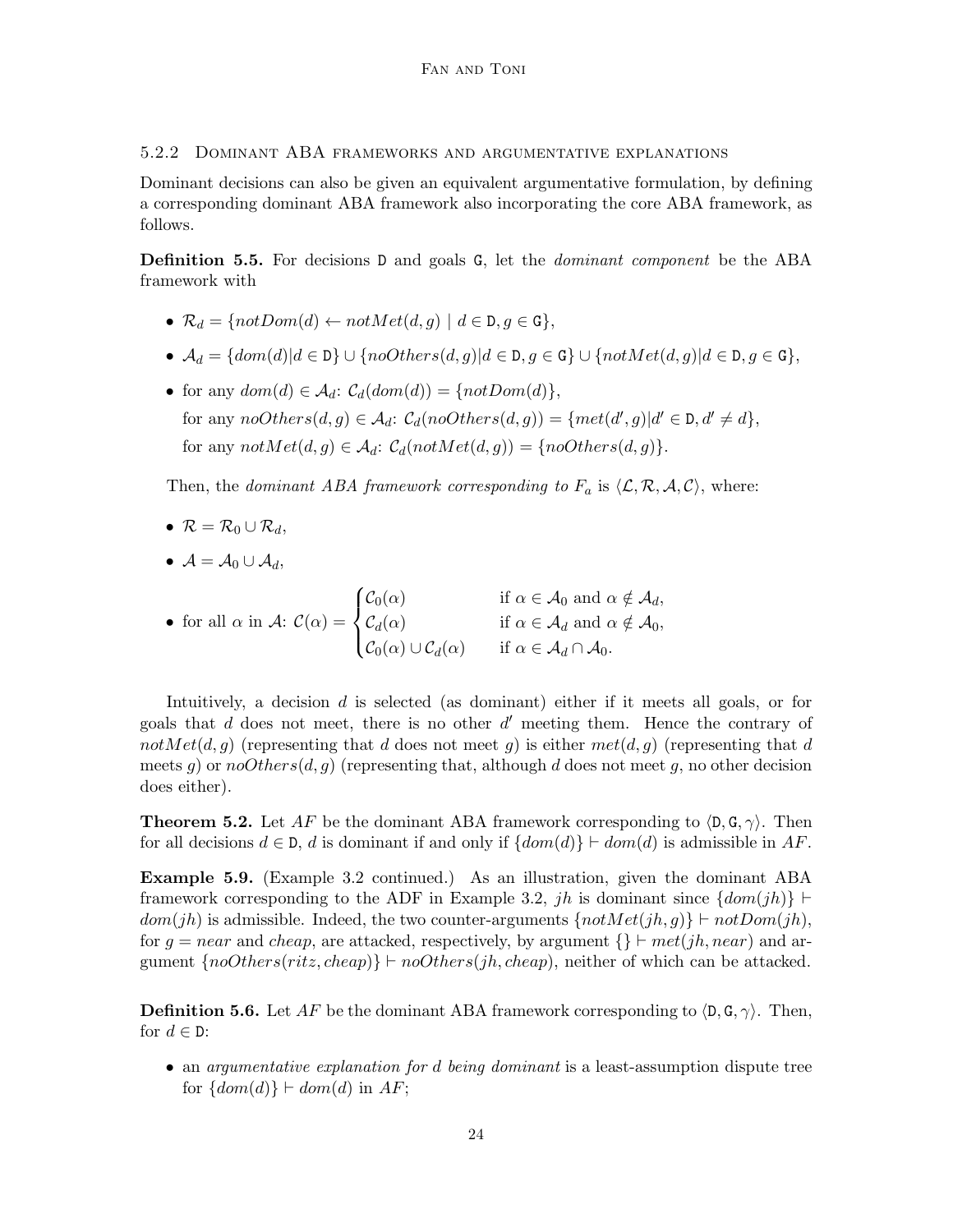#### 5.2.2 Dominant ABA frameworks and argumentative explanations

Dominant decisions can also be given an equivalent argumentative formulation, by defining a corresponding dominant ABA framework also incorporating the core ABA framework, as follows.

**Definition 5.5.** For decisions $\mathtt{D}$ and goals $\mathtt{G}$, let the *dominant component* be the ABA framework with

- $\mathcal{R}_d = \{notDom(d) \leftarrow notMet(d,g) \mid d \in \mathtt{D}, g \in \mathtt{G}\}$,
- $\mathcal{A}_d = \{dom(d) | d \in \mathtt{D}\} \cup \{noOthers(d,g) | d \in \mathtt{D}, g \in \mathtt{G}\} \cup \{notMet(d,g) | d \in \mathtt{D}, g \in \mathtt{G}\}$,
- for any $dom(d) \in \mathcal{A}_d$: $\mathcal{C}_d(dom(d)) = \{notDom(d)\}$,
  for any $noOthers(d,g) \in \mathcal{A}_d$: $\mathcal{C}_d(noOthers(d,g)) = \{met(d',g) | d' \in \mathtt{D}, d' \neq d\}$,
  for any $notMet(d,g) \in \mathcal{A}_d$: $\mathcal{C}_d(notMet(d,g)) = \{noOthers(d,g)\}$.

Then, the *dominant ABA framework corresponding to $F_a$* is $\langle \mathcal{L}, \mathcal{R}, \mathcal{A}, \mathcal{C} \rangle$, where:

- $\mathcal{R} = \mathcal{R}_0 \cup \mathcal{R}_d$,
- $\mathcal{A} = \mathcal{A}_0 \cup \mathcal{A}_d$,
- for all $\alpha$ in $\mathcal{A}$: $\mathcal{C}(\alpha) = \begin{cases} \mathcal{C}_0(\alpha) & \text{if } \alpha \in \mathcal{A}_0 \text{ and } \alpha \notin \mathcal{A}_d, \\ \mathcal{C}_d(\alpha) & \text{if } \alpha \in \mathcal{A}_d \text{ and } \alpha \notin \mathcal{A}_0, \\ \mathcal{C}_0(\alpha) \cup \mathcal{C}_d(\alpha) & \text{if } \alpha \in \mathcal{A}_d \cap \mathcal{A}_0. \end{cases}$

Intuitively, a decision $d$ is selected (as dominant) either if it meets all goals, or for goals that $d$ does not meet, there is no other $d'$ meeting them. Hence the contrary of $notMet(d,g)$ (representing that $d$ does not meet $g$) is either $met(d,g)$ (representing that $d$ meets $g$) or $noOthers(d,g)$ (representing that, although $d$ does not meet $g$, no other decision does either).

**Theorem 5.2.** Let $AF$ be the dominant ABA framework corresponding to $\langle \mathtt{D}, \mathtt{G}, \gamma \rangle$. Then for all decisions $d \in \mathtt{D}$, $d$ is dominant if and only if $\{dom(d)\} \vdash dom(d)$ is admissible in $AF$.

**Example 5.9.** (Example 3.2 continued.) As an illustration, given the dominant ABA framework corresponding to the ADF in Example 3.2, $jh$ is dominant since $\{dom(jh)\} \vdash dom(jh)$ is admissible. Indeed, the two counter-arguments $\{notMet(jh,g)\} \vdash notDom(jh)$, for $g = near$ and $cheap$, are attacked, respectively, by argument $\{\} \vdash met(jh, near)$ and argument $\{noOthers(ritz, cheap)\} \vdash noOthers(jh, cheap)$, neither of which can be attacked.

**Definition 5.6.** Let $AF$ be the dominant ABA framework corresponding to $\langle \mathtt{D}, \mathtt{G}, \gamma \rangle$. Then, for $d \in \mathtt{D}$:

- an *argumentative explanation for $d$ being dominant* is a least-assumption dispute tree for $\{dom(d)\} \vdash dom(d)$ in $AF$;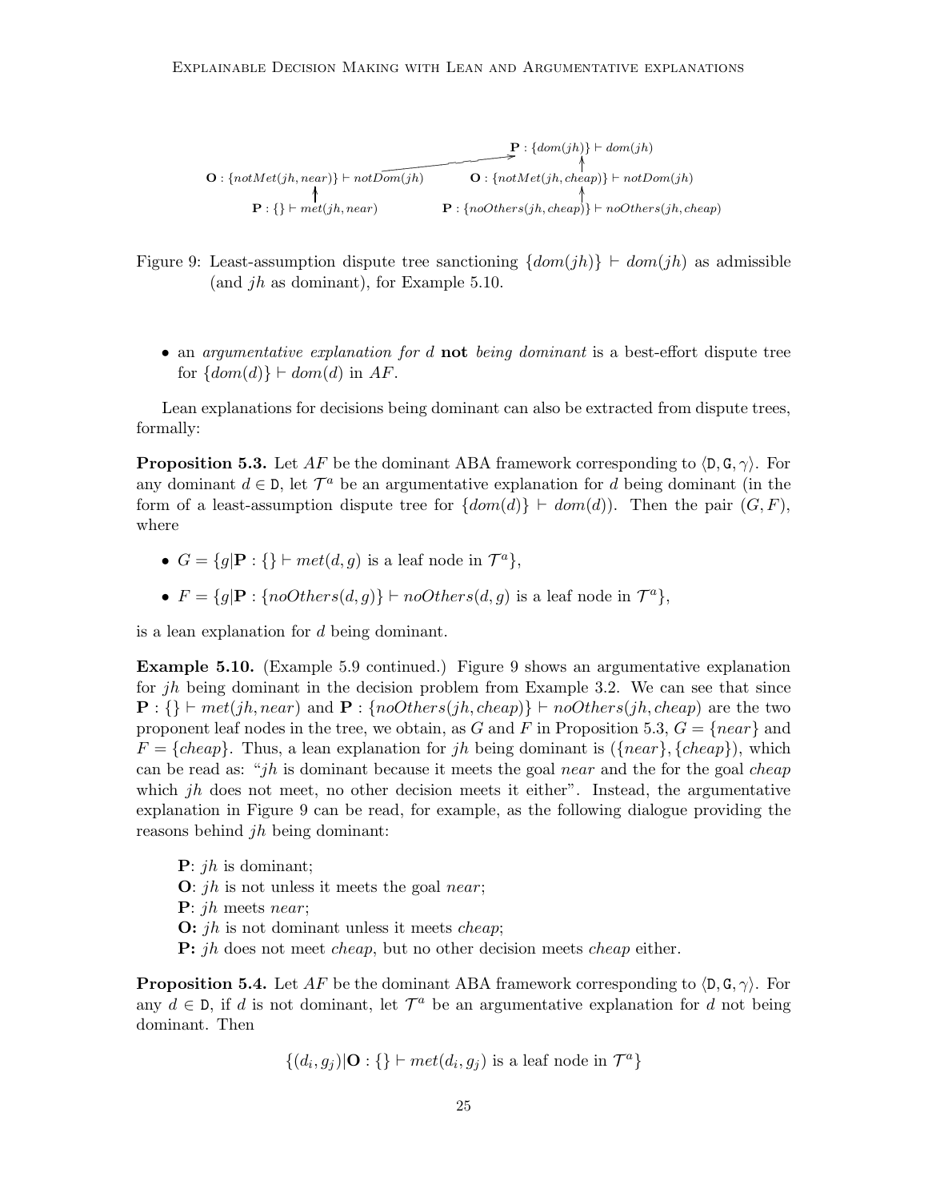Figure 9: Least-assumption dispute tree sanctioning $\{dom(jh)\} \vdash dom(jh)$ as admissible (and $jh$ as dominant), for Example 5.10.

- an *argumentative explanation for $d$* **not** *being dominant* is a best-effort dispute tree for $\{dom(d)\} \vdash dom(d)$ in $AF$.

Lean explanations for decisions being dominant can also be extracted from dispute trees, formally:

**Proposition 5.3.** Let $AF$ be the dominant ABA framework corresponding to $\langle \mathtt{D}, \mathtt{G}, \gamma \rangle$. For any dominant $d \in \mathtt{D}$, let $\mathcal{T}^a$ be an argumentative explanation for $d$ being dominant (in the form of a least-assumption dispute tree for $\{dom(d)\} \vdash dom(d)$). Then the pair $(G, F)$, where

- $G = \{g | \mathbf{P} : \{\} \vdash met(d, g)$ is a leaf node in $\mathcal{T}^a\}$,
- $F = \{g | \mathbf{P} : \{noOthers(d, g)\} \vdash noOthers(d, g)$ is a leaf node in $\mathcal{T}^a\}$,

is a lean explanation for $d$ being dominant.

**Example 5.10.** (Example 5.9 continued.) Figure 9 shows an argumentative explanation for $jh$ being dominant in the decision problem from Example 3.2. We can see that since $\mathbf{P} : \{\} \vdash met(jh, near)$ and $\mathbf{P} : \{noOthers(jh, cheap)\} \vdash noOthers(jh, cheap)$ are the two proponent leaf nodes in the tree, we obtain, as $G$ and $F$ in Proposition 5.3, $G = \{near\}$ and $F = \{cheap\}$. Thus, a lean explanation for $jh$ being dominant is $(\{near\}, \{cheap\})$, which can be read as: "$jh$ is dominant because it meets the goal *near* and the for the goal *cheap* which $jh$ does not meet, no other decision meets it either". Instead, the argumentative explanation in Figure 9 can be read, for example, as the following dialogue providing the reasons behind $jh$ being dominant:

> **P**: $jh$ is dominant;
> **O**: $jh$ is not unless it meets the goal *near*;
> **P**: $jh$ meets *near*;
> **O:** $jh$ is not dominant unless it meets *cheap*;
> **P:** $jh$ does not meet *cheap*, but no other decision meets *cheap* either.

**Proposition 5.4.** Let $AF$ be the dominant ABA framework corresponding to $\langle \mathtt{D}, \mathtt{G}, \gamma \rangle$. For any $d \in \mathtt{D}$, if $d$ is not dominant, let $\mathcal{T}^a$ be an argumentative explanation for $d$ not being dominant. Then

$$\{(d_i, g_j) | \mathbf{O} : \{\} \vdash met(d_i, g_j) \text{ is a leaf node in } \mathcal{T}^a\}$$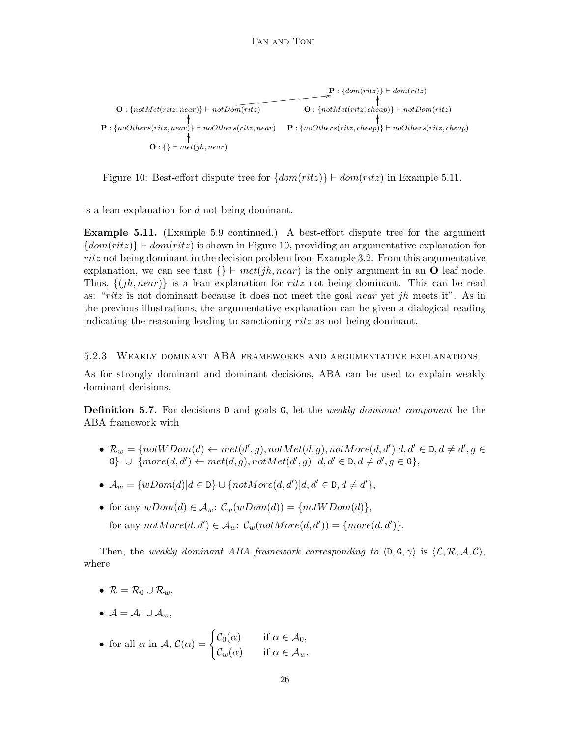**P** : $\{dom(ritz)\} \vdash dom(ritz)$

**O** : $\{notMet(ritz, near)\} \vdash notDom(ritz)$ **O** : $\{notMet(ritz, cheap)\} \vdash notDom(ritz)$

**P** : $\{noOthers(ritz, near)\} \vdash noOthers(ritz, near)$ **P** : $\{noOthers(ritz, cheap)\} \vdash noOthers(ritz, cheap)$

**O** : $\{\} \vdash met(jh, near)$

Figure 10: Best-effort dispute tree for $\{dom(ritz)\} \vdash dom(ritz)$ in Example 5.11.

is a lean explanation for $d$ not being dominant.

**Example 5.11.** (Example 5.9 continued.) A best-effort dispute tree for the argument $\{dom(ritz)\} \vdash dom(ritz)$ is shown in Figure 10, providing an argumentative explanation for *ritz* not being dominant in the decision problem from Example 3.2. From this argumentative explanation, we can see that $\{\} \vdash met(jh, near)$ is the only argument in an **O** leaf node. Thus, $\{(jh, near)\}$ is a lean explanation for *ritz* not being dominant. This can be read as: "*ritz* is not dominant because it does not meet the goal *near* yet *jh* meets it". As in the previous illustrations, the argumentative explanation can be given a dialogical reading indicating the reasoning leading to sanctioning *ritz* as not being dominant.

### 5.2.3 Weakly dominant ABA frameworks and argumentative explanations

As for strongly dominant and dominant decisions, ABA can be used to explain weakly dominant decisions.

**Definition 5.7.** For decisions $\mathtt{D}$ and goals $\mathtt{G}$, let the *weakly dominant component* be the ABA framework with

- $\mathcal{R}_w = \{notWDom(d) \leftarrow met(d', g), notMet(d, g), notMore(d, d') | d, d' \in \mathtt{D}, d \neq d', g \in \mathtt{G}\} \cup \{more(d, d') \leftarrow met(d, g), notMet(d', g) | \; d, d' \in \mathtt{D}, d \neq d', g \in \mathtt{G}\}$,
- $\mathcal{A}_w = \{wDom(d) | d \in \mathtt{D}\} \cup \{notMore(d, d') | d, d' \in \mathtt{D}, d \neq d'\}$,
- for any $wDom(d) \in \mathcal{A}_w$: $\mathcal{C}_w(wDom(d)) = \{notWDom(d)\}$,

  for any $notMore(d, d') \in \mathcal{A}_w$: $\mathcal{C}_w(notMore(d, d')) = \{more(d, d')\}$.

Then, the *weakly dominant ABA framework corresponding to* $\langle \mathtt{D}, \mathtt{G}, \gamma \rangle$ is $\langle \mathcal{L}, \mathcal{R}, \mathcal{A}, \mathcal{C} \rangle$, where

- $\mathcal{R} = \mathcal{R}_0 \cup \mathcal{R}_w$,
- $\mathcal{A} = \mathcal{A}_0 \cup \mathcal{A}_w$,
- for all $\alpha$ in $\mathcal{A}$, $\mathcal{C}(\alpha) = \begin{cases} \mathcal{C}_0(\alpha) & \text{if } \alpha \in \mathcal{A}_0, \\ \mathcal{C}_w(\alpha) & \text{if } \alpha \in \mathcal{A}_w. \end{cases}$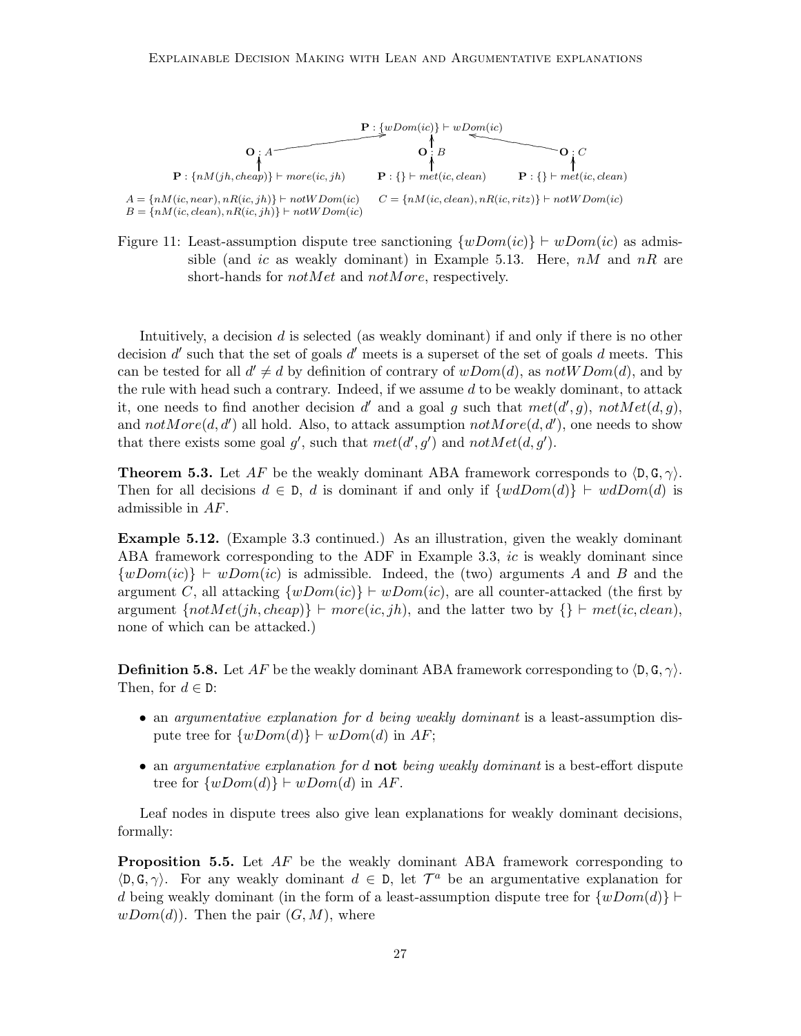$\mathbf{P}: \{wDom(ic)\} \vdash wDom(ic)$

$\mathbf{O}: A$ $\quad$ $\mathbf{O}: B$ $\quad$ $\mathbf{O}: C$

$\mathbf{P}: \{nM(jh, cheap)\} \vdash more(ic, jh)$ $\quad$ $\mathbf{P}: \{\} \vdash met(ic, clean)$ $\quad$ $\mathbf{P}: \{\} \vdash met(ic, clean)$

$A = \{nM(ic, near), nR(ic, jh)\} \vdash notWDom(ic)$ $\quad$ $C = \{nM(ic, clean), nR(ic, ritz)\} \vdash notWDom(ic)$
$B = \{nM(ic, clean), nR(ic, jh)\} \vdash notWDom(ic)$

Figure 11: Least-assumption dispute tree sanctioning $\{wDom(ic)\} \vdash wDom(ic)$ as admissible (and $ic$ as weakly dominant) in Example 5.13. Here, $nM$ and $nR$ are short-hands for $notMet$ and $notMore$, respectively.

Intuitively, a decision $d$ is selected (as weakly dominant) if and only if there is no other decision $d'$ such that the set of goals $d'$ meets is a superset of the set of goals $d$ meets. This can be tested for all $d' \neq d$ by definition of contrary of $wDom(d)$, as $notWDom(d)$, and by the rule with head such a contrary. Indeed, if we assume $d$ to be weakly dominant, to attack it, one needs to find another decision $d'$ and a goal $g$ such that $met(d', g)$, $notMet(d, g)$, and $notMore(d, d')$ all hold. Also, to attack assumption $notMore(d, d')$, one needs to show that there exists some goal $g'$, such that $met(d', g')$ and $notMet(d, g')$.

**Theorem 5.3.** Let $AF$ be the weakly dominant ABA framework corresponds to $\langle \mathtt{D}, \mathtt{G}, \gamma \rangle$. Then for all decisions $d \in \mathtt{D}$, $d$ is dominant if and only if $\{wdDom(d)\} \vdash wdDom(d)$ is admissible in $AF$.

**Example 5.12.** (Example 3.3 continued.) As an illustration, given the weakly dominant ABA framework corresponding to the ADF in Example 3.3, $ic$ is weakly dominant since $\{wDom(ic)\} \vdash wDom(ic)$ is admissible. Indeed, the (two) arguments $A$ and $B$ and the argument $C$, all attacking $\{wDom(ic)\} \vdash wDom(ic)$, are all counter-attacked (the first by argument $\{notMet(jh, cheap)\} \vdash more(ic, jh)$, and the latter two by $\{\} \vdash met(ic, clean)$, none of which can be attacked.)

**Definition 5.8.** Let $AF$ be the weakly dominant ABA framework corresponding to $\langle \mathtt{D}, \mathtt{G}, \gamma \rangle$. Then, for $d \in \mathtt{D}$:

- an *argumentative explanation for d being weakly dominant* is a least-assumption dispute tree for $\{wDom(d)\} \vdash wDom(d)$ in $AF$;
- an *argumentative explanation for d* **not** *being weakly dominant* is a best-effort dispute tree for $\{wDom(d)\} \vdash wDom(d)$ in $AF$.

Leaf nodes in dispute trees also give lean explanations for weakly dominant decisions, formally:

**Proposition 5.5.** Let $AF$ be the weakly dominant ABA framework corresponding to $\langle \mathtt{D}, \mathtt{G}, \gamma \rangle$. For any weakly dominant $d \in \mathtt{D}$, let $\mathcal{T}^a$ be an argumentative explanation for $d$ being weakly dominant (in the form of a least-assumption dispute tree for $\{wDom(d)\} \vdash wDom(d)$). Then the pair $(G, M)$, where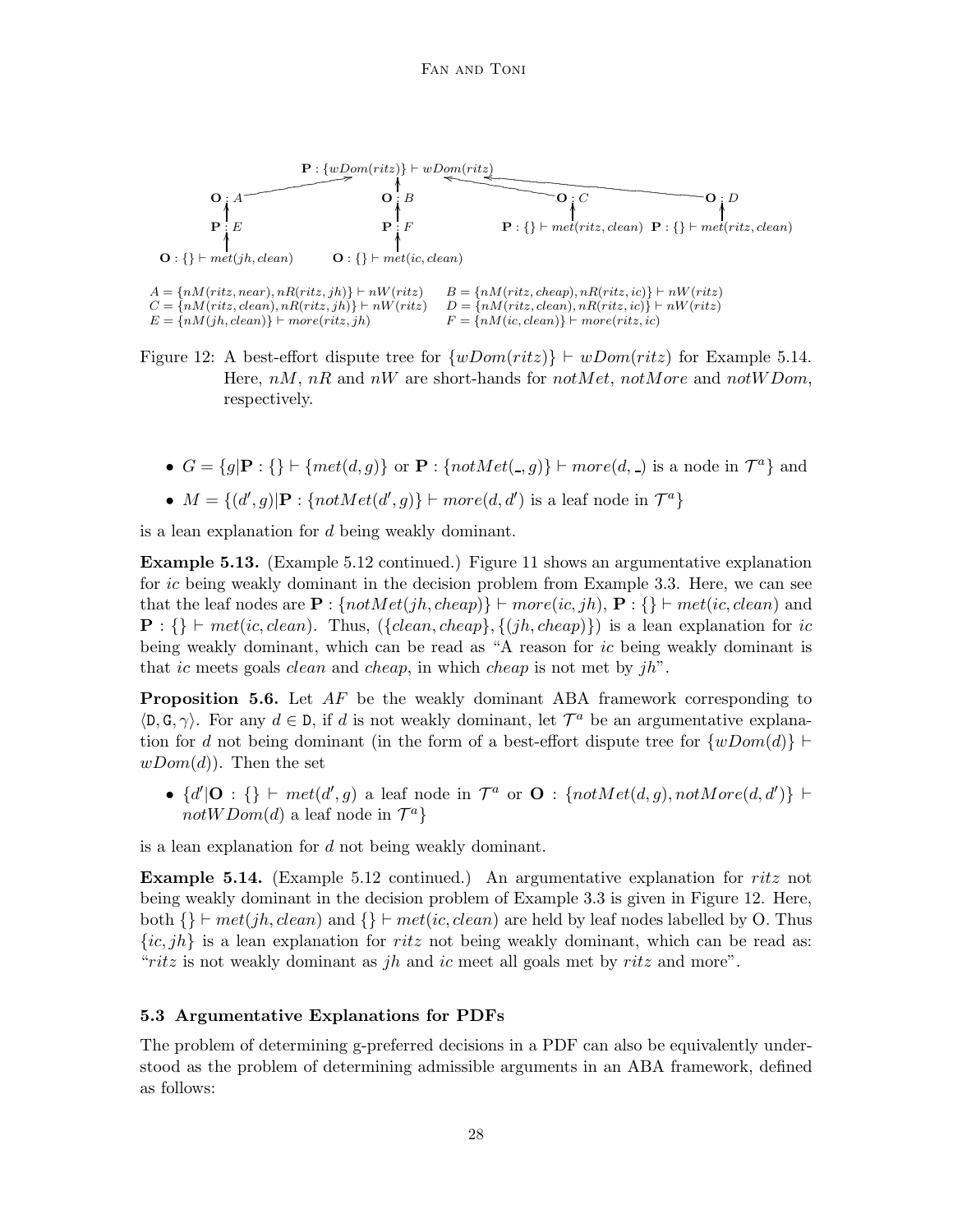**P** : $\{wDom(ritz)\} \vdash wDom(ritz)$

**O** : $A$ &nbsp;&nbsp;&nbsp;&nbsp; **O** : $B$ &nbsp;&nbsp;&nbsp;&nbsp; **O** : $C$ &nbsp;&nbsp;&nbsp;&nbsp; **O** : $D$

**P** : $E$ &nbsp;&nbsp;&nbsp;&nbsp; **P** : $F$ &nbsp;&nbsp;&nbsp;&nbsp; **P** : $\{\} \vdash met(ritz, clean)$ &nbsp;&nbsp;&nbsp;&nbsp; **P** : $\{\} \vdash met(ritz, clean)$

**O** : $\{\} \vdash met(jh, clean)$ &nbsp;&nbsp;&nbsp;&nbsp; **O** : $\{\} \vdash met(ic, clean)$

$A = \{nM(ritz, near), nR(ritz, jh)\} \vdash nW(ritz)$ &nbsp;&nbsp;&nbsp;&nbsp; $B = \{nM(ritz, cheap), nR(ritz, ic)\} \vdash nW(ritz)$
$C = \{nM(ritz, clean), nR(ritz, jh)\} \vdash nW(ritz)$ &nbsp;&nbsp;&nbsp;&nbsp; $D = \{nM(ritz, clean), nR(ritz, ic)\} \vdash nW(ritz)$
$E = \{nM(jh, clean)\} \vdash more(ritz, jh)$ &nbsp;&nbsp;&nbsp;&nbsp; $F = \{nM(ic, clean)\} \vdash more(ritz, ic)$

Figure 12: A best-effort dispute tree for $\{wDom(ritz)\} \vdash wDom(ritz)$ for Example 5.14. Here, $nM$, $nR$ and $nW$ are short-hands for $notMet$, $notMore$ and $notWDom$, respectively.

- $G = \{g|\mathbf{P} : \{\} \vdash \{met(d, g)\}$ or $\mathbf{P} : \{notMet(\_, g)\} \vdash more(d, \_)$ is a node in $\mathcal{T}^a\}$ and
- $M = \{(d', g)|\mathbf{P} : \{notMet(d', g)\} \vdash more(d, d')$ is a leaf node in $\mathcal{T}^a\}$

is a lean explanation for $d$ being weakly dominant.

**Example 5.13.** (Example 5.12 continued.) Figure 11 shows an argumentative explanation for $ic$ being weakly dominant in the decision problem from Example 3.3. Here, we can see that the leaf nodes are $\mathbf{P} : \{notMet(jh, cheap)\} \vdash more(ic, jh)$, $\mathbf{P} : \{\} \vdash met(ic, clean)$ and $\mathbf{P} : \{\} \vdash met(ic, clean)$. Thus, $(\{clean, cheap\}, \{(jh, cheap)\})$ is a lean explanation for $ic$ being weakly dominant, which can be read as "A reason for $ic$ being weakly dominant is that $ic$ meets goals $clean$ and $cheap$, in which $cheap$ is not met by $jh$".

**Proposition 5.6.** Let $AF$ be the weakly dominant ABA framework corresponding to $\langle \mathtt{D}, \mathtt{G}, \gamma \rangle$. For any $d \in \mathtt{D}$, if $d$ is not weakly dominant, let $\mathcal{T}^a$ be an argumentative explanation for $d$ not being dominant (in the form of a best-effort dispute tree for $\{wDom(d)\} \vdash wDom(d)$). Then the set

- $\{d'|\mathbf{O} : \{\} \vdash met(d', g)$ a leaf node in $\mathcal{T}^a$ or $\mathbf{O} : \{notMet(d, g), notMore(d, d')\} \vdash notWDom(d)$ a leaf node in $\mathcal{T}^a\}$

is a lean explanation for $d$ not being weakly dominant.

**Example 5.14.** (Example 5.12 continued.) An argumentative explanation for $ritz$ not being weakly dominant in the decision problem of Example 3.3 is given in Figure 12. Here, both $\{\} \vdash met(jh, clean)$ and $\{\} \vdash met(ic, clean)$ are held by leaf nodes labelled by O. Thus $\{ic, jh\}$ is a lean explanation for $ritz$ not being weakly dominant, which can be read as: "$ritz$ is not weakly dominant as $jh$ and $ic$ meet all goals met by $ritz$ and more".

### 5.3 Argumentative Explanations for PDFs

The problem of determining g-preferred decisions in a PDF can also be equivalently understood as the problem of determining admissible arguments in an ABA framework, defined as follows: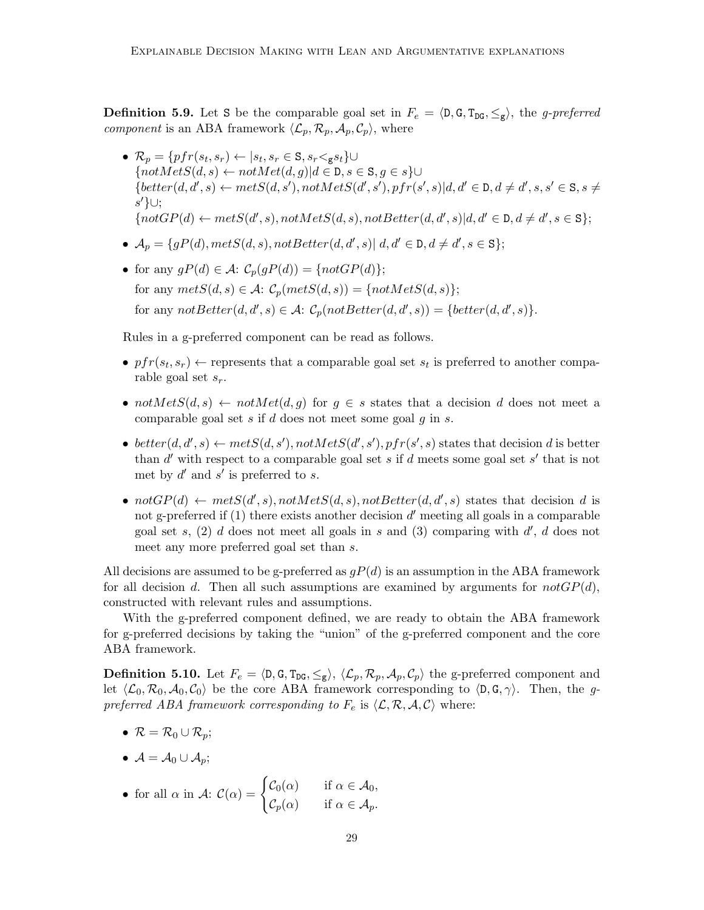**Definition 5.9.** Let $\mathtt{S}$ be the comparable goal set in $F_e = \langle \mathtt{D}, \mathtt{G}, \mathtt{T_{DG}}, \leq_{\mathtt{g}} \rangle$, the *g-preferred component* is an ABA framework $\langle \mathcal{L}_p, \mathcal{R}_p, \mathcal{A}_p, \mathcal{C}_p \rangle$, where

- $\mathcal{R}_p = \{pfr(s_t, s_r) \leftarrow | s_t, s_r \in \mathtt{S}, s_r <_{\mathtt{g}} s_t\} \cup$
  $\{notMetS(d, s) \leftarrow notMet(d, g) | d \in \mathtt{D}, s \in \mathtt{S}, g \in s\} \cup$
  $\{better(d, d', s) \leftarrow metS(d, s'), notMetS(d', s'), pfr(s', s) | d, d' \in \mathtt{D}, d \neq d', s, s' \in \mathtt{S}, s \neq s'\} \cup$;
  $\{notGP(d) \leftarrow metS(d', s), notMetS(d, s), notBetter(d, d', s) | d, d' \in \mathtt{D}, d \neq d', s \in \mathtt{S}\}$;
- $\mathcal{A}_p = \{gP(d), metS(d, s), notBetter(d, d', s) |\ d, d' \in \mathtt{D}, d \neq d', s \in \mathtt{S}\}$;
- for any $gP(d) \in \mathcal{A}$: $\mathcal{C}_p(gP(d)) = \{notGP(d)\}$;
  for any $metS(d, s) \in \mathcal{A}$: $\mathcal{C}_p(metS(d, s)) = \{notMetS(d, s)\}$;
  for any $notBetter(d, d', s) \in \mathcal{A}$: $\mathcal{C}_p(notBetter(d, d', s)) = \{better(d, d', s)\}$.

Rules in a g-preferred component can be read as follows.

- $pfr(s_t, s_r) \leftarrow$ represents that a comparable goal set $s_t$ is preferred to another comparable goal set $s_r$.
- $notMetS(d, s) \leftarrow notMet(d, g)$ for $g \in s$ states that a decision $d$ does not meet a comparable goal set $s$ if $d$ does not meet some goal $g$ in $s$.
- $better(d, d', s) \leftarrow metS(d, s'), notMetS(d', s'), pfr(s', s)$ states that decision $d$ is better than $d'$ with respect to a comparable goal set $s$ if $d$ meets some goal set $s'$ that is not met by $d'$ and $s'$ is preferred to $s$.
- $notGP(d) \leftarrow metS(d', s), notMetS(d, s), notBetter(d, d', s)$ states that decision $d$ is not g-preferred if (1) there exists another decision $d'$ meeting all goals in a comparable goal set $s$, (2) $d$ does not meet all goals in $s$ and (3) comparing with $d'$, $d$ does not meet any more preferred goal set than $s$.

All decisions are assumed to be g-preferred as $gP(d)$ is an assumption in the ABA framework for all decision $d$. Then all such assumptions are examined by arguments for $notGP(d)$, constructed with relevant rules and assumptions.

With the g-preferred component defined, we are ready to obtain the ABA framework for g-preferred decisions by taking the "union" of the g-preferred component and the core ABA framework.

**Definition 5.10.** Let $F_e = \langle \mathtt{D}, \mathtt{G}, \mathtt{T_{DG}}, \leq_{\mathtt{g}} \rangle$, $\langle \mathcal{L}_p, \mathcal{R}_p, \mathcal{A}_p, \mathcal{C}_p \rangle$ the g-preferred component and let $\langle \mathcal{L}_0, \mathcal{R}_0, \mathcal{A}_0, \mathcal{C}_0 \rangle$ be the core ABA framework corresponding to $\langle \mathtt{D}, \mathtt{G}, \gamma \rangle$. Then, the *g-preferred ABA framework corresponding to* $F_e$ is $\langle \mathcal{L}, \mathcal{R}, \mathcal{A}, \mathcal{C} \rangle$ where:

- $\mathcal{R} = \mathcal{R}_0 \cup \mathcal{R}_p$;
- $\mathcal{A} = \mathcal{A}_0 \cup \mathcal{A}_p$;
- for all $\alpha$ in $\mathcal{A}$: $\mathcal{C}(\alpha) = \begin{cases} \mathcal{C}_0(\alpha) & \text{if } \alpha \in \mathcal{A}_0, \\ \mathcal{C}_p(\alpha) & \text{if } \alpha \in \mathcal{A}_p. \end{cases}$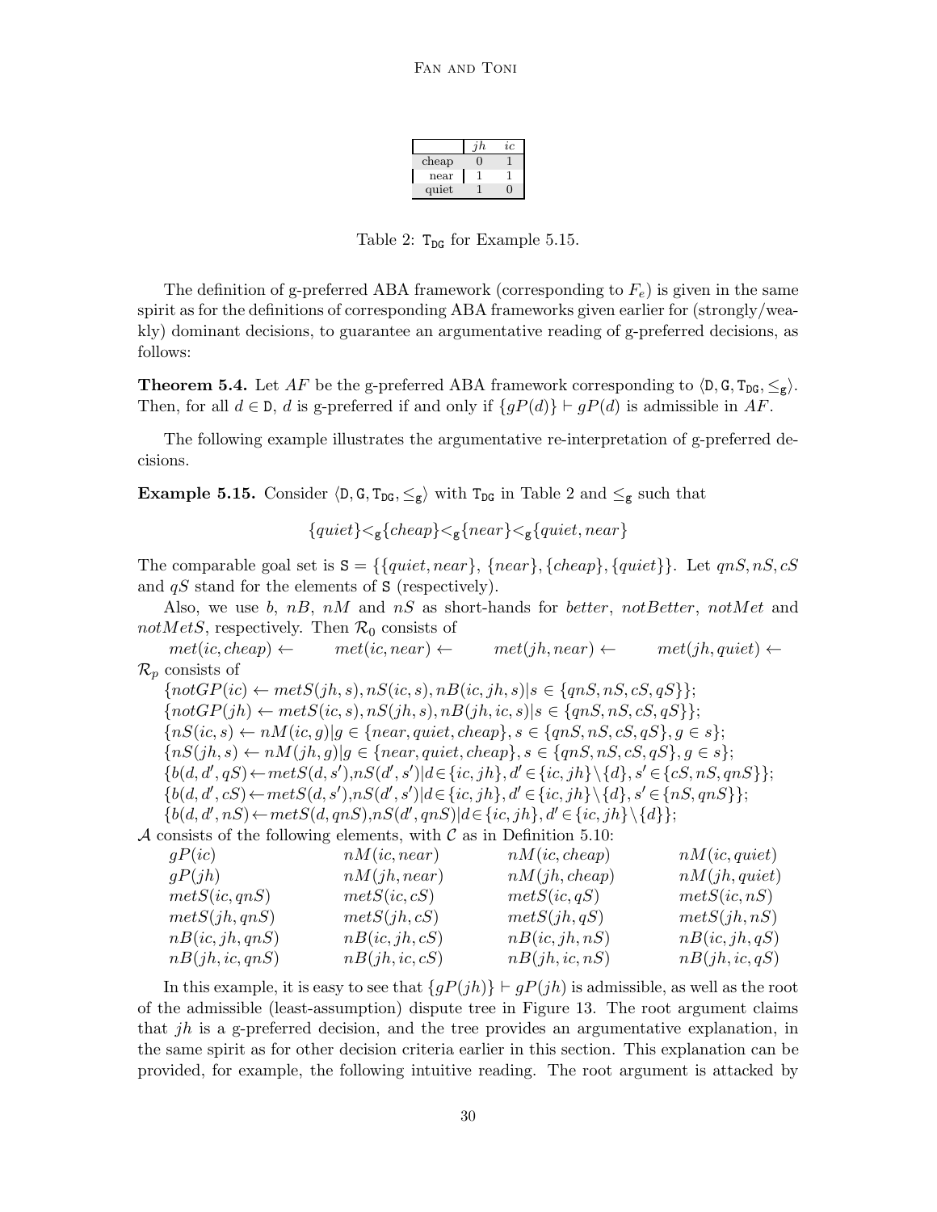|  | $jh$ | $ic$ |
|---|---|---|
| cheap | 0 | 1 |
| near | 1 | 1 |
| quiet | 1 | 0 |

Table 2: $\texttt{T}_{\texttt{DG}}$ for Example 5.15.

The definition of g-preferred ABA framework (corresponding to $F_e$) is given in the same spirit as for the definitions of corresponding ABA frameworks given earlier for (strongly/weakly) dominant decisions, to guarantee an argumentative reading of g-preferred decisions, as follows:

**Theorem 5.4.** Let $AF$ be the g-preferred ABA framework corresponding to $\langle \texttt{D}, \texttt{G}, \texttt{T}_{\texttt{DG}}, \leq_{\texttt{g}} \rangle$. Then, for all $d \in \texttt{D}$, $d$ is g-preferred if and only if $\{gP(d)\} \vdash gP(d)$ is admissible in $AF$.

The following example illustrates the argumentative re-interpretation of g-preferred decisions.

**Example 5.15.** Consider $\langle \texttt{D}, \texttt{G}, \texttt{T}_{\texttt{DG}}, \leq_{\texttt{g}} \rangle$ with $\texttt{T}_{\texttt{DG}}$ in Table 2 and $\leq_{\texttt{g}}$ such that

$$\{quiet\} <_{\texttt{g}} \{cheap\} <_{\texttt{g}} \{near\} <_{\texttt{g}} \{quiet, near\}$$

The comparable goal set is $\texttt{S} = \{\{quiet, near\}, \{near\}, \{cheap\}, \{quiet\}\}$. Let $qnS, nS, cS$ and $qS$ stand for the elements of $\texttt{S}$ (respectively).

Also, we use $b$, $nB$, $nM$ and $nS$ as short-hands for *better*, *notBetter*, *notMet* and *notMetS*, respectively. Then $\mathcal{R}_0$ consists of

$met(ic, cheap) \leftarrow \quad met(ic, near) \leftarrow \quad met(jh, near) \leftarrow \quad met(jh, quiet) \leftarrow$

$\mathcal{R}_p$ consists of

$\{notGP(ic) \leftarrow metS(jh, s), nS(ic, s), nB(ic, jh, s) | s \in \{qnS, nS, cS, qS\}\}$;
$\{notGP(jh) \leftarrow metS(ic, s), nS(jh, s), nB(jh, ic, s) | s \in \{qnS, nS, cS, qS\}\}$;
$\{nS(ic, s) \leftarrow nM(ic, g) | g \in \{near, quiet, cheap\}, s \in \{qnS, nS, cS, qS\}, g \in s\}$;
$\{nS(jh, s) \leftarrow nM(jh, g) | g \in \{near, quiet, cheap\}, s \in \{qnS, nS, cS, qS\}, g \in s\}$;
$\{b(d, d', qS) \leftarrow metS(d, s'), nS(d', s') | d \in \{ic, jh\}, d' \in \{ic, jh\} \setminus \{d\}, s' \in \{cS, nS, qnS\}\}$;
$\{b(d, d', cS) \leftarrow metS(d, s'), nS(d', s') | d \in \{ic, jh\}, d' \in \{ic, jh\} \setminus \{d\}, s' \in \{nS, qnS\}\}$;
$\{b(d, d', nS) \leftarrow metS(d, qnS), nS(d', qnS) | d \in \{ic, jh\}, d' \in \{ic, jh\} \setminus \{d\}\}$;

$\mathcal{A}$ consists of the following elements, with $\mathcal{C}$ as in Definition 5.10:

| | | | |
|---|---|---|---|
| $gP(ic)$ | $nM(ic, near)$ | $nM(ic, cheap)$ | $nM(ic, quiet)$ |
| $gP(jh)$ | $nM(jh, near)$ | $nM(jh, cheap)$ | $nM(jh, quiet)$ |
| $metS(ic, qnS)$ | $metS(ic, cS)$ | $metS(ic, qS)$ | $metS(ic, nS)$ |
| $metS(jh, qnS)$ | $metS(jh, cS)$ | $metS(jh, qS)$ | $metS(jh, nS)$ |
| $nB(ic, jh, qnS)$ | $nB(ic, jh, cS)$ | $nB(ic, jh, nS)$ | $nB(ic, jh, qS)$ |
| $nB(jh, ic, qnS)$ | $nB(jh, ic, cS)$ | $nB(jh, ic, nS)$ | $nB(jh, ic, qS)$ |

In this example, it is easy to see that $\{gP(jh)\} \vdash gP(jh)$ is admissible, as well as the root of the admissible (least-assumption) dispute tree in Figure 13. The root argument claims that $jh$ is a g-preferred decision, and the tree provides an argumentative explanation, in the same spirit as for other decision criteria earlier in this section. This explanation can be provided, for example, the following intuitive reading. The root argument is attacked by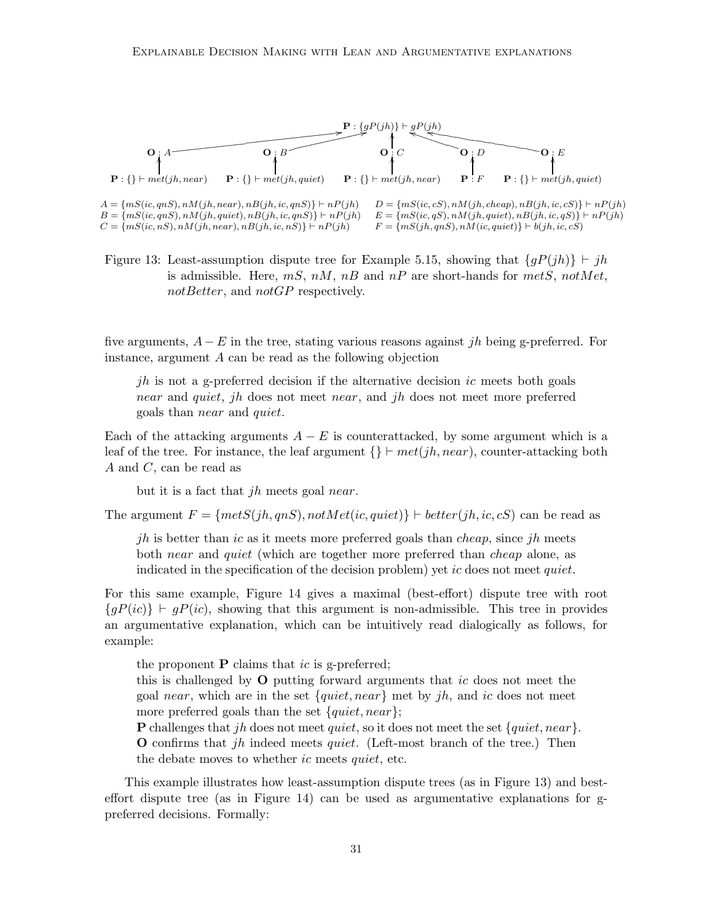$\mathbf{P} : \{gP(jh)\} \vdash gP(jh)$

$\mathbf{O} : A$ $\quad$ $\mathbf{O} : B$ $\quad$ $\mathbf{O} : C$ $\quad$ $\mathbf{O} : D$ $\quad$ $\mathbf{O} : E$

$\mathbf{P} : \{\} \vdash met(jh, near)$ $\quad$ $\mathbf{P} : \{\} \vdash met(jh, quiet)$ $\quad$ $\mathbf{P} : \{\} \vdash met(jh, near)$ $\quad$ $\mathbf{P} : F$ $\quad$ $\mathbf{P} : \{\} \vdash met(jh, quiet)$

$A = \{mS(ic, qnS), nM(jh, near), nB(jh, ic, qnS)\} \vdash nP(jh)$

$B = \{mS(ic, qnS), nM(jh, quiet), nB(jh, ic, qnS)\} \vdash nP(jh)$

$C = \{mS(ic, nS), nM(jh, near), nB(jh, ic, nS)\} \vdash nP(jh)$

$D = \{mS(ic, cS), nM(jh, cheap), nB(jh, ic, cS)\} \vdash nP(jh)$

$E = \{mS(ic, qS), nM(jh, quiet), nB(jh, ic, qS)\} \vdash nP(jh)$

$F = \{mS(jh, qnS), nM(ic, quiet)\} \vdash b(jh, ic, cS)$

Figure 13: Least-assumption dispute tree for Example 5.15, showing that $\{gP(jh)\} \vdash jh$ is admissible. Here, $mS$, $nM$, $nB$ and $nP$ are short-hands for $metS$, $notMet$, $notBetter$, and $notGP$ respectively.

five arguments, $A - E$ in the tree, stating various reasons against $jh$ being g-preferred. For instance, argument $A$ can be read as the following objection

> $jh$ is not a g-preferred decision if the alternative decision $ic$ meets both goals *near* and *quiet*, $jh$ does not meet *near*, and $jh$ does not meet more preferred goals than *near* and *quiet*.

Each of the attacking arguments $A - E$ is counterattacked, by some argument which is a leaf of the tree. For instance, the leaf argument $\{\} \vdash met(jh, near)$, counter-attacking both $A$ and $C$, can be read as

> but it is a fact that $jh$ meets goal *near*.

The argument $F = \{metS(jh, qnS), notMet(ic, quiet)\} \vdash better(jh, ic, cS)$ can be read as

> $jh$ is better than $ic$ as it meets more preferred goals than *cheap*, since $jh$ meets both *near* and *quiet* (which are together more preferred than *cheap* alone, as indicated in the specification of the decision problem) yet $ic$ does not meet *quiet*.

For this same example, Figure 14 gives a maximal (best-effort) dispute tree with root $\{gP(ic)\} \vdash gP(ic)$, showing that this argument is non-admissible. This tree in provides an argumentative explanation, which can be intuitively read dialogically as follows, for example:

> the proponent **P** claims that $ic$ is g-preferred;
> this is challenged by **O** putting forward arguments that $ic$ does not meet the goal *near*, which are in the set $\{quiet, near\}$ met by $jh$, and $ic$ does not meet more preferred goals than the set $\{quiet, near\}$;
> **P** challenges that $jh$ does not meet *quiet*, so it does not meet the set $\{quiet, near\}$.
> **O** confirms that $jh$ indeed meets *quiet*. (Left-most branch of the tree.) Then the debate moves to whether $ic$ meets *quiet*, etc.

This example illustrates how least-assumption dispute trees (as in Figure 13) and best-effort dispute tree (as in Figure 14) can be used as argumentative explanations for g-preferred decisions. Formally: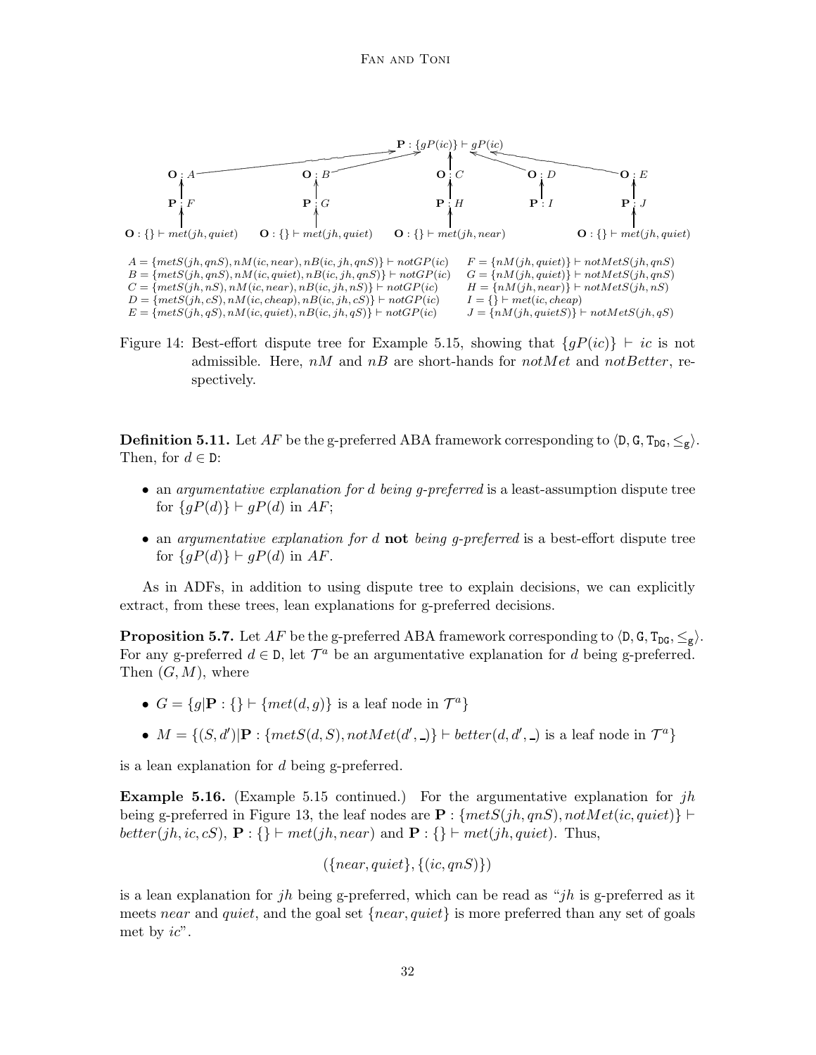$A = \{metS(jh, qnS), nM(ic, near), nB(ic, jh, qnS)\} \vdash notGP(ic)$
$B = \{metS(jh, qnS), nM(ic, quiet), nB(ic, jh, qnS)\} \vdash notGP(ic)$
$C = \{metS(jh, nS), nM(ic, near), nB(ic, jh, nS)\} \vdash notGP(ic)$
$D = \{metS(jh, cS), nM(ic, cheap), nB(ic, jh, cS)\} \vdash notGP(ic)$
$E = \{metS(jh, qS), nM(ic, quiet), nB(ic, jh, qS)\} \vdash notGP(ic)$
$F = \{nM(jh, quiet)\} \vdash notMetS(jh, qnS)$
$G = \{nM(jh, quiet)\} \vdash notMetS(jh, qnS)$
$H = \{nM(jh, near)\} \vdash notMetS(jh, nS)$
$I = \{\} \vdash met(ic, cheap)$
$J = \{nM(jh, quietS)\} \vdash notMetS(jh, qS)$

Figure 14: Best-effort dispute tree for Example 5.15, showing that $\{gP(ic)\} \vdash ic$ is not admissible. Here, $nM$ and $nB$ are short-hands for $notMet$ and $notBetter$, respectively.

**Definition 5.11.** Let $AF$ be the g-preferred ABA framework corresponding to $\langle \mathtt{D}, \mathtt{G}, \mathtt{T_{DG}}, \leq_{\mathtt{g}} \rangle$. Then, for $d \in \mathtt{D}$:

- an *argumentative explanation for $d$ being g-preferred* is a least-assumption dispute tree for $\{gP(d)\} \vdash gP(d)$ in $AF$;
- an *argumentative explanation for $d$ **not** being g-preferred* is a best-effort dispute tree for $\{gP(d)\} \vdash gP(d)$ in $AF$.

As in ADFs, in addition to using dispute tree to explain decisions, we can explicitly extract, from these trees, lean explanations for g-preferred decisions.

**Proposition 5.7.** Let $AF$ be the g-preferred ABA framework corresponding to $\langle \mathtt{D}, \mathtt{G}, \mathtt{T_{DG}}, \leq_{\mathtt{g}} \rangle$. For any g-preferred $d \in \mathtt{D}$, let $\mathcal{T}^a$ be an argumentative explanation for $d$ being g-preferred. Then $(G, M)$, where

- $G = \{g | \mathbf{P} : \{\} \vdash \{met(d, g)\}$ is a leaf node in $\mathcal{T}^a\}$
- $M = \{(S, d') | \mathbf{P} : \{metS(d, S), notMet(d', \_)\} \vdash better(d, d', \_)$ is a leaf node in $\mathcal{T}^a\}$

is a lean explanation for $d$ being g-preferred.

**Example 5.16.** (Example 5.15 continued.) For the argumentative explanation for $jh$ being g-preferred in Figure 13, the leaf nodes are $\mathbf{P} : \{metS(jh, qnS), notMet(ic, quiet)\} \vdash better(jh, ic, cS)$, $\mathbf{P} : \{\} \vdash met(jh, near)$ and $\mathbf{P} : \{\} \vdash met(jh, quiet)$. Thus,

$$(\{near, quiet\}, \{(ic, qnS)\})$$

is a lean explanation for $jh$ being g-preferred, which can be read as "$jh$ is g-preferred as it meets $near$ and $quiet$, and the goal set $\{near, quiet\}$ is more preferred than any set of goals met by $ic$".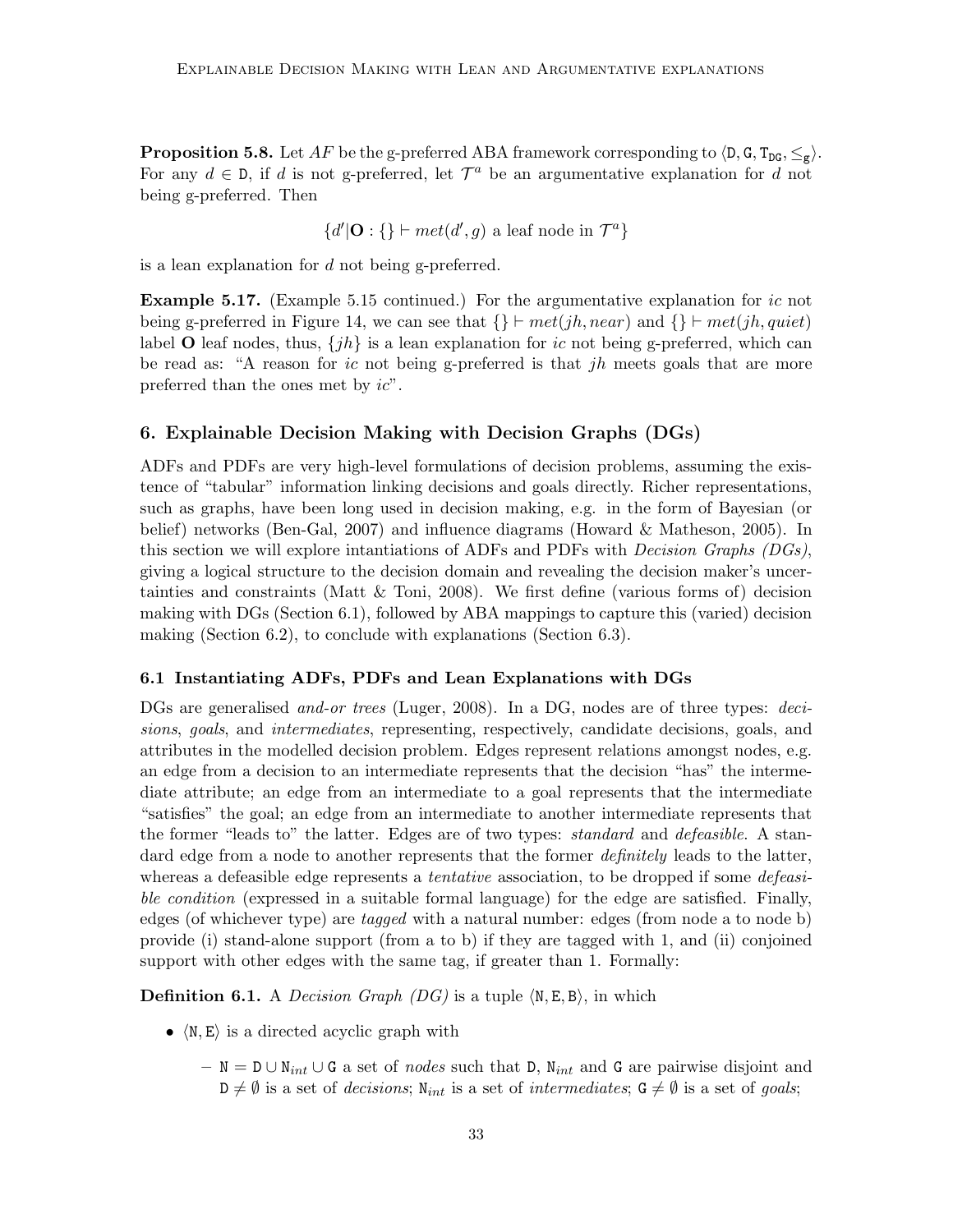**Proposition 5.8.** Let $AF$ be the g-preferred ABA framework corresponding to $\langle \mathtt{D}, \mathtt{G}, \mathtt{T}_{\mathtt{DG}}, \leq_{\mathtt{g}} \rangle$. For any $d \in \mathtt{D}$, if $d$ is not g-preferred, let $\mathcal{T}^a$ be an argumentative explanation for $d$ not being g-preferred. Then

$$\{d' | \mathbf{O} : \{\} \vdash met(d', g) \text{ a leaf node in } \mathcal{T}^a\}$$

is a lean explanation for $d$ not being g-preferred.

**Example 5.17.** (Example 5.15 continued.) For the argumentative explanation for $ic$ not being g-preferred in Figure 14, we can see that $\{\} \vdash met(jh, near)$ and $\{\} \vdash met(jh, quiet)$ label $\mathbf{O}$ leaf nodes, thus, $\{jh\}$ is a lean explanation for $ic$ not being g-preferred, which can be read as: "A reason for $ic$ not being g-preferred is that $jh$ meets goals that are more preferred than the ones met by $ic$".

## 6. Explainable Decision Making with Decision Graphs (DGs)

ADFs and PDFs are very high-level formulations of decision problems, assuming the existence of "tabular" information linking decisions and goals directly. Richer representations, such as graphs, have been long used in decision making, e.g. in the form of Bayesian (or belief) networks (Ben-Gal, 2007) and influence diagrams (Howard & Matheson, 2005). In this section we will explore intantiations of ADFs and PDFs with *Decision Graphs (DGs)*, giving a logical structure to the decision domain and revealing the decision maker's uncertainties and constraints (Matt & Toni, 2008). We first define (various forms of) decision making with DGs (Section 6.1), followed by ABA mappings to capture this (varied) decision making (Section 6.2), to conclude with explanations (Section 6.3).

### 6.1 Instantiating ADFs, PDFs and Lean Explanations with DGs

DGs are generalised *and-or trees* (Luger, 2008). In a DG, nodes are of three types: *decisions*, *goals*, and *intermediates*, representing, respectively, candidate decisions, goals, and attributes in the modelled decision problem. Edges represent relations amongst nodes, e.g. an edge from a decision to an intermediate represents that the decision "has" the intermediate attribute; an edge from an intermediate to a goal represents that the intermediate "satisfies" the goal; an edge from an intermediate to another intermediate represents that the former "leads to" the latter. Edges are of two types: *standard* and *defeasible*. A standard edge from a node to another represents that the former *definitely* leads to the latter, whereas a defeasible edge represents a *tentative* association, to be dropped if some *defeasible condition* (expressed in a suitable formal language) for the edge are satisfied. Finally, edges (of whichever type) are *tagged* with a natural number: edges (from node a to node b) provide (i) stand-alone support (from a to b) if they are tagged with 1, and (ii) conjoined support with other edges with the same tag, if greater than 1. Formally:

**Definition 6.1.** A *Decision Graph (DG)* is a tuple $\langle \mathtt{N}, \mathtt{E}, \mathtt{B} \rangle$, in which

- $\langle \mathtt{N}, \mathtt{E} \rangle$ is a directed acyclic graph with
  - $\mathtt{N} = \mathtt{D} \cup \mathtt{N}_{int} \cup \mathtt{G}$ a set of *nodes* such that $\mathtt{D}$, $\mathtt{N}_{int}$ and $\mathtt{G}$ are pairwise disjoint and $\mathtt{D} \neq \emptyset$ is a set of *decisions*; $\mathtt{N}_{int}$ is a set of *intermediates*; $\mathtt{G} \neq \emptyset$ is a set of *goals*;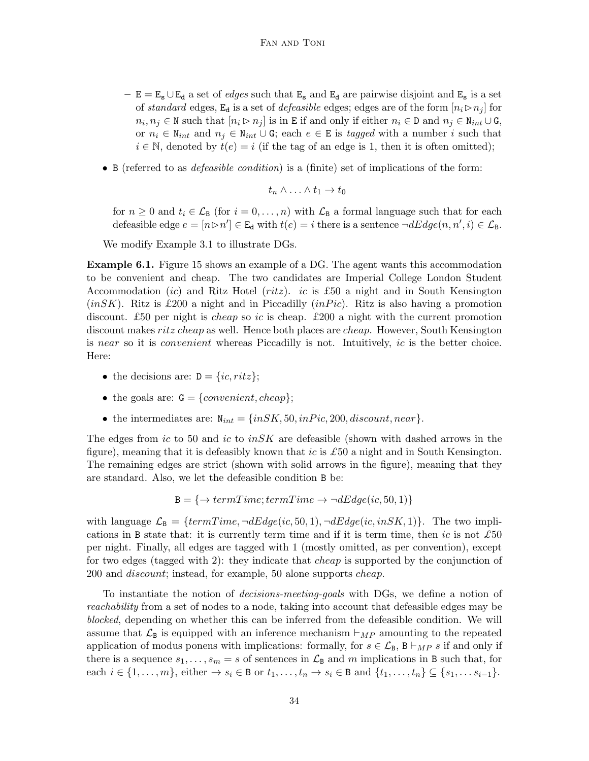- $\mathtt{E} = \mathtt{E_s} \cup \mathtt{E_d}$ a set of *edges* such that $\mathtt{E_s}$ and $\mathtt{E_d}$ are pairwise disjoint and $\mathtt{E_s}$ is a set of *standard* edges, $\mathtt{E_d}$ is a set of *defeasible* edges; edges are of the form $[n_i \rhd n_j]$ for $n_i, n_j \in \mathtt{N}$ such that $[n_i \rhd n_j]$ is in $\mathtt{E}$ if and only if either $n_i \in \mathtt{D}$ and $n_j \in \mathtt{N}_{int} \cup \mathtt{G}$, or $n_i \in \mathtt{N}_{int}$ and $n_j \in \mathtt{N}_{int} \cup \mathtt{G}$; each $e \in \mathtt{E}$ is *tagged* with a number $i$ such that $i \in \mathbb{N}$, denoted by $t(e) = i$ (if the tag of an edge is 1, then it is often omitted);

- $\mathtt{B}$ (referred to as *defeasible condition*) is a (finite) set of implications of the form:

$$t_n \wedge \ldots \wedge t_1 \rightarrow t_0$$

  for $n \geq 0$ and $t_i \in \mathcal{L}_\mathtt{B}$ (for $i = 0, \ldots, n$) with $\mathcal{L}_\mathtt{B}$ a formal language such that for each defeasible edge $e = [n \rhd n'] \in \mathtt{E_d}$ with $t(e) = i$ there is a sentence $\neg dEdge(n, n', i) \in \mathcal{L}_\mathtt{B}$.

We modify Example 3.1 to illustrate DGs.

**Example 6.1.** Figure 15 shows an example of a DG. The agent wants this accommodation to be convenient and cheap. The two candidates are Imperial College London Student Accommodation (*ic*) and Ritz Hotel (*ritz*). *ic* is £50 a night and in South Kensington (*inSK*). Ritz is £200 a night and in Piccadilly (*inPic*). Ritz is also having a promotion discount. £50 per night is *cheap* so *ic* is cheap. £200 a night with the current promotion discount makes *ritz cheap* as well. Hence both places are *cheap*. However, South Kensington is *near* so it is *convenient* whereas Piccadilly is not. Intuitively, *ic* is the better choice. Here:

- the decisions are: $\mathtt{D} = \{ic, ritz\}$;
- the goals are: $\mathtt{G} = \{convenient, cheap\}$;
- the intermediates are: $\mathtt{N}_{int} = \{inSK, 50, inPic, 200, discount, near\}$.

The edges from *ic* to 50 and *ic* to *inSK* are defeasible (shown with dashed arrows in the figure), meaning that it is defeasibly known that *ic* is £50 a night and in South Kensington. The remaining edges are strict (shown with solid arrows in the figure), meaning that they are standard. Also, we let the defeasible condition $\mathtt{B}$ be:

$$\mathtt{B} = \{\rightarrow termTime; termTime \rightarrow \neg dEdge(ic, 50, 1)\}$$

with language $\mathcal{L}_\mathtt{B} = \{termTime, \neg dEdge(ic, 50, 1), \neg dEdge(ic, inSK, 1)\}$. The two implications in $\mathtt{B}$ state that: it is currently term time and if it is term time, then *ic* is not £50 per night. Finally, all edges are tagged with 1 (mostly omitted, as per convention), except for two edges (tagged with 2): they indicate that *cheap* is supported by the conjunction of 200 and *discount*; instead, for example, 50 alone supports *cheap*.

To instantiate the notion of *decisions-meeting-goals* with DGs, we define a notion of *reachability* from a set of nodes to a node, taking into account that defeasible edges may be *blocked*, depending on whether this can be inferred from the defeasible condition. We will assume that $\mathcal{L}_\mathtt{B}$ is equipped with an inference mechanism $\vdash_{MP}$ amounting to the repeated application of modus ponens with implications: formally, for $s \in \mathcal{L}_\mathtt{B}$, $\mathtt{B} \vdash_{MP} s$ if and only if there is a sequence $s_1, \ldots, s_m = s$ of sentences in $\mathcal{L}_\mathtt{B}$ and $m$ implications in $\mathtt{B}$ such that, for each $i \in \{1, \ldots, m\}$, either $\rightarrow s_i \in \mathtt{B}$ or $t_1, \ldots, t_n \rightarrow s_i \in \mathtt{B}$ and $\{t_1, \ldots, t_n\} \subseteq \{s_1, \ldots s_{i-1}\}$.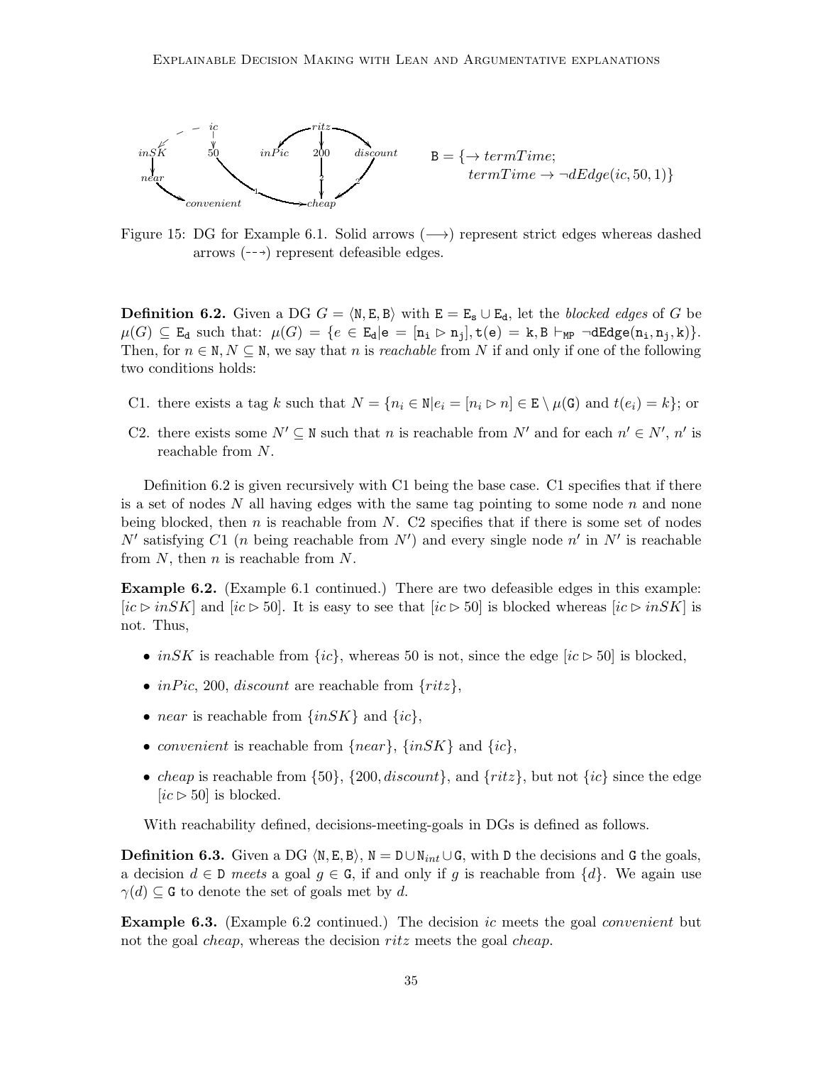$$\mathtt{B} = \{\rightarrow termTime; \; termTime \rightarrow \neg dEdge(ic, 50, 1)\}$$

Figure 15: DG for Example 6.1. Solid arrows ($\longrightarrow$) represent strict edges whereas dashed arrows ($\dashrightarrow$) represent defeasible edges.

**Definition 6.2.** Given a DG $G = \langle \mathtt{N}, \mathtt{E}, \mathtt{B} \rangle$ with $\mathtt{E} = \mathtt{E_s} \cup \mathtt{E_d}$, let the *blocked edges* of $G$ be $\mu(G) \subseteq \mathtt{E_d}$ such that: $\mu(G) = \{\mathtt{e} \in \mathtt{E_d} | \mathtt{e} = [\mathtt{n_i} \rhd \mathtt{n_j}], \mathtt{t(e)} = \mathtt{k}, \mathtt{B} \vdash_{\mathtt{MP}} \neg \mathtt{dEdge}(\mathtt{n_i}, \mathtt{n_j}, \mathtt{k})\}$. Then, for $n \in \mathtt{N}, N \subseteq \mathtt{N}$, we say that $n$ is *reachable* from $N$ if and only if one of the following two conditions holds:

C1. there exists a tag $k$ such that $N = \{n_i \in \mathtt{N} | e_i = [n_i \rhd n] \in \mathtt{E} \setminus \mu(\mathtt{G})$ and $t(e_i) = k\}$; or

C2. there exists some $N' \subseteq \mathtt{N}$ such that $n$ is reachable from $N'$ and for each $n' \in N'$, $n'$ is reachable from $N$.

Definition 6.2 is given recursively with C1 being the base case. C1 specifies that if there is a set of nodes $N$ all having edges with the same tag pointing to some node $n$ and none being blocked, then $n$ is reachable from $N$. C2 specifies that if there is some set of nodes $N'$ satisfying $C1$ ($n$ being reachable from $N'$) and every single node $n'$ in $N'$ is reachable from $N$, then $n$ is reachable from $N$.

**Example 6.2.** (Example 6.1 continued.) There are two defeasible edges in this example: $[ic \rhd inSK]$ and $[ic \rhd 50]$. It is easy to see that $[ic \rhd 50]$ is blocked whereas $[ic \rhd inSK]$ is not. Thus,

- $inSK$ is reachable from $\{ic\}$, whereas 50 is not, since the edge $[ic \rhd 50]$ is blocked,
- $inPic$, 200, $discount$ are reachable from $\{ritz\}$,
- $near$ is reachable from $\{inSK\}$ and $\{ic\}$,
- $convenient$ is reachable from $\{near\}$, $\{inSK\}$ and $\{ic\}$,
- $cheap$ is reachable from $\{50\}$, $\{200, discount\}$, and $\{ritz\}$, but not $\{ic\}$ since the edge $[ic \rhd 50]$ is blocked.

With reachability defined, decisions-meeting-goals in DGs is defined as follows.

**Definition 6.3.** Given a DG $\langle \mathtt{N}, \mathtt{E}, \mathtt{B} \rangle$, $\mathtt{N} = \mathtt{D} \cup \mathtt{N}_{int} \cup \mathtt{G}$, with $\mathtt{D}$ the decisions and $\mathtt{G}$ the goals, a decision $d \in \mathtt{D}$ *meets* a goal $g \in \mathtt{G}$, if and only if $g$ is reachable from $\{d\}$. We again use $\gamma(d) \subseteq \mathtt{G}$ to denote the set of goals met by $d$.

**Example 6.3.** (Example 6.2 continued.) The decision $ic$ meets the goal $convenient$ but not the goal $cheap$, whereas the decision $ritz$ meets the goal $cheap$.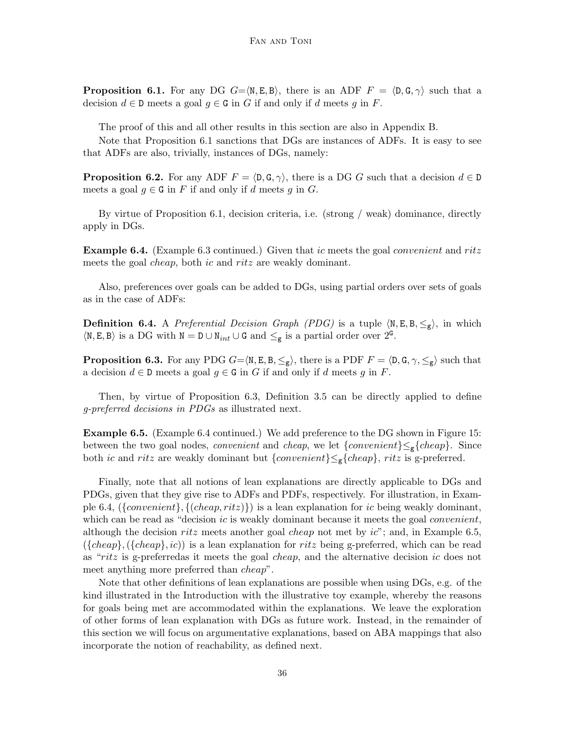**Proposition 6.1.** For any DG $G{=}\langle \mathtt{N}, \mathtt{E}, \mathtt{B}\rangle$, there is an ADF $F = \langle \mathtt{D}, \mathtt{G}, \gamma\rangle$ such that a decision $d \in \mathtt{D}$ meets a goal $g \in \mathtt{G}$ in $G$ if and only if $d$ meets $g$ in $F$.

The proof of this and all other results in this section are also in Appendix B.

Note that Proposition 6.1 sanctions that DGs are instances of ADFs. It is easy to see that ADFs are also, trivially, instances of DGs, namely:

**Proposition 6.2.** For any ADF $F = \langle \mathtt{D}, \mathtt{G}, \gamma\rangle$, there is a DG $G$ such that a decision $d \in \mathtt{D}$ meets a goal $g \in \mathtt{G}$ in $F$ if and only if $d$ meets $g$ in $G$.

By virtue of Proposition 6.1, decision criteria, i.e. (strong / weak) dominance, directly apply in DGs.

**Example 6.4.** (Example 6.3 continued.) Given that *ic* meets the goal *convenient* and *ritz* meets the goal *cheap*, both *ic* and *ritz* are weakly dominant.

Also, preferences over goals can be added to DGs, using partial orders over sets of goals as in the case of ADFs:

**Definition 6.4.** A *Preferential Decision Graph (PDG)* is a tuple $\langle \mathtt{N}, \mathtt{E}, \mathtt{B}, \leq_{\mathtt{g}}\rangle$, in which $\langle \mathtt{N}, \mathtt{E}, \mathtt{B}\rangle$ is a DG with $\mathtt{N} = \mathtt{D} \cup \mathtt{N}_{int} \cup \mathtt{G}$ and $\leq_{\mathtt{g}}$ is a partial order over $2^{\mathtt{G}}$.

**Proposition 6.3.** For any PDG $G{=}\langle \mathtt{N}, \mathtt{E}, \mathtt{B}, \leq_{\mathtt{g}}\rangle$, there is a PDF $F = \langle \mathtt{D}, \mathtt{G}, \gamma, \leq_{\mathtt{g}}\rangle$ such that a decision $d \in \mathtt{D}$ meets a goal $g \in \mathtt{G}$ in $G$ if and only if $d$ meets $g$ in $F$.

Then, by virtue of Proposition 6.3, Definition 3.5 can be directly applied to define *g-preferred decisions in PDGs* as illustrated next.

**Example 6.5.** (Example 6.4 continued.) We add preference to the DG shown in Figure 15: between the two goal nodes, *convenient* and *cheap*, we let $\{convenient\} {\leq_{\mathtt{g}}} \{cheap\}$. Since both *ic* and *ritz* are weakly dominant but $\{convenient\} {\leq_{\mathtt{g}}} \{cheap\}$, *ritz* is g-preferred.

Finally, note that all notions of lean explanations are directly applicable to DGs and PDGs, given that they give rise to ADFs and PDFs, respectively. For illustration, in Example 6.4, $(\{convenient\}, \{(cheap, ritz)\})$ is a lean explanation for *ic* being weakly dominant, which can be read as "decision *ic* is weakly dominant because it meets the goal *convenient*, although the decision *ritz* meets another goal *cheap* not met by *ic*"; and, in Example 6.5, $(\{cheap\}, (\{cheap\}, ic))$ is a lean explanation for *ritz* being g-preferred, which can be read as "*ritz* is g-preferredas it meets the goal *cheap*, and the alternative decision *ic* does not meet anything more preferred than *cheap*".

Note that other definitions of lean explanations are possible when using DGs, e.g. of the kind illustrated in the Introduction with the illustrative toy example, whereby the reasons for goals being met are accommodated within the explanations. We leave the exploration of other forms of lean explanation with DGs as future work. Instead, in the remainder of this section we will focus on argumentative explanations, based on ABA mappings that also incorporate the notion of reachability, as defined next.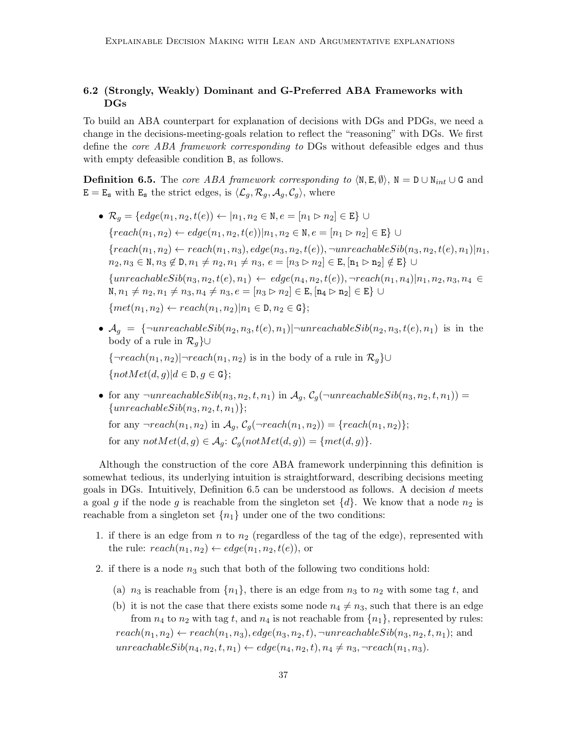## 6.2 (Strongly, Weakly) Dominant and G-Preferred ABA Frameworks with DGs

To build an ABA counterpart for explanation of decisions with DGs and PDGs, we need a change in the decisions-meeting-goals relation to reflect the "reasoning" with DGs. We first define the *core ABA framework corresponding to* DGs without defeasible edges and thus with empty defeasible condition $\mathtt{B}$, as follows.

**Definition 6.5.** The *core ABA framework corresponding to* $\langle \mathtt{N}, \mathtt{E}, \emptyset \rangle$, $\mathtt{N} = \mathtt{D} \cup \mathtt{N}_{int} \cup \mathtt{G}$ and $\mathtt{E} = \mathtt{E_s}$ with $\mathtt{E_s}$ the strict edges, is $\langle \mathcal{L}_g, \mathcal{R}_g, \mathcal{A}_g, \mathcal{C}_g \rangle$, where

- $\mathcal{R}_g = \{edge(n_1, n_2, t(e)) \leftarrow | n_1, n_2 \in \mathtt{N}, e = [n_1 \rhd n_2] \in \mathtt{E}\} \cup$
  $\{reach(n_1, n_2) \leftarrow edge(n_1, n_2, t(e)) | n_1, n_2 \in \mathtt{N}, e = [n_1 \rhd n_2] \in \mathtt{E}\} \cup$
  $\{reach(n_1, n_2) \leftarrow reach(n_1, n_3), edge(n_3, n_2, t(e)), \neg unreachableSib(n_3, n_2, t(e), n_1) | n_1, n_2, n_3 \in \mathtt{N}, n_3 \notin \mathtt{D}, n_1 \neq n_2, n_1 \neq n_3,\ e = [n_3 \rhd n_2] \in \mathtt{E}, [\mathtt{n_1} \rhd \mathtt{n_2}] \notin \mathtt{E}\} \cup$
  $\{unreachableSib(n_3, n_2, t(e), n_1) \leftarrow edge(n_4, n_2, t(e)), \neg reach(n_1, n_4) | n_1, n_2, n_3, n_4 \in \mathtt{N}, n_1 \neq n_2, n_1 \neq n_3, n_4 \neq n_3, e = [n_3 \rhd n_2] \in \mathtt{E}, [\mathtt{n_4} \rhd \mathtt{n_2}] \in \mathtt{E}\} \cup$
  $\{met(n_1, n_2) \leftarrow reach(n_1, n_2) | n_1 \in \mathtt{D}, n_2 \in \mathtt{G}\}$;
- $\mathcal{A}_g = \{\neg unreachableSib(n_2, n_3, t(e), n_1) | \neg unreachableSib(n_2, n_3, t(e), n_1)$ is in the body of a rule in $\mathcal{R}_g\} \cup$
  $\{\neg reach(n_1, n_2) | \neg reach(n_1, n_2)$ is in the body of a rule in $\mathcal{R}_g\} \cup$
  $\{notMet(d, g) | d \in \mathtt{D}, g \in \mathtt{G}\}$;
- for any $\neg unreachableSib(n_3, n_2, t, n_1)$ in $\mathcal{A}_g$, $\mathcal{C}_g(\neg unreachableSib(n_3, n_2, t, n_1)) = \{unreachableSib(n_3, n_2, t, n_1)\}$;
  for any $\neg reach(n_1, n_2)$ in $\mathcal{A}_g$, $\mathcal{C}_g(\neg reach(n_1, n_2)) = \{reach(n_1, n_2)\}$;
  for any $notMet(d, g) \in \mathcal{A}_g$: $\mathcal{C}_g(notMet(d, g)) = \{met(d, g)\}$.

Although the construction of the core ABA framework underpinning this definition is somewhat tedious, its underlying intuition is straightforward, describing decisions meeting goals in DGs. Intuitively, Definition 6.5 can be understood as follows. A decision $d$ meets a goal $g$ if the node $g$ is reachable from the singleton set $\{d\}$. We know that a node $n_2$ is reachable from a singleton set $\{n_1\}$ under one of the two conditions:

1. if there is an edge from $n$ to $n_2$ (regardless of the tag of the edge), represented with the rule: $reach(n_1, n_2) \leftarrow edge(n_1, n_2, t(e))$, or
2. if there is a node $n_3$ such that both of the following two conditions hold:
   (a) $n_3$ is reachable from $\{n_1\}$, there is an edge from $n_3$ to $n_2$ with some tag $t$, and
   (b) it is not the case that there exists some node $n_4 \neq n_3$, such that there is an edge from $n_4$ to $n_2$ with tag $t$, and $n_4$ is not reachable from $\{n_1\}$, represented by rules:
   $reach(n_1, n_2) \leftarrow reach(n_1, n_3), edge(n_3, n_2, t), \neg unreachableSib(n_3, n_2, t, n_1)$; and
   $unreachableSib(n_4, n_2, t, n_1) \leftarrow edge(n_4, n_2, t), n_4 \neq n_3, \neg reach(n_1, n_3)$.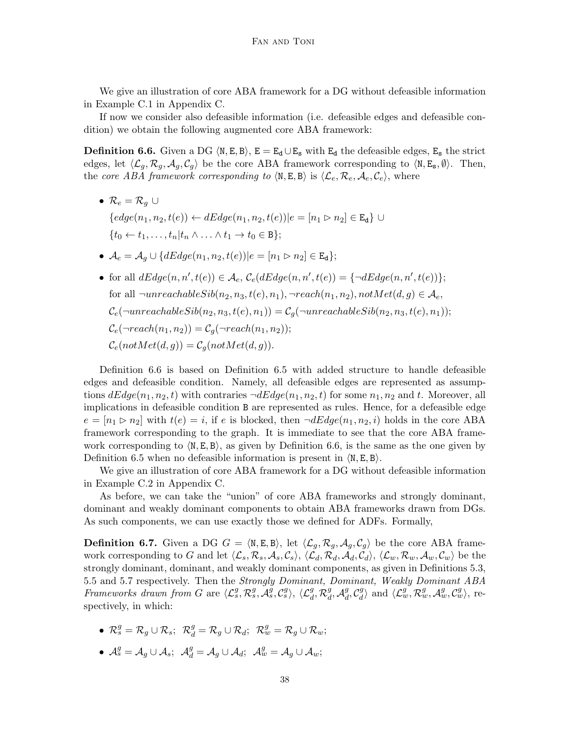We give an illustration of core ABA framework for a DG without defeasible information in Example C.1 in Appendix C.

If now we consider also defeasible information (i.e. defeasible edges and defeasible condition) we obtain the following augmented core ABA framework:

**Definition 6.6.** Given a DG $\langle \mathtt{N}, \mathtt{E}, \mathtt{B} \rangle$, $\mathtt{E} = \mathtt{E_d} \cup \mathtt{E_s}$ with $\mathtt{E_d}$ the defeasible edges, $\mathtt{E_s}$ the strict edges, let $\langle \mathcal{L}_g, \mathcal{R}_g, \mathcal{A}_g, \mathcal{C}_g \rangle$ be the core ABA framework corresponding to $\langle \mathtt{N}, \mathtt{E_s}, \emptyset \rangle$. Then, the *core ABA framework corresponding to* $\langle \mathtt{N}, \mathtt{E}, \mathtt{B} \rangle$ is $\langle \mathcal{L}_e, \mathcal{R}_e, \mathcal{A}_e, \mathcal{C}_e \rangle$, where

- $\mathcal{R}_e = \mathcal{R}_g \cup$
  $\{edge(n_1, n_2, t(e)) \leftarrow dEdge(n_1, n_2, t(e)) | e = [n_1 \rhd n_2] \in \mathtt{E_d}\} \cup$
  $\{t_0 \leftarrow t_1, \ldots, t_n | t_n \wedge \ldots \wedge t_1 \rightarrow t_0 \in \mathtt{B}\}$;
- $\mathcal{A}_e = \mathcal{A}_g \cup \{dEdge(n_1, n_2, t(e)) | e = [n_1 \rhd n_2] \in \mathtt{E_d}\}$;
- for all $dEdge(n, n', t(e)) \in \mathcal{A}_e$, $\mathcal{C}_e(dEdge(n, n', t(e)) = \{\neg dEdge(n, n', t(e))\}$;
  for all $\neg unreachableSib(n_2, n_3, t(e), n_1), \neg reach(n_1, n_2), notMet(d, g) \in \mathcal{A}_e$,
  $\mathcal{C}_e(\neg unreachableSib(n_2, n_3, t(e), n_1)) = \mathcal{C}_g(\neg unreachableSib(n_2, n_3, t(e), n_1))$;
  $\mathcal{C}_e(\neg reach(n_1, n_2)) = \mathcal{C}_g(\neg reach(n_1, n_2))$;
  $\mathcal{C}_e(notMet(d, g)) = \mathcal{C}_g(notMet(d, g))$.

Definition 6.6 is based on Definition 6.5 with added structure to handle defeasible edges and defeasible condition. Namely, all defeasible edges are represented as assumptions $dEdge(n_1, n_2, t)$ with contraries $\neg dEdge(n_1, n_2, t)$ for some $n_1, n_2$ and $t$. Moreover, all implications in defeasible condition $\mathtt{B}$ are represented as rules. Hence, for a defeasible edge $e = [n_1 \rhd n_2]$ with $t(e) = i$, if $e$ is blocked, then $\neg dEdge(n_1, n_2, i)$ holds in the core ABA framework corresponding to the graph. It is immediate to see that the core ABA framework corresponding to $\langle \mathtt{N}, \mathtt{E}, \mathtt{B} \rangle$, as given by Definition 6.6, is the same as the one given by Definition 6.5 when no defeasible information is present in $\langle \mathtt{N}, \mathtt{E}, \mathtt{B} \rangle$.

We give an illustration of core ABA framework for a DG without defeasible information in Example C.2 in Appendix C.

As before, we can take the "union" of core ABA frameworks and strongly dominant, dominant and weakly dominant components to obtain ABA frameworks drawn from DGs. As such components, we can use exactly those we defined for ADFs. Formally,

**Definition 6.7.** Given a DG $G = \langle \mathtt{N}, \mathtt{E}, \mathtt{B} \rangle$, let $\langle \mathcal{L}_g, \mathcal{R}_g, \mathcal{A}_g, \mathcal{C}_g \rangle$ be the core ABA framework corresponding to $G$ and let $\langle \mathcal{L}_s, \mathcal{R}_s, \mathcal{A}_s, \mathcal{C}_s \rangle$, $\langle \mathcal{L}_d, \mathcal{R}_d, \mathcal{A}_d, \mathcal{C}_d \rangle$, $\langle \mathcal{L}_w, \mathcal{R}_w, \mathcal{A}_w, \mathcal{C}_w \rangle$ be the strongly dominant, dominant, and weakly dominant components, as given in Definitions 5.3, 5.5 and 5.7 respectively. Then the *Strongly Dominant, Dominant, Weakly Dominant ABA Frameworks drawn from G* are $\langle \mathcal{L}^g_s, \mathcal{R}^g_s, \mathcal{A}^g_s, \mathcal{C}^g_s \rangle$, $\langle \mathcal{L}^g_d, \mathcal{R}^g_d, \mathcal{A}^g_d, \mathcal{C}^g_d \rangle$ and $\langle \mathcal{L}^g_w, \mathcal{R}^g_w, \mathcal{A}^g_w, \mathcal{C}^g_w \rangle$, respectively, in which:

- $\mathcal{R}^g_s = \mathcal{R}_g \cup \mathcal{R}_s$; $\mathcal{R}^g_d = \mathcal{R}_g \cup \mathcal{R}_d$; $\mathcal{R}^g_w = \mathcal{R}_g \cup \mathcal{R}_w$;
- $\mathcal{A}^g_s = \mathcal{A}_g \cup \mathcal{A}_s$; $\mathcal{A}^g_d = \mathcal{A}_g \cup \mathcal{A}_d$; $\mathcal{A}^g_w = \mathcal{A}_g \cup \mathcal{A}_w$;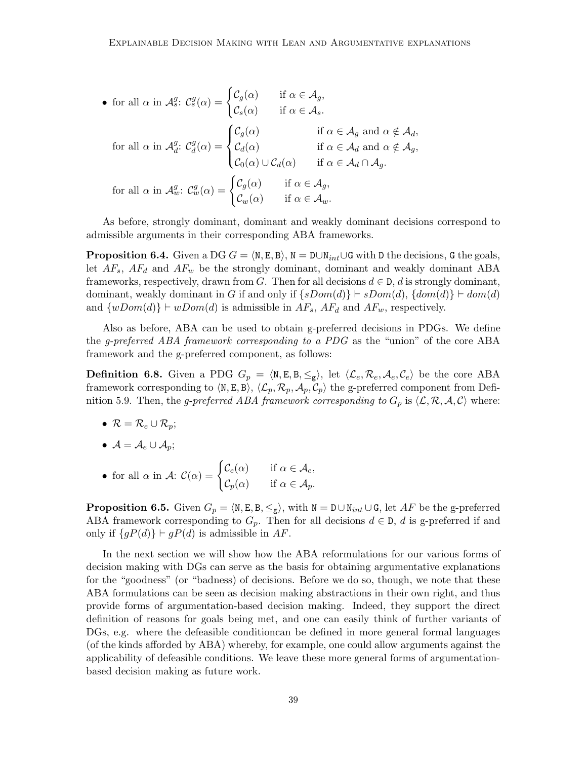- for all $\alpha$ in $\mathcal{A}^g_s$: $\mathcal{C}^g_s(\alpha) = \begin{cases} \mathcal{C}_g(\alpha) & \text{if } \alpha \in \mathcal{A}_g, \\ \mathcal{C}_s(\alpha) & \text{if } \alpha \in \mathcal{A}_s. \end{cases}$

  for all $\alpha$ in $\mathcal{A}^g_d$: $\mathcal{C}^g_d(\alpha) = \begin{cases} \mathcal{C}_g(\alpha) & \text{if } \alpha \in \mathcal{A}_g \text{ and } \alpha \notin \mathcal{A}_d, \\ \mathcal{C}_d(\alpha) & \text{if } \alpha \in \mathcal{A}_d \text{ and } \alpha \notin \mathcal{A}_g, \\ \mathcal{C}_0(\alpha) \cup \mathcal{C}_d(\alpha) & \text{if } \alpha \in \mathcal{A}_d \cap \mathcal{A}_g. \end{cases}$

  for all $\alpha$ in $\mathcal{A}^g_w$: $\mathcal{C}^g_w(\alpha) = \begin{cases} \mathcal{C}_g(\alpha) & \text{if } \alpha \in \mathcal{A}_g, \\ \mathcal{C}_w(\alpha) & \text{if } \alpha \in \mathcal{A}_w. \end{cases}$

As before, strongly dominant, dominant and weakly dominant decisions correspond to admissible arguments in their corresponding ABA frameworks.

**Proposition 6.4.** Given a DG $G = \langle \mathtt{N}, \mathtt{E}, \mathtt{B} \rangle$, $\mathtt{N} = \mathtt{D} \cup \mathtt{N}_{int} \cup \mathtt{G}$ with $\mathtt{D}$ the decisions, $\mathtt{G}$ the goals, let $AF_s$, $AF_d$ and $AF_w$ be the strongly dominant, dominant and weakly dominant ABA frameworks, respectively, drawn from $G$. Then for all decisions $d \in \mathtt{D}$, $d$ is strongly dominant, dominant, weakly dominant in $G$ if and only if $\{sDom(d)\} \vdash sDom(d)$, $\{dom(d)\} \vdash dom(d)$ and $\{wDom(d)\} \vdash wDom(d)$ is admissible in $AF_s$, $AF_d$ and $AF_w$, respectively.

Also as before, ABA can be used to obtain g-preferred decisions in PDGs. We define the *g-preferred ABA framework corresponding to a PDG* as the "union" of the core ABA framework and the g-preferred component, as follows:

**Definition 6.8.** Given a PDG $G_p = \langle \mathtt{N}, \mathtt{E}, \mathtt{B}, \leq_{\mathtt{g}} \rangle$, let $\langle \mathcal{L}_e, \mathcal{R}_e, \mathcal{A}_e, \mathcal{C}_e \rangle$ be the core ABA framework corresponding to $\langle \mathtt{N}, \mathtt{E}, \mathtt{B} \rangle$, $\langle \mathcal{L}_p, \mathcal{R}_p, \mathcal{A}_p, \mathcal{C}_p \rangle$ the g-preferred component from Definition 5.9. Then, the *g-preferred ABA framework corresponding to $G_p$* is $\langle \mathcal{L}, \mathcal{R}, \mathcal{A}, \mathcal{C} \rangle$ where:

- $\mathcal{R} = \mathcal{R}_e \cup \mathcal{R}_p$;
- $\mathcal{A} = \mathcal{A}_e \cup \mathcal{A}_p$;
- for all $\alpha$ in $\mathcal{A}$: $\mathcal{C}(\alpha) = \begin{cases} \mathcal{C}_e(\alpha) & \text{if } \alpha \in \mathcal{A}_e, \\ \mathcal{C}_p(\alpha) & \text{if } \alpha \in \mathcal{A}_p. \end{cases}$

**Proposition 6.5.** Given $G_p = \langle \mathtt{N}, \mathtt{E}, \mathtt{B}, \leq_{\mathtt{g}} \rangle$, with $\mathtt{N} = \mathtt{D} \cup \mathtt{N}_{int} \cup \mathtt{G}$, let $AF$ be the g-preferred ABA framework corresponding to $G_p$. Then for all decisions $d \in \mathtt{D}$, $d$ is g-preferred if and only if $\{gP(d)\} \vdash gP(d)$ is admissible in $AF$.

In the next section we will show how the ABA reformulations for our various forms of decision making with DGs can serve as the basis for obtaining argumentative explanations for the "goodness" (or "badness) of decisions. Before we do so, though, we note that these ABA formulations can be seen as decision making abstractions in their own right, and thus provide forms of argumentation-based decision making. Indeed, they support the direct definition of reasons for goals being met, and one can easily think of further variants of DGs, e.g. where the defeasible conditioncan be defined in more general formal languages (of the kinds afforded by ABA) whereby, for example, one could allow arguments against the applicability of defeasible conditions. We leave these more general forms of argumentation-based decision making as future work.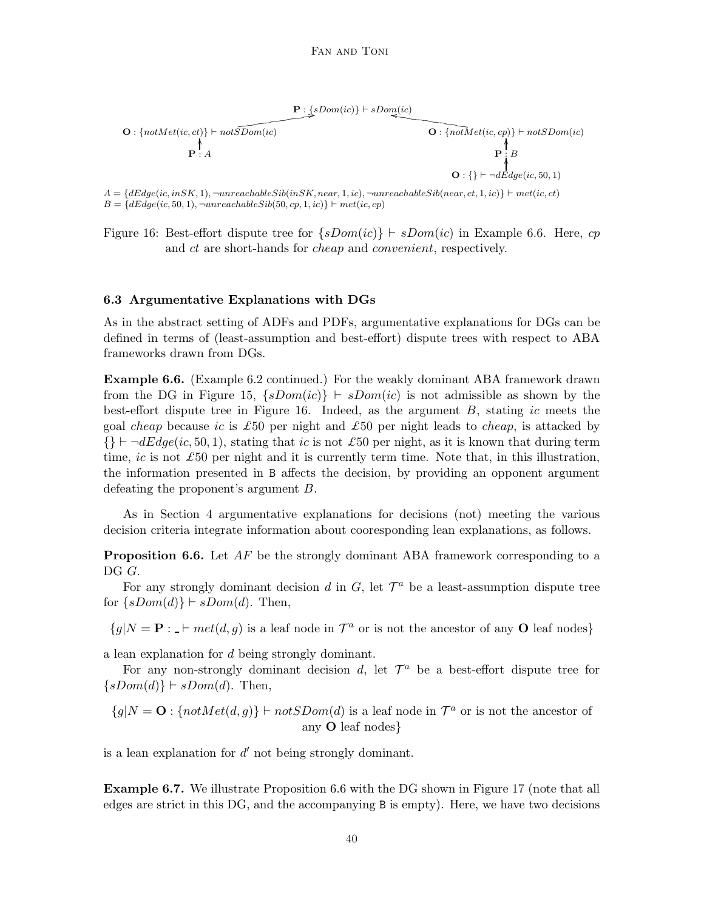$\mathbf{P} : \{sDom(ic)\} \vdash sDom(ic)$

$\mathbf{O} : \{notMet(ic, ct)\} \vdash notSDom(ic)$ — $\mathbf{P} : A$

$\mathbf{O} : \{notMet(ic, cp)\} \vdash notSDom(ic)$ — $\mathbf{P} : B$ — $\mathbf{O} : \{\} \vdash \neg dEdge(ic, 50, 1)$

$A = \{dEdge(ic, inSK, 1), \neg unreachableSib(inSK, near, 1, ic), \neg unreachableSib(near, ct, 1, ic)\} \vdash met(ic, ct)$
$B = \{dEdge(ic, 50, 1), \neg unreachableSib(50, cp, 1, ic)\} \vdash met(ic, cp)$

Figure 16: Best-effort dispute tree for $\{sDom(ic)\} \vdash sDom(ic)$ in Example 6.6. Here, *cp* and *ct* are short-hands for *cheap* and *convenient*, respectively.

### 6.3 Argumentative Explanations with DGs

As in the abstract setting of ADFs and PDFs, argumentative explanations for DGs can be defined in terms of (least-assumption and best-effort) dispute trees with respect to ABA frameworks drawn from DGs.

**Example 6.6.** (Example 6.2 continued.) For the weakly dominant ABA framework drawn from the DG in Figure 15, $\{sDom(ic)\} \vdash sDom(ic)$ is not admissible as shown by the best-effort dispute tree in Figure 16. Indeed, as the argument $B$, stating *ic* meets the goal *cheap* because *ic* is £50 per night and £50 per night leads to *cheap*, is attacked by $\{\} \vdash \neg dEdge(ic, 50, 1)$, stating that *ic* is not £50 per night, as it is known that during term time, *ic* is not £50 per night and it is currently term time. Note that, in this illustration, the information presented in B affects the decision, by providing an opponent argument defeating the proponent's argument $B$.

As in Section 4 argumentative explanations for decisions (not) meeting the various decision criteria integrate information about cooresponding lean explanations, as follows.

**Proposition 6.6.** Let $AF$ be the strongly dominant ABA framework corresponding to a DG $G$.

For any strongly dominant decision $d$ in $G$, let $\mathcal{T}^a$ be a least-assumption dispute tree for $\{sDom(d)\} \vdash sDom(d)$. Then,

$$\{g | N = \mathbf{P} : \_ \vdash met(d, g) \text{ is a leaf node in } \mathcal{T}^a \text{ or is not the ancestor of any } \mathbf{O} \text{ leaf nodes}\}$$

a lean explanation for $d$ being strongly dominant.

For any non-strongly dominant decision $d$, let $\mathcal{T}^a$ be a best-effort dispute tree for $\{sDom(d)\} \vdash sDom(d)$. Then,

$$\{g | N = \mathbf{O} : \{notMet(d, g)\} \vdash notSDom(d) \text{ is a leaf node in } \mathcal{T}^a \text{ or is not the ancestor of any } \mathbf{O} \text{ leaf nodes}\}$$

is a lean explanation for $d'$ not being strongly dominant.

**Example 6.7.** We illustrate Proposition 6.6 with the DG shown in Figure 17 (note that all edges are strict in this DG, and the accompanying B is empty). Here, we have two decisions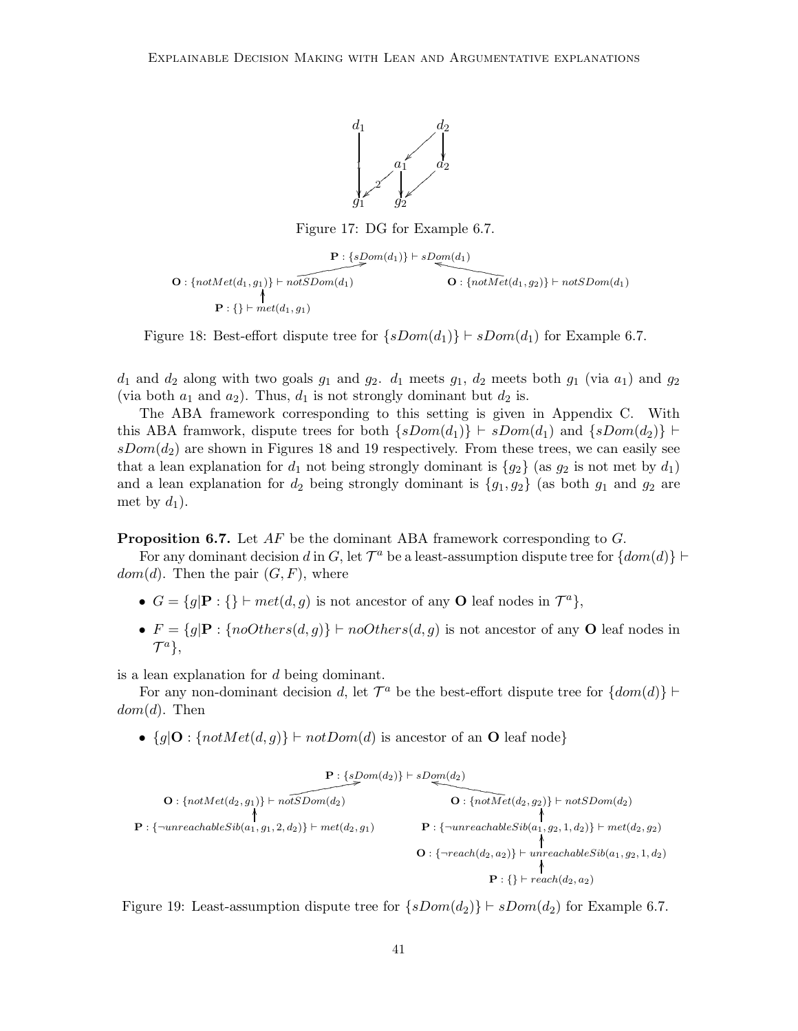Figure 17: DG for Example 6.7.

Figure 18: Best-effort dispute tree for $\{sDom(d_1)\} \vdash sDom(d_1)$ for Example 6.7.

$d_1$ and $d_2$ along with two goals $g_1$ and $g_2$. $d_1$ meets $g_1$, $d_2$ meets both $g_1$ (via $a_1$) and $g_2$ (via both $a_1$ and $a_2$). Thus, $d_1$ is not strongly dominant but $d_2$ is.

The ABA framework corresponding to this setting is given in Appendix C. With this ABA framwork, dispute trees for both $\{sDom(d_1)\} \vdash sDom(d_1)$ and $\{sDom(d_2)\} \vdash sDom(d_2)$ are shown in Figures 18 and 19 respectively. From these trees, we can easily see that a lean explanation for $d_1$ not being strongly dominant is $\{g_2\}$ (as $g_2$ is not met by $d_1$) and a lean explanation for $d_2$ being strongly dominant is $\{g_1, g_2\}$ (as both $g_1$ and $g_2$ are met by $d_1$).

**Proposition 6.7.** Let $AF$ be the dominant ABA framework corresponding to $G$.

For any dominant decision $d$ in $G$, let $\mathcal{T}^a$ be a least-assumption dispute tree for $\{dom(d)\} \vdash dom(d)$. Then the pair $(G, F)$, where

- $G = \{g | \mathbf{P} : \{\} \vdash met(d, g)$ is not ancestor of any $\mathbf{O}$ leaf nodes in $\mathcal{T}^a\}$,
- $F = \{g | \mathbf{P} : \{noOthers(d, g)\} \vdash noOthers(d, g)$ is not ancestor of any $\mathbf{O}$ leaf nodes in $\mathcal{T}^a\}$,

is a lean explanation for $d$ being dominant.

For any non-dominant decision $d$, let $\mathcal{T}^a$ be the best-effort dispute tree for $\{dom(d)\} \vdash dom(d)$. Then

- $\{g | \mathbf{O} : \{notMet(d, g)\} \vdash notDom(d)$ is ancestor of an $\mathbf{O}$ leaf node$\}$

Figure 19: Least-assumption dispute tree for $\{sDom(d_2)\} \vdash sDom(d_2)$ for Example 6.7.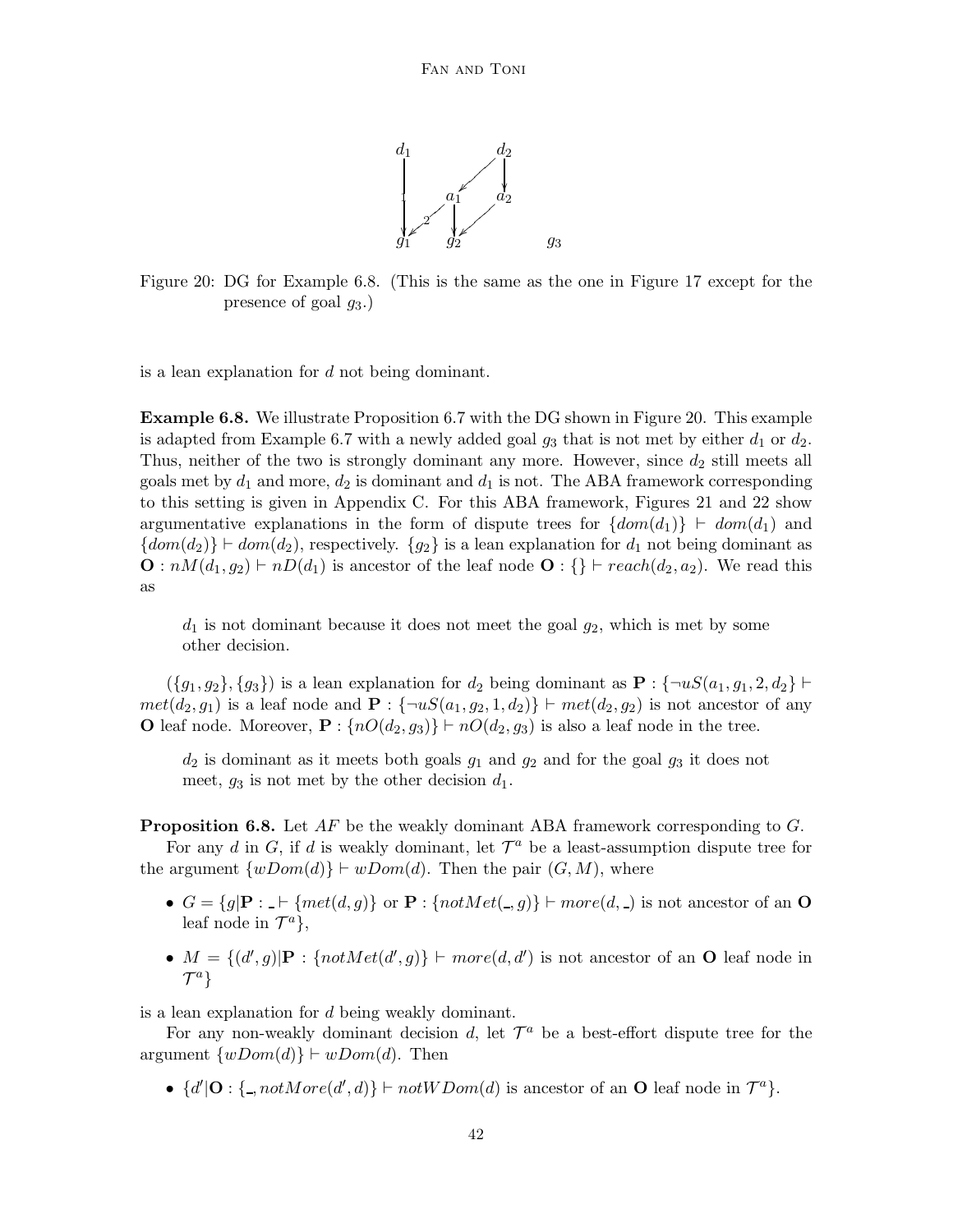Figure 20: DG for Example 6.8. (This is the same as the one in Figure 17 except for the presence of goal $g_3$.)

is a lean explanation for $d$ not being dominant.

**Example 6.8.** We illustrate Proposition 6.7 with the DG shown in Figure 20. This example is adapted from Example 6.7 with a newly added goal $g_3$ that is not met by either $d_1$ or $d_2$. Thus, neither of the two is strongly dominant any more. However, since $d_2$ still meets all goals met by $d_1$ and more, $d_2$ is dominant and $d_1$ is not. The ABA framework corresponding to this setting is given in Appendix C. For this ABA framework, Figures 21 and 22 show argumentative explanations in the form of dispute trees for $\{dom(d_1)\} \vdash dom(d_1)$ and $\{dom(d_2)\} \vdash dom(d_2)$, respectively. $\{g_2\}$ is a lean explanation for $d_1$ not being dominant as $\mathbf{O} : nM(d_1, g_2) \vdash nD(d_1)$ is ancestor of the leaf node $\mathbf{O} : \{\} \vdash reach(d_2, a_2)$. We read this as

> $d_1$ is not dominant because it does not meet the goal $g_2$, which is met by some other decision.

$(\{g_1, g_2\}, \{g_3\})$ is a lean explanation for $d_2$ being dominant as $\mathbf{P} : \{\neg uS(a_1, g_1, 2, d_2\} \vdash met(d_2, g_1)$ is a leaf node and $\mathbf{P} : \{\neg uS(a_1, g_2, 1, d_2)\} \vdash met(d_2, g_2)$ is not ancestor of any $\mathbf{O}$ leaf node. Moreover, $\mathbf{P} : \{nO(d_2, g_3)\} \vdash nO(d_2, g_3)$ is also a leaf node in the tree.

> $d_2$ is dominant as it meets both goals $g_1$ and $g_2$ and for the goal $g_3$ it does not meet, $g_3$ is not met by the other decision $d_1$.

**Proposition 6.8.** Let $AF$ be the weakly dominant ABA framework corresponding to $G$.

For any $d$ in $G$, if $d$ is weakly dominant, let $\mathcal{T}^a$ be a least-assumption dispute tree for the argument $\{wDom(d)\} \vdash wDom(d)$. Then the pair $(G, M)$, where

- $G = \{g | \mathbf{P} : \_ \vdash \{met(d, g)\}$ or $\mathbf{P} : \{notMet(\_, g)\} \vdash more(d, \_)$ is not ancestor of an $\mathbf{O}$ leaf node in $\mathcal{T}^a\}$,
- $M = \{(d', g) | \mathbf{P} : \{notMet(d', g)\} \vdash more(d, d')$ is not ancestor of an $\mathbf{O}$ leaf node in $\mathcal{T}^a\}$

is a lean explanation for $d$ being weakly dominant.

For any non-weakly dominant decision $d$, let $\mathcal{T}^a$ be a best-effort dispute tree for the argument $\{wDom(d)\} \vdash wDom(d)$. Then

- $\{d' | \mathbf{O} : \{\_, notMore(d', d)\} \vdash notWDom(d)$ is ancestor of an $\mathbf{O}$ leaf node in $\mathcal{T}^a\}$.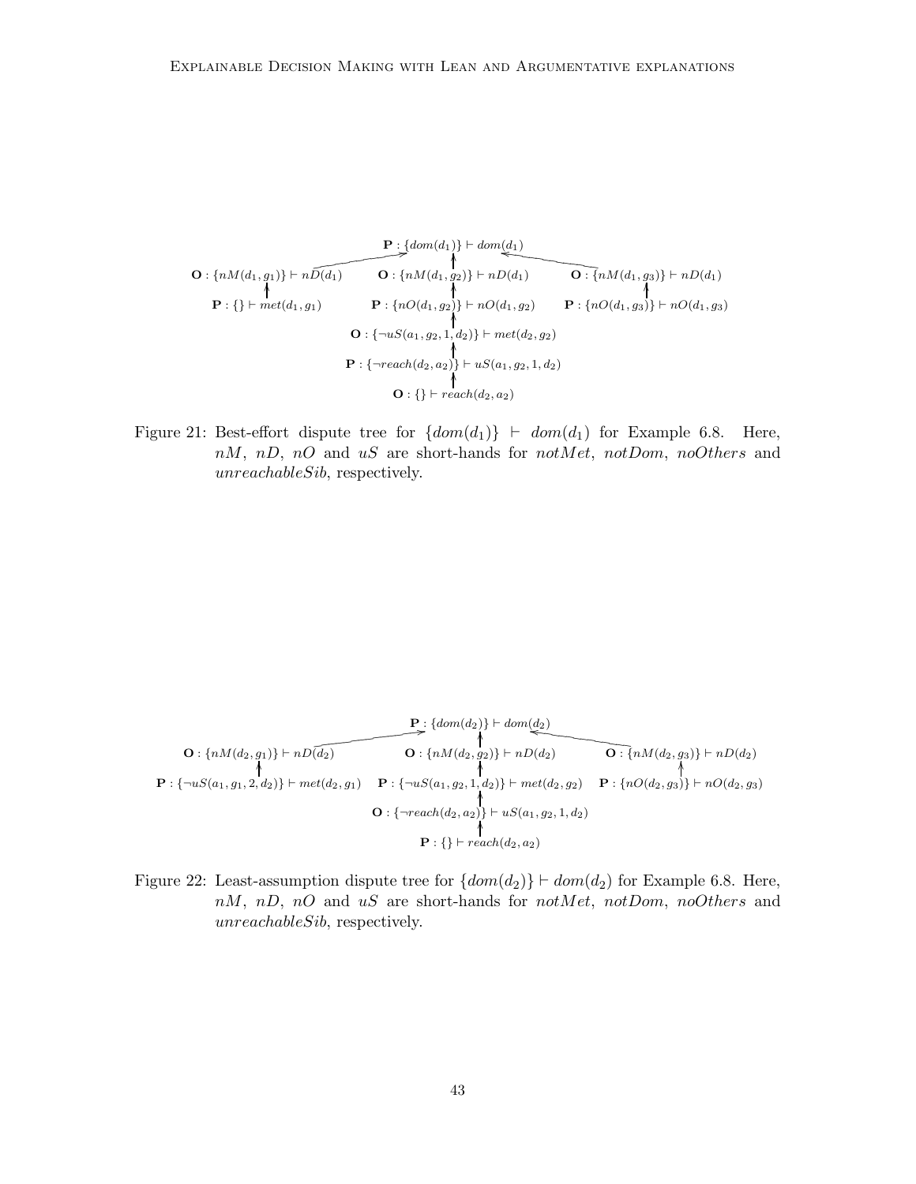$$\begin{array}{ccc}
 & \mathbf{P}: \{dom(d_1)\} \vdash dom(d_1) & \\
\mathbf{O}: \{nM(d_1,g_1)\} \vdash nD(d_1) & \mathbf{O}: \{nM(d_1,g_2)\} \vdash nD(d_1) & \mathbf{O}: \{nM(d_1,g_3)\} \vdash nD(d_1) \\
\mathbf{P}: \{\} \vdash met(d_1,g_1) & \mathbf{P}: \{nO(d_1,g_2)\} \vdash nO(d_1,g_2) & \mathbf{P}: \{nO(d_1,g_3)\} \vdash nO(d_1,g_3) \\
 & \mathbf{O}: \{\neg uS(a_1,g_2,1,d_2)\} \vdash met(d_2,g_2) & \\
 & \mathbf{P}: \{\neg reach(d_2,a_2)\} \vdash uS(a_1,g_2,1,d_2) & \\
 & \mathbf{O}: \{\} \vdash reach(d_2,a_2) &
\end{array}$$

Figure 21: Best-effort dispute tree for $\{dom(d_1)\} \vdash dom(d_1)$ for Example 6.8. Here, $nM$, $nD$, $nO$ and $uS$ are short-hands for *notMet*, *notDom*, *noOthers* and *unreachableSib*, respectively.

$$\begin{array}{ccc}
 & \mathbf{P}: \{dom(d_2)\} \vdash dom(d_2) & \\
\mathbf{O}: \{nM(d_2,g_1)\} \vdash nD(d_2) & \mathbf{O}: \{nM(d_2,g_2)\} \vdash nD(d_2) & \mathbf{O}: \{nM(d_2,g_3)\} \vdash nD(d_2) \\
\mathbf{P}: \{\neg uS(a_1,g_1,2,d_2)\} \vdash met(d_2,g_1) & \mathbf{P}: \{\neg uS(a_1,g_2,1,d_2)\} \vdash met(d_2,g_2) & \mathbf{P}: \{nO(d_2,g_3)\} \vdash nO(d_2,g_3) \\
 & \mathbf{O}: \{\neg reach(d_2,a_2)\} \vdash uS(a_1,g_2,1,d_2) & \\
 & \mathbf{P}: \{\} \vdash reach(d_2,a_2) &
\end{array}$$

Figure 22: Least-assumption dispute tree for $\{dom(d_2)\} \vdash dom(d_2)$ for Example 6.8. Here, $nM$, $nD$, $nO$ and $uS$ are short-hands for *notMet*, *notDom*, *noOthers* and *unreachableSib*, respectively.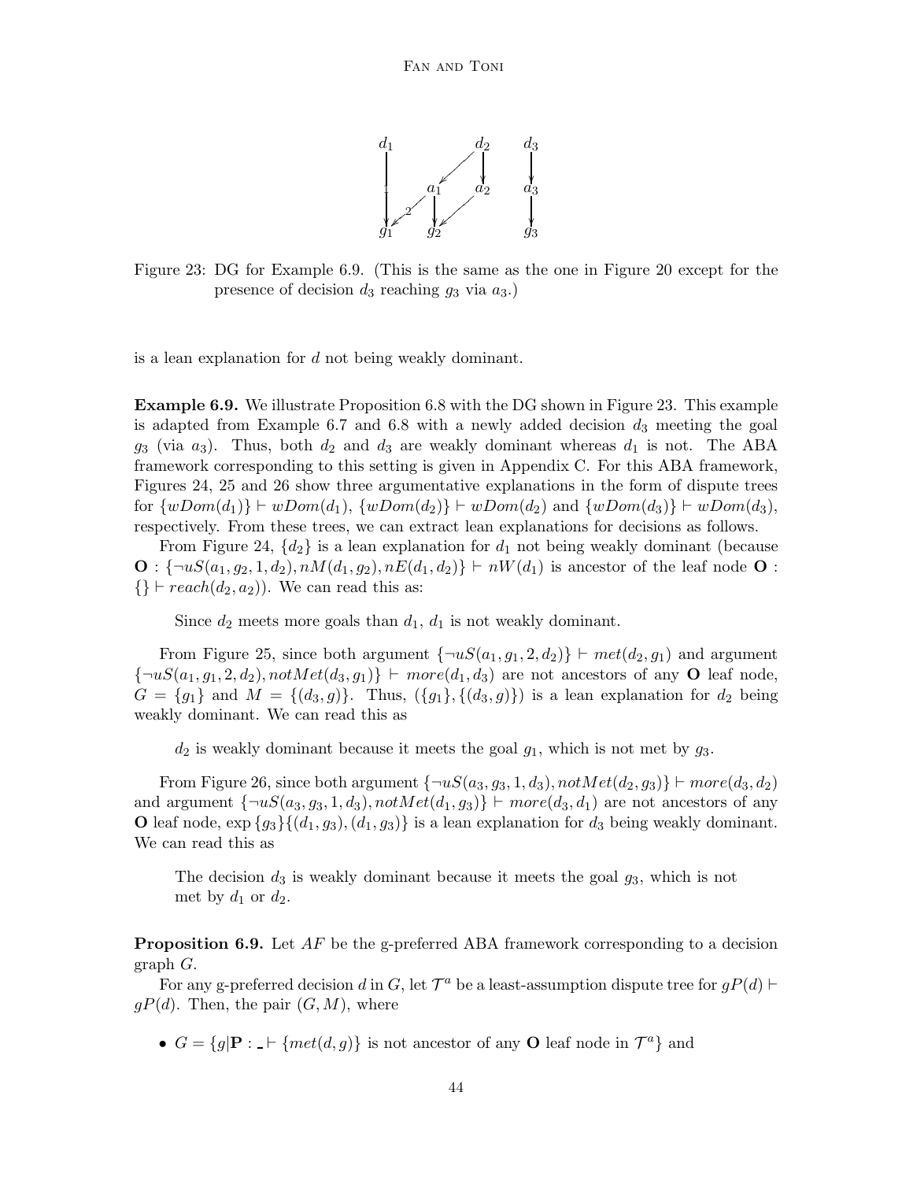Figure 23: DG for Example 6.9. (This is the same as the one in Figure 20 except for the presence of decision $d_3$ reaching $g_3$ via $a_3$.)

is a lean explanation for $d$ not being weakly dominant.

**Example 6.9.** We illustrate Proposition 6.8 with the DG shown in Figure 23. This example is adapted from Example 6.7 and 6.8 with a newly added decision $d_3$ meeting the goal $g_3$ (via $a_3$). Thus, both $d_2$ and $d_3$ are weakly dominant whereas $d_1$ is not. The ABA framework corresponding to this setting is given in Appendix C. For this ABA framework, Figures 24, 25 and 26 show three argumentative explanations in the form of dispute trees for $\{wDom(d_1)\} \vdash wDom(d_1)$, $\{wDom(d_2)\} \vdash wDom(d_2)$ and $\{wDom(d_3)\} \vdash wDom(d_3)$, respectively. From these trees, we can extract lean explanations for decisions as follows.

From Figure 24, $\{d_2\}$ is a lean explanation for $d_1$ not being weakly dominant (because $\mathbf{O} : \{\neg uS(a_1, g_2, 1, d_2), nM(d_1, g_2), nE(d_1, d_2)\} \vdash nW(d_1)$ is ancestor of the leaf node $\mathbf{O} : \{\} \vdash reach(d_2, a_2)$). We can read this as:

> Since $d_2$ meets more goals than $d_1$, $d_1$ is not weakly dominant.

From Figure 25, since both argument $\{\neg uS(a_1, g_1, 2, d_2)\} \vdash met(d_2, g_1)$ and argument $\{\neg uS(a_1, g_1, 2, d_2), notMet(d_3, g_1)\} \vdash more(d_1, d_3)$ are not ancestors of any $\mathbf{O}$ leaf node, $G = \{g_1\}$ and $M = \{(d_3, g)\}$. Thus, $(\{g_1\}, \{(d_3, g)\})$ is a lean explanation for $d_2$ being weakly dominant. We can read this as

> $d_2$ is weakly dominant because it meets the goal $g_1$, which is not met by $g_3$.

From Figure 26, since both argument $\{\neg uS(a_3, g_3, 1, d_3), notMet(d_2, g_3)\} \vdash more(d_3, d_2)$ and argument $\{\neg uS(a_3, g_3, 1, d_3), notMet(d_1, g_3)\} \vdash more(d_3, d_1)$ are not ancestors of any $\mathbf{O}$ leaf node, exp $\{g_3\}\{(d_1, g_3), (d_1, g_3)\}$ is a lean explanation for $d_3$ being weakly dominant. We can read this as

> The decision $d_3$ is weakly dominant because it meets the goal $g_3$, which is not met by $d_1$ or $d_2$.

**Proposition 6.9.** Let $AF$ be the g-preferred ABA framework corresponding to a decision graph $G$.

For any g-preferred decision $d$ in $G$, let $\mathcal{T}^a$ be a least-assumption dispute tree for $gP(d) \vdash gP(d)$. Then, the pair $(G, M)$, where

- $G = \{g | \mathbf{P} : \_ \vdash \{met(d, g)\}$ is not ancestor of any $\mathbf{O}$ leaf node in $\mathcal{T}^a\}$ and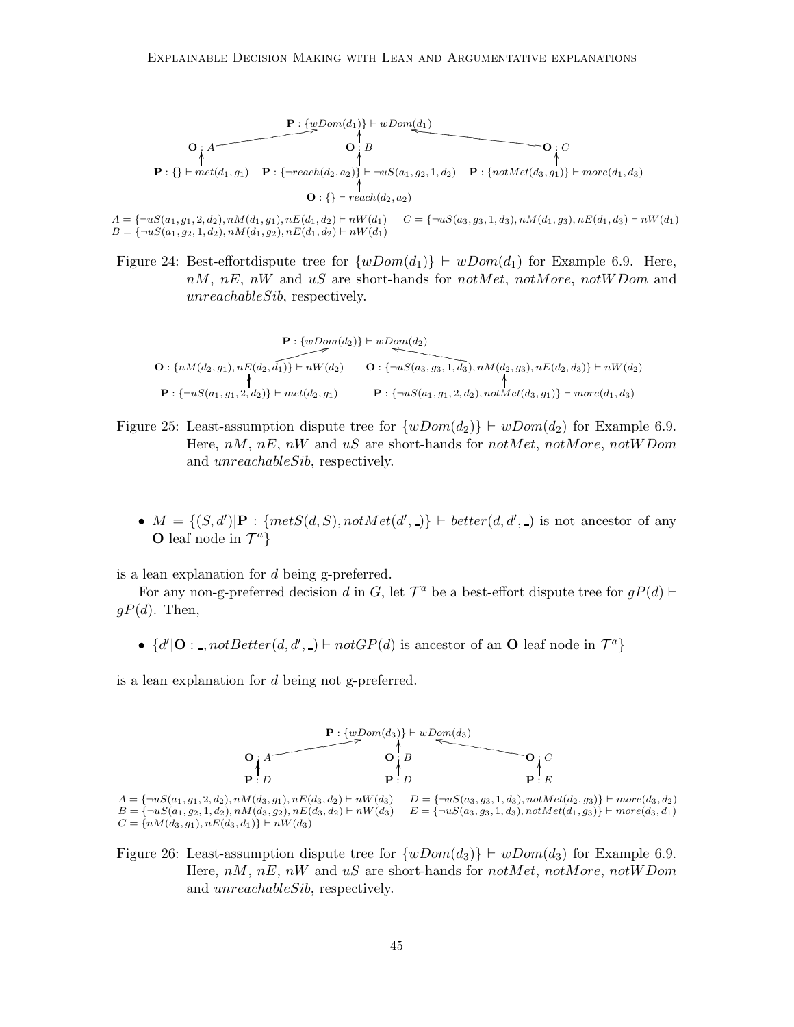$$\mathbf{P}: \{wDom(d_1)\} \vdash wDom(d_1)$$

$\mathbf{O}: A$ ← $\mathbf{P}: \{\} \vdash met(d_1, g_1)$

$\mathbf{O}: B$ ← $\mathbf{P}: \{\neg reach(d_2, a_2)\} \vdash \neg uS(a_1, g_2, 1, d_2)$ ← $\mathbf{O}: \{\} \vdash reach(d_2, a_2)$

$\mathbf{O}: C$ ← $\mathbf{P}: \{notMet(d_3, g_1)\} \vdash more(d_1, d_3)$

$A = \{\neg uS(a_1, g_1, 2, d_2), nM(d_1, g_1), nE(d_1, d_2) \vdash nW(d_1)$ $\quad C = \{\neg uS(a_3, g_3, 1, d_3), nM(d_1, g_3), nE(d_1, d_3) \vdash nW(d_1)$
$B = \{\neg uS(a_1, g_2, 1, d_2), nM(d_1, g_2), nE(d_1, d_2) \vdash nW(d_1)$

Figure 24: Best-effortdispute tree for $\{wDom(d_1)\} \vdash wDom(d_1)$ for Example 6.9. Here, $nM$, $nE$, $nW$ and $uS$ are short-hands for $notMet$, $notMore$, $notWDom$ and $unreachableSib$, respectively.

$$\mathbf{P}: \{wDom(d_2)\} \vdash wDom(d_2)$$

$\mathbf{O}: \{nM(d_2, g_1), nE(d_2, d_1)\} \vdash nW(d_2)$ ← $\mathbf{P}: \{\neg uS(a_1, g_1, 2, d_2)\} \vdash met(d_2, g_1)$

$\mathbf{O}: \{\neg uS(a_3, g_3, 1, d_3), nM(d_2, g_3), nE(d_2, d_3)\} \vdash nW(d_2)$ ← $\mathbf{P}: \{\neg uS(a_1, g_1, 2, d_2), notMet(d_3, g_1)\} \vdash more(d_1, d_3)$

Figure 25: Least-assumption dispute tree for $\{wDom(d_2)\} \vdash wDom(d_2)$ for Example 6.9. Here, $nM$, $nE$, $nW$ and $uS$ are short-hands for $notMet$, $notMore$, $notWDom$ and $unreachableSib$, respectively.

- $M = \{(S, d') | \mathbf{P}: \{metS(d, S), notMet(d', \_)\} \vdash better(d, d', \_)$ is not ancestor of any $\mathbf{O}$ leaf node in $\mathcal{T}^a\}$

is a lean explanation for $d$ being g-preferred.

For any non-g-preferred decision $d$ in $G$, let $\mathcal{T}^a$ be a best-effort dispute tree for $gP(d) \vdash gP(d)$. Then,

- $\{d' | \mathbf{O}: \_, notBetter(d, d', \_) \vdash notGP(d)$ is ancestor of an $\mathbf{O}$ leaf node in $\mathcal{T}^a\}$

is a lean explanation for $d$ being not g-preferred.

$$\mathbf{P}: \{wDom(d_3)\} \vdash wDom(d_3)$$

$\mathbf{O}: A$ ← $\mathbf{P}: D$

$\mathbf{O}: B$ ← $\mathbf{P}: D$

$\mathbf{O}: C$ ← $\mathbf{P}: E$

$A = \{\neg uS(a_1, g_1, 2, d_2), nM(d_3, g_1), nE(d_3, d_2) \vdash nW(d_3)$ $\quad D = \{\neg uS(a_3, g_3, 1, d_3), notMet(d_2, g_3)\} \vdash more(d_3, d_2)$
$B = \{\neg uS(a_1, g_2, 1, d_2), nM(d_3, g_2), nE(d_3, d_2) \vdash nW(d_3)$ $\quad E = \{\neg uS(a_3, g_3, 1, d_3), notMet(d_1, g_3)\} \vdash more(d_3, d_1)$
$C = \{nM(d_3, g_1), nE(d_3, d_1)\} \vdash nW(d_3)$

Figure 26: Least-assumption dispute tree for $\{wDom(d_3)\} \vdash wDom(d_3)$ for Example 6.9. Here, $nM$, $nE$, $nW$ and $uS$ are short-hands for $notMet$, $notMore$, $notWDom$ and $unreachableSib$, respectively.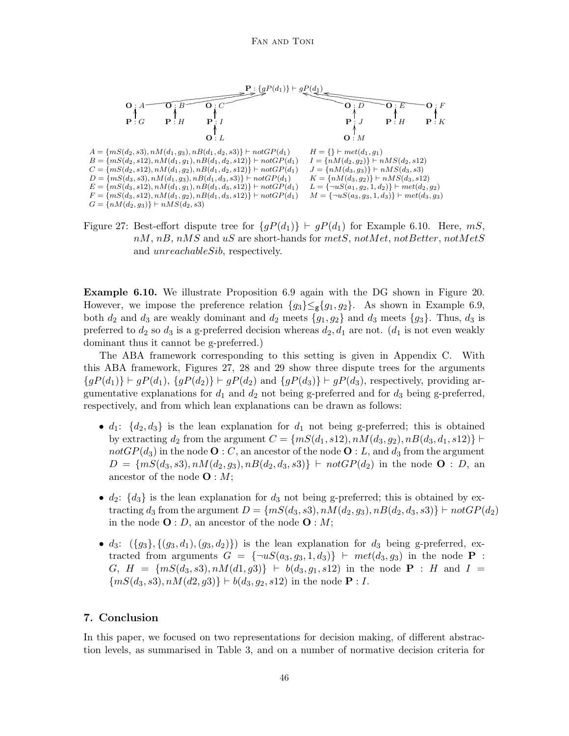$\mathbf{P} : \{gP(d_1)\} \vdash gP(d_1)$

$\mathbf{O} : A$ — $\mathbf{P} : G$

$\mathbf{O} : B$ — $\mathbf{P} : H$

$\mathbf{O} : C$ — $\mathbf{P} : I$ — $\mathbf{O} : L$

$\mathbf{O} : D$ — $\mathbf{P} : J$ — $\mathbf{O} : M$

$\mathbf{O} : E$ — $\mathbf{P} : H$

$\mathbf{O} : F$ — $\mathbf{P} : K$

$A = \{mS(d_2, s3), nM(d_1, g_3), nB(d_1, d_2, s3)\} \vdash notGP(d_1)$
$B = \{mS(d_2, s12), nM(d_1, g_1), nB(d_1, d_2, s12)\} \vdash notGP(d_1)$
$C = \{mS(d_2, s12), nM(d_1, g_2), nB(d_1, d_2, s12)\} \vdash notGP(d_1)$
$D = \{mS(d_3, s3), nM(d_1, g_3), nB(d_1, d_3, s3)\} \vdash notGP(d_1)$
$E = \{mS(d_3, s12), nM(d_1, g_1), nB(d_1, d_3, s12)\} \vdash notGP(d_1)$
$F = \{mS(d_3, s12), nM(d_1, g_2), nB(d_1, d_3, s12)\} \vdash notGP(d_1)$
$G = \{nM(d_2, g_3)\} \vdash nMS(d_2, s3)$
$H = \{\} \vdash met(d_1, g_1)$
$I = \{nM(d_2, g_2)\} \vdash nMS(d_2, s12)$
$J = \{nM(d_3, g_3)\} \vdash nMS(d_3, s3)$
$K = \{nM(d_3, g_2)\} \vdash nMS(d_3, s12)$
$L = \{\neg uS(a_1, g_2, 1, d_2)\} \vdash met(d_2, g_2)$
$M = \{\neg uS(a_3, g_3, 1, d_3)\} \vdash met(d_3, g_3)$

Figure 27: Best-effort dispute tree for $\{gP(d_1)\} \vdash gP(d_1)$ for Example 6.10. Here, $mS$, $nM$, $nB$, $nMS$ and $uS$ are short-hands for $metS$, $notMet$, $notBetter$, $notMetS$ and $unreachableSib$, respectively.

**Example 6.10.** We illustrate Proposition 6.9 again with the DG shown in Figure 20. However, we impose the preference relation $\{g_3\} \leq_{\mathsf{g}} \{g_1, g_2\}$. As shown in Example 6.9, both $d_2$ and $d_3$ are weakly dominant and $d_2$ meets $\{g_1, g_2\}$ and $d_3$ meets $\{g_3\}$. Thus, $d_3$ is preferred to $d_2$ so $d_3$ is a g-preferred decision whereas $d_2, d_1$ are not. ($d_1$ is not even weakly dominant thus it cannot be g-preferred.)

The ABA framework corresponding to this setting is given in Appendix C. With this ABA framework, Figures 27, 28 and 29 show three dispute trees for the arguments $\{gP(d_1)\} \vdash gP(d_1)$, $\{gP(d_2)\} \vdash gP(d_2)$ and $\{gP(d_3)\} \vdash gP(d_3)$, respectively, providing argumentative explanations for $d_1$ and $d_2$ not being g-preferred and for $d_3$ being g-preferred, respectively, and from which lean explanations can be drawn as follows:

- $d_1$: $\{d_2, d_3\}$ is the lean explanation for $d_1$ not being g-preferred; this is obtained by extracting $d_2$ from the argument $C = \{mS(d_1, s12), nM(d_3, g_2), nB(d_3, d_1, s12)\} \vdash notGP(d_3)$ in the node $\mathbf{O} : C$, an ancestor of the node $\mathbf{O} : L$, and $d_3$ from the argument $D = \{mS(d_3, s3), nM(d_2, g_3), nB(d_2, d_3, s3)\} \vdash notGP(d_2)$ in the node $\mathbf{O} : D$, an ancestor of the node $\mathbf{O} : M$;
- $d_2$: $\{d_3\}$ is the lean explanation for $d_3$ not being g-preferred; this is obtained by extracting $d_3$ from the argument $D = \{mS(d_3, s3), nM(d_2, g_3), nB(d_2, d_3, s3)\} \vdash notGP(d_2)$ in the node $\mathbf{O} : D$, an ancestor of the node $\mathbf{O} : M$;
- $d_3$: $(\{g_3\}, \{(g_3, d_1), (g_3, d_2)\})$ is the lean explanation for $d_3$ being g-preferred, extracted from arguments $G = \{\neg uS(a_3, g_3, 1, d_3)\} \vdash met(d_3, g_3)$ in the node $\mathbf{P} : G$, $H = \{mS(d_3, s3), nM(d1, g3)\} \vdash b(d_3, g_1, s12)$ in the node $\mathbf{P} : H$ and $I = \{mS(d_3, s3), nM(d2, g3)\} \vdash b(d_3, g_2, s12)$ in the node $\mathbf{P} : I$.

## 7. Conclusion

In this paper, we focused on two representations for decision making, of different abstraction levels, as summarised in Table 3, and on a number of normative decision criteria for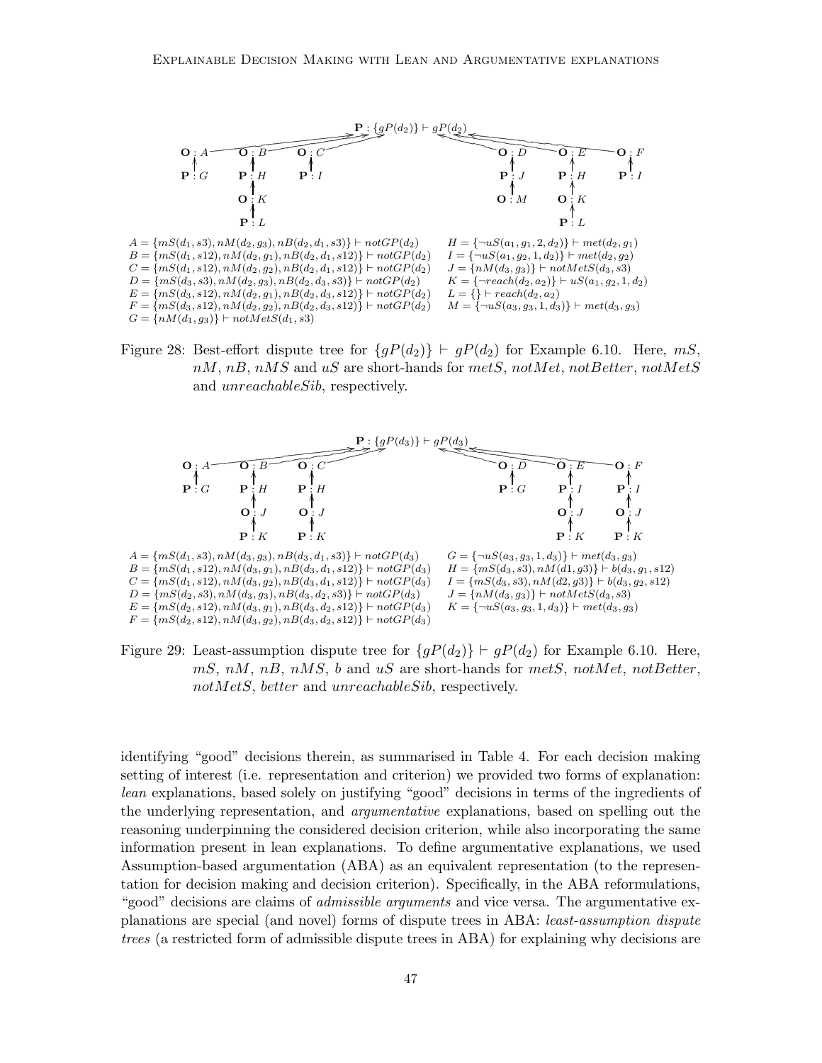$\mathbf{P} : \{gP(d_2)\} \vdash gP(d_2)$

$A = \{mS(d_1, s3), nM(d_2, g_3), nB(d_2, d_1, s3)\} \vdash notGP(d_2)$
$B = \{mS(d_1, s12), nM(d_2, g_1), nB(d_2, d_1, s12)\} \vdash notGP(d_2)$
$C = \{mS(d_1, s12), nM(d_2, g_2), nB(d_2, d_1, s12)\} \vdash notGP(d_2)$
$D = \{mS(d_3, s3), nM(d_2, g_3), nB(d_2, d_3, s3)\} \vdash notGP(d_2)$
$E = \{mS(d_3, s12), nM(d_2, g_1), nB(d_2, d_3, s12)\} \vdash notGP(d_2)$
$F = \{mS(d_3, s12), nM(d_2, g_2), nB(d_2, d_3, s12)\} \vdash notGP(d_2)$
$G = \{nM(d_1, g_3)\} \vdash notMetS(d_1, s3)$
$H = \{\neg uS(a_1, g_1, 2, d_2)\} \vdash met(d_2, g_1)$
$I = \{\neg uS(a_1, g_2, 1, d_2)\} \vdash met(d_2, g_2)$
$J = \{nM(d_3, g_3)\} \vdash notMetS(d_3, s3)$
$K = \{\neg reach(d_2, a_2)\} \vdash uS(a_1, g_2, 1, d_2)$
$L = \{\} \vdash reach(d_2, a_2)$
$M = \{\neg uS(a_3, g_3, 1, d_3)\} \vdash met(d_3, g_3)$

Figure 28: Best-effort dispute tree for $\{gP(d_2)\} \vdash gP(d_2)$ for Example 6.10. Here, $mS$, $nM$, $nB$, $nMS$ and $uS$ are short-hands for $metS$, $notMet$, $notBetter$, $notMetS$ and $unreachableSib$, respectively.

$\mathbf{P} : \{gP(d_3)\} \vdash gP(d_3)$

$A = \{mS(d_1, s3), nM(d_3, g_3), nB(d_3, d_1, s3)\} \vdash notGP(d_3)$
$B = \{mS(d_1, s12), nM(d_3, g_1), nB(d_3, d_1, s12)\} \vdash notGP(d_3)$
$C = \{mS(d_1, s12), nM(d_3, g_2), nB(d_3, d_1, s12)\} \vdash notGP(d_3)$
$D = \{mS(d_2, s3), nM(d_3, g_3), nB(d_3, d_2, s3)\} \vdash notGP(d_3)$
$E = \{mS(d_2, s12), nM(d_3, g_1), nB(d_3, d_2, s12)\} \vdash notGP(d_3)$
$F = \{mS(d_2, s12), nM(d_3, g_2), nB(d_3, d_2, s12)\} \vdash notGP(d_3)$
$G = \{\neg uS(a_3, g_3, 1, d_3)\} \vdash met(d_3, g_3)$
$H = \{mS(d_3, s3), nM(d1, g3)\} \vdash b(d_3, g_1, s12)$
$I = \{mS(d_3, s3), nM(d2, g3)\} \vdash b(d_3, g_2, s12)$
$J = \{nM(d_3, g_3)\} \vdash notMetS(d_3, s3)$
$K = \{\neg uS(a_3, g_3, 1, d_3)\} \vdash met(d_3, g_3)$

Figure 29: Least-assumption dispute tree for $\{gP(d_2)\} \vdash gP(d_2)$ for Example 6.10. Here, $mS$, $nM$, $nB$, $nMS$, $b$ and $uS$ are short-hands for $metS$, $notMet$, $notBetter$, $notMetS$, $better$ and $unreachableSib$, respectively.

identifying "good" decisions therein, as summarised in Table 4. For each decision making setting of interest (i.e. representation and criterion) we provided two forms of explanation: *lean* explanations, based solely on justifying "good" decisions in terms of the ingredients of the underlying representation, and *argumentative* explanations, based on spelling out the reasoning underpinning the considered decision criterion, while also incorporating the same information present in lean explanations. To define argumentative explanations, we used Assumption-based argumentation (ABA) as an equivalent representation (to the representation for decision making and decision criterion). Specifically, in the ABA reformulations, "good" decisions are claims of *admissible arguments* and vice versa. The argumentative explanations are special (and novel) forms of dispute trees in ABA: *least-assumption dispute trees* (a restricted form of admissible dispute trees in ABA) for explaining why decisions are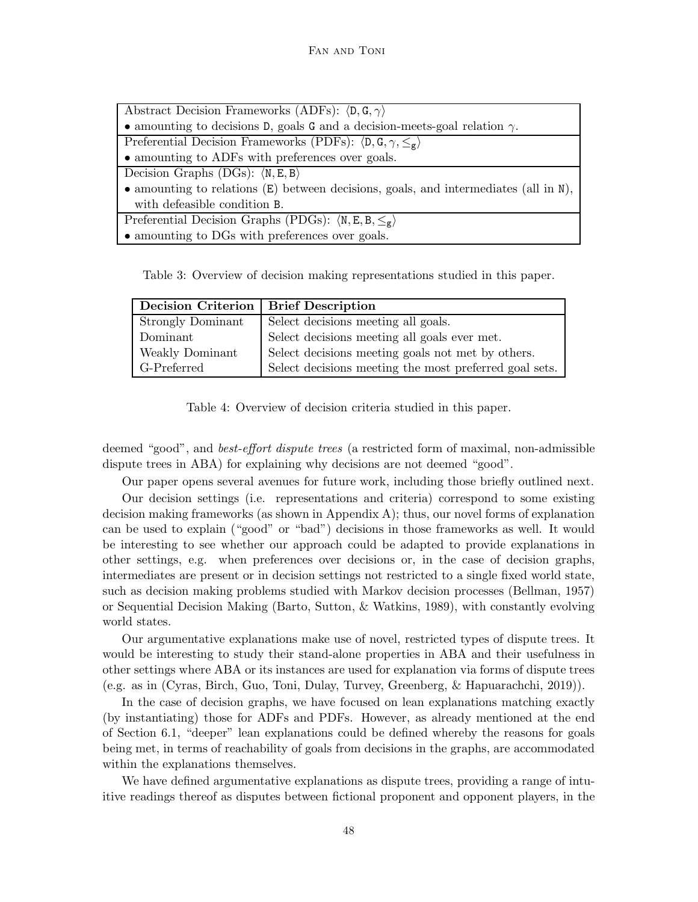| Abstract Decision Frameworks (ADFs): $\langle \mathtt{D}, \mathtt{G}, \gamma \rangle$ |
| --- |
| • amounting to decisions $\mathtt{D}$, goals $\mathtt{G}$ and a decision-meets-goal relation $\gamma$. |
| Preferential Decision Frameworks (PDFs): $\langle \mathtt{D}, \mathtt{G}, \gamma, \leq_{\mathtt{g}} \rangle$ |
| • amounting to ADFs with preferences over goals. |
| Decision Graphs (DGs): $\langle \mathtt{N}, \mathtt{E}, \mathtt{B} \rangle$ |
| • amounting to relations ($\mathtt{E}$) between decisions, goals, and intermediates (all in $\mathtt{N}$), with defeasible condition $\mathtt{B}$. |
| Preferential Decision Graphs (PDGs): $\langle \mathtt{N}, \mathtt{E}, \mathtt{B}, \leq_{\mathtt{g}} \rangle$ |
| • amounting to DGs with preferences over goals. |

Table 3: Overview of decision making representations studied in this paper.

| **Decision Criterion** | **Brief Description** |
| --- | --- |
| Strongly Dominant | Select decisions meeting all goals. |
| Dominant | Select decisions meeting all goals ever met. |
| Weakly Dominant | Select decisions meeting goals not met by others. |
| G-Preferred | Select decisions meeting the most preferred goal sets. |

Table 4: Overview of decision criteria studied in this paper.

deemed "good", and *best-effort dispute trees* (a restricted form of maximal, non-admissible dispute trees in ABA) for explaining why decisions are not deemed "good".

Our paper opens several avenues for future work, including those briefly outlined next.

Our decision settings (i.e. representations and criteria) correspond to some existing decision making frameworks (as shown in Appendix A); thus, our novel forms of explanation can be used to explain ("good" or "bad") decisions in those frameworks as well. It would be interesting to see whether our approach could be adapted to provide explanations in other settings, e.g. when preferences over decisions or, in the case of decision graphs, intermediates are present or in decision settings not restricted to a single fixed world state, such as decision making problems studied with Markov decision processes (Bellman, 1957) or Sequential Decision Making (Barto, Sutton, & Watkins, 1989), with constantly evolving world states.

Our argumentative explanations make use of novel, restricted types of dispute trees. It would be interesting to study their stand-alone properties in ABA and their usefulness in other settings where ABA or its instances are used for explanation via forms of dispute trees (e.g. as in (Cyras, Birch, Guo, Toni, Dulay, Turvey, Greenberg, & Hapuarachchi, 2019)).

In the case of decision graphs, we have focused on lean explanations matching exactly (by instantiating) those for ADFs and PDFs. However, as already mentioned at the end of Section 6.1, "deeper" lean explanations could be defined whereby the reasons for goals being met, in terms of reachability of goals from decisions in the graphs, are accommodated within the explanations themselves.

We have defined argumentative explanations as dispute trees, providing a range of intuitive readings thereof as disputes between fictional proponent and opponent players, in the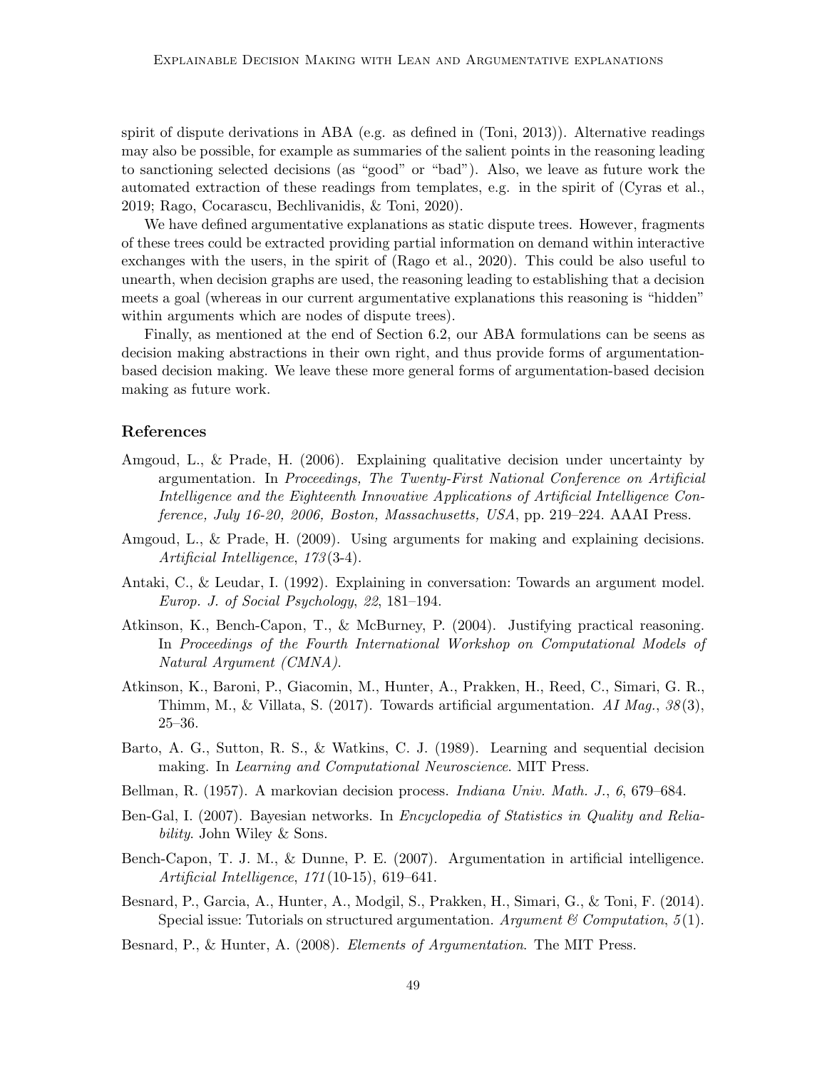spirit of dispute derivations in ABA (e.g. as defined in (Toni, 2013)). Alternative readings may also be possible, for example as summaries of the salient points in the reasoning leading to sanctioning selected decisions (as "good" or "bad"). Also, we leave as future work the automated extraction of these readings from templates, e.g. in the spirit of (Cyras et al., 2019; Rago, Cocarascu, Bechlivanidis, & Toni, 2020).

We have defined argumentative explanations as static dispute trees. However, fragments of these trees could be extracted providing partial information on demand within interactive exchanges with the users, in the spirit of (Rago et al., 2020). This could be also useful to unearth, when decision graphs are used, the reasoning leading to establishing that a decision meets a goal (whereas in our current argumentative explanations this reasoning is "hidden" within arguments which are nodes of dispute trees).

Finally, as mentioned at the end of Section 6.2, our ABA formulations can be seens as decision making abstractions in their own right, and thus provide forms of argumentation-based decision making. We leave these more general forms of argumentation-based decision making as future work.

## References

Amgoud, L., & Prade, H. (2006). Explaining qualitative decision under uncertainty by argumentation. In *Proceedings, The Twenty-First National Conference on Artificial Intelligence and the Eighteenth Innovative Applications of Artificial Intelligence Conference, July 16-20, 2006, Boston, Massachusetts, USA*, pp. 219–224. AAAI Press.

Amgoud, L., & Prade, H. (2009). Using arguments for making and explaining decisions. *Artificial Intelligence*, *173*(3-4).

Antaki, C., & Leudar, I. (1992). Explaining in conversation: Towards an argument model. *Europ. J. of Social Psychology*, *22*, 181–194.

Atkinson, K., Bench-Capon, T., & McBurney, P. (2004). Justifying practical reasoning. In *Proceedings of the Fourth International Workshop on Computational Models of Natural Argument (CMNA)*.

Atkinson, K., Baroni, P., Giacomin, M., Hunter, A., Prakken, H., Reed, C., Simari, G. R., Thimm, M., & Villata, S. (2017). Towards artificial argumentation. *AI Mag.*, *38*(3), 25–36.

Barto, A. G., Sutton, R. S., & Watkins, C. J. (1989). Learning and sequential decision making. In *Learning and Computational Neuroscience*. MIT Press.

Bellman, R. (1957). A markovian decision process. *Indiana Univ. Math. J.*, *6*, 679–684.

Ben-Gal, I. (2007). Bayesian networks. In *Encyclopedia of Statistics in Quality and Reliability*. John Wiley & Sons.

Bench-Capon, T. J. M., & Dunne, P. E. (2007). Argumentation in artificial intelligence. *Artificial Intelligence*, *171*(10-15), 619–641.

Besnard, P., Garcia, A., Hunter, A., Modgil, S., Prakken, H., Simari, G., & Toni, F. (2014). Special issue: Tutorials on structured argumentation. *Argument & Computation*, *5*(1).

Besnard, P., & Hunter, A. (2008). *Elements of Argumentation*. The MIT Press.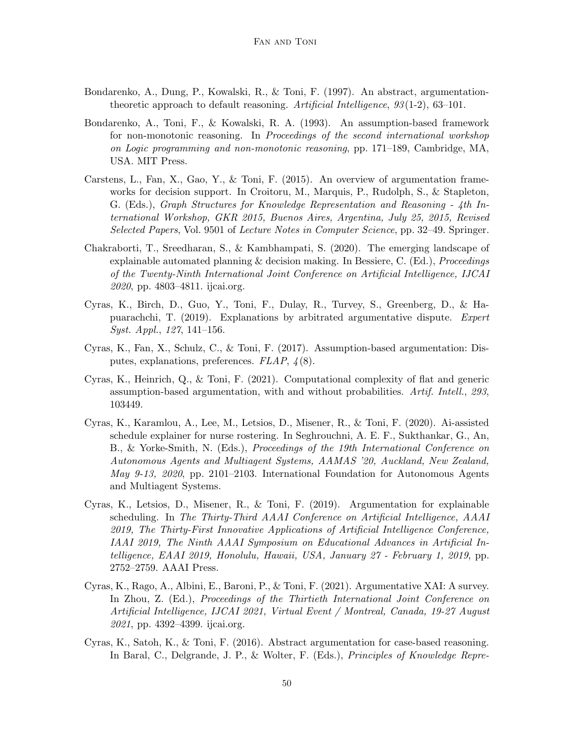Bondarenko, A., Dung, P., Kowalski, R., & Toni, F. (1997). An abstract, argumentation-theoretic approach to default reasoning. *Artificial Intelligence*, *93*(1-2), 63–101.

Bondarenko, A., Toni, F., & Kowalski, R. A. (1993). An assumption-based framework for non-monotonic reasoning. In *Proceedings of the second international workshop on Logic programming and non-monotonic reasoning*, pp. 171–189, Cambridge, MA, USA. MIT Press.

Carstens, L., Fan, X., Gao, Y., & Toni, F. (2015). An overview of argumentation frameworks for decision support. In Croitoru, M., Marquis, P., Rudolph, S., & Stapleton, G. (Eds.), *Graph Structures for Knowledge Representation and Reasoning - 4th International Workshop, GKR 2015, Buenos Aires, Argentina, July 25, 2015, Revised Selected Papers*, Vol. 9501 of *Lecture Notes in Computer Science*, pp. 32–49. Springer.

Chakraborti, T., Sreedharan, S., & Kambhampati, S. (2020). The emerging landscape of explainable automated planning & decision making. In Bessiere, C. (Ed.), *Proceedings of the Twenty-Ninth International Joint Conference on Artificial Intelligence, IJCAI 2020*, pp. 4803–4811. ijcai.org.

Cyras, K., Birch, D., Guo, Y., Toni, F., Dulay, R., Turvey, S., Greenberg, D., & Hapuarachchi, T. (2019). Explanations by arbitrated argumentative dispute. *Expert Syst. Appl.*, *127*, 141–156.

Cyras, K., Fan, X., Schulz, C., & Toni, F. (2017). Assumption-based argumentation: Disputes, explanations, preferences. *FLAP*, *4*(8).

Cyras, K., Heinrich, Q., & Toni, F. (2021). Computational complexity of flat and generic assumption-based argumentation, with and without probabilities. *Artif. Intell.*, *293*, 103449.

Cyras, K., Karamlou, A., Lee, M., Letsios, D., Misener, R., & Toni, F. (2020). Ai-assisted schedule explainer for nurse rostering. In Seghrouchni, A. E. F., Sukthankar, G., An, B., & Yorke-Smith, N. (Eds.), *Proceedings of the 19th International Conference on Autonomous Agents and Multiagent Systems, AAMAS '20, Auckland, New Zealand, May 9-13, 2020*, pp. 2101–2103. International Foundation for Autonomous Agents and Multiagent Systems.

Cyras, K., Letsios, D., Misener, R., & Toni, F. (2019). Argumentation for explainable scheduling. In *The Thirty-Third AAAI Conference on Artificial Intelligence, AAAI 2019, The Thirty-First Innovative Applications of Artificial Intelligence Conference, IAAI 2019, The Ninth AAAI Symposium on Educational Advances in Artificial Intelligence, EAAI 2019, Honolulu, Hawaii, USA, January 27 - February 1, 2019*, pp. 2752–2759. AAAI Press.

Cyras, K., Rago, A., Albini, E., Baroni, P., & Toni, F. (2021). Argumentative XAI: A survey. In Zhou, Z. (Ed.), *Proceedings of the Thirtieth International Joint Conference on Artificial Intelligence, IJCAI 2021, Virtual Event / Montreal, Canada, 19-27 August 2021*, pp. 4392–4399. ijcai.org.

Cyras, K., Satoh, K., & Toni, F. (2016). Abstract argumentation for case-based reasoning. In Baral, C., Delgrande, J. P., & Wolter, F. (Eds.), *Principles of Knowledge Repre-*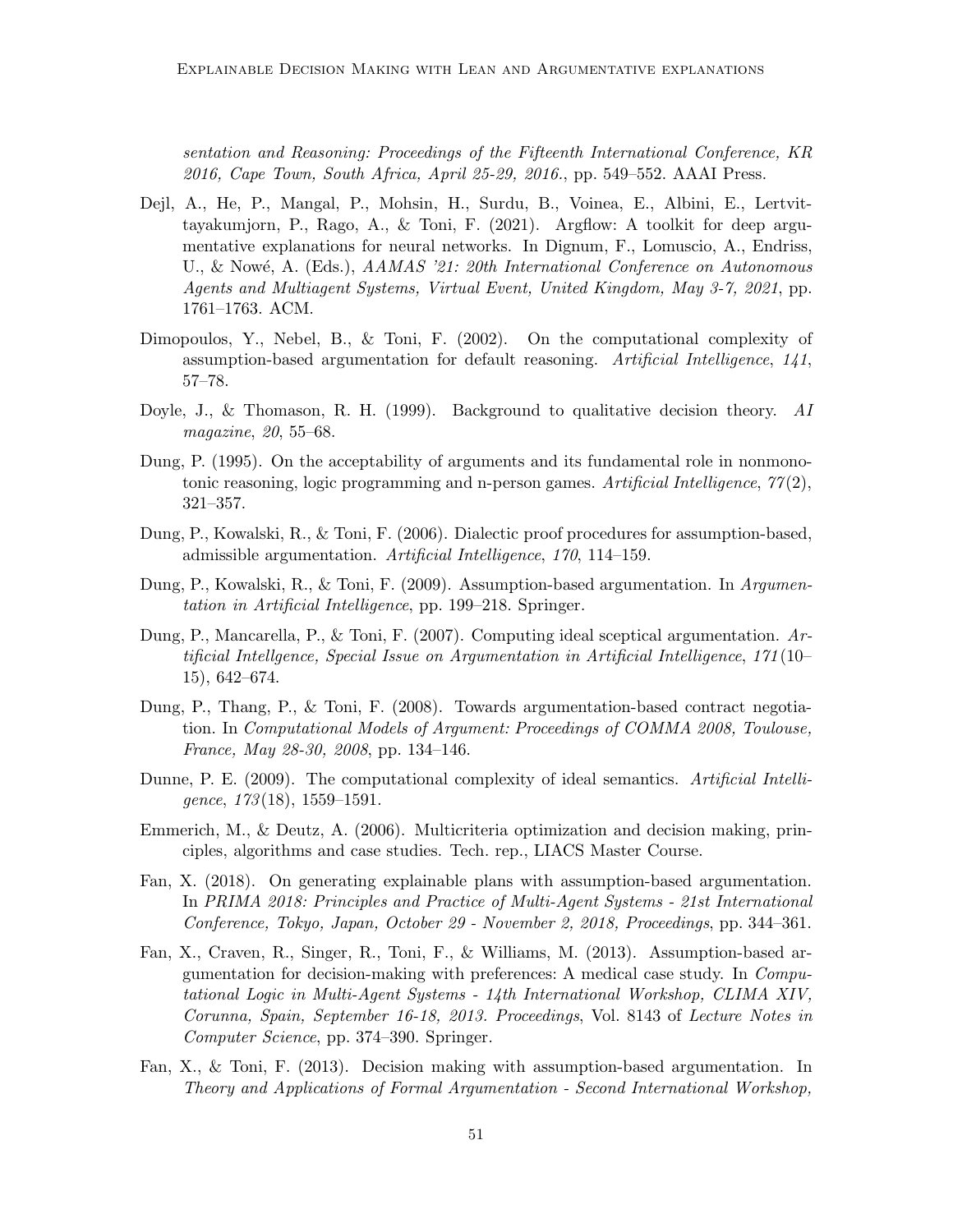*sentation and Reasoning: Proceedings of the Fifteenth International Conference, KR 2016, Cape Town, South Africa, April 25-29, 2016.*, pp. 549–552. AAAI Press.

Dejl, A., He, P., Mangal, P., Mohsin, H., Surdu, B., Voinea, E., Albini, E., Lertvittayakumjorn, P., Rago, A., & Toni, F. (2021). Argflow: A toolkit for deep argumentative explanations for neural networks. In Dignum, F., Lomuscio, A., Endriss, U., & Nowé, A. (Eds.), *AAMAS '21: 20th International Conference on Autonomous Agents and Multiagent Systems, Virtual Event, United Kingdom, May 3-7, 2021*, pp. 1761–1763. ACM.

Dimopoulos, Y., Nebel, B., & Toni, F. (2002). On the computational complexity of assumption-based argumentation for default reasoning. *Artificial Intelligence*, *141*, 57–78.

Doyle, J., & Thomason, R. H. (1999). Background to qualitative decision theory. *AI magazine*, *20*, 55–68.

Dung, P. (1995). On the acceptability of arguments and its fundamental role in nonmonotonic reasoning, logic programming and n-person games. *Artificial Intelligence*, *77*(2), 321–357.

Dung, P., Kowalski, R., & Toni, F. (2006). Dialectic proof procedures for assumption-based, admissible argumentation. *Artificial Intelligence*, *170*, 114–159.

Dung, P., Kowalski, R., & Toni, F. (2009). Assumption-based argumentation. In *Argumentation in Artificial Intelligence*, pp. 199–218. Springer.

Dung, P., Mancarella, P., & Toni, F. (2007). Computing ideal sceptical argumentation. *Artificial Intellgence, Special Issue on Argumentation in Artificial Intelligence*, *171*(10–15), 642–674.

Dung, P., Thang, P., & Toni, F. (2008). Towards argumentation-based contract negotiation. In *Computational Models of Argument: Proceedings of COMMA 2008, Toulouse, France, May 28-30, 2008*, pp. 134–146.

Dunne, P. E. (2009). The computational complexity of ideal semantics. *Artificial Intelligence*, *173*(18), 1559–1591.

Emmerich, M., & Deutz, A. (2006). Multicriteria optimization and decision making, principles, algorithms and case studies. Tech. rep., LIACS Master Course.

Fan, X. (2018). On generating explainable plans with assumption-based argumentation. In *PRIMA 2018: Principles and Practice of Multi-Agent Systems - 21st International Conference, Tokyo, Japan, October 29 - November 2, 2018, Proceedings*, pp. 344–361.

Fan, X., Craven, R., Singer, R., Toni, F., & Williams, M. (2013). Assumption-based argumentation for decision-making with preferences: A medical case study. In *Computational Logic in Multi-Agent Systems - 14th International Workshop, CLIMA XIV, Corunna, Spain, September 16-18, 2013. Proceedings*, Vol. 8143 of *Lecture Notes in Computer Science*, pp. 374–390. Springer.

Fan, X., & Toni, F. (2013). Decision making with assumption-based argumentation. In *Theory and Applications of Formal Argumentation - Second International Workshop,*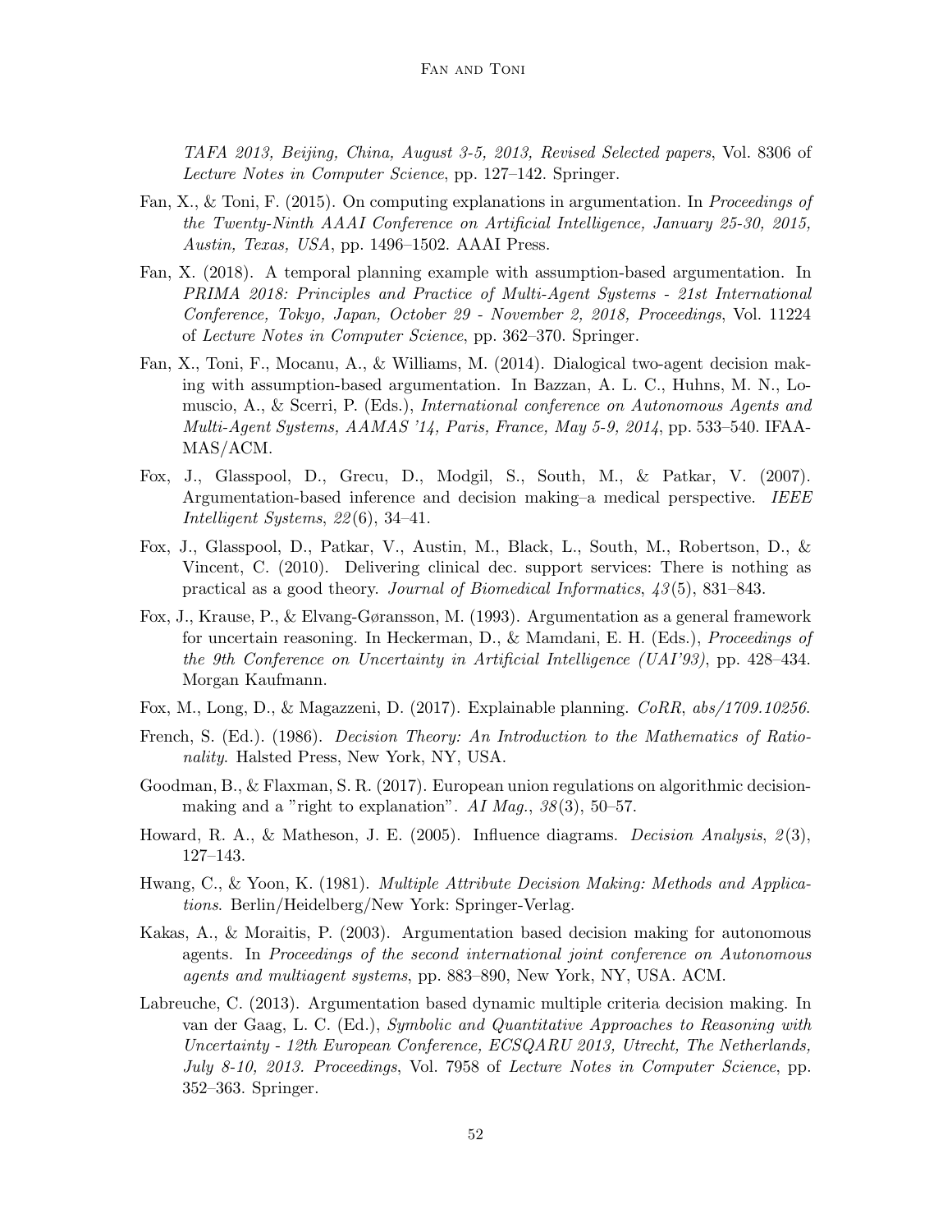*TAFA 2013, Beijing, China, August 3-5, 2013, Revised Selected papers*, Vol. 8306 of *Lecture Notes in Computer Science*, pp. 127–142. Springer.

Fan, X., & Toni, F. (2015). On computing explanations in argumentation. In *Proceedings of the Twenty-Ninth AAAI Conference on Artificial Intelligence, January 25-30, 2015, Austin, Texas, USA*, pp. 1496–1502. AAAI Press.

Fan, X. (2018). A temporal planning example with assumption-based argumentation. In *PRIMA 2018: Principles and Practice of Multi-Agent Systems - 21st International Conference, Tokyo, Japan, October 29 - November 2, 2018, Proceedings*, Vol. 11224 of *Lecture Notes in Computer Science*, pp. 362–370. Springer.

Fan, X., Toni, F., Mocanu, A., & Williams, M. (2014). Dialogical two-agent decision making with assumption-based argumentation. In Bazzan, A. L. C., Huhns, M. N., Lomuscio, A., & Scerri, P. (Eds.), *International conference on Autonomous Agents and Multi-Agent Systems, AAMAS '14, Paris, France, May 5-9, 2014*, pp. 533–540. IFAAMAS/ACM.

Fox, J., Glasspool, D., Grecu, D., Modgil, S., South, M., & Patkar, V. (2007). Argumentation-based inference and decision making–a medical perspective. *IEEE Intelligent Systems*, *22*(6), 34–41.

Fox, J., Glasspool, D., Patkar, V., Austin, M., Black, L., South, M., Robertson, D., & Vincent, C. (2010). Delivering clinical dec. support services: There is nothing as practical as a good theory. *Journal of Biomedical Informatics*, *43*(5), 831–843.

Fox, J., Krause, P., & Elvang-Gøransson, M. (1993). Argumentation as a general framework for uncertain reasoning. In Heckerman, D., & Mamdani, E. H. (Eds.), *Proceedings of the 9th Conference on Uncertainty in Artificial Intelligence (UAI'93)*, pp. 428–434. Morgan Kaufmann.

Fox, M., Long, D., & Magazzeni, D. (2017). Explainable planning. *CoRR*, *abs/1709.10256*.

French, S. (Ed.). (1986). *Decision Theory: An Introduction to the Mathematics of Rationality*. Halsted Press, New York, NY, USA.

Goodman, B., & Flaxman, S. R. (2017). European union regulations on algorithmic decision-making and a "right to explanation". *AI Mag.*, *38*(3), 50–57.

Howard, R. A., & Matheson, J. E. (2005). Influence diagrams. *Decision Analysis*, *2*(3), 127–143.

Hwang, C., & Yoon, K. (1981). *Multiple Attribute Decision Making: Methods and Applications*. Berlin/Heidelberg/New York: Springer-Verlag.

Kakas, A., & Moraitis, P. (2003). Argumentation based decision making for autonomous agents. In *Proceedings of the second international joint conference on Autonomous agents and multiagent systems*, pp. 883–890, New York, NY, USA. ACM.

Labreuche, C. (2013). Argumentation based dynamic multiple criteria decision making. In van der Gaag, L. C. (Ed.), *Symbolic and Quantitative Approaches to Reasoning with Uncertainty - 12th European Conference, ECSQARU 2013, Utrecht, The Netherlands, July 8-10, 2013. Proceedings*, Vol. 7958 of *Lecture Notes in Computer Science*, pp. 352–363. Springer.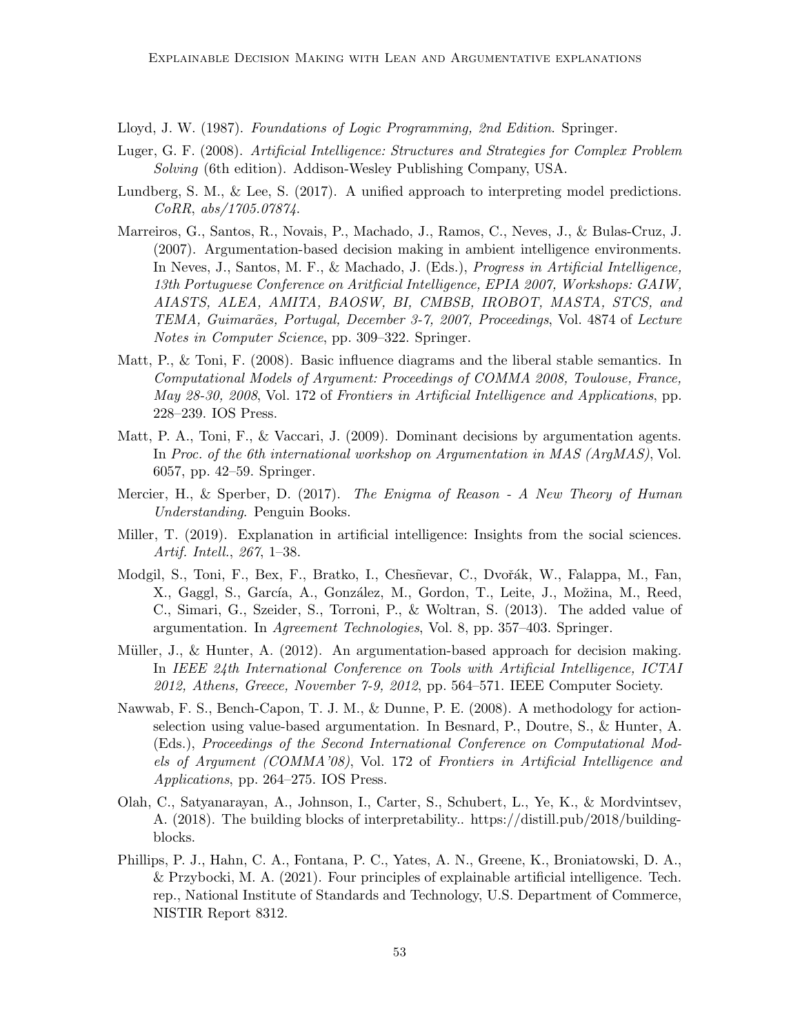Lloyd, J. W. (1987). *Foundations of Logic Programming, 2nd Edition*. Springer.

Luger, G. F. (2008). *Artificial Intelligence: Structures and Strategies for Complex Problem Solving* (6th edition). Addison-Wesley Publishing Company, USA.

Lundberg, S. M., & Lee, S. (2017). A unified approach to interpreting model predictions. *CoRR*, *abs/1705.07874*.

Marreiros, G., Santos, R., Novais, P., Machado, J., Ramos, C., Neves, J., & Bulas-Cruz, J. (2007). Argumentation-based decision making in ambient intelligence environments. In Neves, J., Santos, M. F., & Machado, J. (Eds.), *Progress in Artificial Intelligence, 13th Portuguese Conference on Aritficial Intelligence, EPIA 2007, Workshops: GAIW, AIASTS, ALEA, AMITA, BAOSW, BI, CMBSB, IROBOT, MASTA, STCS, and TEMA, Guimarães, Portugal, December 3-7, 2007, Proceedings*, Vol. 4874 of *Lecture Notes in Computer Science*, pp. 309–322. Springer.

Matt, P., & Toni, F. (2008). Basic influence diagrams and the liberal stable semantics. In *Computational Models of Argument: Proceedings of COMMA 2008, Toulouse, France, May 28-30, 2008*, Vol. 172 of *Frontiers in Artificial Intelligence and Applications*, pp. 228–239. IOS Press.

Matt, P. A., Toni, F., & Vaccari, J. (2009). Dominant decisions by argumentation agents. In *Proc. of the 6th international workshop on Argumentation in MAS (ArgMAS)*, Vol. 6057, pp. 42–59. Springer.

Mercier, H., & Sperber, D. (2017). *The Enigma of Reason - A New Theory of Human Understanding*. Penguin Books.

Miller, T. (2019). Explanation in artificial intelligence: Insights from the social sciences. *Artif. Intell.*, *267*, 1–38.

Modgil, S., Toni, F., Bex, F., Bratko, I., Chesñevar, C., Dvořák, W., Falappa, M., Fan, X., Gaggl, S., García, A., González, M., Gordon, T., Leite, J., Možina, M., Reed, C., Simari, G., Szeider, S., Torroni, P., & Woltran, S. (2013). The added value of argumentation. In *Agreement Technologies*, Vol. 8, pp. 357–403. Springer.

Müller, J., & Hunter, A. (2012). An argumentation-based approach for decision making. In *IEEE 24th International Conference on Tools with Artificial Intelligence, ICTAI 2012, Athens, Greece, November 7-9, 2012*, pp. 564–571. IEEE Computer Society.

Nawwab, F. S., Bench-Capon, T. J. M., & Dunne, P. E. (2008). A methodology for action-selection using value-based argumentation. In Besnard, P., Doutre, S., & Hunter, A. (Eds.), *Proceedings of the Second International Conference on Computational Models of Argument (COMMA'08)*, Vol. 172 of *Frontiers in Artificial Intelligence and Applications*, pp. 264–275. IOS Press.

Olah, C., Satyanarayan, A., Johnson, I., Carter, S., Schubert, L., Ye, K., & Mordvintsev, A. (2018). The building blocks of interpretability.. https://distill.pub/2018/building-blocks.

Phillips, P. J., Hahn, C. A., Fontana, P. C., Yates, A. N., Greene, K., Broniatowski, D. A., & Przybocki, M. A. (2021). Four principles of explainable artificial intelligence. Tech. rep., National Institute of Standards and Technology, U.S. Department of Commerce, NISTIR Report 8312.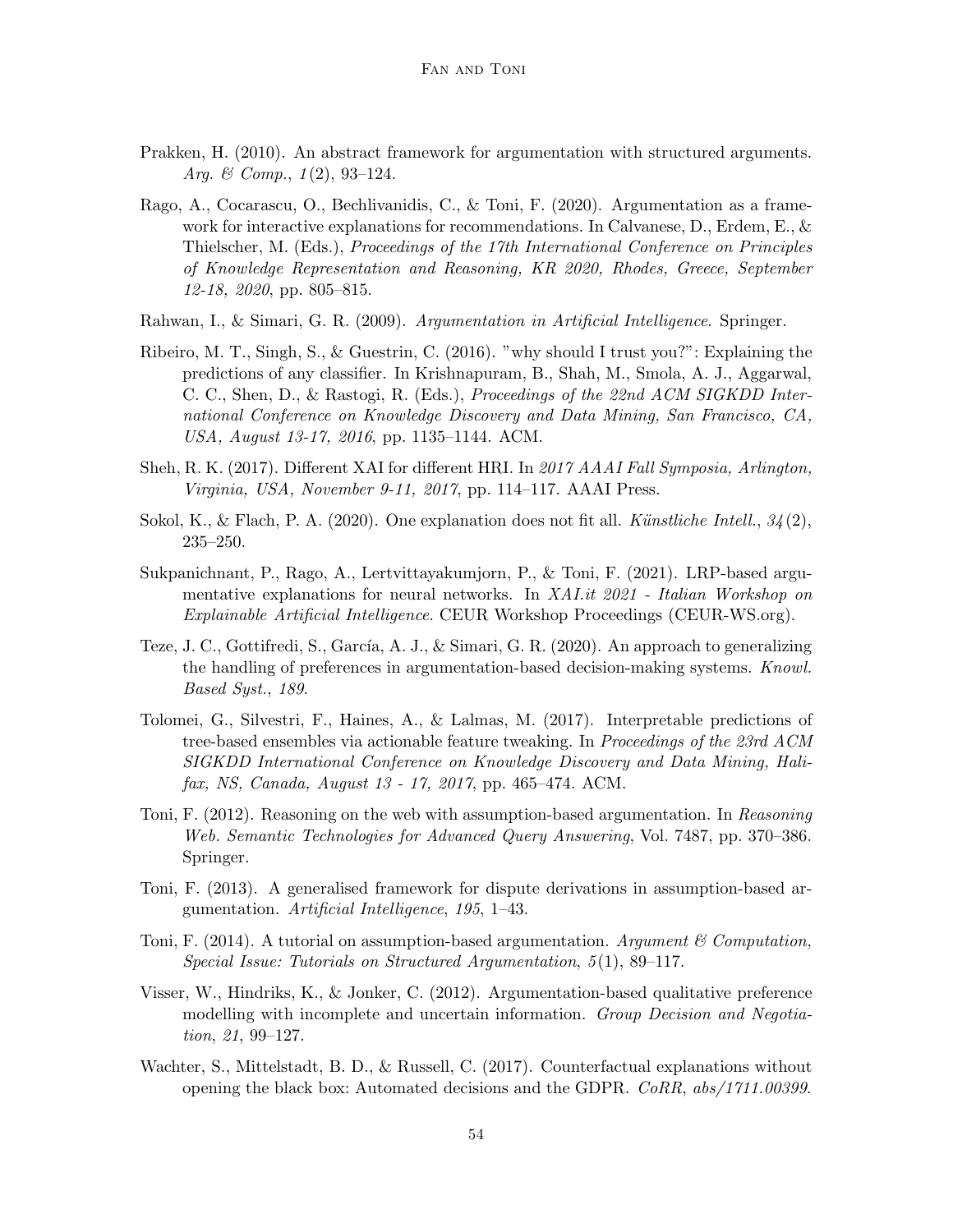Prakken, H. (2010). An abstract framework for argumentation with structured arguments. *Arg. & Comp.*, *1*(2), 93–124.

Rago, A., Cocarascu, O., Bechlivanidis, C., & Toni, F. (2020). Argumentation as a framework for interactive explanations for recommendations. In Calvanese, D., Erdem, E., & Thielscher, M. (Eds.), *Proceedings of the 17th International Conference on Principles of Knowledge Representation and Reasoning, KR 2020, Rhodes, Greece, September 12-18, 2020*, pp. 805–815.

Rahwan, I., & Simari, G. R. (2009). *Argumentation in Artificial Intelligence*. Springer.

Ribeiro, M. T., Singh, S., & Guestrin, C. (2016). "why should I trust you?": Explaining the predictions of any classifier. In Krishnapuram, B., Shah, M., Smola, A. J., Aggarwal, C. C., Shen, D., & Rastogi, R. (Eds.), *Proceedings of the 22nd ACM SIGKDD International Conference on Knowledge Discovery and Data Mining, San Francisco, CA, USA, August 13-17, 2016*, pp. 1135–1144. ACM.

Sheh, R. K. (2017). Different XAI for different HRI. In *2017 AAAI Fall Symposia, Arlington, Virginia, USA, November 9-11, 2017*, pp. 114–117. AAAI Press.

Sokol, K., & Flach, P. A. (2020). One explanation does not fit all. *Künstliche Intell.*, *34*(2), 235–250.

Sukpanichnant, P., Rago, A., Lertvittayakumjorn, P., & Toni, F. (2021). LRP-based argumentative explanations for neural networks. In *XAI.it 2021 - Italian Workshop on Explainable Artificial Intelligence*. CEUR Workshop Proceedings (CEUR-WS.org).

Teze, J. C., Gottifredi, S., García, A. J., & Simari, G. R. (2020). An approach to generalizing the handling of preferences in argumentation-based decision-making systems. *Knowl. Based Syst.*, *189*.

Tolomei, G., Silvestri, F., Haines, A., & Lalmas, M. (2017). Interpretable predictions of tree-based ensembles via actionable feature tweaking. In *Proceedings of the 23rd ACM SIGKDD International Conference on Knowledge Discovery and Data Mining, Halifax, NS, Canada, August 13 - 17, 2017*, pp. 465–474. ACM.

Toni, F. (2012). Reasoning on the web with assumption-based argumentation. In *Reasoning Web. Semantic Technologies for Advanced Query Answering*, Vol. 7487, pp. 370–386. Springer.

Toni, F. (2013). A generalised framework for dispute derivations in assumption-based argumentation. *Artificial Intelligence*, *195*, 1–43.

Toni, F. (2014). A tutorial on assumption-based argumentation. *Argument & Computation, Special Issue: Tutorials on Structured Argumentation*, *5*(1), 89–117.

Visser, W., Hindriks, K., & Jonker, C. (2012). Argumentation-based qualitative preference modelling with incomplete and uncertain information. *Group Decision and Negotiation*, *21*, 99–127.

Wachter, S., Mittelstadt, B. D., & Russell, C. (2017). Counterfactual explanations without opening the black box: Automated decisions and the GDPR. *CoRR*, *abs/1711.00399*.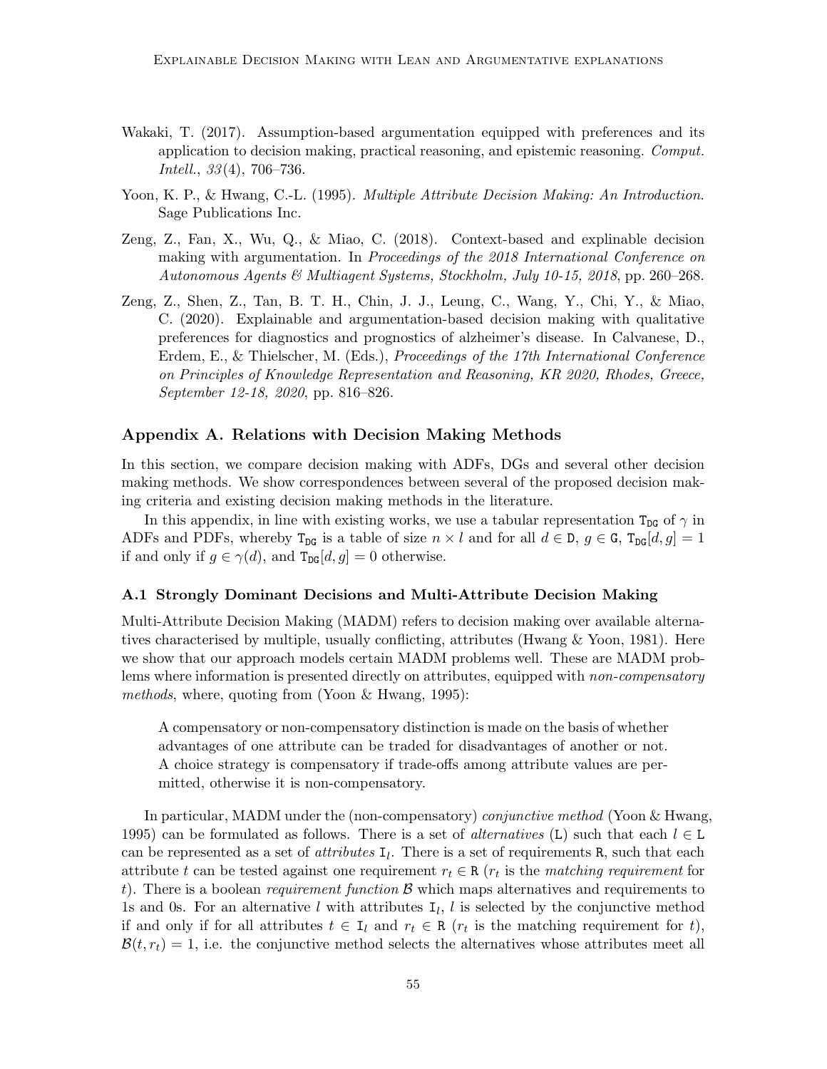Wakaki, T. (2017). Assumption-based argumentation equipped with preferences and its application to decision making, practical reasoning, and epistemic reasoning. *Comput. Intell.*, *33*(4), 706–736.

Yoon, K. P., & Hwang, C.-L. (1995). *Multiple Attribute Decision Making: An Introduction*. Sage Publications Inc.

Zeng, Z., Fan, X., Wu, Q., & Miao, C. (2018). Context-based and explinable decision making with argumentation. In *Proceedings of the 2018 International Conference on Autonomous Agents & Multiagent Systems, Stockholm, July 10-15, 2018*, pp. 260–268.

Zeng, Z., Shen, Z., Tan, B. T. H., Chin, J. J., Leung, C., Wang, Y., Chi, Y., & Miao, C. (2020). Explainable and argumentation-based decision making with qualitative preferences for diagnostics and prognostics of alzheimer's disease. In Calvanese, D., Erdem, E., & Thielscher, M. (Eds.), *Proceedings of the 17th International Conference on Principles of Knowledge Representation and Reasoning, KR 2020, Rhodes, Greece, September 12-18, 2020*, pp. 816–826.

## Appendix A. Relations with Decision Making Methods

In this section, we compare decision making with ADFs, DGs and several other decision making methods. We show correspondences between several of the proposed decision making criteria and existing decision making methods in the literature.

In this appendix, in line with existing works, we use a tabular representation $\mathtt{T_{DG}}$ of $\gamma$ in ADFs and PDFs, whereby $\mathtt{T_{DG}}$ is a table of size $n \times l$ and for all $d \in \mathtt{D}$, $g \in \mathtt{G}$, $\mathtt{T_{DG}}[d, g] = 1$ if and only if $g \in \gamma(d)$, and $\mathtt{T_{DG}}[d, g] = 0$ otherwise.

### A.1 Strongly Dominant Decisions and Multi-Attribute Decision Making

Multi-Attribute Decision Making (MADM) refers to decision making over available alternatives characterised by multiple, usually conflicting, attributes (Hwang & Yoon, 1981). Here we show that our approach models certain MADM problems well. These are MADM problems where information is presented directly on attributes, equipped with *non-compensatory methods*, where, quoting from (Yoon & Hwang, 1995):

> A compensatory or non-compensatory distinction is made on the basis of whether advantages of one attribute can be traded for disadvantages of another or not. A choice strategy is compensatory if trade-offs among attribute values are permitted, otherwise it is non-compensatory.

In particular, MADM under the (non-compensatory) *conjunctive method* (Yoon & Hwang, 1995) can be formulated as follows. There is a set of *alternatives* ($\mathtt{L}$) such that each $l \in \mathtt{L}$ can be represented as a set of *attributes* $\mathtt{I}_l$. There is a set of requirements $\mathtt{R}$, such that each attribute $t$ can be tested against one requirement $r_t \in \mathtt{R}$ ($r_t$ is the *matching requirement* for $t$). There is a boolean *requirement function* $\mathcal{B}$ which maps alternatives and requirements to 1s and 0s. For an alternative $l$ with attributes $\mathtt{I}_l$, $l$ is selected by the conjunctive method if and only if for all attributes $t \in \mathtt{I}_l$ and $r_t \in \mathtt{R}$ ($r_t$ is the matching requirement for $t$), $\mathcal{B}(t, r_t) = 1$, i.e. the conjunctive method selects the alternatives whose attributes meet all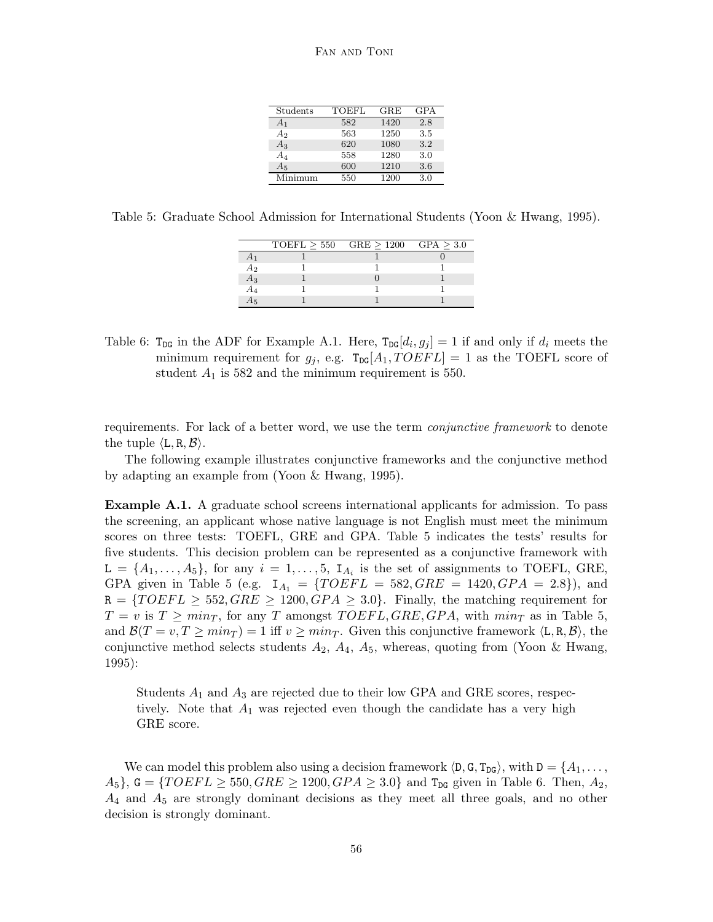| Students | TOEFL | GRE | GPA |
|---|---|---|---|
| $A_1$ | 582 | 1420 | 2.8 |
| $A_2$ | 563 | 1250 | 3.5 |
| $A_3$ | 620 | 1080 | 3.2 |
| $A_4$ | 558 | 1280 | 3.0 |
| $A_5$ | 600 | 1210 | 3.6 |
| Minimum | 550 | 1200 | 3.0 |

Table 5: Graduate School Admission for International Students (Yoon & Hwang, 1995).

| | TOEFL $\geq$ 550 | GRE $\geq$ 1200 | GPA $\geq$ 3.0 |
|---|---|---|---|
| $A_1$ | 1 | 1 | 0 |
| $A_2$ | 1 | 1 | 1 |
| $A_3$ | 1 | 0 | 1 |
| $A_4$ | 1 | 1 | 1 |
| $A_5$ | 1 | 1 | 1 |

Table 6: $\mathtt{T_{DG}}$ in the ADF for Example A.1. Here, $\mathtt{T_{DG}}[d_i, g_j] = 1$ if and only if $d_i$ meets the minimum requirement for $g_j$, e.g. $\mathtt{T_{DG}}[A_1, TOEFL] = 1$ as the TOEFL score of student $A_1$ is 582 and the minimum requirement is 550.

requirements. For lack of a better word, we use the term *conjunctive framework* to denote the tuple $\langle \mathtt{L}, \mathtt{R}, \mathcal{B} \rangle$.

The following example illustrates conjunctive frameworks and the conjunctive method by adapting an example from (Yoon & Hwang, 1995).

**Example A.1.** A graduate school screens international applicants for admission. To pass the screening, an applicant whose native language is not English must meet the minimum scores on three tests: TOEFL, GRE and GPA. Table 5 indicates the tests' results for five students. This decision problem can be represented as a conjunctive framework with $\mathtt{L} = \{A_1, \ldots, A_5\}$, for any $i = 1, \ldots, 5$, $\mathtt{I}_{A_i}$ is the set of assignments to TOEFL, GRE, GPA given in Table 5 (e.g. $\mathtt{I}_{A_1} = \{TOEFL = 582, GRE = 1420, GPA = 2.8\}$), and $\mathtt{R} = \{TOEFL \geq 552, GRE \geq 1200, GPA \geq 3.0\}$. Finally, the matching requirement for $T = v$ is $T \geq min_T$, for any $T$ amongst $TOEFL, GRE, GPA$, with $min_T$ as in Table 5, and $\mathcal{B}(T = v, T \geq min_T) = 1$ iff $v \geq min_T$. Given this conjunctive framework $\langle \mathtt{L}, \mathtt{R}, \mathcal{B} \rangle$, the conjunctive method selects students $A_2$, $A_4$, $A_5$, whereas, quoting from (Yoon & Hwang, 1995):

> Students $A_1$ and $A_3$ are rejected due to their low GPA and GRE scores, respectively. Note that $A_1$ was rejected even though the candidate has a very high GRE score.

We can model this problem also using a decision framework $\langle \mathtt{D}, \mathtt{G}, \mathtt{T_{DG}} \rangle$, with $\mathtt{D} = \{A_1, \ldots, A_5\}$, $\mathtt{G} = \{TOEFL \geq 550, GRE \geq 1200, GPA \geq 3.0\}$ and $\mathtt{T_{DG}}$ given in Table 6. Then, $A_2$, $A_4$ and $A_5$ are strongly dominant decisions as they meet all three goals, and no other decision is strongly dominant.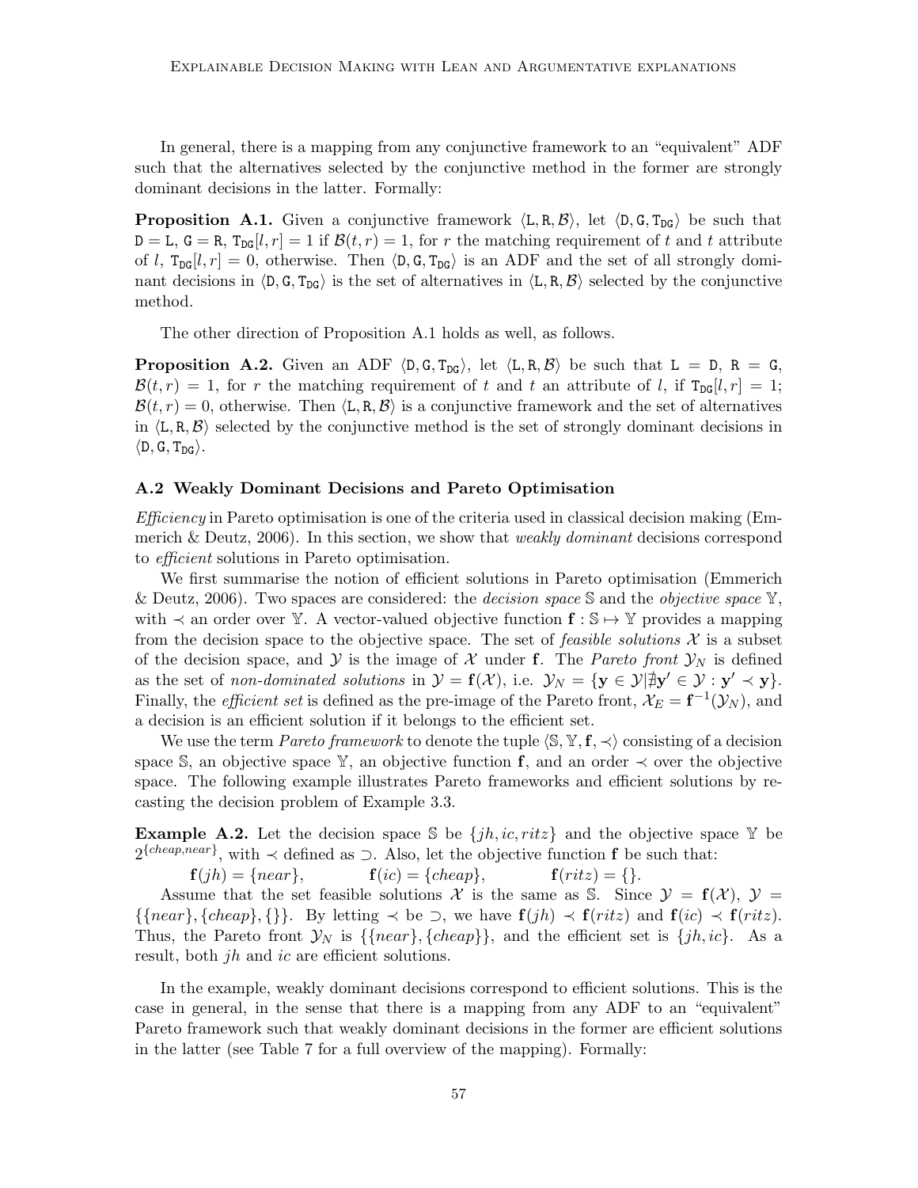In general, there is a mapping from any conjunctive framework to an "equivalent" ADF such that the alternatives selected by the conjunctive method in the former are strongly dominant decisions in the latter. Formally:

**Proposition A.1.** Given a conjunctive framework $\langle \mathtt{L}, \mathtt{R}, \mathcal{B} \rangle$, let $\langle \mathtt{D}, \mathtt{G}, \mathtt{T}_{\mathtt{DG}} \rangle$ be such that $\mathtt{D} = \mathtt{L}$, $\mathtt{G} = \mathtt{R}$, $\mathtt{T}_{\mathtt{DG}}[l, r] = 1$ if $\mathcal{B}(t, r) = 1$, for $r$ the matching requirement of $t$ and $t$ attribute of $l$, $\mathtt{T}_{\mathtt{DG}}[l, r] = 0$, otherwise. Then $\langle \mathtt{D}, \mathtt{G}, \mathtt{T}_{\mathtt{DG}} \rangle$ is an ADF and the set of all strongly dominant decisions in $\langle \mathtt{D}, \mathtt{G}, \mathtt{T}_{\mathtt{DG}} \rangle$ is the set of alternatives in $\langle \mathtt{L}, \mathtt{R}, \mathcal{B} \rangle$ selected by the conjunctive method.

The other direction of Proposition A.1 holds as well, as follows.

**Proposition A.2.** Given an ADF $\langle \mathtt{D}, \mathtt{G}, \mathtt{T}_{\mathtt{DG}} \rangle$, let $\langle \mathtt{L}, \mathtt{R}, \mathcal{B} \rangle$ be such that $\mathtt{L} = \mathtt{D}$, $\mathtt{R} = \mathtt{G}$, $\mathcal{B}(t, r) = 1$, for $r$ the matching requirement of $t$ and $t$ an attribute of $l$, if $\mathtt{T}_{\mathtt{DG}}[l, r] = 1$; $\mathcal{B}(t, r) = 0$, otherwise. Then $\langle \mathtt{L}, \mathtt{R}, \mathcal{B} \rangle$ is a conjunctive framework and the set of alternatives in $\langle \mathtt{L}, \mathtt{R}, \mathcal{B} \rangle$ selected by the conjunctive method is the set of strongly dominant decisions in $\langle \mathtt{D}, \mathtt{G}, \mathtt{T}_{\mathtt{DG}} \rangle$.

### A.2 Weakly Dominant Decisions and Pareto Optimisation

*Efficiency* in Pareto optimisation is one of the criteria used in classical decision making (Emmerich & Deutz, 2006). In this section, we show that *weakly dominant* decisions correspond to *efficient* solutions in Pareto optimisation.

We first summarise the notion of efficient solutions in Pareto optimisation (Emmerich & Deutz, 2006). Two spaces are considered: the *decision space* $\mathbb{S}$ and the *objective space* $\mathbb{Y}$, with $\prec$ an order over $\mathbb{Y}$. A vector-valued objective function $\mathbf{f} : \mathbb{S} \mapsto \mathbb{Y}$ provides a mapping from the decision space to the objective space. The set of *feasible solutions* $\mathcal{X}$ is a subset of the decision space, and $\mathcal{Y}$ is the image of $\mathcal{X}$ under $\mathbf{f}$. The *Pareto front* $\mathcal{Y}_N$ is defined as the set of *non-dominated solutions* in $\mathcal{Y} = \mathbf{f}(\mathcal{X})$, i.e. $\mathcal{Y}_N = \{\mathbf{y} \in \mathcal{Y} | \nexists \mathbf{y}' \in \mathcal{Y} : \mathbf{y}' \prec \mathbf{y}\}$. Finally, the *efficient set* is defined as the pre-image of the Pareto front, $\mathcal{X}_E = \mathbf{f}^{-1}(\mathcal{Y}_N)$, and a decision is an efficient solution if it belongs to the efficient set.

We use the term *Pareto framework* to denote the tuple $\langle \mathbb{S}, \mathbb{Y}, \mathbf{f}, \prec \rangle$ consisting of a decision space $\mathbb{S}$, an objective space $\mathbb{Y}$, an objective function $\mathbf{f}$, and an order $\prec$ over the objective space. The following example illustrates Pareto frameworks and efficient solutions by recasting the decision problem of Example 3.3.

**Example A.2.** Let the decision space $\mathbb{S}$ be $\{jh, ic, ritz\}$ and the objective space $\mathbb{Y}$ be $2^{\{cheap, near\}}$, with $\prec$ defined as $\supset$. Also, let the objective function $\mathbf{f}$ be such that:

$$\mathbf{f}(jh) = \{near\}, \qquad \mathbf{f}(ic) = \{cheap\}, \qquad \mathbf{f}(ritz) = \{\}.$$

Assume that the set feasible solutions $\mathcal{X}$ is the same as $\mathbb{S}$. Since $\mathcal{Y} = \mathbf{f}(\mathcal{X})$, $\mathcal{Y} = \{\{near\}, \{cheap\}, \{\}\}$. By letting $\prec$ be $\supset$, we have $\mathbf{f}(jh) \prec \mathbf{f}(ritz)$ and $\mathbf{f}(ic) \prec \mathbf{f}(ritz)$. Thus, the Pareto front $\mathcal{Y}_N$ is $\{\{near\}, \{cheap\}\}$, and the efficient set is $\{jh, ic\}$. As a result, both $jh$ and $ic$ are efficient solutions.

In the example, weakly dominant decisions correspond to efficient solutions. This is the case in general, in the sense that there is a mapping from any ADF to an "equivalent" Pareto framework such that weakly dominant decisions in the former are efficient solutions in the latter (see Table 7 for a full overview of the mapping). Formally: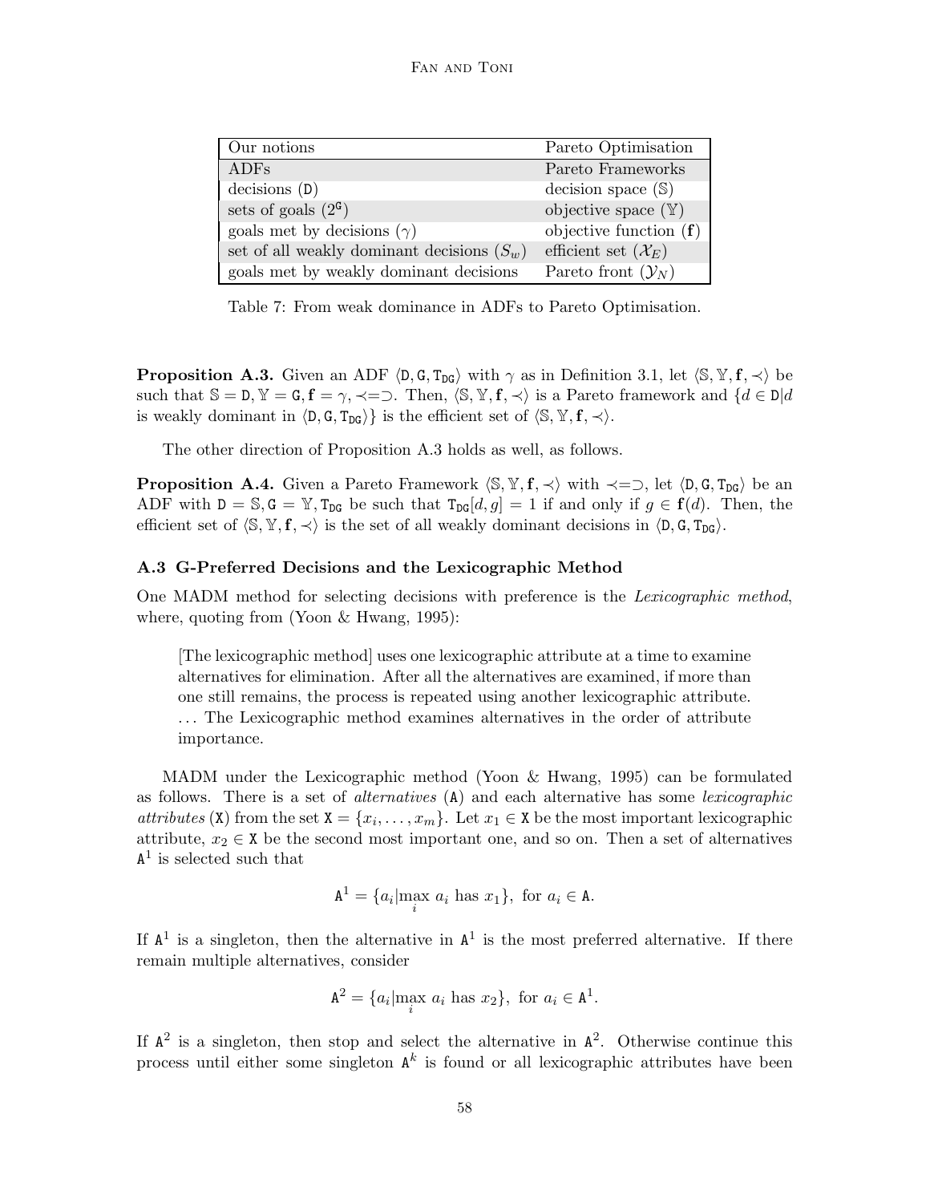| Our notions | Pareto Optimisation |
|---|---|
| ADFs | Pareto Frameworks |
| decisions (D) | decision space ($\mathbb{S}$) |
| sets of goals ($2^{\mathtt{G}}$) | objective space ($\mathbb{Y}$) |
| goals met by decisions ($\gamma$) | objective function ($\mathbf{f}$) |
| set of all weakly dominant decisions ($S_w$) | efficient set ($\mathcal{X}_E$) |
| goals met by weakly dominant decisions | Pareto front ($\mathcal{Y}_N$) |

Table 7: From weak dominance in ADFs to Pareto Optimisation.

**Proposition A.3.** Given an ADF $\langle \mathtt{D}, \mathtt{G}, \mathtt{T_{DG}} \rangle$ with $\gamma$ as in Definition 3.1, let $\langle \mathbb{S}, \mathbb{Y}, \mathbf{f}, \prec \rangle$ be such that $\mathbb{S} = \mathtt{D}, \mathbb{Y} = \mathtt{G}, \mathbf{f} = \gamma, \prec = \supset$. Then, $\langle \mathbb{S}, \mathbb{Y}, \mathbf{f}, \prec \rangle$ is a Pareto framework and $\{d \in \mathtt{D} | d$ is weakly dominant in $\langle \mathtt{D}, \mathtt{G}, \mathtt{T_{DG}} \rangle\}$ is the efficient set of $\langle \mathbb{S}, \mathbb{Y}, \mathbf{f}, \prec \rangle$.

The other direction of Proposition A.3 holds as well, as follows.

**Proposition A.4.** Given a Pareto Framework $\langle \mathbb{S}, \mathbb{Y}, \mathbf{f}, \prec \rangle$ with $\prec = \supset$, let $\langle \mathtt{D}, \mathtt{G}, \mathtt{T_{DG}} \rangle$ be an ADF with $\mathtt{D} = \mathbb{S}, \mathtt{G} = \mathbb{Y}, \mathtt{T_{DG}}$ be such that $\mathtt{T_{DG}}[d, g] = 1$ if and only if $g \in \mathbf{f}(d)$. Then, the efficient set of $\langle \mathbb{S}, \mathbb{Y}, \mathbf{f}, \prec \rangle$ is the set of all weakly dominant decisions in $\langle \mathtt{D}, \mathtt{G}, \mathtt{T_{DG}} \rangle$.

### A.3 G-Preferred Decisions and the Lexicographic Method

One MADM method for selecting decisions with preference is the *Lexicographic method*, where, quoting from (Yoon & Hwang, 1995):

> [The lexicographic method] uses one lexicographic attribute at a time to examine alternatives for elimination. After all the alternatives are examined, if more than one still remains, the process is repeated using another lexicographic attribute. ... The Lexicographic method examines alternatives in the order of attribute importance.

MADM under the Lexicographic method (Yoon & Hwang, 1995) can be formulated as follows. There is a set of *alternatives* (A) and each alternative has some *lexicographic attributes* (X) from the set $\mathtt{X} = \{x_i, \ldots, x_m\}$. Let $x_1 \in \mathtt{X}$ be the most important lexicographic attribute, $x_2 \in \mathtt{X}$ be the second most important one, and so on. Then a set of alternatives $\mathtt{A}^1$ is selected such that

$$\mathtt{A}^1 = \{a_i | \max_i \ a_i \text{ has } x_1\}, \text{ for } a_i \in \mathtt{A}.$$

If $\mathtt{A}^1$ is a singleton, then the alternative in $\mathtt{A}^1$ is the most preferred alternative. If there remain multiple alternatives, consider

$$\mathtt{A}^2 = \{a_i | \max_i \ a_i \text{ has } x_2\}, \text{ for } a_i \in \mathtt{A}^1.$$

If $\mathtt{A}^2$ is a singleton, then stop and select the alternative in $\mathtt{A}^2$. Otherwise continue this process until either some singleton $\mathtt{A}^k$ is found or all lexicographic attributes have been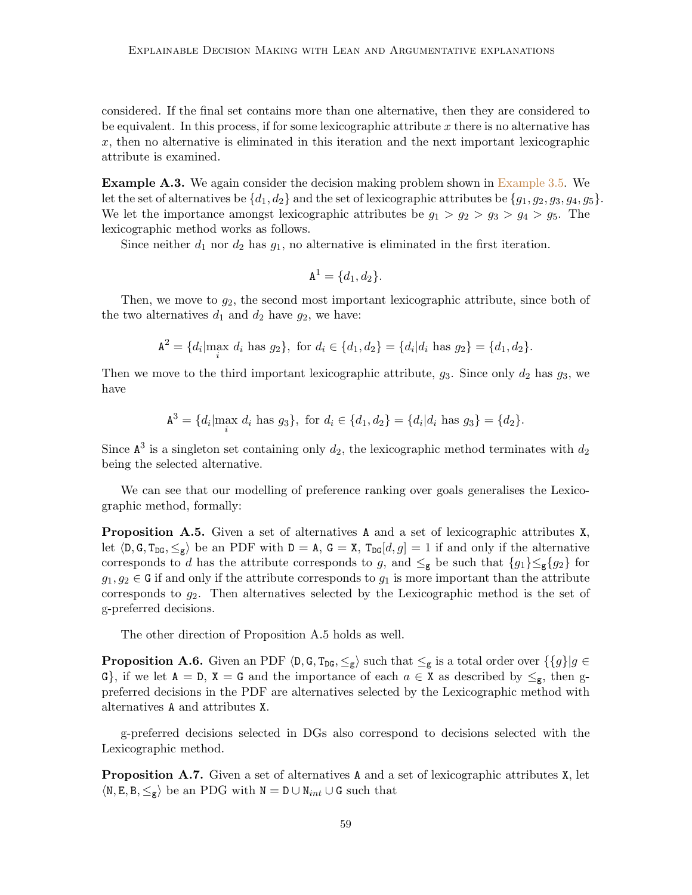considered. If the final set contains more than one alternative, then they are considered to be equivalent. In this process, if for some lexicographic attribute $x$ there is no alternative has $x$, then no alternative is eliminated in this iteration and the next important lexicographic attribute is examined.

**Example A.3.** We again consider the decision making problem shown in Example 3.5. We let the set of alternatives be $\{d_1, d_2\}$ and the set of lexicographic attributes be $\{g_1, g_2, g_3, g_4, g_5\}$. We let the importance amongst lexicographic attributes be $g_1 > g_2 > g_3 > g_4 > g_5$. The lexicographic method works as follows.

Since neither $d_1$ nor $d_2$ has $g_1$, no alternative is eliminated in the first iteration.

$$\mathtt{A}^1 = \{d_1, d_2\}.$$

Then, we move to $g_2$, the second most important lexicographic attribute, since both of the two alternatives $d_1$ and $d_2$ have $g_2$, we have:

$$\mathtt{A}^2 = \{d_i | \max_i d_i \text{ has } g_2\}, \text{ for } d_i \in \{d_1, d_2\} = \{d_i | d_i \text{ has } g_2\} = \{d_1, d_2\}.$$

Then we move to the third important lexicographic attribute, $g_3$. Since only $d_2$ has $g_3$, we have

$$\mathtt{A}^3 = \{d_i | \max_i d_i \text{ has } g_3\}, \text{ for } d_i \in \{d_1, d_2\} = \{d_i | d_i \text{ has } g_3\} = \{d_2\}.$$

Since $\mathtt{A}^3$ is a singleton set containing only $d_2$, the lexicographic method terminates with $d_2$ being the selected alternative.

We can see that our modelling of preference ranking over goals generalises the Lexicographic method, formally:

**Proposition A.5.** Given a set of alternatives $\mathtt{A}$ and a set of lexicographic attributes $\mathtt{X}$, let $\langle \mathtt{D}, \mathtt{G}, \mathtt{T}_{\mathtt{DG}}, \leq_{\mathtt{g}} \rangle$ be an PDF with $\mathtt{D} = \mathtt{A}$, $\mathtt{G} = \mathtt{X}$, $\mathtt{T}_{\mathtt{DG}}[d, g] = 1$ if and only if the alternative corresponds to $d$ has the attribute corresponds to $g$, and $\leq_{\mathtt{g}}$ be such that $\{g_1\} \leq_{\mathtt{g}} \{g_2\}$ for $g_1, g_2 \in \mathtt{G}$ if and only if the attribute corresponds to $g_1$ is more important than the attribute corresponds to $g_2$. Then alternatives selected by the Lexicographic method is the set of g-preferred decisions.

The other direction of Proposition A.5 holds as well.

**Proposition A.6.** Given an PDF $\langle \mathtt{D}, \mathtt{G}, \mathtt{T}_{\mathtt{DG}}, \leq_{\mathtt{g}} \rangle$ such that $\leq_{\mathtt{g}}$ is a total order over $\{\{g\} | g \in \mathtt{G}\}$, if we let $\mathtt{A} = \mathtt{D}$, $\mathtt{X} = \mathtt{G}$ and the importance of each $a \in \mathtt{X}$ as described by $\leq_{\mathtt{g}}$, then g-preferred decisions in the PDF are alternatives selected by the Lexicographic method with alternatives $\mathtt{A}$ and attributes $\mathtt{X}$.

g-preferred decisions selected in DGs also correspond to decisions selected with the Lexicographic method.

**Proposition A.7.** Given a set of alternatives $\mathtt{A}$ and a set of lexicographic attributes $\mathtt{X}$, let $\langle \mathtt{N}, \mathtt{E}, \mathtt{B}, \leq_{\mathtt{g}} \rangle$ be an PDG with $\mathtt{N} = \mathtt{D} \cup \mathtt{N}_{int} \cup \mathtt{G}$ such that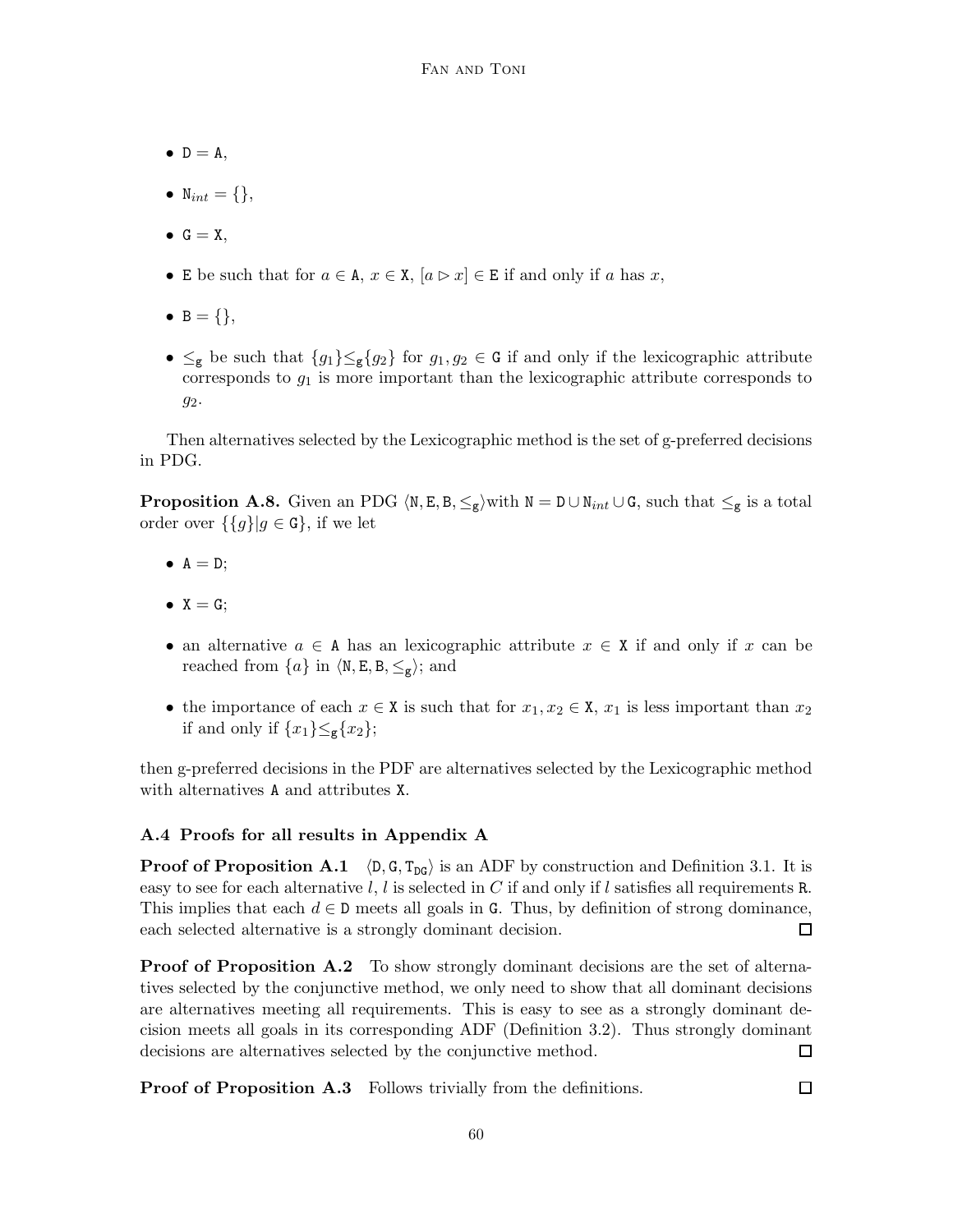- $\mathtt{D} = \mathtt{A}$,
- $\mathtt{N}_{int} = \{\}$,
- $\mathtt{G} = \mathtt{X}$,
- $\mathtt{E}$ be such that for $a \in \mathtt{A}$, $x \in \mathtt{X}$, $[a \rhd x] \in \mathtt{E}$ if and only if $a$ has $x$,
- $\mathtt{B} = \{\}$,
- $\leq_{\mathtt{g}}$ be such that $\{g_1\} \leq_{\mathtt{g}} \{g_2\}$ for $g_1, g_2 \in \mathtt{G}$ if and only if the lexicographic attribute corresponds to $g_1$ is more important than the lexicographic attribute corresponds to $g_2$.

Then alternatives selected by the Lexicographic method is the set of g-preferred decisions in PDG.

**Proposition A.8.** Given an PDG $\langle \mathtt{N}, \mathtt{E}, \mathtt{B}, \leq_{\mathtt{g}} \rangle$with $\mathtt{N} = \mathtt{D} \cup \mathtt{N}_{int} \cup \mathtt{G}$, such that $\leq_{\mathtt{g}}$ is a total order over $\{\{g\} | g \in \mathtt{G}\}$, if we let

- $\mathtt{A} = \mathtt{D}$;
- $\mathtt{X} = \mathtt{G}$;
- an alternative $a \in \mathtt{A}$ has an lexicographic attribute $x \in \mathtt{X}$ if and only if $x$ can be reached from $\{a\}$ in $\langle \mathtt{N}, \mathtt{E}, \mathtt{B}, \leq_{\mathtt{g}} \rangle$; and
- the importance of each $x \in \mathtt{X}$ is such that for $x_1, x_2 \in \mathtt{X}$, $x_1$ is less important than $x_2$ if and only if $\{x_1\} \leq_{\mathtt{g}} \{x_2\}$;

then g-preferred decisions in the PDF are alternatives selected by the Lexicographic method with alternatives $\mathtt{A}$ and attributes $\mathtt{X}$.

### A.4 Proofs for all results in Appendix A

**Proof of Proposition A.1** $\langle \mathtt{D}, \mathtt{G}, \mathtt{T}_{\mathtt{DG}} \rangle$ is an ADF by construction and Definition 3.1. It is easy to see for each alternative $l$, $l$ is selected in $C$ if and only if $l$ satisfies all requirements $\mathtt{R}$. This implies that each $d \in \mathtt{D}$ meets all goals in $\mathtt{G}$. Thus, by definition of strong dominance, each selected alternative is a strongly dominant decision. □

**Proof of Proposition A.2** To show strongly dominant decisions are the set of alternatives selected by the conjunctive method, we only need to show that all dominant decisions are alternatives meeting all requirements. This is easy to see as a strongly dominant decision meets all goals in its corresponding ADF (Definition 3.2). Thus strongly dominant decisions are alternatives selected by the conjunctive method. □

**Proof of Proposition A.3** Follows trivially from the definitions. □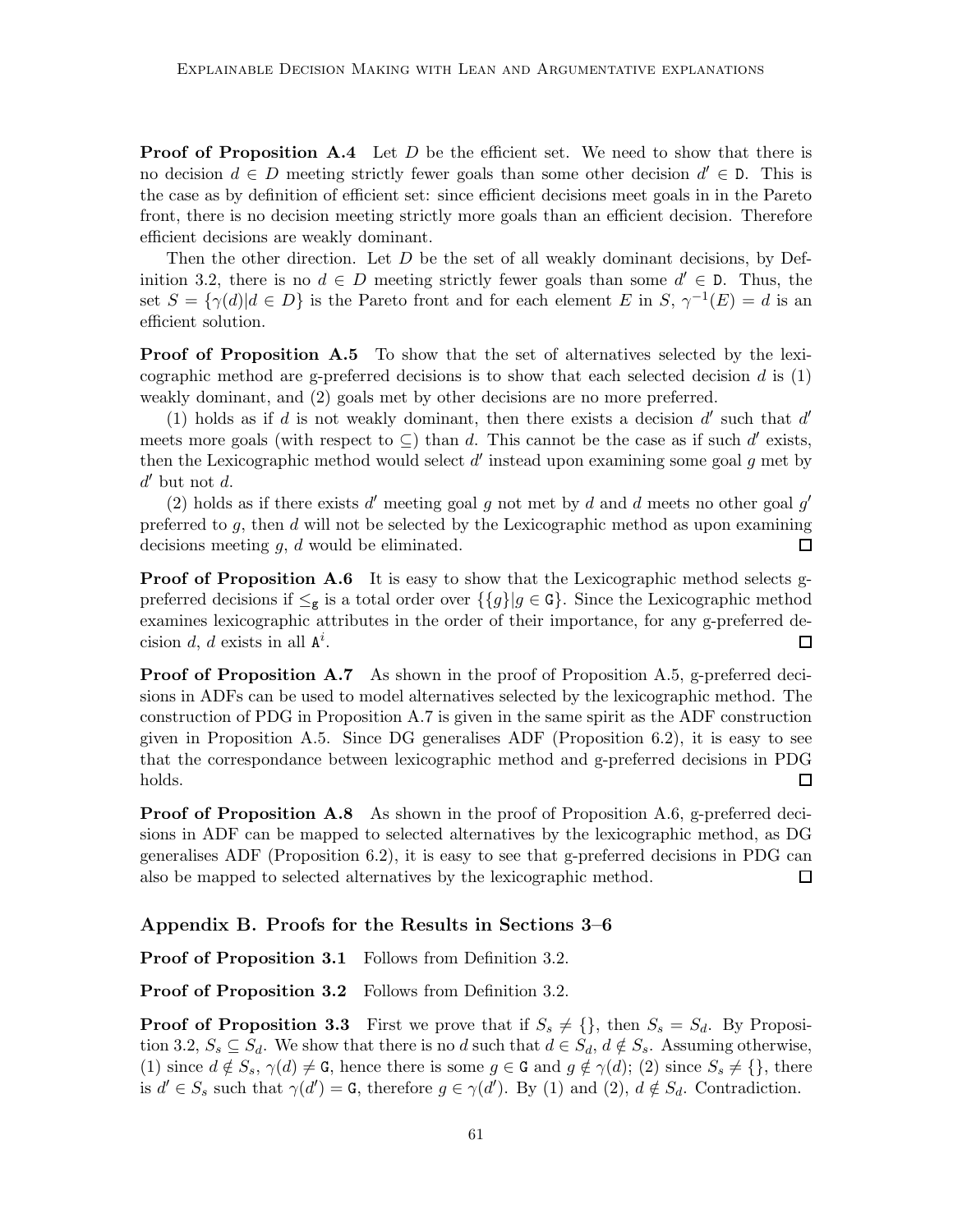**Proof of Proposition A.4** Let $D$ be the efficient set. We need to show that there is no decision $d \in D$ meeting strictly fewer goals than some other decision $d' \in \mathtt{D}$. This is the case as by definition of efficient set: since efficient decisions meet goals in in the Pareto front, there is no decision meeting strictly more goals than an efficient decision. Therefore efficient decisions are weakly dominant.

Then the other direction. Let $D$ be the set of all weakly dominant decisions, by Definition 3.2, there is no $d \in D$ meeting strictly fewer goals than some $d' \in \mathtt{D}$. Thus, the set $S = \{\gamma(d) | d \in D\}$ is the Pareto front and for each element $E$ in $S$, $\gamma^{-1}(E) = d$ is an efficient solution.

**Proof of Proposition A.5** To show that the set of alternatives selected by the lexicographic method are g-preferred decisions is to show that each selected decision $d$ is (1) weakly dominant, and (2) goals met by other decisions are no more preferred.

(1) holds as if $d$ is not weakly dominant, then there exists a decision $d'$ such that $d'$ meets more goals (with respect to $\subseteq$) than $d$. This cannot be the case as if such $d'$ exists, then the Lexicographic method would select $d'$ instead upon examining some goal $g$ met by $d'$ but not $d$.

(2) holds as if there exists $d'$ meeting goal $g$ not met by $d$ and $d$ meets no other goal $g'$ preferred to $g$, then $d$ will not be selected by the Lexicographic method as upon examining decisions meeting $g$, $d$ would be eliminated. □

**Proof of Proposition A.6** It is easy to show that the Lexicographic method selects g-preferred decisions if $\leq_{\mathtt{g}}$ is a total order over $\{\{g\} | g \in \mathtt{G}\}$. Since the Lexicographic method examines lexicographic attributes in the order of their importance, for any g-preferred decision $d$, $d$ exists in all $\mathtt{A}^i$. □

**Proof of Proposition A.7** As shown in the proof of Proposition A.5, g-preferred decisions in ADFs can be used to model alternatives selected by the lexicographic method. The construction of PDG in Proposition A.7 is given in the same spirit as the ADF construction given in Proposition A.5. Since DG generalises ADF (Proposition 6.2), it is easy to see that the correspondance between lexicographic method and g-preferred decisions in PDG holds. □

**Proof of Proposition A.8** As shown in the proof of Proposition A.6, g-preferred decisions in ADF can be mapped to selected alternatives by the lexicographic method, as DG generalises ADF (Proposition 6.2), it is easy to see that g-preferred decisions in PDG can also be mapped to selected alternatives by the lexicographic method. □

## Appendix B. Proofs for the Results in Sections 3–6

**Proof of Proposition 3.1** Follows from Definition 3.2.

**Proof of Proposition 3.2** Follows from Definition 3.2.

**Proof of Proposition 3.3** First we prove that if $S_s \neq \{\}$, then $S_s = S_d$. By Proposition 3.2, $S_s \subseteq S_d$. We show that there is no $d$ such that $d \in S_d$, $d \notin S_s$. Assuming otherwise, (1) since $d \notin S_s$, $\gamma(d) \neq \mathtt{G}$, hence there is some $g \in \mathtt{G}$ and $g \notin \gamma(d)$; (2) since $S_s \neq \{\}$, there is $d' \in S_s$ such that $\gamma(d') = \mathtt{G}$, therefore $g \in \gamma(d')$. By (1) and (2), $d \notin S_d$. Contradiction.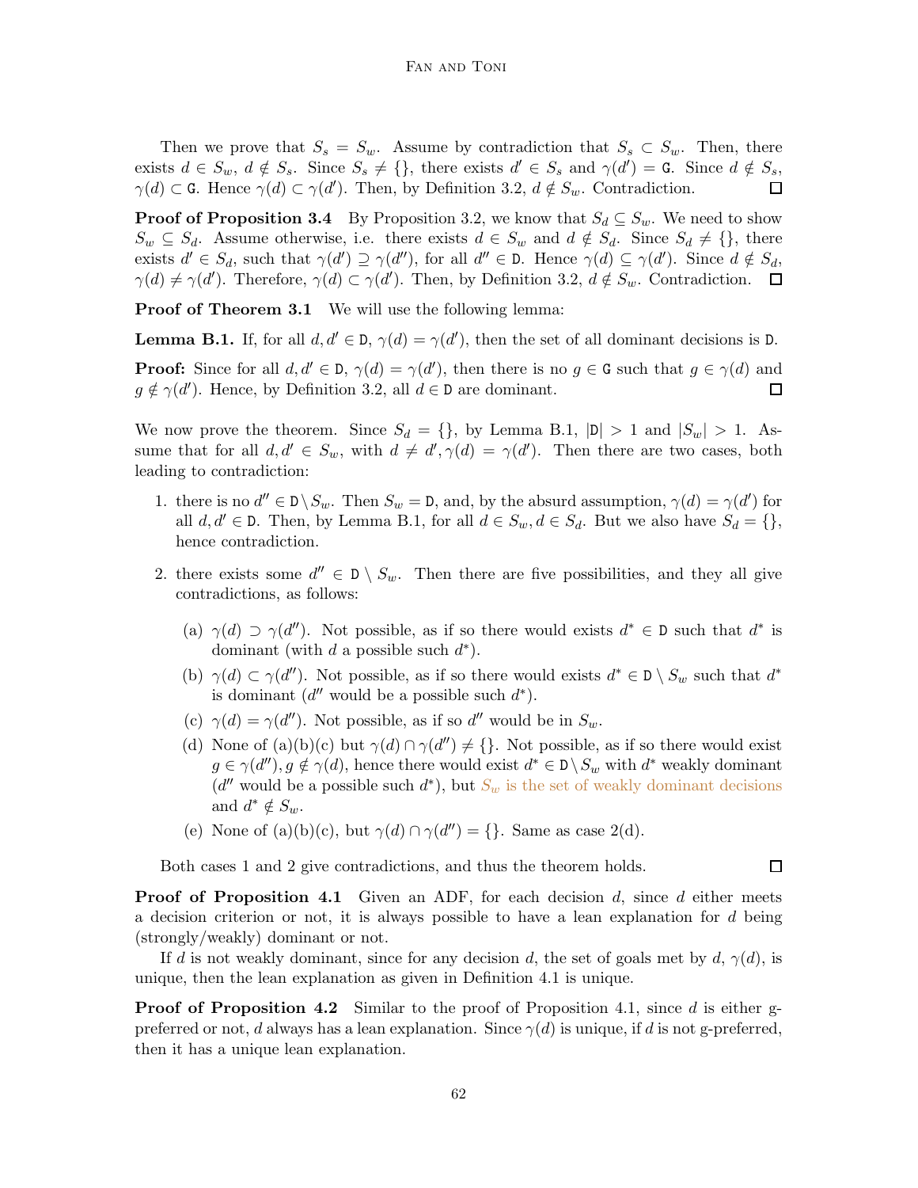Then we prove that $S_s = S_w$. Assume by contradiction that $S_s \subset S_w$. Then, there exists $d \in S_w$, $d \notin S_s$. Since $S_s \neq \{\}$, there exists $d' \in S_s$ and $\gamma(d') = \mathtt{G}$. Since $d \notin S_s$, $\gamma(d) \subset \mathtt{G}$. Hence $\gamma(d) \subset \gamma(d')$. Then, by Definition 3.2, $d \notin S_w$. Contradiction. □

**Proof of Proposition 3.4** By Proposition 3.2, we know that $S_d \subseteq S_w$. We need to show $S_w \subseteq S_d$. Assume otherwise, i.e. there exists $d \in S_w$ and $d \notin S_d$. Since $S_d \neq \{\}$, there exists $d' \in S_d$, such that $\gamma(d') \supseteq \gamma(d'')$, for all $d'' \in \mathtt{D}$. Hence $\gamma(d) \subseteq \gamma(d')$. Since $d \notin S_d$, $\gamma(d) \neq \gamma(d')$. Therefore, $\gamma(d) \subset \gamma(d')$. Then, by Definition 3.2, $d \notin S_w$. Contradiction. □

**Proof of Theorem 3.1** We will use the following lemma:

**Lemma B.1.** If, for all $d, d' \in \mathtt{D}$, $\gamma(d) = \gamma(d')$, then the set of all dominant decisions is $\mathtt{D}$.

**Proof:** Since for all $d, d' \in \mathtt{D}$, $\gamma(d) = \gamma(d')$, then there is no $g \in \mathtt{G}$ such that $g \in \gamma(d)$ and $g \notin \gamma(d')$. Hence, by Definition 3.2, all $d \in \mathtt{D}$ are dominant. □

We now prove the theorem. Since $S_d = \{\}$, by Lemma B.1, $|\mathtt{D}| > 1$ and $|S_w| > 1$. Assume that for all $d, d' \in S_w$, with $d \neq d', \gamma(d) = \gamma(d')$. Then there are two cases, both leading to contradiction:

1. there is no $d'' \in \mathtt{D} \setminus S_w$. Then $S_w = \mathtt{D}$, and, by the absurd assumption, $\gamma(d) = \gamma(d')$ for all $d, d' \in \mathtt{D}$. Then, by Lemma B.1, for all $d \in S_w, d \in S_d$. But we also have $S_d = \{\}$, hence contradiction.

2. there exists some $d'' \in \mathtt{D} \setminus S_w$. Then there are five possibilities, and they all give contradictions, as follows:

   (a) $\gamma(d) \supset \gamma(d'')$. Not possible, as if so there would exists $d^* \in \mathtt{D}$ such that $d^*$ is dominant (with $d$ a possible such $d^*$).

   (b) $\gamma(d) \subset \gamma(d'')$. Not possible, as if so there would exists $d^* \in \mathtt{D} \setminus S_w$ such that $d^*$ is dominant ($d''$ would be a possible such $d^*$).

   (c) $\gamma(d) = \gamma(d'')$. Not possible, as if so $d''$ would be in $S_w$.

   (d) None of (a)(b)(c) but $\gamma(d) \cap \gamma(d'') \neq \{\}$. Not possible, as if so there would exist $g \in \gamma(d''), g \notin \gamma(d)$, hence there would exist $d^* \in \mathtt{D} \setminus S_w$ with $d^*$ weakly dominant ($d''$ would be a possible such $d^*$), but $S_w$ is the set of weakly dominant decisions and $d^* \notin S_w$.

   (e) None of (a)(b)(c), but $\gamma(d) \cap \gamma(d'') = \{\}$. Same as case 2(d).

Both cases 1 and 2 give contradictions, and thus the theorem holds. □

**Proof of Proposition 4.1** Given an ADF, for each decision $d$, since $d$ either meets a decision criterion or not, it is always possible to have a lean explanation for $d$ being (strongly/weakly) dominant or not.

If $d$ is not weakly dominant, since for any decision $d$, the set of goals met by $d$, $\gamma(d)$, is unique, then the lean explanation as given in Definition 4.1 is unique.

**Proof of Proposition 4.2** Similar to the proof of Proposition 4.1, since $d$ is either g-preferred or not, $d$ always has a lean explanation. Since $\gamma(d)$ is unique, if $d$ is not g-preferred, then it has a unique lean explanation.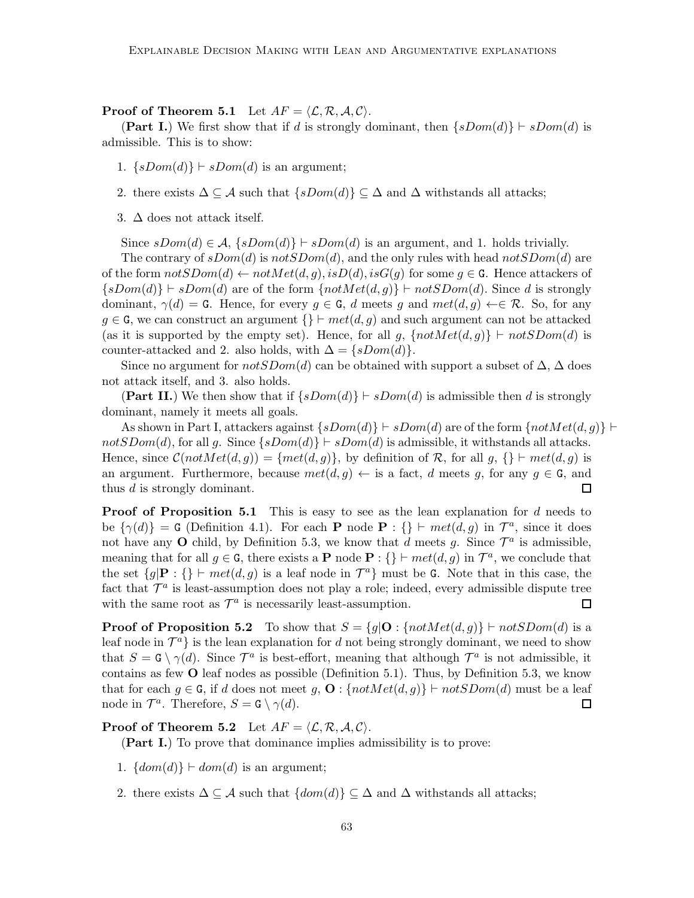**Proof of Theorem 5.1** Let $AF = \langle \mathcal{L}, \mathcal{R}, \mathcal{A}, \mathcal{C} \rangle$.

(**Part I.**) We first show that if $d$ is strongly dominant, then $\{sDom(d)\} \vdash sDom(d)$ is admissible. This is to show:

1. $\{sDom(d)\} \vdash sDom(d)$ is an argument;
2. there exists $\Delta \subseteq \mathcal{A}$ such that $\{sDom(d)\} \subseteq \Delta$ and $\Delta$ withstands all attacks;
3. $\Delta$ does not attack itself.

Since $sDom(d) \in \mathcal{A}$, $\{sDom(d)\} \vdash sDom(d)$ is an argument, and 1. holds trivially.

The contrary of $sDom(d)$ is $notSDom(d)$, and the only rules with head $notSDom(d)$ are of the form $notSDom(d) \leftarrow notMet(d, g), isD(d), isG(g)$ for some $g \in \mathtt{G}$. Hence attackers of $\{sDom(d)\} \vdash sDom(d)$ are of the form $\{notMet(d, g)\} \vdash notSDom(d)$. Since $d$ is strongly dominant, $\gamma(d) = \mathtt{G}$. Hence, for every $g \in \mathtt{G}$, $d$ meets $g$ and $met(d, g) \leftarrow \in \mathcal{R}$. So, for any $g \in \mathtt{G}$, we can construct an argument $\{\} \vdash met(d, g)$ and such argument can not be attacked (as it is supported by the empty set). Hence, for all $g$, $\{notMet(d, g)\} \vdash notSDom(d)$ is counter-attacked and 2. also holds, with $\Delta = \{sDom(d)\}$.

Since no argument for $notSDom(d)$ can be obtained with support a subset of $\Delta$, $\Delta$ does not attack itself, and 3. also holds.

(**Part II.**) We then show that if $\{sDom(d)\} \vdash sDom(d)$ is admissible then $d$ is strongly dominant, namely it meets all goals.

As shown in Part I, attackers against $\{sDom(d)\} \vdash sDom(d)$ are of the form $\{notMet(d, g)\} \vdash notSDom(d)$, for all $g$. Since $\{sDom(d)\} \vdash sDom(d)$ is admissible, it withstands all attacks. Hence, since $\mathcal{C}(notMet(d, g)) = \{met(d, g)\}$, by definition of $\mathcal{R}$, for all $g$, $\{\} \vdash met(d, g)$ is an argument. Furthermore, because $met(d, g) \leftarrow$ is a fact, $d$ meets $g$, for any $g \in \mathtt{G}$, and thus $d$ is strongly dominant. $\square$

**Proof of Proposition 5.1** This is easy to see as the lean explanation for $d$ needs to be $\{\gamma(d)\} = \mathtt{G}$ (Definition 4.1). For each **P** node $\mathbf{P} : \{\} \vdash met(d, g)$ in $\mathcal{T}^a$, since it does not have any **O** child, by Definition 5.3, we know that $d$ meets $g$. Since $\mathcal{T}^a$ is admissible, meaning that for all $g \in \mathtt{G}$, there exists a **P** node $\mathbf{P} : \{\} \vdash met(d, g)$ in $\mathcal{T}^a$, we conclude that the set $\{g | \mathbf{P} : \{\} \vdash met(d, g)$ is a leaf node in $\mathcal{T}^a\}$ must be $\mathtt{G}$. Note that in this case, the fact that $\mathcal{T}^a$ is least-assumption does not play a role; indeed, every admissible dispute tree with the same root as $\mathcal{T}^a$ is necessarily least-assumption. $\square$

**Proof of Proposition 5.2** To show that $S = \{g | \mathbf{O} : \{notMet(d, g)\} \vdash notSDom(d)$ is a leaf node in $\mathcal{T}^a\}$ is the lean explanation for $d$ not being strongly dominant, we need to show that $S = \mathtt{G} \setminus \gamma(d)$. Since $\mathcal{T}^a$ is best-effort, meaning that although $\mathcal{T}^a$ is not admissible, it contains as few **O** leaf nodes as possible (Definition 5.1). Thus, by Definition 5.3, we know that for each $g \in \mathtt{G}$, if $d$ does not meet $g$, $\mathbf{O} : \{notMet(d, g)\} \vdash notSDom(d)$ must be a leaf node in $\mathcal{T}^a$. Therefore, $S = \mathtt{G} \setminus \gamma(d)$. $\square$

**Proof of Theorem 5.2** Let $AF = \langle \mathcal{L}, \mathcal{R}, \mathcal{A}, \mathcal{C} \rangle$.

(**Part I.**) To prove that dominance implies admissibility is to prove:

1. $\{dom(d)\} \vdash dom(d)$ is an argument;
2. there exists $\Delta \subseteq \mathcal{A}$ such that $\{dom(d)\} \subseteq \Delta$ and $\Delta$ withstands all attacks;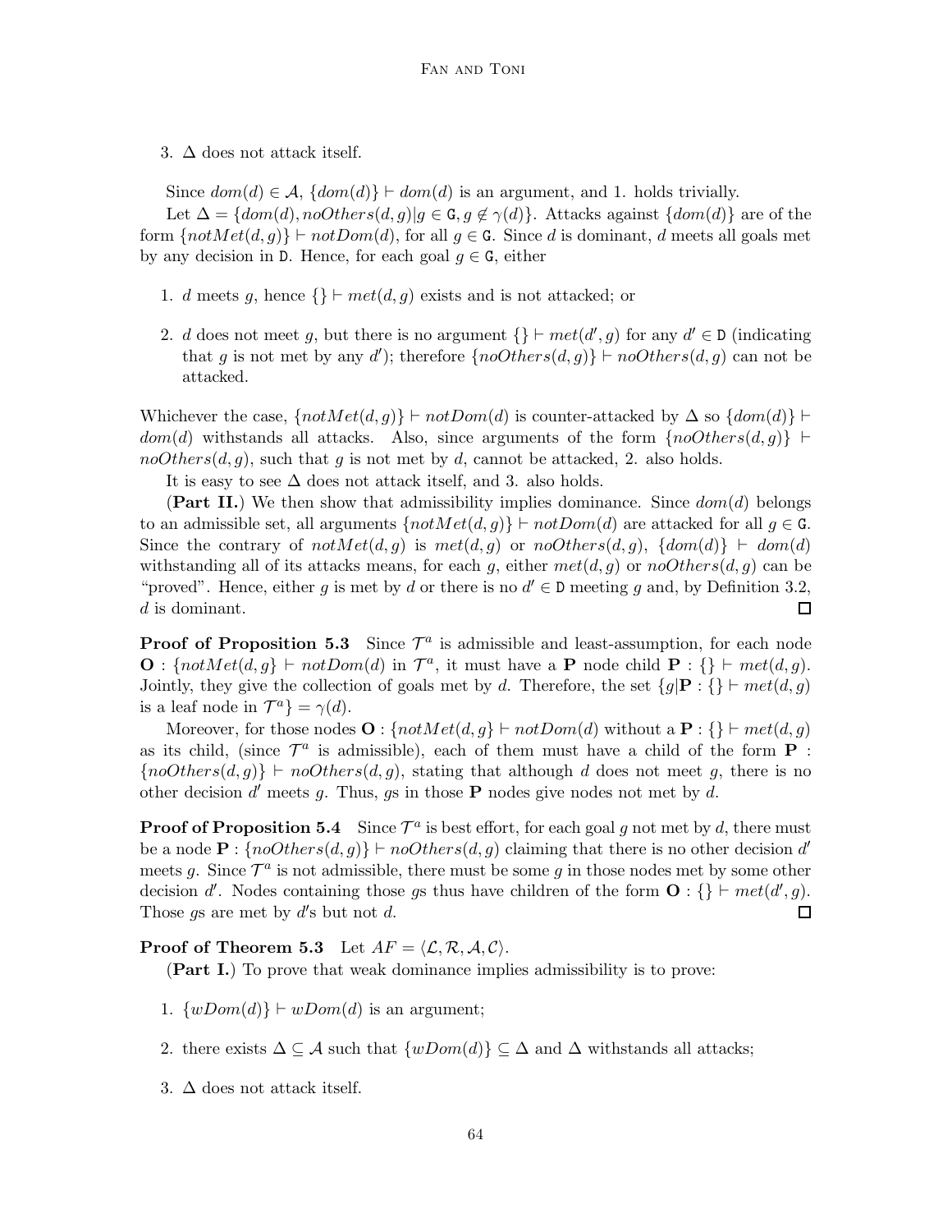3. $\Delta$ does not attack itself.

Since $dom(d) \in \mathcal{A}$, $\{dom(d)\} \vdash dom(d)$ is an argument, and 1. holds trivially.

Let $\Delta = \{dom(d), noOthers(d,g) | g \in \mathtt{G}, g \notin \gamma(d)\}$. Attacks against $\{dom(d)\}$ are of the form $\{notMet(d,g)\} \vdash notDom(d)$, for all $g \in \mathtt{G}$. Since $d$ is dominant, $d$ meets all goals met by any decision in $\mathtt{D}$. Hence, for each goal $g \in \mathtt{G}$, either

1. $d$ meets $g$, hence $\{\} \vdash met(d,g)$ exists and is not attacked; or

2. $d$ does not meet $g$, but there is no argument $\{\} \vdash met(d',g)$ for any $d' \in \mathtt{D}$ (indicating that $g$ is not met by any $d'$); therefore $\{noOthers(d,g)\} \vdash noOthers(d,g)$ can not be attacked.

Whichever the case, $\{notMet(d,g)\} \vdash notDom(d)$ is counter-attacked by $\Delta$ so $\{dom(d)\} \vdash dom(d)$ withstands all attacks. Also, since arguments of the form $\{noOthers(d,g)\} \vdash noOthers(d,g)$, such that $g$ is not met by $d$, cannot be attacked, 2. also holds.

It is easy to see $\Delta$ does not attack itself, and 3. also holds.

(**Part II.**) We then show that admissibility implies dominance. Since $dom(d)$ belongs to an admissible set, all arguments $\{notMet(d,g)\} \vdash notDom(d)$ are attacked for all $g \in \mathtt{G}$. Since the contrary of $notMet(d,g)$ is $met(d,g)$ or $noOthers(d,g)$, $\{dom(d)\} \vdash dom(d)$ withstanding all of its attacks means, for each $g$, either $met(d,g)$ or $noOthers(d,g)$ can be "proved". Hence, either $g$ is met by $d$ or there is no $d' \in \mathtt{D}$ meeting $g$ and, by Definition 3.2, $d$ is dominant. □

**Proof of Proposition 5.3** Since $\mathcal{T}^a$ is admissible and least-assumption, for each node $\mathbf{O} : \{notMet(d,g\} \vdash notDom(d)$ in $\mathcal{T}^a$, it must have a $\mathbf{P}$ node child $\mathbf{P} : \{\} \vdash met(d,g)$. Jointly, they give the collection of goals met by $d$. Therefore, the set $\{g | \mathbf{P} : \{\} \vdash met(d,g)$ is a leaf node in $\mathcal{T}^a\} = \gamma(d)$.

Moreover, for those nodes $\mathbf{O} : \{notMet(d,g\} \vdash notDom(d)$ without a $\mathbf{P} : \{\} \vdash met(d,g)$ as its child, (since $\mathcal{T}^a$ is admissible), each of them must have a child of the form $\mathbf{P} : \{noOthers(d,g)\} \vdash noOthers(d,g)$, stating that although $d$ does not meet $g$, there is no other decision $d'$ meets $g$. Thus, $g$s in those $\mathbf{P}$ nodes give nodes not met by $d$.

**Proof of Proposition 5.4** Since $\mathcal{T}^a$ is best effort, for each goal $g$ not met by $d$, there must be a node $\mathbf{P} : \{noOthers(d,g)\} \vdash noOthers(d,g)$ claiming that there is no other decision $d'$ meets $g$. Since $\mathcal{T}^a$ is not admissible, there must be some $g$ in those nodes met by some other decision $d'$. Nodes containing those $g$s thus have children of the form $\mathbf{O} : \{\} \vdash met(d',g)$. Those $g$s are met by $d'$s but not $d$. □

**Proof of Theorem 5.3** Let $AF = \langle \mathcal{L}, \mathcal{R}, \mathcal{A}, \mathcal{C} \rangle$.

(**Part I.**) To prove that weak dominance implies admissibility is to prove:

1. $\{wDom(d)\} \vdash wDom(d)$ is an argument;

2. there exists $\Delta \subseteq \mathcal{A}$ such that $\{wDom(d)\} \subseteq \Delta$ and $\Delta$ withstands all attacks;

3. $\Delta$ does not attack itself.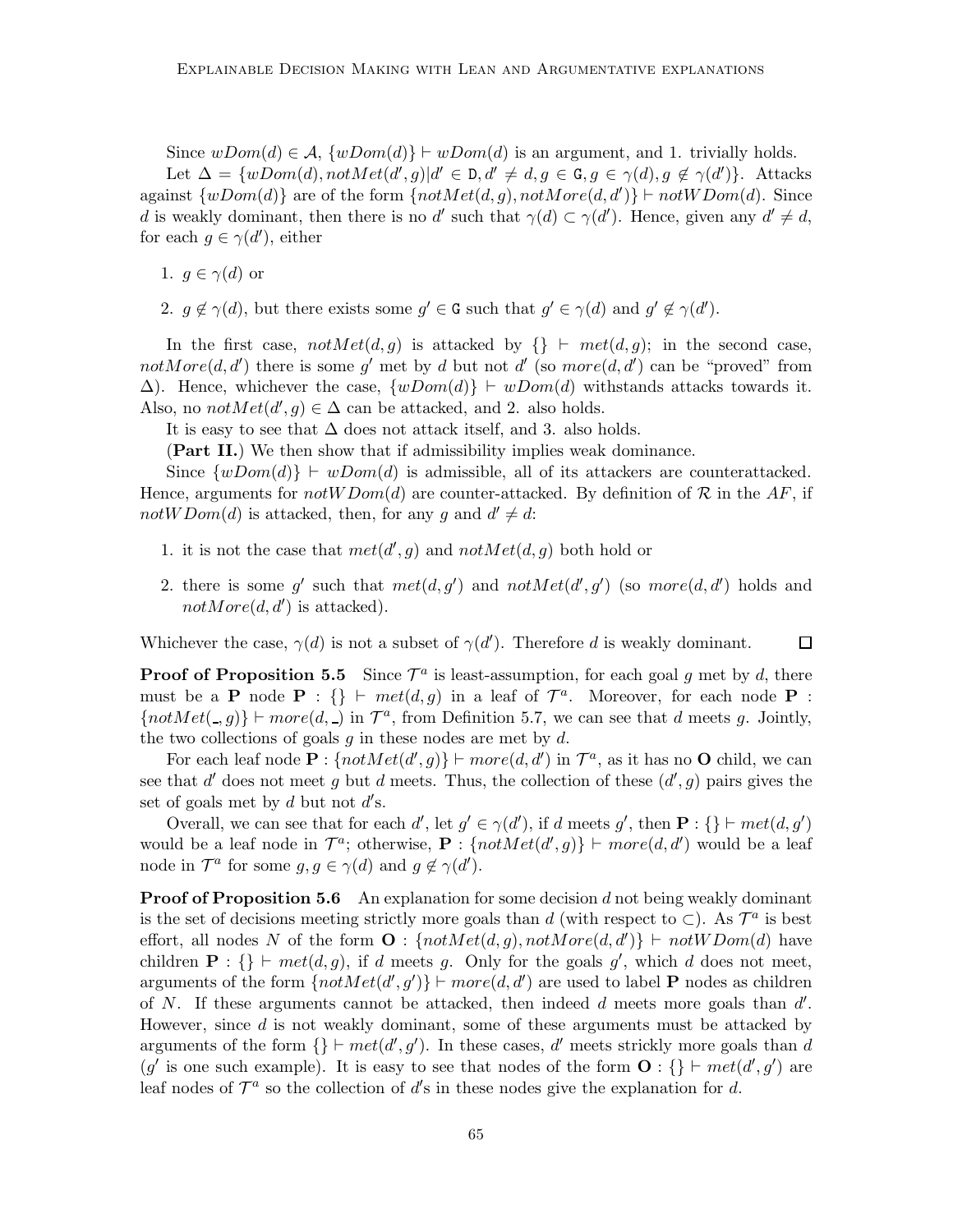Since $wDom(d) \in \mathcal{A}$, $\{wDom(d)\} \vdash wDom(d)$ is an argument, and 1. trivially holds.

Let $\Delta = \{wDom(d), notMet(d', g) | d' \in \mathtt{D}, d' \neq d, g \in \mathtt{G}, g \in \gamma(d), g \notin \gamma(d')\}$. Attacks against $\{wDom(d)\}$ are of the form $\{notMet(d, g), notMore(d, d')\} \vdash notWDom(d)$. Since $d$ is weakly dominant, then there is no $d'$ such that $\gamma(d) \subset \gamma(d')$. Hence, given any $d' \neq d$, for each $g \in \gamma(d')$, either

1. $g \in \gamma(d)$ or
2. $g \notin \gamma(d)$, but there exists some $g' \in \mathtt{G}$ such that $g' \in \gamma(d)$ and $g' \notin \gamma(d')$.

In the first case, $notMet(d, g)$ is attacked by $\{\} \vdash met(d, g)$; in the second case, $notMore(d, d')$ there is some $g'$ met by $d$ but not $d'$ (so $more(d, d')$ can be "proved" from $\Delta$). Hence, whichever the case, $\{wDom(d)\} \vdash wDom(d)$ withstands attacks towards it. Also, no $notMet(d', g) \in \Delta$ can be attacked, and 2. also holds.

It is easy to see that $\Delta$ does not attack itself, and 3. also holds.

(**Part II.**) We then show that if admissibility implies weak dominance.

Since $\{wDom(d)\} \vdash wDom(d)$ is admissible, all of its attackers are counterattacked. Hence, arguments for $notWDom(d)$ are counter-attacked. By definition of $\mathcal{R}$ in the $AF$, if $notWDom(d)$ is attacked, then, for any $g$ and $d' \neq d$:

1. it is not the case that $met(d', g)$ and $notMet(d, g)$ both hold or
2. there is some $g'$ such that $met(d, g')$ and $notMet(d', g')$ (so $more(d, d')$ holds and $notMore(d, d')$ is attacked).

Whichever the case, $\gamma(d)$ is not a subset of $\gamma(d')$. Therefore $d$ is weakly dominant. $\square$

**Proof of Proposition 5.5** Since $\mathcal{T}^a$ is least-assumption, for each goal $g$ met by $d$, there must be a **P** node **P** : $\{\} \vdash met(d, g)$ in a leaf of $\mathcal{T}^a$. Moreover, for each node **P** : $\{notMet(\_, g)\} \vdash more(d, \_)$ in $\mathcal{T}^a$, from Definition 5.7, we can see that $d$ meets $g$. Jointly, the two collections of goals $g$ in these nodes are met by $d$.

For each leaf node **P** : $\{notMet(d', g)\} \vdash more(d, d')$ in $\mathcal{T}^a$, as it has no **O** child, we can see that $d'$ does not meet $g$ but $d$ meets. Thus, the collection of these $(d', g)$ pairs gives the set of goals met by $d$ but not $d'$s.

Overall, we can see that for each $d'$, let $g' \in \gamma(d')$, if $d$ meets $g'$, then **P** : $\{\} \vdash met(d, g')$ would be a leaf node in $\mathcal{T}^a$; otherwise, **P** : $\{notMet(d', g)\} \vdash more(d, d')$ would be a leaf node in $\mathcal{T}^a$ for some $g, g \in \gamma(d)$ and $g \notin \gamma(d')$.

**Proof of Proposition 5.6** An explanation for some decision $d$ not being weakly dominant is the set of decisions meeting strictly more goals than $d$ (with respect to $\subset$). As $\mathcal{T}^a$ is best effort, all nodes $N$ of the form **O** : $\{notMet(d, g), notMore(d, d')\} \vdash notWDom(d)$ have children **P** : $\{\} \vdash met(d, g)$, if $d$ meets $g$. Only for the goals $g'$, which $d$ does not meet, arguments of the form $\{notMet(d', g')\} \vdash more(d, d')$ are used to label **P** nodes as children of $N$. If these arguments cannot be attacked, then indeed $d$ meets more goals than $d'$. However, since $d$ is not weakly dominant, some of these arguments must be attacked by arguments of the form $\{\} \vdash met(d', g')$. In these cases, $d'$ meets strickly more goals than $d$ ($g'$ is one such example). It is easy to see that nodes of the form **O** : $\{\} \vdash met(d', g')$ are leaf nodes of $\mathcal{T}^a$ so the collection of $d'$s in these nodes give the explanation for $d$.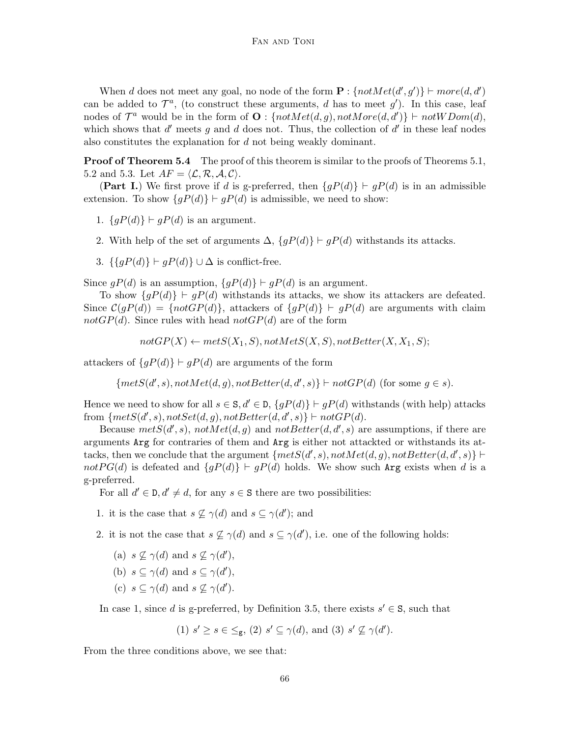When $d$ does not meet any goal, no node of the form $\mathbf{P} : \{notMet(d', g')\} \vdash more(d, d')$ can be added to $\mathcal{T}^a$, (to construct these arguments, $d$ has to meet $g'$). In this case, leaf nodes of $\mathcal{T}^a$ would be in the form of $\mathbf{O} : \{notMet(d, g), notMore(d, d')\} \vdash notWDom(d)$, which shows that $d'$ meets $g$ and $d$ does not. Thus, the collection of $d'$ in these leaf nodes also constitutes the explanation for $d$ not being weakly dominant.

**Proof of Theorem 5.4** The proof of this theorem is similar to the proofs of Theorems 5.1, 5.2 and 5.3. Let $AF = \langle \mathcal{L}, \mathcal{R}, \mathcal{A}, \mathcal{C} \rangle$.

(**Part I.**) We first prove if $d$ is g-preferred, then $\{gP(d)\} \vdash gP(d)$ is in an admissible extension. To show $\{gP(d)\} \vdash gP(d)$ is admissible, we need to show:

1. $\{gP(d)\} \vdash gP(d)$ is an argument.
2. With help of the set of arguments $\Delta$, $\{gP(d)\} \vdash gP(d)$ withstands its attacks.
3. $\{\{gP(d)\} \vdash gP(d)\} \cup \Delta$ is conflict-free.

Since $gP(d)$ is an assumption, $\{gP(d)\} \vdash gP(d)$ is an argument.

To show $\{gP(d)\} \vdash gP(d)$ withstands its attacks, we show its attackers are defeated. Since $\mathcal{C}(gP(d)) = \{notGP(d)\}$, attackers of $\{gP(d)\} \vdash gP(d)$ are arguments with claim $notGP(d)$. Since rules with head $notGP(d)$ are of the form

$$notGP(X) \leftarrow metS(X_1, S), notMetS(X, S), notBetter(X, X_1, S);$$

attackers of $\{gP(d)\} \vdash gP(d)$ are arguments of the form

$$\{metS(d', s), notMet(d, g), notBetter(d, d', s)\} \vdash notGP(d) \text{ (for some } g \in s).$$

Hence we need to show for all $s \in \mathtt{S}, d' \in \mathtt{D}$, $\{gP(d)\} \vdash gP(d)$ withstands (with help) attacks from $\{metS(d', s), notSet(d, g), notBetter(d, d', s)\} \vdash notGP(d)$.

Because $metS(d', s)$, $notMet(d, g)$ and $notBetter(d, d', s)$ are assumptions, if there are arguments `Arg` for contraries of them and `Arg` is either not attackted or withstands its attacks, then we conclude that the argument $\{metS(d', s), notMet(d, g), notBetter(d, d', s)\} \vdash notPG(d)$ is defeated and $\{gP(d)\} \vdash gP(d)$ holds. We show such `Arg` exists when $d$ is a g-preferred.

For all $d' \in \mathtt{D}, d' \neq d$, for any $s \in \mathtt{S}$ there are two possibilities:

1. it is the case that $s \not\subseteq \gamma(d)$ and $s \subseteq \gamma(d')$; and
2. it is not the case that $s \not\subseteq \gamma(d)$ and $s \subseteq \gamma(d')$, i.e. one of the following holds:
   (a) $s \not\subseteq \gamma(d)$ and $s \not\subseteq \gamma(d')$,
   (b) $s \subseteq \gamma(d)$ and $s \subseteq \gamma(d')$,
   (c) $s \subseteq \gamma(d)$ and $s \not\subseteq \gamma(d')$.

In case 1, since $d$ is g-preferred, by Definition 3.5, there exists $s' \in \mathtt{S}$, such that

$$(1)\ s' \geq s \in \leq_{\mathtt{g}},\ (2)\ s' \subseteq \gamma(d), \text{ and } (3)\ s' \not\subseteq \gamma(d').$$

From the three conditions above, we see that: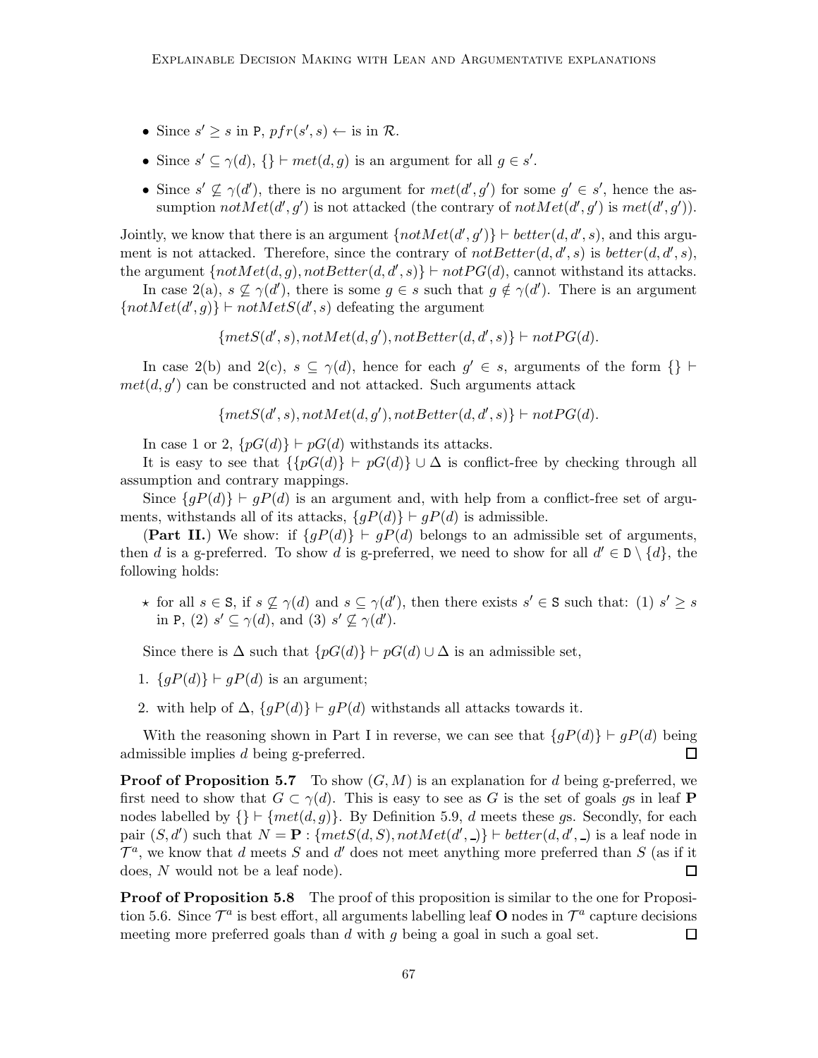- Since $s' \geq s$ in $\mathtt{P}$, $pfr(s', s) \leftarrow$ is in $\mathcal{R}$.
- Since $s' \subseteq \gamma(d)$, $\{\} \vdash met(d, g)$ is an argument for all $g \in s'$.
- Since $s' \not\subseteq \gamma(d')$, there is no argument for $met(d', g')$ for some $g' \in s'$, hence the assumption $notMet(d', g')$ is not attacked (the contrary of $notMet(d', g')$ is $met(d', g')$).

Jointly, we know that there is an argument $\{notMet(d', g')\} \vdash better(d, d', s)$, and this argument is not attacked. Therefore, since the contrary of $notBetter(d, d', s)$ is $better(d, d', s)$, the argument $\{notMet(d, g), notBetter(d, d', s)\} \vdash notPG(d)$, cannot withstand its attacks.

In case 2(a), $s \not\subseteq \gamma(d')$, there is some $g \in s$ such that $g \notin \gamma(d')$. There is an argument $\{notMet(d', g)\} \vdash notMetS(d', s)$ defeating the argument

$$\{metS(d', s), notMet(d, g'), notBetter(d, d', s)\} \vdash notPG(d).$$

In case 2(b) and 2(c), $s \subseteq \gamma(d)$, hence for each $g' \in s$, arguments of the form $\{\} \vdash met(d, g')$ can be constructed and not attacked. Such arguments attack

$$\{metS(d', s), notMet(d, g'), notBetter(d, d', s)\} \vdash notPG(d).$$

In case 1 or 2, $\{pG(d)\} \vdash pG(d)$ withstands its attacks.

It is easy to see that $\{\{pG(d)\} \vdash pG(d)\} \cup \Delta$ is conflict-free by checking through all assumption and contrary mappings.

Since $\{gP(d)\} \vdash gP(d)$ is an argument and, with help from a conflict-free set of arguments, withstands all of its attacks, $\{gP(d)\} \vdash gP(d)$ is admissible.

(**Part II.**) We show: if $\{gP(d)\} \vdash gP(d)$ belongs to an admissible set of arguments, then $d$ is a g-preferred. To show $d$ is g-preferred, we need to show for all $d' \in \mathtt{D} \setminus \{d\}$, the following holds:

- $\star$ for all $s \in \mathtt{S}$, if $s \not\subseteq \gamma(d)$ and $s \subseteq \gamma(d')$, then there exists $s' \in \mathtt{S}$ such that: (1) $s' \geq s$ in $\mathtt{P}$, (2) $s' \subseteq \gamma(d)$, and (3) $s' \not\subseteq \gamma(d')$.

Since there is $\Delta$ such that $\{pG(d)\} \vdash pG(d) \cup \Delta$ is an admissible set,

1. $\{gP(d)\} \vdash gP(d)$ is an argument;
2. with help of $\Delta$, $\{gP(d)\} \vdash gP(d)$ withstands all attacks towards it.

With the reasoning shown in Part I in reverse, we can see that $\{gP(d)\} \vdash gP(d)$ being admissible implies $d$ being g-preferred. □

**Proof of Proposition 5.7** To show $(G, M)$ is an explanation for $d$ being g-preferred, we first need to show that $G \subset \gamma(d)$. This is easy to see as $G$ is the set of goals $g$s in leaf $\mathbf{P}$ nodes labelled by $\{\} \vdash \{met(d, g)\}$. By Definition 5.9, $d$ meets these $g$s. Secondly, for each pair $(S, d')$ such that $N = \mathbf{P} : \{metS(d, S), notMet(d', \_)\} \vdash better(d, d', \_)$ is a leaf node in $\mathcal{T}^a$, we know that $d$ meets $S$ and $d'$ does not meet anything more preferred than $S$ (as if it does, $N$ would not be a leaf node). □

**Proof of Proposition 5.8** The proof of this proposition is similar to the one for Proposition 5.6. Since $\mathcal{T}^a$ is best effort, all arguments labelling leaf $\mathbf{O}$ nodes in $\mathcal{T}^a$ capture decisions meeting more preferred goals than $d$ with $g$ being a goal in such a goal set. □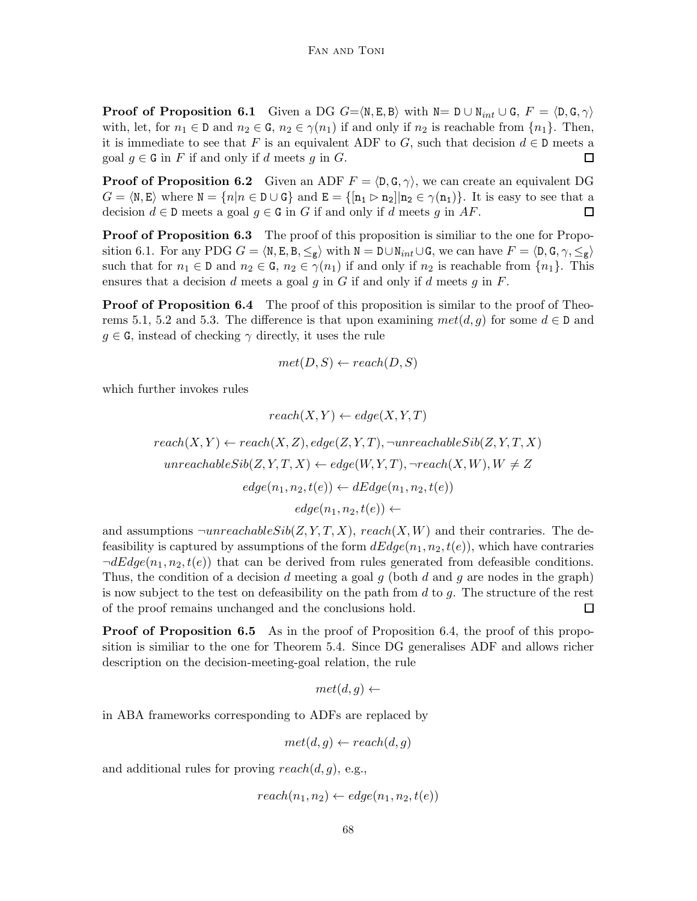**Proof of Proposition 6.1** Given a DG $G$=$\langle \mathtt{N}, \mathtt{E}, \mathtt{B}\rangle$ with $\mathtt{N}$= $\mathtt{D} \cup \mathtt{N}_{int} \cup \mathtt{G}$, $F = \langle \mathtt{D}, \mathtt{G}, \gamma\rangle$ with, let, for $n_1 \in \mathtt{D}$ and $n_2 \in \mathtt{G}$, $n_2 \in \gamma(n_1)$ if and only if $n_2$ is reachable from $\{n_1\}$. Then, it is immediate to see that $F$ is an equivalent ADF to $G$, such that decision $d \in \mathtt{D}$ meets a goal $g \in \mathtt{G}$ in $F$ if and only if $d$ meets $g$ in $G$. □

**Proof of Proposition 6.2** Given an ADF $F = \langle \mathtt{D}, \mathtt{G}, \gamma\rangle$, we can create an equivalent DG $G = \langle \mathtt{N}, \mathtt{E}\rangle$ where $\mathtt{N} = \{n | n \in \mathtt{D} \cup \mathtt{G}\}$ and $\mathtt{E} = \{[\mathtt{n_1} \rhd \mathtt{n_2}] | \mathtt{n_2} \in \gamma(\mathtt{n_1})\}$. It is easy to see that a decision $d \in \mathtt{D}$ meets a goal $g \in \mathtt{G}$ in $G$ if and only if $d$ meets $g$ in $AF$. □

**Proof of Proposition 6.3** The proof of this proposition is similiar to the one for Proposition 6.1. For any PDG $G = \langle \mathtt{N}, \mathtt{E}, \mathtt{B}, \leq_{\mathtt{g}}\rangle$ with $\mathtt{N} = \mathtt{D} \cup \mathtt{N}_{int} \cup \mathtt{G}$, we can have $F = \langle \mathtt{D}, \mathtt{G}, \gamma, \leq_{\mathtt{g}}\rangle$ such that for $n_1 \in \mathtt{D}$ and $n_2 \in \mathtt{G}$, $n_2 \in \gamma(n_1)$ if and only if $n_2$ is reachable from $\{n_1\}$. This ensures that a decision $d$ meets a goal $g$ in $G$ if and only if $d$ meets $g$ in $F$.

**Proof of Proposition 6.4** The proof of this proposition is similar to the proof of Theorems 5.1, 5.2 and 5.3. The difference is that upon examining $met(d, g)$ for some $d \in \mathtt{D}$ and $g \in \mathtt{G}$, instead of checking $\gamma$ directly, it uses the rule

$$met(D, S) \leftarrow reach(D, S)$$

which further invokes rules

$$reach(X, Y) \leftarrow edge(X, Y, T)$$

$$reach(X, Y) \leftarrow reach(X, Z), edge(Z, Y, T), \neg unreachableSib(Z, Y, T, X)$$

$$unreachableSib(Z, Y, T, X) \leftarrow edge(W, Y, T), \neg reach(X, W), W \neq Z$$

$$edge(n_1, n_2, t(e)) \leftarrow dEdge(n_1, n_2, t(e))$$

$$edge(n_1, n_2, t(e)) \leftarrow$$

and assumptions $\neg unreachableSib(Z, Y, T, X)$, $reach(X, W)$ and their contraries. The defeasibility is captured by assumptions of the form $dEdge(n_1, n_2, t(e))$, which have contraries $\neg dEdge(n_1, n_2, t(e))$ that can be derived from rules generated from defeasible conditions. Thus, the condition of a decision $d$ meeting a goal $g$ (both $d$ and $g$ are nodes in the graph) is now subject to the test on defeasibility on the path from $d$ to $g$. The structure of the rest of the proof remains unchanged and the conclusions hold. □

**Proof of Proposition 6.5** As in the proof of Proposition 6.4, the proof of this proposition is similiar to the one for Theorem 5.4. Since DG generalises ADF and allows richer description on the decision-meeting-goal relation, the rule

$$met(d, g) \leftarrow$$

in ABA frameworks corresponding to ADFs are replaced by

$$met(d, g) \leftarrow reach(d, g)$$

and additional rules for proving $reach(d, g)$, e.g.,

$$reach(n_1, n_2) \leftarrow edge(n_1, n_2, t(e))$$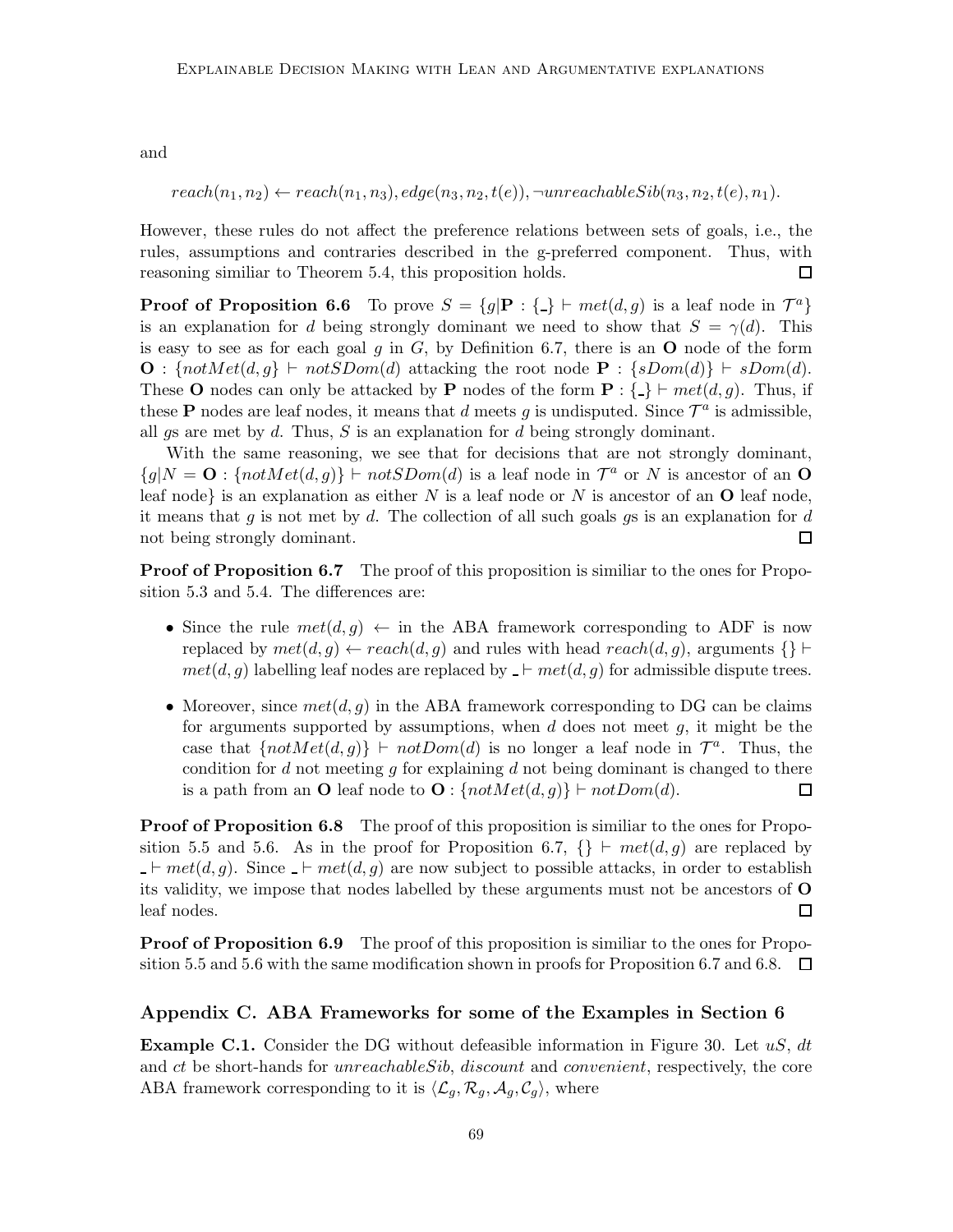and

$$reach(n_1, n_2) \leftarrow reach(n_1, n_3), edge(n_3, n_2, t(e)), \neg unreachableSib(n_3, n_2, t(e), n_1).$$

However, these rules do not affect the preference relations between sets of goals, i.e., the rules, assumptions and contraries described in the g-preferred component. Thus, with reasoning similiar to Theorem 5.4, this proposition holds. $\square$

**Proof of Proposition 6.6** To prove $S = \{g|\mathbf{P} : \{\_\} \vdash met(d, g)$ is a leaf node in $\mathcal{T}^a\}$ is an explanation for $d$ being strongly dominant we need to show that $S = \gamma(d)$. This is easy to see as for each goal $g$ in $G$, by Definition 6.7, there is an **O** node of the form $\mathbf{O} : \{notMet(d, g\} \vdash notSDom(d)$ attacking the root node $\mathbf{P} : \{sDom(d)\} \vdash sDom(d)$. These **O** nodes can only be attacked by **P** nodes of the form $\mathbf{P} : \{\_\} \vdash met(d, g)$. Thus, if these **P** nodes are leaf nodes, it means that $d$ meets $g$ is undisputed. Since $\mathcal{T}^a$ is admissible, all $g$s are met by $d$. Thus, $S$ is an explanation for $d$ being strongly dominant.

With the same reasoning, we see that for decisions that are not strongly dominant, $\{g|N = \mathbf{O} : \{notMet(d, g)\} \vdash notSDom(d)$ is a leaf node in $\mathcal{T}^a$ or $N$ is ancestor of an **O** leaf node$\}$ is an explanation as either $N$ is a leaf node or $N$ is ancestor of an **O** leaf node, it means that $g$ is not met by $d$. The collection of all such goals $g$s is an explanation for $d$ not being strongly dominant. $\square$

**Proof of Proposition 6.7** The proof of this proposition is similiar to the ones for Proposition 5.3 and 5.4. The differences are:

- Since the rule $met(d, g) \leftarrow$ in the ABA framework corresponding to ADF is now replaced by $met(d, g) \leftarrow reach(d, g)$ and rules with head $reach(d, g)$, arguments $\{\} \vdash met(d, g)$ labelling leaf nodes are replaced by $\_ \vdash met(d, g)$ for admissible dispute trees.
- Moreover, since $met(d, g)$ in the ABA framework corresponding to DG can be claims for arguments supported by assumptions, when $d$ does not meet $g$, it might be the case that $\{notMet(d, g)\} \vdash notDom(d)$ is no longer a leaf node in $\mathcal{T}^a$. Thus, the condition for $d$ not meeting $g$ for explaining $d$ not being dominant is changed to there is a path from an **O** leaf node to $\mathbf{O} : \{notMet(d, g)\} \vdash notDom(d)$. $\square$

**Proof of Proposition 6.8** The proof of this proposition is similiar to the ones for Proposition 5.5 and 5.6. As in the proof for Proposition 6.7, $\{\} \vdash met(d, g)$ are replaced by $\_ \vdash met(d, g)$. Since $\_ \vdash met(d, g)$ are now subject to possible attacks, in order to establish its validity, we impose that nodes labelled by these arguments must not be ancestors of **O** leaf nodes. $\square$

**Proof of Proposition 6.9** The proof of this proposition is similiar to the ones for Proposition 5.5 and 5.6 with the same modification shown in proofs for Proposition 6.7 and 6.8. $\square$

## Appendix C. ABA Frameworks for some of the Examples in Section 6

**Example C.1.** Consider the DG without defeasible information in Figure 30. Let $uS$, $dt$ and $ct$ be short-hands for *unreachableSib*, *discount* and *convenient*, respectively, the core ABA framework corresponding to it is $\langle \mathcal{L}_g, \mathcal{R}_g, \mathcal{A}_g, \mathcal{C}_g \rangle$, where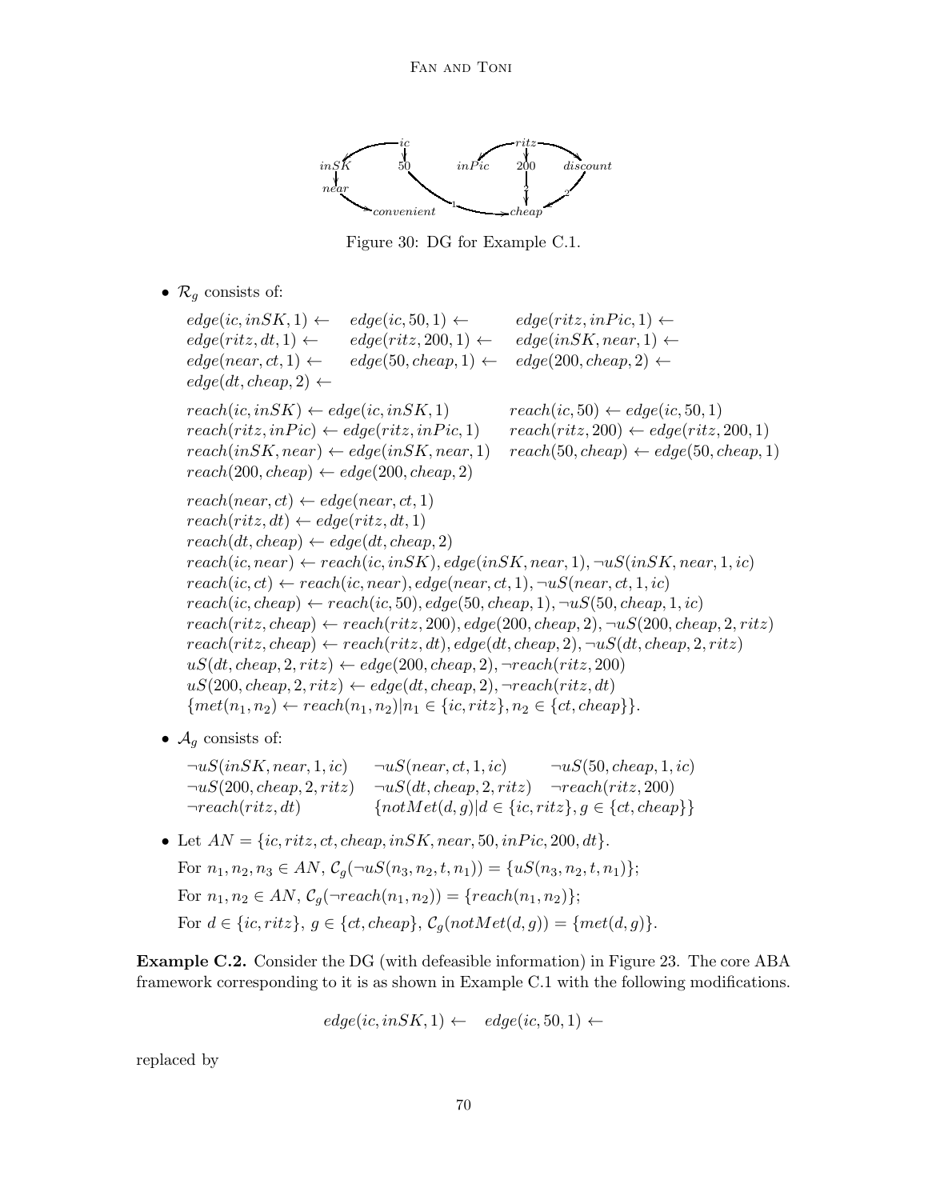Figure 30: DG for Example C.1.

- $\mathcal{R}_g$ consists of:

$edge(ic, inSK, 1) \leftarrow \quad edge(ic, 50, 1) \leftarrow \quad edge(ritz, inPic, 1) \leftarrow$
$edge(ritz, dt, 1) \leftarrow \quad edge(ritz, 200, 1) \leftarrow \quad edge(inSK, near, 1) \leftarrow$
$edge(near, ct, 1) \leftarrow \quad edge(50, cheap, 1) \leftarrow \quad edge(200, cheap, 2) \leftarrow$
$edge(dt, cheap, 2) \leftarrow$

$reach(ic, inSK) \leftarrow edge(ic, inSK, 1) \qquad reach(ic, 50) \leftarrow edge(ic, 50, 1)$
$reach(ritz, inPic) \leftarrow edge(ritz, inPic, 1) \qquad reach(ritz, 200) \leftarrow edge(ritz, 200, 1)$
$reach(inSK, near) \leftarrow edge(inSK, near, 1) \qquad reach(50, cheap) \leftarrow edge(50, cheap, 1)$
$reach(200, cheap) \leftarrow edge(200, cheap, 2)$

$reach(near, ct) \leftarrow edge(near, ct, 1)$
$reach(ritz, dt) \leftarrow edge(ritz, dt, 1)$
$reach(dt, cheap) \leftarrow edge(dt, cheap, 2)$
$reach(ic, near) \leftarrow reach(ic, inSK), edge(inSK, near, 1), \neg uS(inSK, near, 1, ic)$
$reach(ic, ct) \leftarrow reach(ic, near), edge(near, ct, 1), \neg uS(near, ct, 1, ic)$
$reach(ic, cheap) \leftarrow reach(ic, 50), edge(50, cheap, 1), \neg uS(50, cheap, 1, ic)$
$reach(ritz, cheap) \leftarrow reach(ritz, 200), edge(200, cheap, 2), \neg uS(200, cheap, 2, ritz)$
$reach(ritz, cheap) \leftarrow reach(ritz, dt), edge(dt, cheap, 2), \neg uS(dt, cheap, 2, ritz)$
$uS(dt, cheap, 2, ritz) \leftarrow edge(200, cheap, 2), \neg reach(ritz, 200)$
$uS(200, cheap, 2, ritz) \leftarrow edge(dt, cheap, 2), \neg reach(ritz, dt)$
$\{met(n_1, n_2) \leftarrow reach(n_1, n_2) | n_1 \in \{ic, ritz\}, n_2 \in \{ct, cheap\}\}.$

- $\mathcal{A}_g$ consists of:

$\neg uS(inSK, near, 1, ic) \quad \neg uS(near, ct, 1, ic) \quad \neg uS(50, cheap, 1, ic)$
$\neg uS(200, cheap, 2, ritz) \quad \neg uS(dt, cheap, 2, ritz) \quad \neg reach(ritz, 200)$
$\neg reach(ritz, dt) \quad \{notMet(d, g) | d \in \{ic, ritz\}, g \in \{ct, cheap\}\}$

- Let $AN = \{ic, ritz, ct, cheap, inSK, near, 50, inPic, 200, dt\}$.

For $n_1, n_2, n_3 \in AN$, $\mathcal{C}_g(\neg uS(n_3, n_2, t, n_1)) = \{uS(n_3, n_2, t, n_1)\}$;

For $n_1, n_2 \in AN$, $\mathcal{C}_g(\neg reach(n_1, n_2)) = \{reach(n_1, n_2)\}$;

For $d \in \{ic, ritz\}$, $g \in \{ct, cheap\}$, $\mathcal{C}_g(notMet(d, g)) = \{met(d, g)\}$.

**Example C.2.** Consider the DG (with defeasible information) in Figure 23. The core ABA framework corresponding to it is as shown in Example C.1 with the following modifications.

$$edge(ic, inSK, 1) \leftarrow \quad edge(ic, 50, 1) \leftarrow$$

replaced by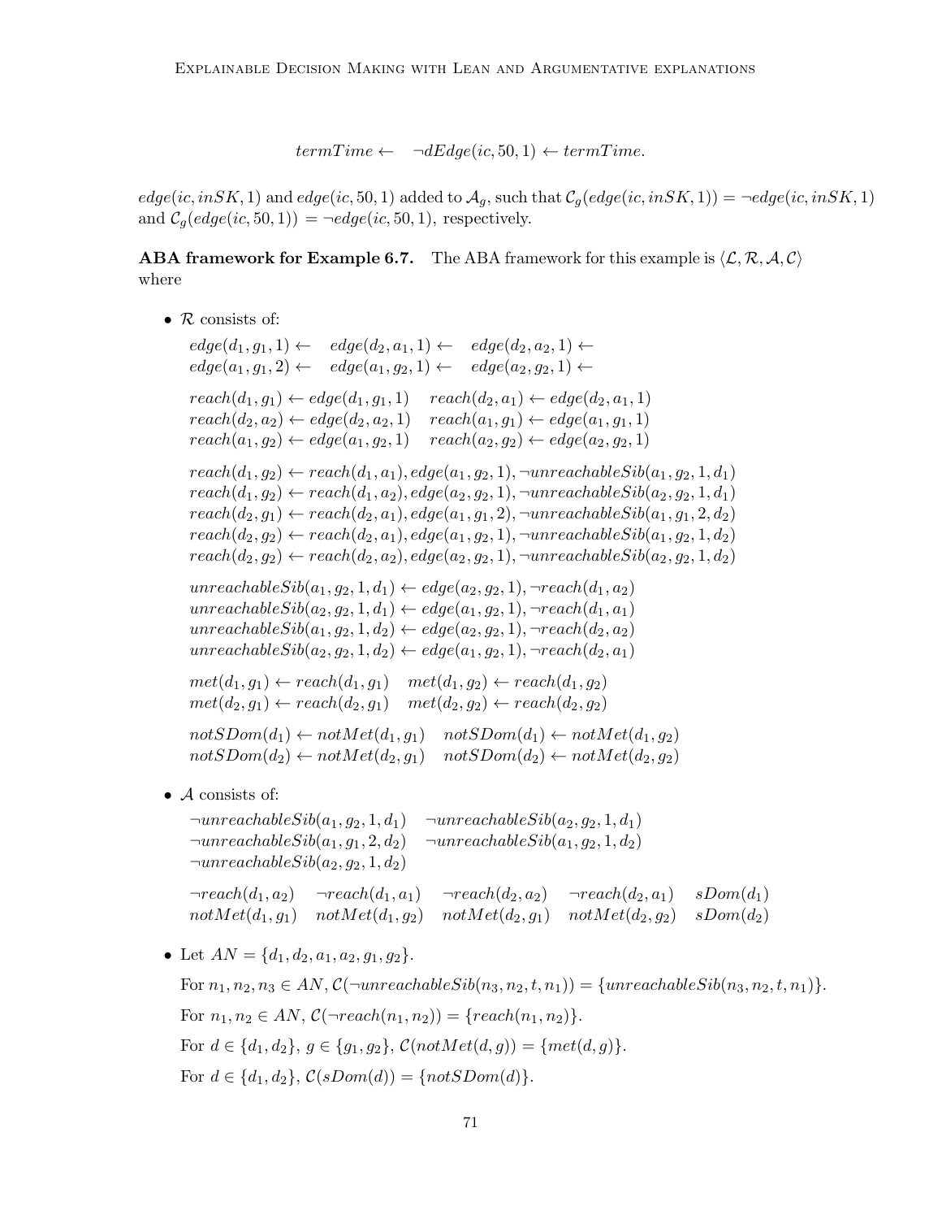$$termTime \leftarrow \quad \neg dEdge(ic, 50, 1) \leftarrow termTime.$$

$edge(ic, inSK, 1)$ and $edge(ic, 50, 1)$ added to $\mathcal{A}_g$, such that $\mathcal{C}_g(edge(ic, inSK, 1)) = \neg edge(ic, inSK, 1)$ and $\mathcal{C}_g(edge(ic, 50, 1)) = \neg edge(ic, 50, 1)$, respectively.

**ABA framework for Example 6.7.** The ABA framework for this example is $\langle \mathcal{L}, \mathcal{R}, \mathcal{A}, \mathcal{C} \rangle$ where

- $\mathcal{R}$ consists of:

  $edge(d_1, g_1, 1) \leftarrow \quad edge(d_2, a_1, 1) \leftarrow \quad edge(d_2, a_2, 1) \leftarrow$
  $edge(a_1, g_1, 2) \leftarrow \quad edge(a_1, g_2, 1) \leftarrow \quad edge(a_2, g_2, 1) \leftarrow$

  $reach(d_1, g_1) \leftarrow edge(d_1, g_1, 1) \quad reach(d_2, a_1) \leftarrow edge(d_2, a_1, 1)$
  $reach(d_2, a_2) \leftarrow edge(d_2, a_2, 1) \quad reach(a_1, g_1) \leftarrow edge(a_1, g_1, 1)$
  $reach(a_1, g_2) \leftarrow edge(a_1, g_2, 1) \quad reach(a_2, g_2) \leftarrow edge(a_2, g_2, 1)$

  $reach(d_1, g_2) \leftarrow reach(d_1, a_1), edge(a_1, g_2, 1), \neg unreachableSib(a_1, g_2, 1, d_1)$
  $reach(d_1, g_2) \leftarrow reach(d_1, a_2), edge(a_2, g_2, 1), \neg unreachableSib(a_2, g_2, 1, d_1)$
  $reach(d_2, g_1) \leftarrow reach(d_2, a_1), edge(a_1, g_1, 2), \neg unreachableSib(a_1, g_1, 2, d_2)$
  $reach(d_2, g_2) \leftarrow reach(d_2, a_1), edge(a_1, g_2, 1), \neg unreachableSib(a_1, g_2, 1, d_2)$
  $reach(d_2, g_2) \leftarrow reach(d_2, a_2), edge(a_2, g_2, 1), \neg unreachableSib(a_2, g_2, 1, d_2)$

  $unreachableSib(a_1, g_2, 1, d_1) \leftarrow edge(a_2, g_2, 1), \neg reach(d_1, a_2)$
  $unreachableSib(a_2, g_2, 1, d_1) \leftarrow edge(a_1, g_2, 1), \neg reach(d_1, a_1)$
  $unreachableSib(a_1, g_2, 1, d_2) \leftarrow edge(a_2, g_2, 1), \neg reach(d_2, a_2)$
  $unreachableSib(a_2, g_2, 1, d_2) \leftarrow edge(a_1, g_2, 1), \neg reach(d_2, a_1)$

  $met(d_1, g_1) \leftarrow reach(d_1, g_1) \quad met(d_1, g_2) \leftarrow reach(d_1, g_2)$
  $met(d_2, g_1) \leftarrow reach(d_2, g_1) \quad met(d_2, g_2) \leftarrow reach(d_2, g_2)$

  $notSDom(d_1) \leftarrow notMet(d_1, g_1) \quad notSDom(d_1) \leftarrow notMet(d_1, g_2)$
  $notSDom(d_2) \leftarrow notMet(d_2, g_1) \quad notSDom(d_2) \leftarrow notMet(d_2, g_2)$

- $\mathcal{A}$ consists of:

  $\neg unreachableSib(a_1, g_2, 1, d_1) \quad \neg unreachableSib(a_2, g_2, 1, d_1)$
  $\neg unreachableSib(a_1, g_1, 2, d_2) \quad \neg unreachableSib(a_1, g_2, 1, d_2)$
  $\neg unreachableSib(a_2, g_2, 1, d_2)$

  $\neg reach(d_1, a_2) \quad \neg reach(d_1, a_1) \quad \neg reach(d_2, a_2) \quad \neg reach(d_2, a_1) \quad sDom(d_1)$
  $notMet(d_1, g_1) \quad notMet(d_1, g_2) \quad notMet(d_2, g_1) \quad notMet(d_2, g_2) \quad sDom(d_2)$

- Let $AN = \{d_1, d_2, a_1, a_2, g_1, g_2\}$.

  For $n_1, n_2, n_3 \in AN$, $\mathcal{C}(\neg unreachableSib(n_3, n_2, t, n_1)) = \{unreachableSib(n_3, n_2, t, n_1)\}$.

  For $n_1, n_2 \in AN$, $\mathcal{C}(\neg reach(n_1, n_2)) = \{reach(n_1, n_2)\}$.

  For $d \in \{d_1, d_2\}$, $g \in \{g_1, g_2\}$, $\mathcal{C}(notMet(d, g)) = \{met(d, g)\}$.

  For $d \in \{d_1, d_2\}$, $\mathcal{C}(sDom(d)) = \{notSDom(d)\}$.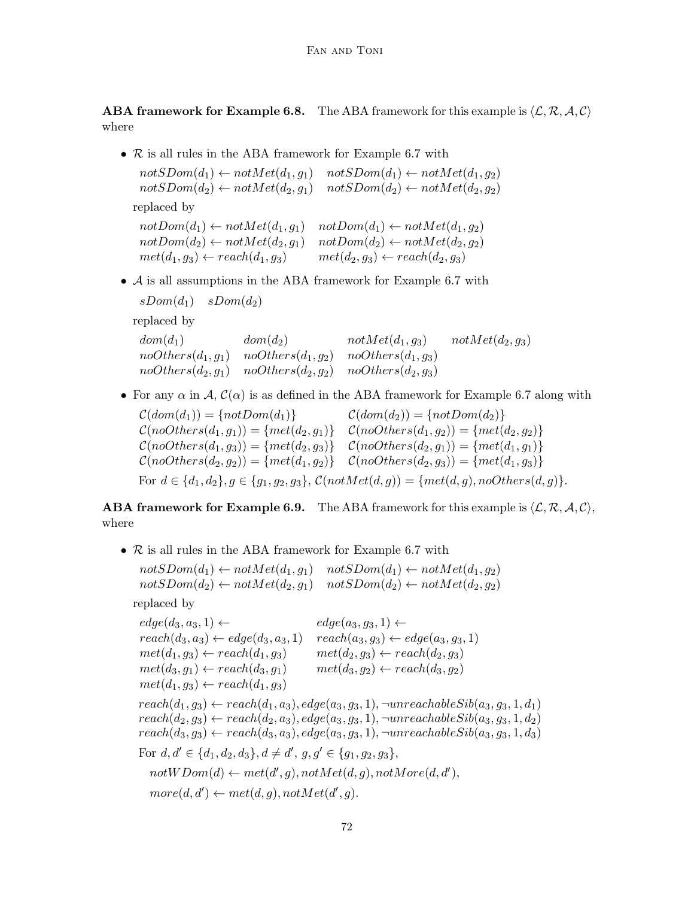**ABA framework for Example 6.8.** The ABA framework for this example is $\langle \mathcal{L}, \mathcal{R}, \mathcal{A}, \mathcal{C} \rangle$ where

- $\mathcal{R}$ is all rules in the ABA framework for Example 6.7 with

  $notSDom(d_1) \leftarrow notMet(d_1, g_1) \quad notSDom(d_1) \leftarrow notMet(d_1, g_2)$
  $notSDom(d_2) \leftarrow notMet(d_2, g_1) \quad notSDom(d_2) \leftarrow notMet(d_2, g_2)$

  replaced by

  $notDom(d_1) \leftarrow notMet(d_1, g_1) \quad notDom(d_1) \leftarrow notMet(d_1, g_2)$
  $notDom(d_2) \leftarrow notMet(d_2, g_1) \quad notDom(d_2) \leftarrow notMet(d_2, g_2)$
  $met(d_1, g_3) \leftarrow reach(d_1, g_3) \quad met(d_2, g_3) \leftarrow reach(d_2, g_3)$

- $\mathcal{A}$ is all assumptions in the ABA framework for Example 6.7 with

  $sDom(d_1) \quad sDom(d_2)$

  replaced by

  $dom(d_1) \quad dom(d_2) \quad notMet(d_1, g_3) \quad notMet(d_2, g_3)$
  $noOthers(d_1, g_1) \quad noOthers(d_1, g_2) \quad noOthers(d_1, g_3)$
  $noOthers(d_2, g_1) \quad noOthers(d_2, g_2) \quad noOthers(d_2, g_3)$

- For any $\alpha$ in $\mathcal{A}$, $\mathcal{C}(\alpha)$ is as defined in the ABA framework for Example 6.7 along with

  $\mathcal{C}(dom(d_1)) = \{notDom(d_1)\} \quad \mathcal{C}(dom(d_2)) = \{notDom(d_2)\}$
  $\mathcal{C}(noOthers(d_1, g_1)) = \{met(d_2, g_1)\} \quad \mathcal{C}(noOthers(d_1, g_2)) = \{met(d_2, g_2)\}$
  $\mathcal{C}(noOthers(d_1, g_3)) = \{met(d_2, g_3)\} \quad \mathcal{C}(noOthers(d_2, g_1)) = \{met(d_1, g_1)\}$
  $\mathcal{C}(noOthers(d_2, g_2)) = \{met(d_1, g_2)\} \quad \mathcal{C}(noOthers(d_2, g_3)) = \{met(d_1, g_3)\}$

  For $d \in \{d_1, d_2\}, g \in \{g_1, g_2, g_3\}$, $\mathcal{C}(notMet(d, g)) = \{met(d, g), noOthers(d, g)\}$.

**ABA framework for Example 6.9.** The ABA framework for this example is $\langle \mathcal{L}, \mathcal{R}, \mathcal{A}, \mathcal{C} \rangle$, where

- $\mathcal{R}$ is all rules in the ABA framework for Example 6.7 with

  $notSDom(d_1) \leftarrow notMet(d_1, g_1) \quad notSDom(d_1) \leftarrow notMet(d_1, g_2)$
  $notSDom(d_2) \leftarrow notMet(d_2, g_1) \quad notSDom(d_2) \leftarrow notMet(d_2, g_2)$

  replaced by

  $edge(d_3, a_3, 1) \leftarrow \quad edge(a_3, g_3, 1) \leftarrow$
  $reach(d_3, a_3) \leftarrow edge(d_3, a_3, 1) \quad reach(a_3, g_3) \leftarrow edge(a_3, g_3, 1)$
  $met(d_1, g_3) \leftarrow reach(d_1, g_3) \quad met(d_2, g_3) \leftarrow reach(d_2, g_3)$
  $met(d_3, g_1) \leftarrow reach(d_3, g_1) \quad met(d_3, g_2) \leftarrow reach(d_3, g_2)$
  $met(d_1, g_3) \leftarrow reach(d_1, g_3)$

  $reach(d_1, g_3) \leftarrow reach(d_1, a_3), edge(a_3, g_3, 1), \neg unreachableSib(a_3, g_3, 1, d_1)$
  $reach(d_2, g_3) \leftarrow reach(d_2, a_3), edge(a_3, g_3, 1), \neg unreachableSib(a_3, g_3, 1, d_2)$
  $reach(d_3, g_3) \leftarrow reach(d_3, a_3), edge(a_3, g_3, 1), \neg unreachableSib(a_3, g_3, 1, d_3)$

  For $d, d' \in \{d_1, d_2, d_3\}, d \neq d', g, g' \in \{g_1, g_2, g_3\}$,

  $notWDom(d) \leftarrow met(d', g), notMet(d, g), notMore(d, d')$,

  $more(d, d') \leftarrow met(d, g), notMet(d', g)$.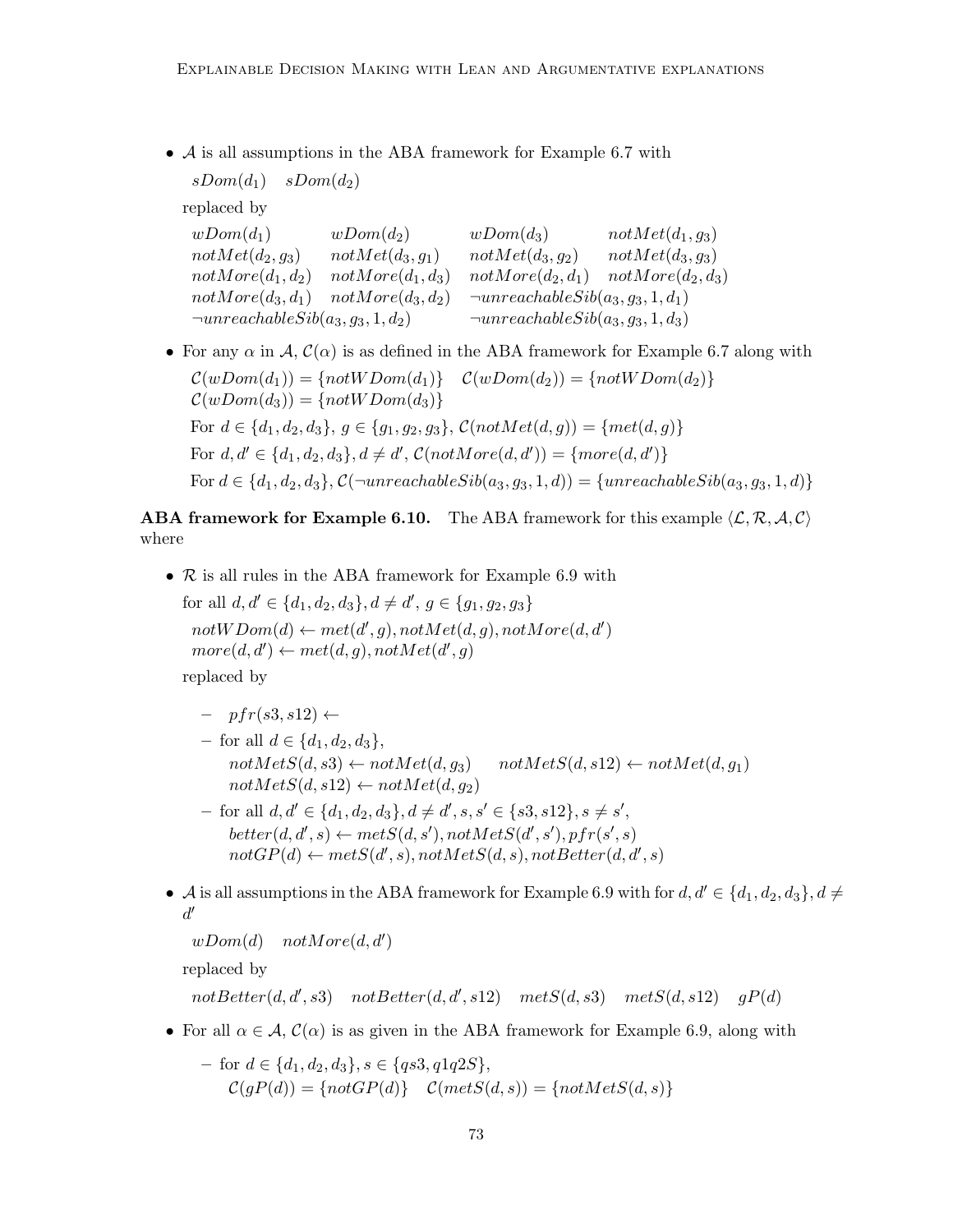- $\mathcal{A}$ is all assumptions in the ABA framework for Example 6.7 with

  $sDom(d_1) \quad sDom(d_2)$

  replaced by

  $wDom(d_1) \quad wDom(d_2) \quad wDom(d_3) \quad notMet(d_1, g_3)$
  $notMet(d_2, g_3) \quad notMet(d_3, g_1) \quad notMet(d_3, g_2) \quad notMet(d_3, g_3)$
  $notMore(d_1, d_2) \quad notMore(d_1, d_3) \quad notMore(d_2, d_1) \quad notMore(d_2, d_3)$
  $notMore(d_3, d_1) \quad notMore(d_3, d_2) \quad \neg unreachableSib(a_3, g_3, 1, d_1)$
  $\neg unreachableSib(a_3, g_3, 1, d_2) \quad \neg unreachableSib(a_3, g_3, 1, d_3)$

- For any $\alpha$ in $\mathcal{A}$, $\mathcal{C}(\alpha)$ is as defined in the ABA framework for Example 6.7 along with

  $\mathcal{C}(wDom(d_1)) = \{notWDom(d_1)\} \quad \mathcal{C}(wDom(d_2)) = \{notWDom(d_2)\}$
  $\mathcal{C}(wDom(d_3)) = \{notWDom(d_3)\}$

  For $d \in \{d_1, d_2, d_3\}$, $g \in \{g_1, g_2, g_3\}$, $\mathcal{C}(notMet(d, g)) = \{met(d, g)\}$

  For $d, d' \in \{d_1, d_2, d_3\}, d \neq d'$, $\mathcal{C}(notMore(d, d')) = \{more(d, d')\}$

  For $d \in \{d_1, d_2, d_3\}$, $\mathcal{C}(\neg unreachableSib(a_3, g_3, 1, d)) = \{unreachableSib(a_3, g_3, 1, d)\}$

**ABA framework for Example 6.10.** The ABA framework for this example $\langle \mathcal{L}, \mathcal{R}, \mathcal{A}, \mathcal{C} \rangle$ where

- $\mathcal{R}$ is all rules in the ABA framework for Example 6.9 with

  for all $d, d' \in \{d_1, d_2, d_3\}, d \neq d'$, $g \in \{g_1, g_2, g_3\}$

  $notWDom(d) \leftarrow met(d', g), notMet(d, g), notMore(d, d')$
  $more(d, d') \leftarrow met(d, g), notMet(d', g)$

  replaced by

  - $pfr(s3, s12) \leftarrow$
  - for all $d \in \{d_1, d_2, d_3\}$,
    $notMetS(d, s3) \leftarrow notMet(d, g_3) \quad notMetS(d, s12) \leftarrow notMet(d, g_1)$
    $notMetS(d, s12) \leftarrow notMet(d, g_2)$
  - for all $d, d' \in \{d_1, d_2, d_3\}, d \neq d', s, s' \in \{s3, s12\}, s \neq s'$,
    $better(d, d', s) \leftarrow metS(d, s'), notMetS(d', s'), pfr(s', s)$
    $notGP(d) \leftarrow metS(d', s), notMetS(d, s), notBetter(d, d', s)$

- $\mathcal{A}$ is all assumptions in the ABA framework for Example 6.9 with for $d, d' \in \{d_1, d_2, d_3\}, d \neq d'$

  $wDom(d) \quad notMore(d, d')$

  replaced by

  $notBetter(d, d', s3) \quad notBetter(d, d', s12) \quad metS(d, s3) \quad metS(d, s12) \quad gP(d)$

- For all $\alpha \in \mathcal{A}$, $\mathcal{C}(\alpha)$ is as given in the ABA framework for Example 6.9, along with

  - for $d \in \{d_1, d_2, d_3\}, s \in \{qs3, q1q2S\}$,
    $\mathcal{C}(gP(d)) = \{notGP(d)\} \quad \mathcal{C}(metS(d, s)) = \{notMetS(d, s)\}$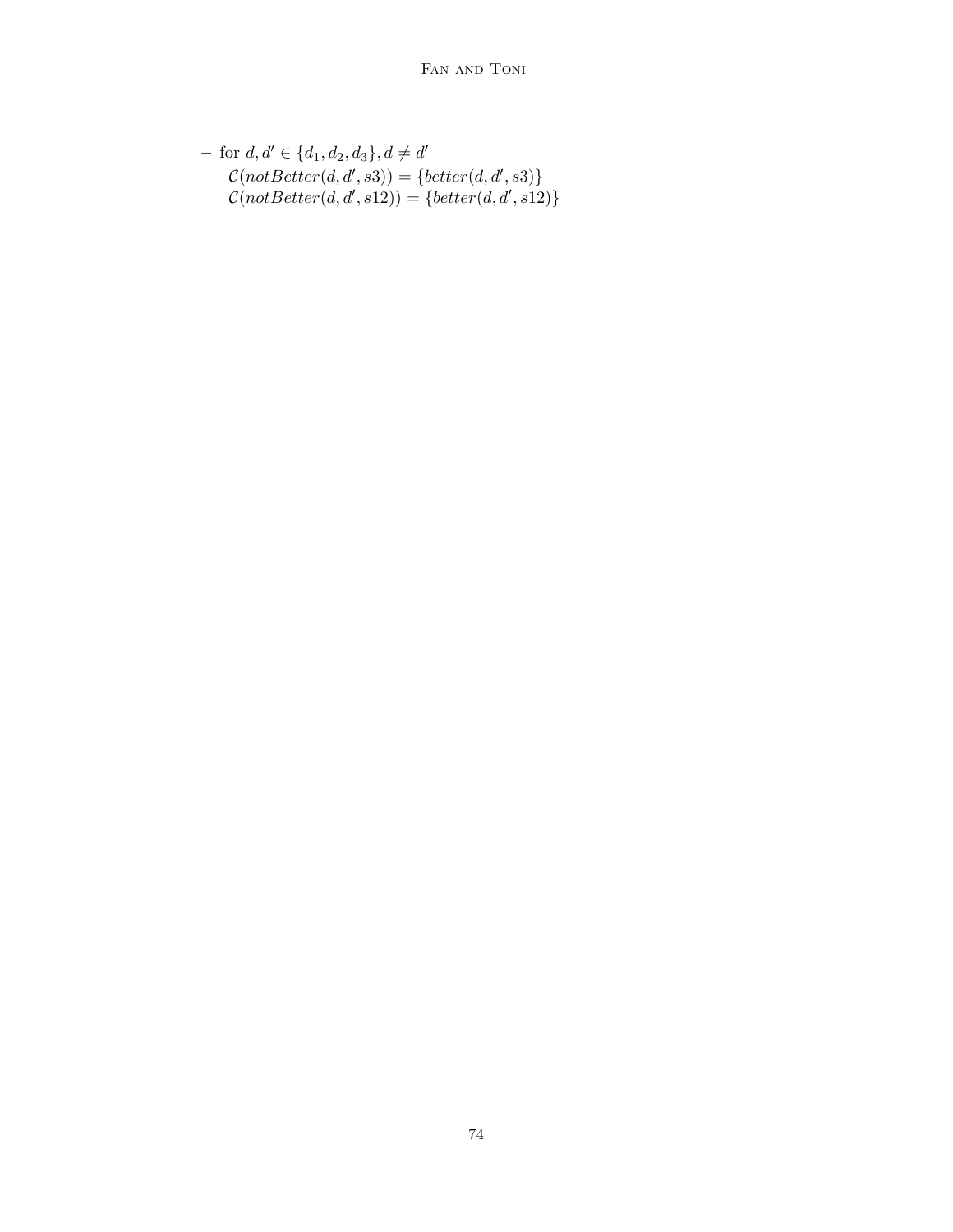- for $d, d' \in \{d_1, d_2, d_3\}, d \neq d'$
  $\mathcal{C}(notBetter(d, d', s3)) = \{better(d, d', s3)\}$
  $\mathcal{C}(notBetter(d, d', s12)) = \{better(d, d', s12)\}$